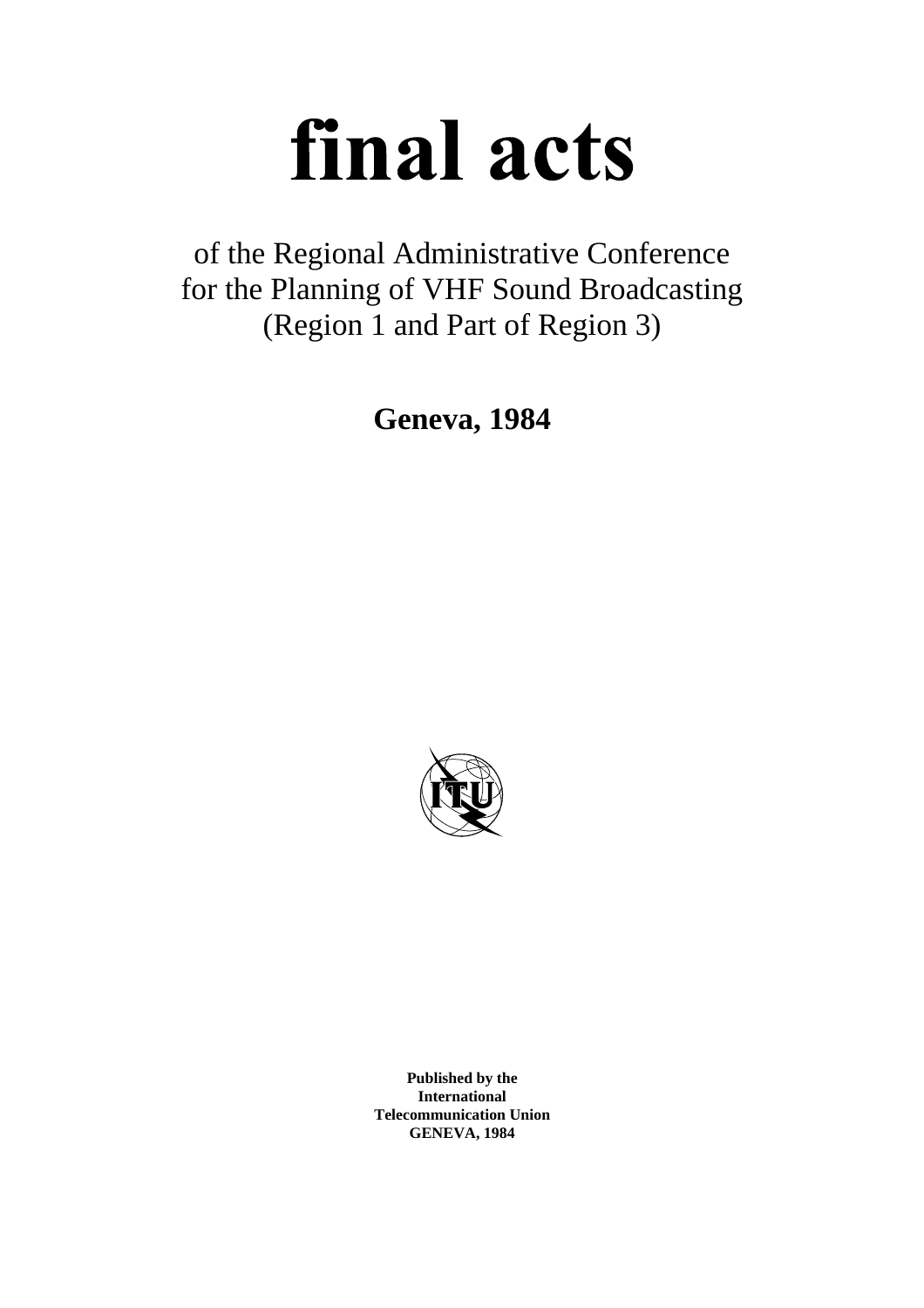# final acts

of the Regional Administrative Conference
for the Planning of VHF Sound Broadcasting
(Region 1 and Part of Region 3)

**Geneva, 1984**

**Published by the**
**International**
**Telecommunication Union**
**GENEVA, 1984**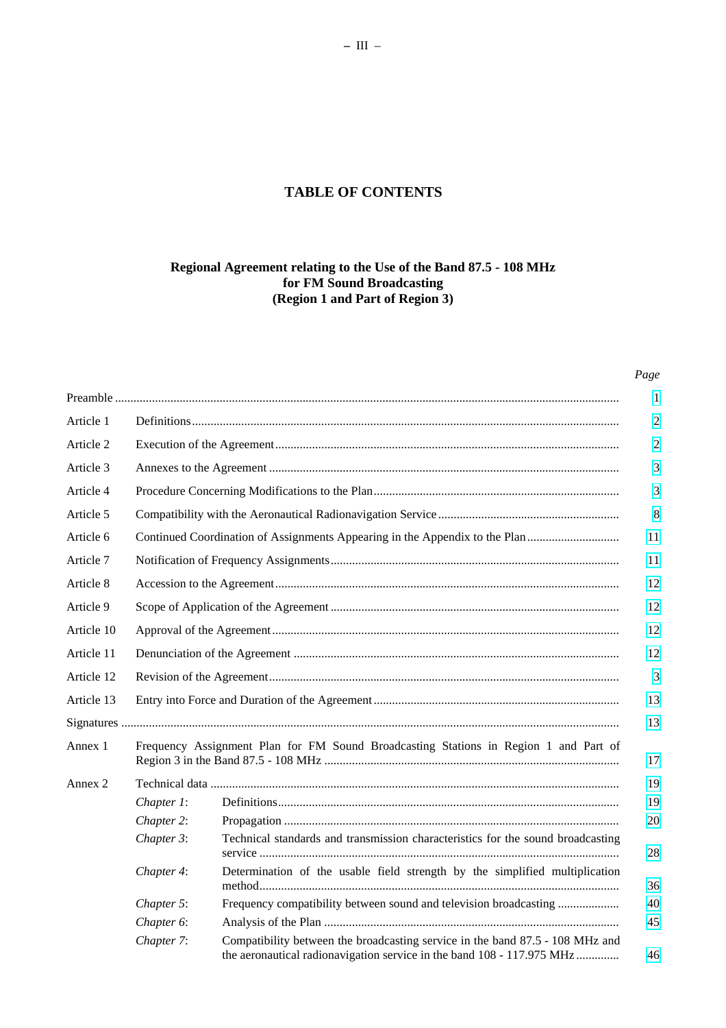# TABLE OF CONTENTS

## Regional Agreement relating to the Use of the Band 87.5 - 108 MHz for FM Sound Broadcasting (Region 1 and Part of Region 3)

| | | *Page* |
|---|---|---|
| Preamble | | 1 |
| Article 1 | Definitions | 2 |
| Article 2 | Execution of the Agreement | 2 |
| Article 3 | Annexes to the Agreement | 3 |
| Article 4 | Procedure Concerning Modifications to the Plan | 3 |
| Article 5 | Compatibility with the Aeronautical Radionavigation Service | 8 |
| Article 6 | Continued Coordination of Assignments Appearing in the Appendix to the Plan | 11 |
| Article 7 | Notification of Frequency Assignments | 11 |
| Article 8 | Accession to the Agreement | 12 |
| Article 9 | Scope of Application of the Agreement | 12 |
| Article 10 | Approval of the Agreement | 12 |
| Article 11 | Denunciation of the Agreement | 12 |
| Article 12 | Revision of the Agreement | 3 |
| Article 13 | Entry into Force and Duration of the Agreement | 13 |
| Signatures | | 13 |
| Annex 1 | Frequency Assignment Plan for FM Sound Broadcasting Stations in Region 1 and Part of Region 3 in the Band 87.5 - 108 MHz | 17 |
| Annex 2 | Technical data | 19 |
| | *Chapter 1*: Definitions | 19 |
| | *Chapter 2*: Propagation | 20 |
| | *Chapter 3*: Technical standards and transmission characteristics for the sound broadcasting service | 28 |
| | *Chapter 4*: Determination of the usable field strength by the simplified multiplication method | 36 |
| | *Chapter 5*: Frequency compatibility between sound and television broadcasting | 40 |
| | *Chapter 6*: Analysis of the Plan | 45 |
| | *Chapter 7*: Compatibility between the broadcasting service in the band 87.5 - 108 MHz and the aeronautical radionavigation service in the band 108 - 117.975 MHz | 46 |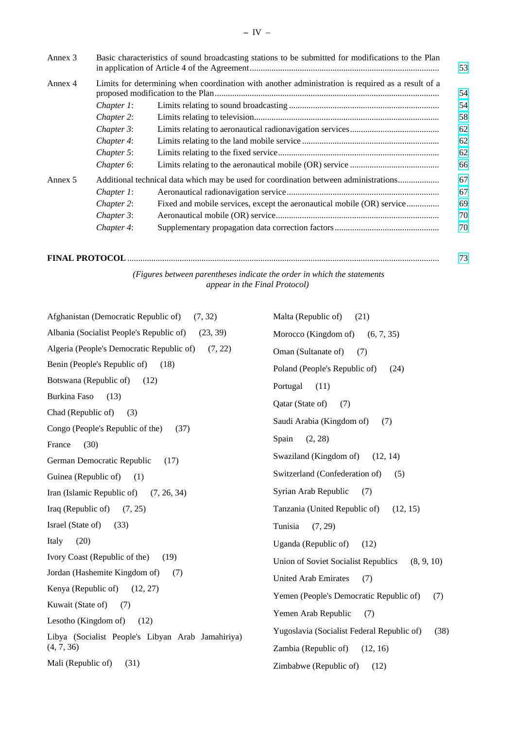| | | |
|---|---|---|
| Annex 3 | Basic characteristics of sound broadcasting stations to be submitted for modifications to the Plan in application of Article 4 of the Agreement | 53 |
| Annex 4 | Limits for determining when coordination with another administration is required as a result of a proposed modification to the Plan | 54 |
| | *Chapter 1*: Limits relating to sound broadcasting | 54 |
| | *Chapter 2*: Limits relating to television | 58 |
| | *Chapter 3*: Limits relating to aeronautical radionavigation services | 62 |
| | *Chapter 4*: Limits relating to the land mobile service | 62 |
| | *Chapter 5*: Limits relating to the fixed service | 62 |
| | *Chapter 6*: Limits relating to the aeronautical mobile (OR) service | 66 |
| Annex 5 | Additional technical data which may be used for coordination between administrations | 67 |
| | *Chapter 1*: Aeronautical radionavigation service | 67 |
| | *Chapter 2*: Fixed and mobile services, except the aeronautical mobile (OR) service | 69 |
| | *Chapter 3*: Aeronautical mobile (OR) service | 70 |
| | *Chapter 4*: Supplementary propagation data correction factors | 70 |

**FINAL PROTOCOL** ............ 73

*(Figures between parentheses indicate the order in which the statements appear in the Final Protocol)*

Afghanistan (Democratic Republic of) (7, 32)
Albania (Socialist People's Republic of) (23, 39)
Algeria (People's Democratic Republic of) (7, 22)
Benin (People's Republic of) (18)
Botswana (Republic of) (12)
Burkina Faso (13)
Chad (Republic of) (3)
Congo (People's Republic of the) (37)
France (30)
German Democratic Republic (17)
Guinea (Republic of) (1)
Iran (Islamic Republic of) (7, 26, 34)
Iraq (Republic of) (7, 25)
Israel (State of) (33)
Italy (20)
Ivory Coast (Republic of the) (19)
Jordan (Hashemite Kingdom of) (7)
Kenya (Republic of) (12, 27)
Kuwait (State of) (7)
Lesotho (Kingdom of) (12)
Libya (Socialist People's Libyan Arab Jamahiriya) (4, 7, 36)
Mali (Republic of) (31)
Malta (Republic of) (21)
Morocco (Kingdom of) (6, 7, 35)
Oman (Sultanate of) (7)
Poland (People's Republic of) (24)
Portugal (11)
Qatar (State of) (7)
Saudi Arabia (Kingdom of) (7)
Spain (2, 28)
Swaziland (Kingdom of) (12, 14)
Switzerland (Confederation of) (5)
Syrian Arab Republic (7)
Tanzania (United Republic of) (12, 15)
Tunisia (7, 29)
Uganda (Republic of) (12)
Union of Soviet Socialist Republics (8, 9, 10)
United Arab Emirates (7)
Yemen (People's Democratic Republic of) (7)
Yemen Arab Republic (7)
Yugoslavia (Socialist Federal Republic of) (38)
Zambia (Republic of) (12, 16)
Zimbabwe (Republic of) (12)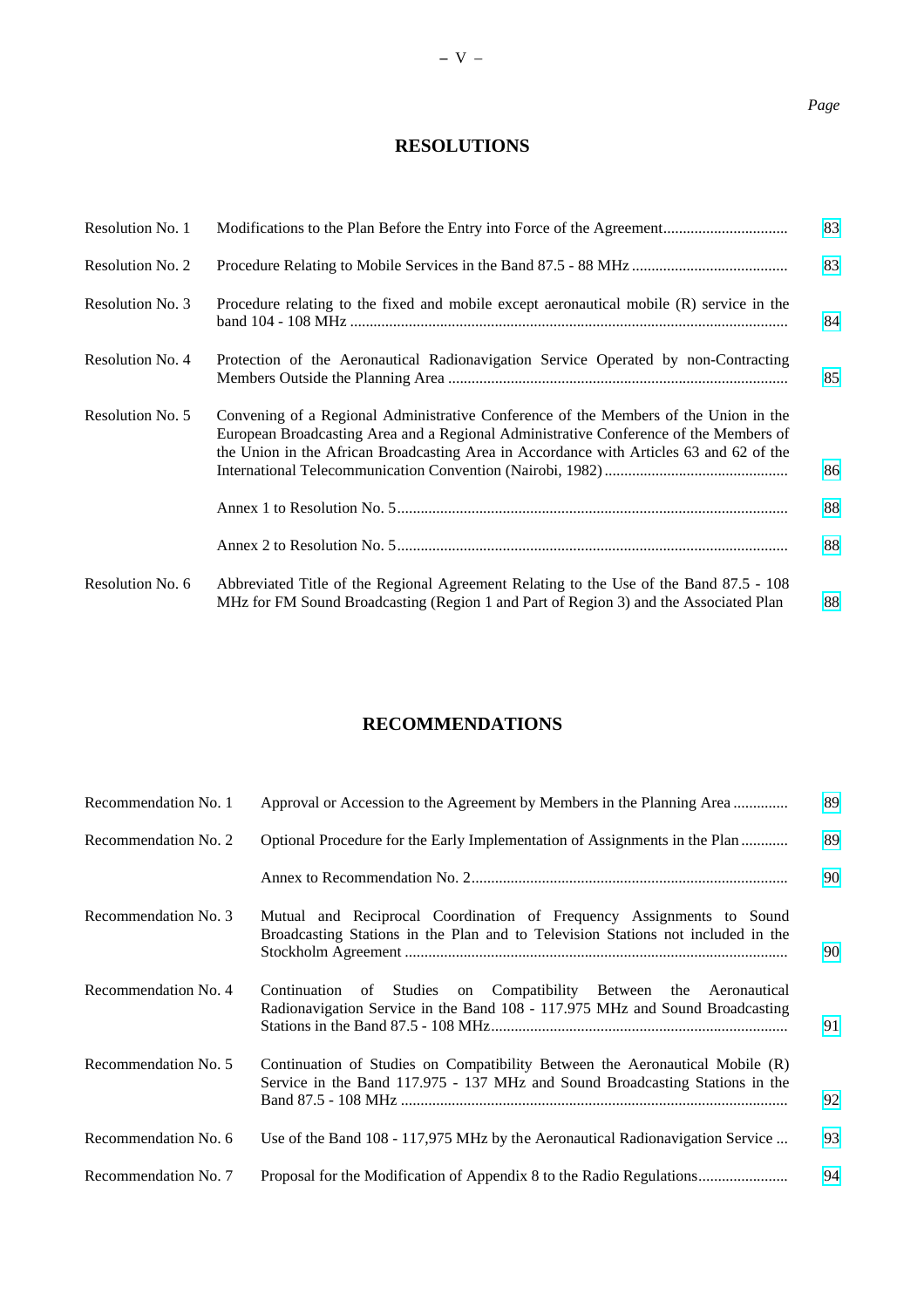*Page*

## RESOLUTIONS

| | | |
|---|---|---|
| Resolution No. 1 | Modifications to the Plan Before the Entry into Force of the Agreement | 83 |
| Resolution No. 2 | Procedure Relating to Mobile Services in the Band 87.5 - 88 MHz | 83 |
| Resolution No. 3 | Procedure relating to the fixed and mobile except aeronautical mobile (R) service in the band 104 - 108 MHz | 84 |
| Resolution No. 4 | Protection of the Aeronautical Radionavigation Service Operated by non-Contracting Members Outside the Planning Area | 85 |
| Resolution No. 5 | Convening of a Regional Administrative Conference of the Members of the Union in the European Broadcasting Area and a Regional Administrative Conference of the Members of the Union in the African Broadcasting Area in Accordance with Articles 63 and 62 of the International Telecommunication Convention (Nairobi, 1982) | 86 |
| | Annex 1 to Resolution No. 5 | 88 |
| | Annex 2 to Resolution No. 5 | 88 |
| Resolution No. 6 | Abbreviated Title of the Regional Agreement Relating to the Use of the Band 87.5 - 108 MHz for FM Sound Broadcasting (Region 1 and Part of Region 3) and the Associated Plan | 88 |

## RECOMMENDATIONS

| | | |
|---|---|---|
| Recommendation No. 1 | Approval or Accession to the Agreement by Members in the Planning Area | 89 |
| Recommendation No. 2 | Optional Procedure for the Early Implementation of Assignments in the Plan | 89 |
| | Annex to Recommendation No. 2 | 90 |
| Recommendation No. 3 | Mutual and Reciprocal Coordination of Frequency Assignments to Sound Broadcasting Stations in the Plan and to Television Stations not included in the Stockholm Agreement | 90 |
| Recommendation No. 4 | Continuation of Studies on Compatibility Between the Aeronautical Radionavigation Service in the Band 108 - 117.975 MHz and Sound Broadcasting Stations in the Band 87.5 - 108 MHz | 91 |
| Recommendation No. 5 | Continuation of Studies on Compatibility Between the Aeronautical Mobile (R) Service in the Band 117.975 - 137 MHz and Sound Broadcasting Stations in the Band 87.5 - 108 MHz | 92 |
| Recommendation No. 6 | Use of the Band 108 - 117,975 MHz by the Aeronautical Radionavigation Service | 93 |
| Recommendation No. 7 | Proposal for the Modification of Appendix 8 to the Radio Regulations | 94 |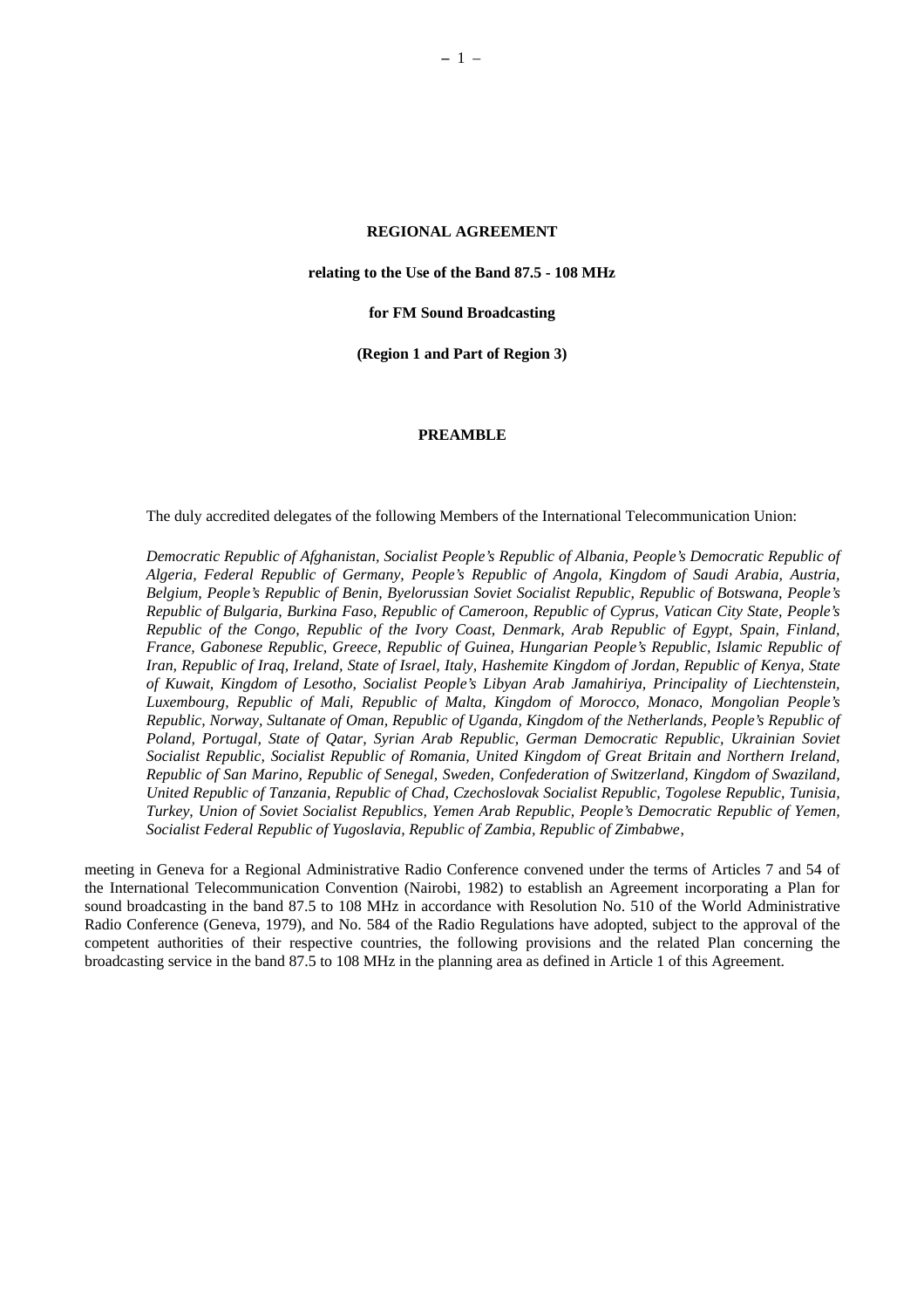# REGIONAL AGREEMENT

## relating to the Use of the Band 87.5 - 108 MHz

## for FM Sound Broadcasting

## (Region 1 and Part of Region 3)

## PREAMBLE

The duly accredited delegates of the following Members of the International Telecommunication Union:

*Democratic Republic of Afghanistan, Socialist People's Republic of Albania, People's Democratic Republic of Algeria, Federal Republic of Germany, People's Republic of Angola, Kingdom of Saudi Arabia, Austria, Belgium, People's Republic of Benin, Byelorussian Soviet Socialist Republic, Republic of Botswana, People's Republic of Bulgaria, Burkina Faso, Republic of Cameroon, Republic of Cyprus, Vatican City State, People's Republic of the Congo, Republic of the Ivory Coast, Denmark, Arab Republic of Egypt, Spain, Finland, France, Gabonese Republic, Greece, Republic of Guinea, Hungarian People's Republic, Islamic Republic of Iran, Republic of Iraq, Ireland, State of Israel, Italy, Hashemite Kingdom of Jordan, Republic of Kenya, State of Kuwait, Kingdom of Lesotho, Socialist People's Libyan Arab Jamahiriya, Principality of Liechtenstein, Luxembourg, Republic of Mali, Republic of Malta, Kingdom of Morocco, Monaco, Mongolian People's Republic, Norway, Sultanate of Oman, Republic of Uganda, Kingdom of the Netherlands, People's Republic of Poland, Portugal, State of Qatar, Syrian Arab Republic, German Democratic Republic, Ukrainian Soviet Socialist Republic, Socialist Republic of Romania, United Kingdom of Great Britain and Northern Ireland, Republic of San Marino, Republic of Senegal, Sweden, Confederation of Switzerland, Kingdom of Swaziland, United Republic of Tanzania, Republic of Chad, Czechoslovak Socialist Republic, Togolese Republic, Tunisia, Turkey, Union of Soviet Socialist Republics, Yemen Arab Republic, People's Democratic Republic of Yemen, Socialist Federal Republic of Yugoslavia, Republic of Zambia, Republic of Zimbabwe*,

meeting in Geneva for a Regional Administrative Radio Conference convened under the terms of Articles 7 and 54 of the International Telecommunication Convention (Nairobi, 1982) to establish an Agreement incorporating a Plan for sound broadcasting in the band 87.5 to 108 MHz in accordance with Resolution No. 510 of the World Administrative Radio Conference (Geneva, 1979), and No. 584 of the Radio Regulations have adopted, subject to the approval of the competent authorities of their respective countries, the following provisions and the related Plan concerning the broadcasting service in the band 87.5 to 108 MHz in the planning area as defined in Article 1 of this Agreement.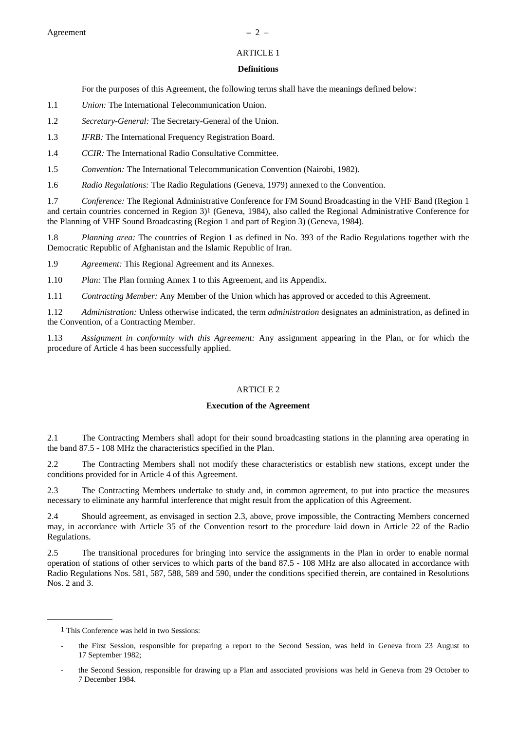## ARTICLE 1

### Definitions

For the purposes of this Agreement, the following terms shall have the meanings defined below:

1.1 *Union:* The International Telecommunication Union.

1.2 *Secretary-General:* The Secretary-General of the Union.

1.3 *IFRB:* The International Frequency Registration Board.

1.4 *CCIR:* The International Radio Consultative Committee.

1.5 *Convention:* The International Telecommunication Convention (Nairobi, 1982).

1.6 *Radio Regulations:* The Radio Regulations (Geneva, 1979) annexed to the Convention.

1.7 *Conference:* The Regional Administrative Conference for FM Sound Broadcasting in the VHF Band (Region 1 and certain countries concerned in Region 3)[1] (Geneva, 1984), also called the Regional Administrative Conference for the Planning of VHF Sound Broadcasting (Region 1 and part of Region 3) (Geneva, 1984).

1.8 *Planning area:* The countries of Region 1 as defined in No. 393 of the Radio Regulations together with the Democratic Republic of Afghanistan and the Islamic Republic of Iran.

1.9 *Agreement:* This Regional Agreement and its Annexes.

1.10 *Plan:* The Plan forming Annex 1 to this Agreement, and its Appendix.

1.11 *Contracting Member:* Any Member of the Union which has approved or acceded to this Agreement.

1.12 *Administration:* Unless otherwise indicated, the term *administration* designates an administration, as defined in the Convention, of a Contracting Member.

1.13 *Assignment in conformity with this Agreement:* Any assignment appearing in the Plan, or for which the procedure of Article 4 has been successfully applied.

## ARTICLE 2

### Execution of the Agreement

2.1 The Contracting Members shall adopt for their sound broadcasting stations in the planning area operating in the band 87.5 - 108 MHz the characteristics specified in the Plan.

2.2 The Contracting Members shall not modify these characteristics or establish new stations, except under the conditions provided for in Article 4 of this Agreement.

2.3 The Contracting Members undertake to study and, in common agreement, to put into practice the measures necessary to eliminate any harmful interference that might result from the application of this Agreement.

2.4 Should agreement, as envisaged in section 2.3, above, prove impossible, the Contracting Members concerned may, in accordance with Article 35 of the Convention resort to the procedure laid down in Article 22 of the Radio Regulations.

2.5 The transitional procedures for bringing into service the assignments in the Plan in order to enable normal operation of stations of other services to which parts of the band 87.5 - 108 MHz are also allocated in accordance with Radio Regulations Nos. 581, 587, 588, 589 and 590, under the conditions specified therein, are contained in Resolutions Nos. 2 and 3.

---

[1] This Conference was held in two Sessions:

- the First Session, responsible for preparing a report to the Second Session, was held in Geneva from 23 August to 17 September 1982;
- the Second Session, responsible for drawing up a Plan and associated provisions was held in Geneva from 29 October to 7 December 1984.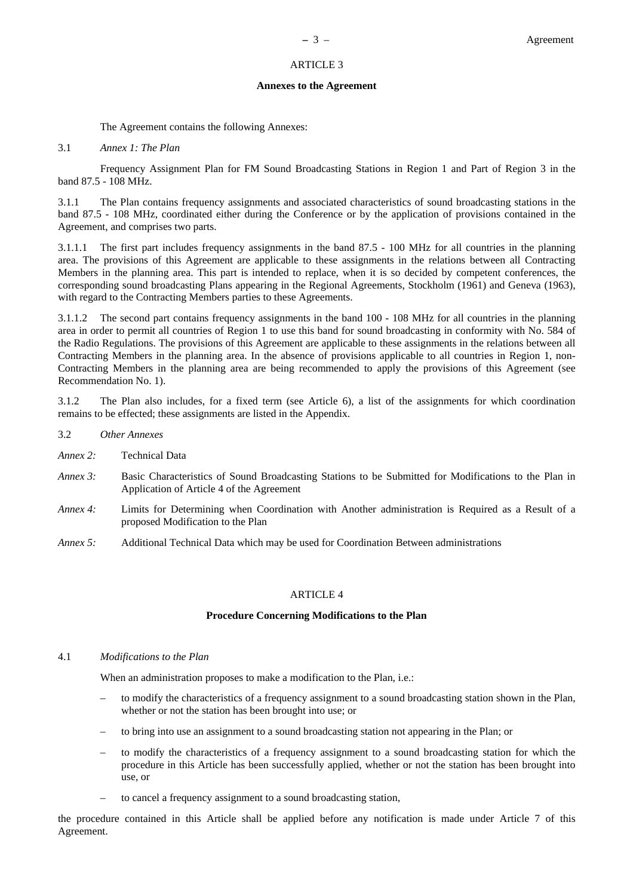## ARTICLE 3

### Annexes to the Agreement

The Agreement contains the following Annexes:

3.1 *Annex 1: The Plan*

Frequency Assignment Plan for FM Sound Broadcasting Stations in Region 1 and Part of Region 3 in the band 87.5 - 108 MHz.

3.1.1 The Plan contains frequency assignments and associated characteristics of sound broadcasting stations in the band 87.5 - 108 MHz, coordinated either during the Conference or by the application of provisions contained in the Agreement, and comprises two parts.

3.1.1.1 The first part includes frequency assignments in the band 87.5 - 100 MHz for all countries in the planning area. The provisions of this Agreement are applicable to these assignments in the relations between all Contracting Members in the planning area. This part is intended to replace, when it is so decided by competent conferences, the corresponding sound broadcasting Plans appearing in the Regional Agreements, Stockholm (1961) and Geneva (1963), with regard to the Contracting Members parties to these Agreements.

3.1.1.2 The second part contains frequency assignments in the band 100 - 108 MHz for all countries in the planning area in order to permit all countries of Region 1 to use this band for sound broadcasting in conformity with No. 584 of the Radio Regulations. The provisions of this Agreement are applicable to these assignments in the relations between all Contracting Members in the planning area. In the absence of provisions applicable to all countries in Region 1, non-Contracting Members in the planning area are being recommended to apply the provisions of this Agreement (see Recommendation No. 1).

3.1.2 The Plan also includes, for a fixed term (see Article 6), a list of the assignments for which coordination remains to be effected; these assignments are listed in the Appendix.

3.2 *Other Annexes*

*Annex 2:* Technical Data

*Annex 3:* Basic Characteristics of Sound Broadcasting Stations to be Submitted for Modifications to the Plan in Application of Article 4 of the Agreement

*Annex 4:* Limits for Determining when Coordination with Another administration is Required as a Result of a proposed Modification to the Plan

*Annex 5:* Additional Technical Data which may be used for Coordination Between administrations

## ARTICLE 4

### Procedure Concerning Modifications to the Plan

4.1 *Modifications to the Plan*

When an administration proposes to make a modification to the Plan, i.e.:

- to modify the characteristics of a frequency assignment to a sound broadcasting station shown in the Plan, whether or not the station has been brought into use; or
- to bring into use an assignment to a sound broadcasting station not appearing in the Plan; or
- to modify the characteristics of a frequency assignment to a sound broadcasting station for which the procedure in this Article has been successfully applied, whether or not the station has been brought into use, or
- to cancel a frequency assignment to a sound broadcasting station,

the procedure contained in this Article shall be applied before any notification is made under Article 7 of this Agreement.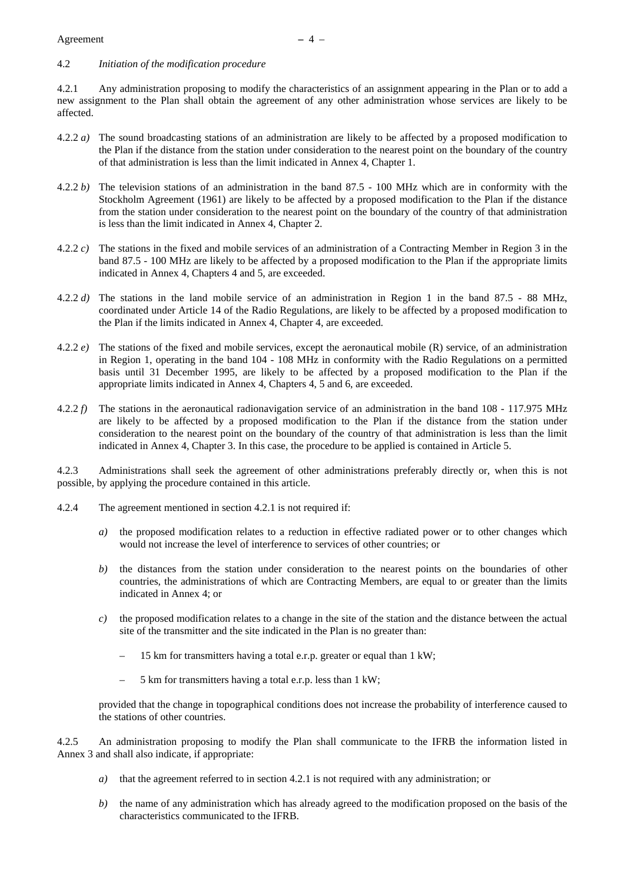4.2 *Initiation of the modification procedure*

4.2.1 Any administration proposing to modify the characteristics of an assignment appearing in the Plan or to add a new assignment to the Plan shall obtain the agreement of any other administration whose services are likely to be affected.

4.2.2 *a)* The sound broadcasting stations of an administration are likely to be affected by a proposed modification to the Plan if the distance from the station under consideration to the nearest point on the boundary of the country of that administration is less than the limit indicated in Annex 4, Chapter 1.

4.2.2 *b)* The television stations of an administration in the band 87.5 - 100 MHz which are in conformity with the Stockholm Agreement (1961) are likely to be affected by a proposed modification to the Plan if the distance from the station under consideration to the nearest point on the boundary of the country of that administration is less than the limit indicated in Annex 4, Chapter 2.

4.2.2 *c)* The stations in the fixed and mobile services of an administration of a Contracting Member in Region 3 in the band 87.5 - 100 MHz are likely to be affected by a proposed modification to the Plan if the appropriate limits indicated in Annex 4, Chapters 4 and 5, are exceeded.

4.2.2 *d)* The stations in the land mobile service of an administration in Region 1 in the band 87.5 - 88 MHz, coordinated under Article 14 of the Radio Regulations, are likely to be affected by a proposed modification to the Plan if the limits indicated in Annex 4, Chapter 4, are exceeded.

4.2.2 *e)* The stations of the fixed and mobile services, except the aeronautical mobile (R) service, of an administration in Region 1, operating in the band 104 - 108 MHz in conformity with the Radio Regulations on a permitted basis until 31 December 1995, are likely to be affected by a proposed modification to the Plan if the appropriate limits indicated in Annex 4, Chapters 4, 5 and 6, are exceeded.

4.2.2 *f)* The stations in the aeronautical radionavigation service of an administration in the band 108 - 117.975 MHz are likely to be affected by a proposed modification to the Plan if the distance from the station under consideration to the nearest point on the boundary of the country of that administration is less than the limit indicated in Annex 4, Chapter 3. In this case, the procedure to be applied is contained in Article 5.

4.2.3 Administrations shall seek the agreement of other administrations preferably directly or, when this is not possible, by applying the procedure contained in this article.

4.2.4 The agreement mentioned in section 4.2.1 is not required if:

*a)* the proposed modification relates to a reduction in effective radiated power or to other changes which would not increase the level of interference to services of other countries; or

*b)* the distances from the station under consideration to the nearest points on the boundaries of other countries, the administrations of which are Contracting Members, are equal to or greater than the limits indicated in Annex 4; or

*c)* the proposed modification relates to a change in the site of the station and the distance between the actual site of the transmitter and the site indicated in the Plan is no greater than:

– 15 km for transmitters having a total e.r.p. greater or equal than 1 kW;

– 5 km for transmitters having a total e.r.p. less than 1 kW;

provided that the change in topographical conditions does not increase the probability of interference caused to the stations of other countries.

4.2.5 An administration proposing to modify the Plan shall communicate to the IFRB the information listed in Annex 3 and shall also indicate, if appropriate:

*a)* that the agreement referred to in section 4.2.1 is not required with any administration; or

*b)* the name of any administration which has already agreed to the modification proposed on the basis of the characteristics communicated to the IFRB.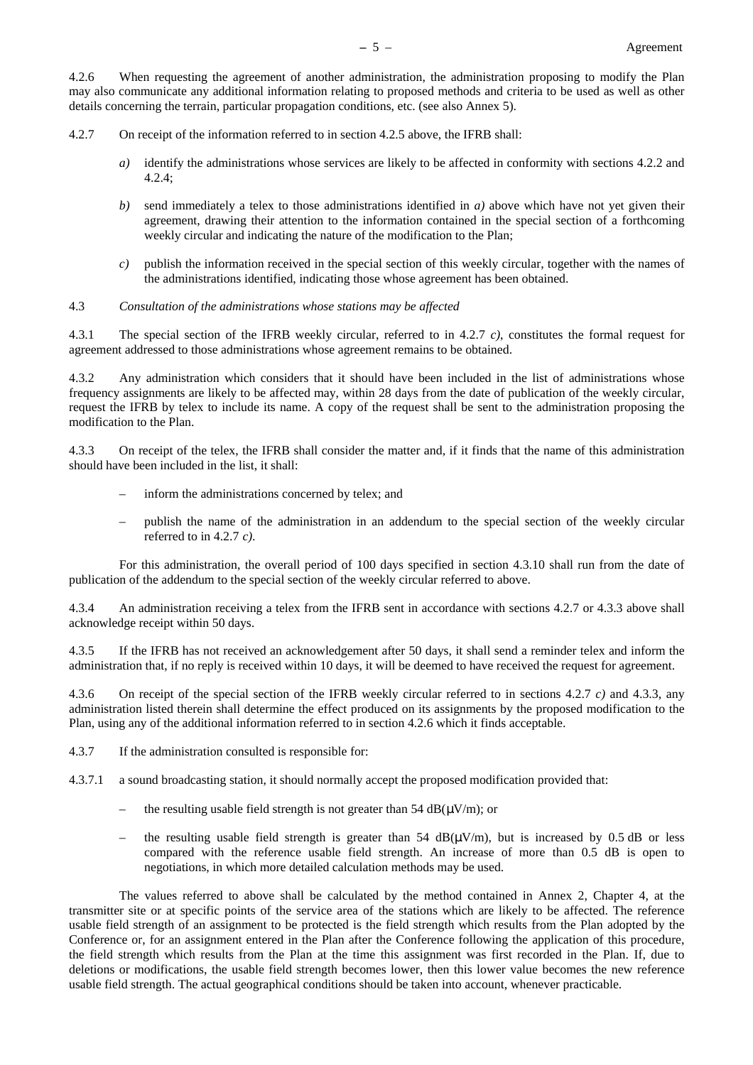4.2.6 When requesting the agreement of another administration, the administration proposing to modify the Plan may also communicate any additional information relating to proposed methods and criteria to be used as well as other details concerning the terrain, particular propagation conditions, etc. (see also Annex 5).

4.2.7 On receipt of the information referred to in section 4.2.5 above, the IFRB shall:

*a)* identify the administrations whose services are likely to be affected in conformity with sections 4.2.2 and 4.2.4;

*b)* send immediately a telex to those administrations identified in *a)* above which have not yet given their agreement, drawing their attention to the information contained in the special section of a forthcoming weekly circular and indicating the nature of the modification to the Plan;

*c)* publish the information received in the special section of this weekly circular, together with the names of the administrations identified, indicating those whose agreement has been obtained.

4.3 *Consultation of the administrations whose stations may be affected*

4.3.1 The special section of the IFRB weekly circular, referred to in 4.2.7 *c)*, constitutes the formal request for agreement addressed to those administrations whose agreement remains to be obtained.

4.3.2 Any administration which considers that it should have been included in the list of administrations whose frequency assignments are likely to be affected may, within 28 days from the date of publication of the weekly circular, request the IFRB by telex to include its name. A copy of the request shall be sent to the administration proposing the modification to the Plan.

4.3.3 On receipt of the telex, the IFRB shall consider the matter and, if it finds that the name of this administration should have been included in the list, it shall:

– inform the administrations concerned by telex; and

– publish the name of the administration in an addendum to the special section of the weekly circular referred to in 4.2.7 *c)*.

For this administration, the overall period of 100 days specified in section 4.3.10 shall run from the date of publication of the addendum to the special section of the weekly circular referred to above.

4.3.4 An administration receiving a telex from the IFRB sent in accordance with sections 4.2.7 or 4.3.3 above shall acknowledge receipt within 50 days.

4.3.5 If the IFRB has not received an acknowledgement after 50 days, it shall send a reminder telex and inform the administration that, if no reply is received within 10 days, it will be deemed to have received the request for agreement.

4.3.6 On receipt of the special section of the IFRB weekly circular referred to in sections 4.2.7 *c)* and 4.3.3, any administration listed therein shall determine the effect produced on its assignments by the proposed modification to the Plan, using any of the additional information referred to in section 4.2.6 which it finds acceptable.

4.3.7 If the administration consulted is responsible for:

4.3.7.1 a sound broadcasting station, it should normally accept the proposed modification provided that:

– the resulting usable field strength is not greater than 54 dB(μV/m); or

– the resulting usable field strength is greater than 54 dB(μV/m), but is increased by 0.5 dB or less compared with the reference usable field strength. An increase of more than 0.5 dB is open to negotiations, in which more detailed calculation methods may be used.

The values referred to above shall be calculated by the method contained in Annex 2, Chapter 4, at the transmitter site or at specific points of the service area of the stations which are likely to be affected. The reference usable field strength of an assignment to be protected is the field strength which results from the Plan adopted by the Conference or, for an assignment entered in the Plan after the Conference following the application of this procedure, the field strength which results from the Plan at the time this assignment was first recorded in the Plan. If, due to deletions or modifications, the usable field strength becomes lower, then this lower value becomes the new reference usable field strength. The actual geographical conditions should be taken into account, whenever practicable.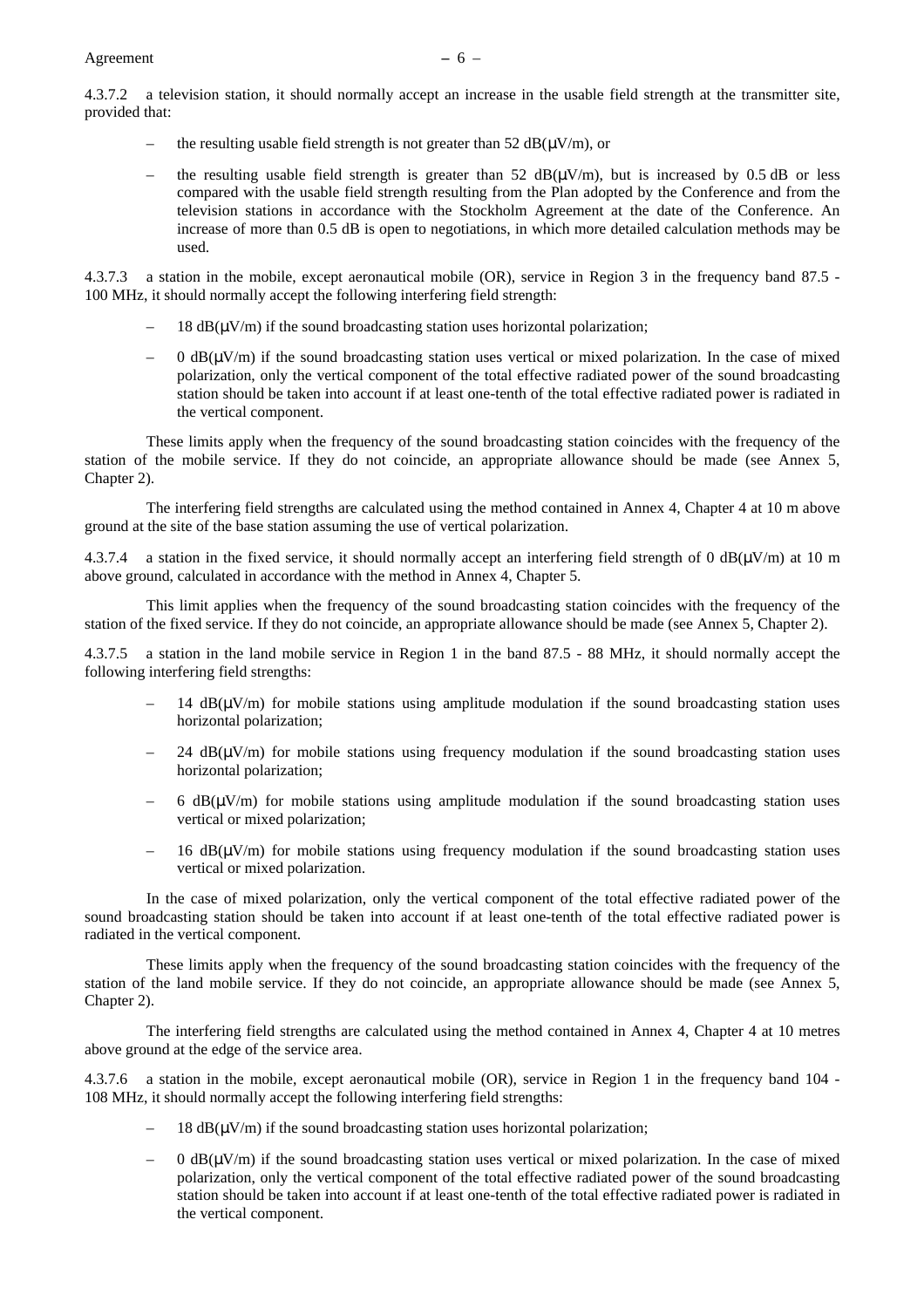4.3.7.2 a television station, it should normally accept an increase in the usable field strength at the transmitter site, provided that:

- the resulting usable field strength is not greater than 52 dB(μV/m), or
- the resulting usable field strength is greater than 52 dB(μV/m), but is increased by 0.5 dB or less compared with the usable field strength resulting from the Plan adopted by the Conference and from the television stations in accordance with the Stockholm Agreement at the date of the Conference. An increase of more than 0.5 dB is open to negotiations, in which more detailed calculation methods may be used.

4.3.7.3 a station in the mobile, except aeronautical mobile (OR), service in Region 3 in the frequency band 87.5 - 100 MHz, it should normally accept the following interfering field strength:

- 18 dB(μV/m) if the sound broadcasting station uses horizontal polarization;
- 0 dB(μV/m) if the sound broadcasting station uses vertical or mixed polarization. In the case of mixed polarization, only the vertical component of the total effective radiated power of the sound broadcasting station should be taken into account if at least one-tenth of the total effective radiated power is radiated in the vertical component.

These limits apply when the frequency of the sound broadcasting station coincides with the frequency of the station of the mobile service. If they do not coincide, an appropriate allowance should be made (see Annex 5, Chapter 2).

The interfering field strengths are calculated using the method contained in Annex 4, Chapter 4 at 10 m above ground at the site of the base station assuming the use of vertical polarization.

4.3.7.4 a station in the fixed service, it should normally accept an interfering field strength of 0 dB(μV/m) at 10 m above ground, calculated in accordance with the method in Annex 4, Chapter 5.

This limit applies when the frequency of the sound broadcasting station coincides with the frequency of the station of the fixed service. If they do not coincide, an appropriate allowance should be made (see Annex 5, Chapter 2).

4.3.7.5 a station in the land mobile service in Region 1 in the band 87.5 - 88 MHz, it should normally accept the following interfering field strengths:

- 14 dB(μV/m) for mobile stations using amplitude modulation if the sound broadcasting station uses horizontal polarization;
- 24 dB(μV/m) for mobile stations using frequency modulation if the sound broadcasting station uses horizontal polarization;
- 6 dB(μV/m) for mobile stations using amplitude modulation if the sound broadcasting station uses vertical or mixed polarization;
- 16 dB(μV/m) for mobile stations using frequency modulation if the sound broadcasting station uses vertical or mixed polarization.

In the case of mixed polarization, only the vertical component of the total effective radiated power of the sound broadcasting station should be taken into account if at least one-tenth of the total effective radiated power is radiated in the vertical component.

These limits apply when the frequency of the sound broadcasting station coincides with the frequency of the station of the land mobile service. If they do not coincide, an appropriate allowance should be made (see Annex 5, Chapter 2).

The interfering field strengths are calculated using the method contained in Annex 4, Chapter 4 at 10 metres above ground at the edge of the service area.

4.3.7.6 a station in the mobile, except aeronautical mobile (OR), service in Region 1 in the frequency band 104 - 108 MHz, it should normally accept the following interfering field strengths:

- 18 dB(μV/m) if the sound broadcasting station uses horizontal polarization;
- 0 dB(μV/m) if the sound broadcasting station uses vertical or mixed polarization. In the case of mixed polarization, only the vertical component of the total effective radiated power of the sound broadcasting station should be taken into account if at least one-tenth of the total effective radiated power is radiated in the vertical component.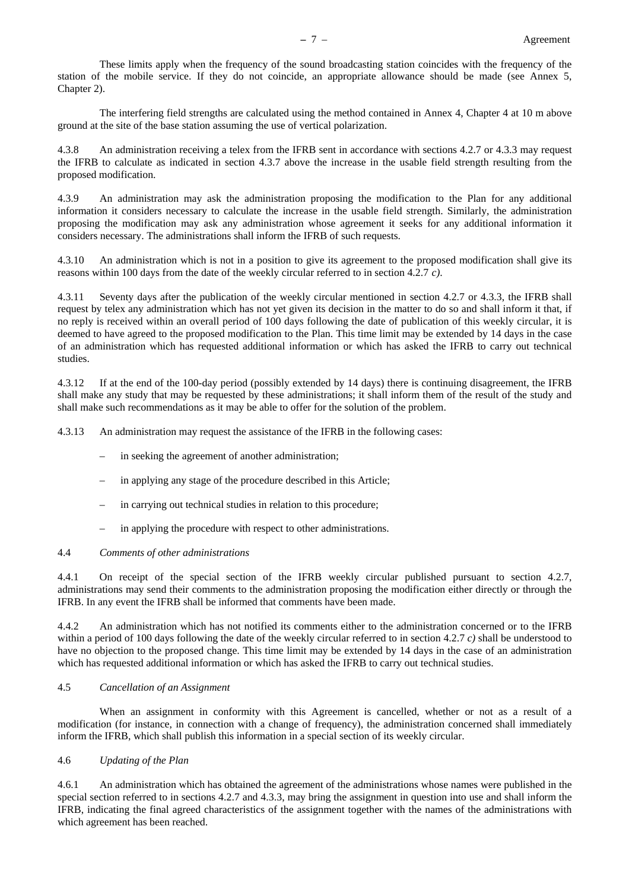These limits apply when the frequency of the sound broadcasting station coincides with the frequency of the station of the mobile service. If they do not coincide, an appropriate allowance should be made (see Annex 5, Chapter 2).

The interfering field strengths are calculated using the method contained in Annex 4, Chapter 4 at 10 m above ground at the site of the base station assuming the use of vertical polarization.

4.3.8 An administration receiving a telex from the IFRB sent in accordance with sections 4.2.7 or 4.3.3 may request the IFRB to calculate as indicated in section 4.3.7 above the increase in the usable field strength resulting from the proposed modification.

4.3.9 An administration may ask the administration proposing the modification to the Plan for any additional information it considers necessary to calculate the increase in the usable field strength. Similarly, the administration proposing the modification may ask any administration whose agreement it seeks for any additional information it considers necessary. The administrations shall inform the IFRB of such requests.

4.3.10 An administration which is not in a position to give its agreement to the proposed modification shall give its reasons within 100 days from the date of the weekly circular referred to in section 4.2.7 *c)*.

4.3.11 Seventy days after the publication of the weekly circular mentioned in section 4.2.7 or 4.3.3, the IFRB shall request by telex any administration which has not yet given its decision in the matter to do so and shall inform it that, if no reply is received within an overall period of 100 days following the date of publication of this weekly circular, it is deemed to have agreed to the proposed modification to the Plan. This time limit may be extended by 14 days in the case of an administration which has requested additional information or which has asked the IFRB to carry out technical studies.

4.3.12 If at the end of the 100-day period (possibly extended by 14 days) there is continuing disagreement, the IFRB shall make any study that may be requested by these administrations; it shall inform them of the result of the study and shall make such recommendations as it may be able to offer for the solution of the problem.

4.3.13 An administration may request the assistance of the IFRB in the following cases:

- in seeking the agreement of another administration;
- in applying any stage of the procedure described in this Article;
- in carrying out technical studies in relation to this procedure;
- in applying the procedure with respect to other administrations.

4.4 *Comments of other administrations*

4.4.1 On receipt of the special section of the IFRB weekly circular published pursuant to section 4.2.7, administrations may send their comments to the administration proposing the modification either directly or through the IFRB. In any event the IFRB shall be informed that comments have been made.

4.4.2 An administration which has not notified its comments either to the administration concerned or to the IFRB within a period of 100 days following the date of the weekly circular referred to in section 4.2.7 *c)* shall be understood to have no objection to the proposed change. This time limit may be extended by 14 days in the case of an administration which has requested additional information or which has asked the IFRB to carry out technical studies.

4.5 *Cancellation of an Assignment*

When an assignment in conformity with this Agreement is cancelled, whether or not as a result of a modification (for instance, in connection with a change of frequency), the administration concerned shall immediately inform the IFRB, which shall publish this information in a special section of its weekly circular.

4.6 *Updating of the Plan*

4.6.1 An administration which has obtained the agreement of the administrations whose names were published in the special section referred to in sections 4.2.7 and 4.3.3, may bring the assignment in question into use and shall inform the IFRB, indicating the final agreed characteristics of the assignment together with the names of the administrations with which agreement has been reached.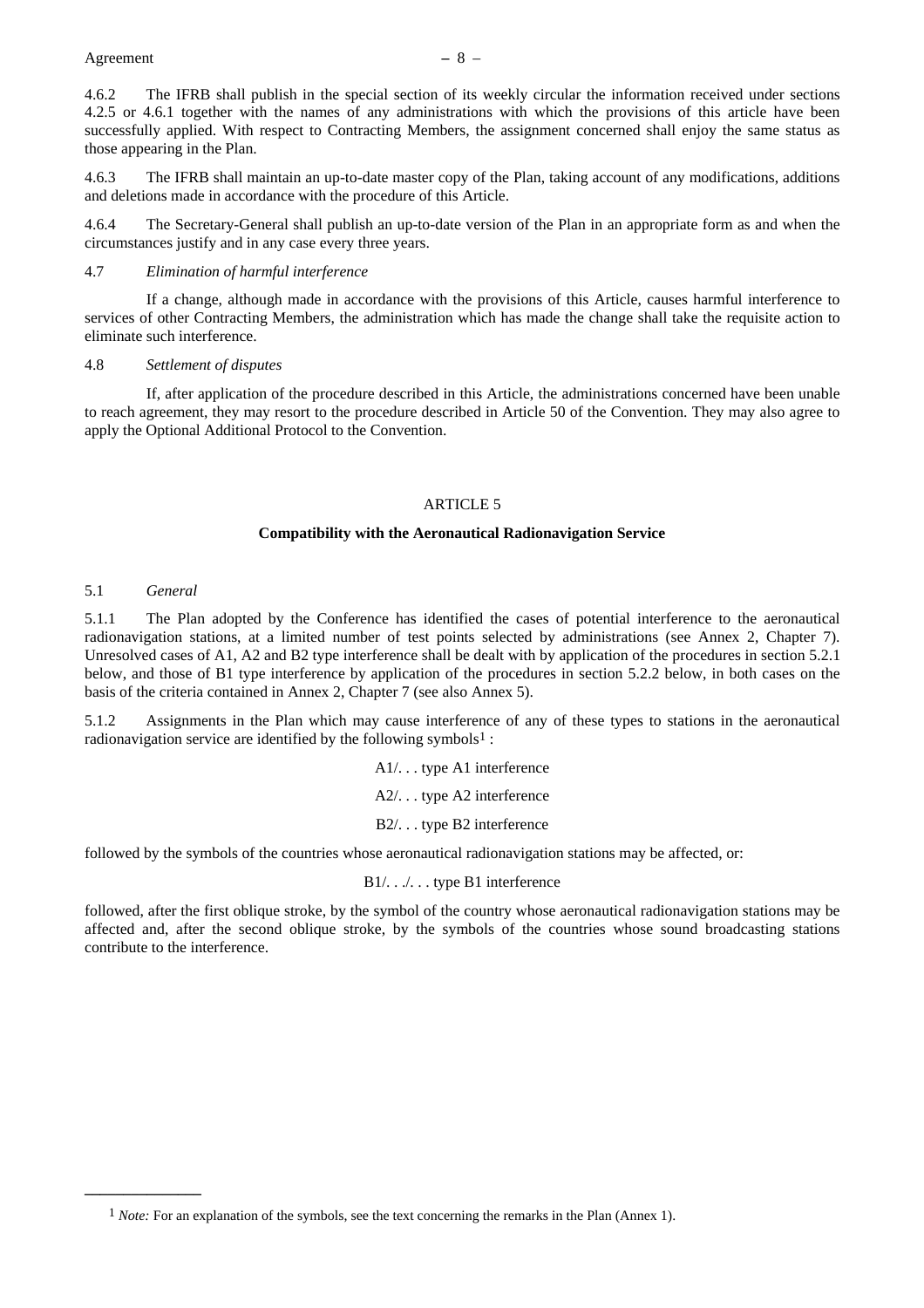4.6.2 The IFRB shall publish in the special section of its weekly circular the information received under sections 4.2.5 or 4.6.1 together with the names of any administrations with which the provisions of this article have been successfully applied. With respect to Contracting Members, the assignment concerned shall enjoy the same status as those appearing in the Plan.

4.6.3 The IFRB shall maintain an up-to-date master copy of the Plan, taking account of any modifications, additions and deletions made in accordance with the procedure of this Article.

4.6.4 The Secretary-General shall publish an up-to-date version of the Plan in an appropriate form as and when the circumstances justify and in any case every three years.

4.7 *Elimination of harmful interference*

If a change, although made in accordance with the provisions of this Article, causes harmful interference to services of other Contracting Members, the administration which has made the change shall take the requisite action to eliminate such interference.

4.8 *Settlement of disputes*

If, after application of the procedure described in this Article, the administrations concerned have been unable to reach agreement, they may resort to the procedure described in Article 50 of the Convention. They may also agree to apply the Optional Additional Protocol to the Convention.

## ARTICLE 5

### Compatibility with the Aeronautical Radionavigation Service

5.1 *General*

5.1.1 The Plan adopted by the Conference has identified the cases of potential interference to the aeronautical radionavigation stations, at a limited number of test points selected by administrations (see Annex 2, Chapter 7). Unresolved cases of A1, A2 and B2 type interference shall be dealt with by application of the procedures in section 5.2.1 below, and those of B1 type interference by application of the procedures in section 5.2.2 below, in both cases on the basis of the criteria contained in Annex 2, Chapter 7 (see also Annex 5).

5.1.2 Assignments in the Plan which may cause interference of any of these types to stations in the aeronautical radionavigation service are identified by the following symbols[1] :

A1/. . . type A1 interference

A2/. . . type A2 interference

B2/. . . type B2 interference

followed by the symbols of the countries whose aeronautical radionavigation stations may be affected, or:

B1/. . ./. . . type B1 interference

followed, after the first oblique stroke, by the symbol of the country whose aeronautical radionavigation stations may be affected and, after the second oblique stroke, by the symbols of the countries whose sound broadcasting stations contribute to the interference.

---

[1] *Note:* For an explanation of the symbols, see the text concerning the remarks in the Plan (Annex 1).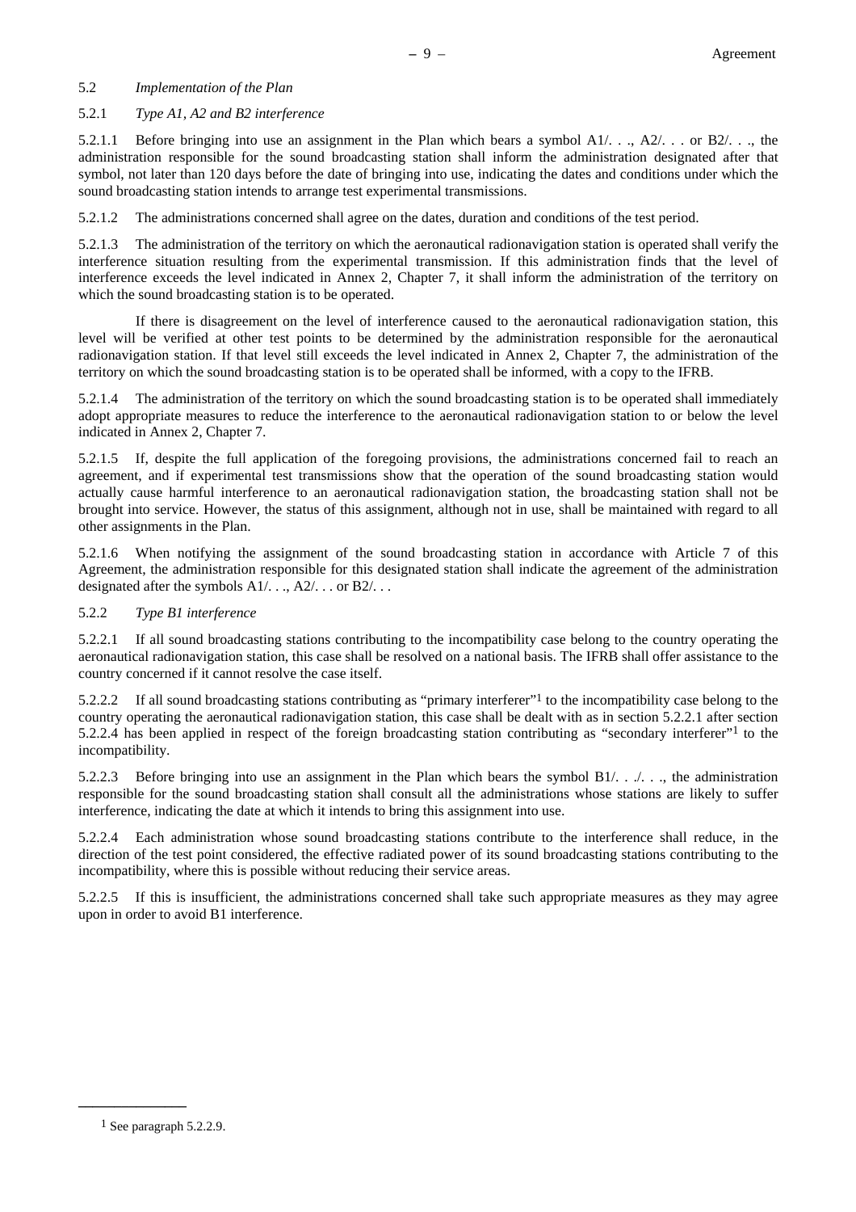5.2 *Implementation of the Plan*

5.2.1 *Type A1, A2 and B2 interference*

5.2.1.1 Before bringing into use an assignment in the Plan which bears a symbol A1/. . ., A2/. . . or B2/. . ., the administration responsible for the sound broadcasting station shall inform the administration designated after that symbol, not later than 120 days before the date of bringing into use, indicating the dates and conditions under which the sound broadcasting station intends to arrange test experimental transmissions.

5.2.1.2 The administrations concerned shall agree on the dates, duration and conditions of the test period.

5.2.1.3 The administration of the territory on which the aeronautical radionavigation station is operated shall verify the interference situation resulting from the experimental transmission. If this administration finds that the level of interference exceeds the level indicated in Annex 2, Chapter 7, it shall inform the administration of the territory on which the sound broadcasting station is to be operated.

If there is disagreement on the level of interference caused to the aeronautical radionavigation station, this level will be verified at other test points to be determined by the administration responsible for the aeronautical radionavigation station. If that level still exceeds the level indicated in Annex 2, Chapter 7, the administration of the territory on which the sound broadcasting station is to be operated shall be informed, with a copy to the IFRB.

5.2.1.4 The administration of the territory on which the sound broadcasting station is to be operated shall immediately adopt appropriate measures to reduce the interference to the aeronautical radionavigation station to or below the level indicated in Annex 2, Chapter 7.

5.2.1.5 If, despite the full application of the foregoing provisions, the administrations concerned fail to reach an agreement, and if experimental test transmissions show that the operation of the sound broadcasting station would actually cause harmful interference to an aeronautical radionavigation station, the broadcasting station shall not be brought into service. However, the status of this assignment, although not in use, shall be maintained with regard to all other assignments in the Plan.

5.2.1.6 When notifying the assignment of the sound broadcasting station in accordance with Article 7 of this Agreement, the administration responsible for this designated station shall indicate the agreement of the administration designated after the symbols A1/. . ., A2/. . . or B2/. . .

5.2.2 *Type B1 interference*

5.2.2.1 If all sound broadcasting stations contributing to the incompatibility case belong to the country operating the aeronautical radionavigation station, this case shall be resolved on a national basis. The IFRB shall offer assistance to the country concerned if it cannot resolve the case itself.

5.2.2.2 If all sound broadcasting stations contributing as "primary interferer"[1] to the incompatibility case belong to the country operating the aeronautical radionavigation station, this case shall be dealt with as in section 5.2.2.1 after section 5.2.2.4 has been applied in respect of the foreign broadcasting station contributing as "secondary interferer"[1] to the incompatibility.

5.2.2.3 Before bringing into use an assignment in the Plan which bears the symbol B1/. . ./. . ., the administration responsible for the sound broadcasting station shall consult all the administrations whose stations are likely to suffer interference, indicating the date at which it intends to bring this assignment into use.

5.2.2.4 Each administration whose sound broadcasting stations contribute to the interference shall reduce, in the direction of the test point considered, the effective radiated power of its sound broadcasting stations contributing to the incompatibility, where this is possible without reducing their service areas.

5.2.2.5 If this is insufficient, the administrations concerned shall take such appropriate measures as they may agree upon in order to avoid B1 interference.

---

[1] See paragraph 5.2.2.9.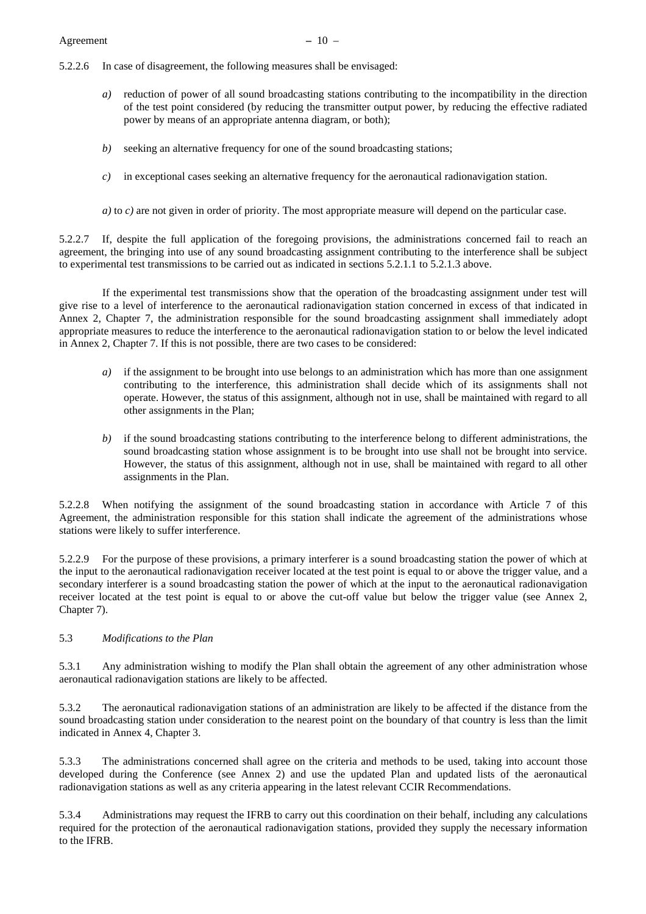5.2.2.6 In case of disagreement, the following measures shall be envisaged:

*a)* reduction of power of all sound broadcasting stations contributing to the incompatibility in the direction of the test point considered (by reducing the transmitter output power, by reducing the effective radiated power by means of an appropriate antenna diagram, or both);

*b)* seeking an alternative frequency for one of the sound broadcasting stations;

*c)* in exceptional cases seeking an alternative frequency for the aeronautical radionavigation station.

*a)* to *c)* are not given in order of priority. The most appropriate measure will depend on the particular case.

5.2.2.7 If, despite the full application of the foregoing provisions, the administrations concerned fail to reach an agreement, the bringing into use of any sound broadcasting assignment contributing to the interference shall be subject to experimental test transmissions to be carried out as indicated in sections 5.2.1.1 to 5.2.1.3 above.

If the experimental test transmissions show that the operation of the broadcasting assignment under test will give rise to a level of interference to the aeronautical radionavigation station concerned in excess of that indicated in Annex 2, Chapter 7, the administration responsible for the sound broadcasting assignment shall immediately adopt appropriate measures to reduce the interference to the aeronautical radionavigation station to or below the level indicated in Annex 2, Chapter 7. If this is not possible, there are two cases to be considered:

*a)* if the assignment to be brought into use belongs to an administration which has more than one assignment contributing to the interference, this administration shall decide which of its assignments shall not operate. However, the status of this assignment, although not in use, shall be maintained with regard to all other assignments in the Plan;

*b)* if the sound broadcasting stations contributing to the interference belong to different administrations, the sound broadcasting station whose assignment is to be brought into use shall not be brought into service. However, the status of this assignment, although not in use, shall be maintained with regard to all other assignments in the Plan.

5.2.2.8 When notifying the assignment of the sound broadcasting station in accordance with Article 7 of this Agreement, the administration responsible for this station shall indicate the agreement of the administrations whose stations were likely to suffer interference.

5.2.2.9 For the purpose of these provisions, a primary interferer is a sound broadcasting station the power of which at the input to the aeronautical radionavigation receiver located at the test point is equal to or above the trigger value, and a secondary interferer is a sound broadcasting station the power of which at the input to the aeronautical radionavigation receiver located at the test point is equal to or above the cut-off value but below the trigger value (see Annex 2, Chapter 7).

5.3 *Modifications to the Plan*

5.3.1 Any administration wishing to modify the Plan shall obtain the agreement of any other administration whose aeronautical radionavigation stations are likely to be affected.

5.3.2 The aeronautical radionavigation stations of an administration are likely to be affected if the distance from the sound broadcasting station under consideration to the nearest point on the boundary of that country is less than the limit indicated in Annex 4, Chapter 3.

5.3.3 The administrations concerned shall agree on the criteria and methods to be used, taking into account those developed during the Conference (see Annex 2) and use the updated Plan and updated lists of the aeronautical radionavigation stations as well as any criteria appearing in the latest relevant CCIR Recommendations.

5.3.4 Administrations may request the IFRB to carry out this coordination on their behalf, including any calculations required for the protection of the aeronautical radionavigation stations, provided they supply the necessary information to the IFRB.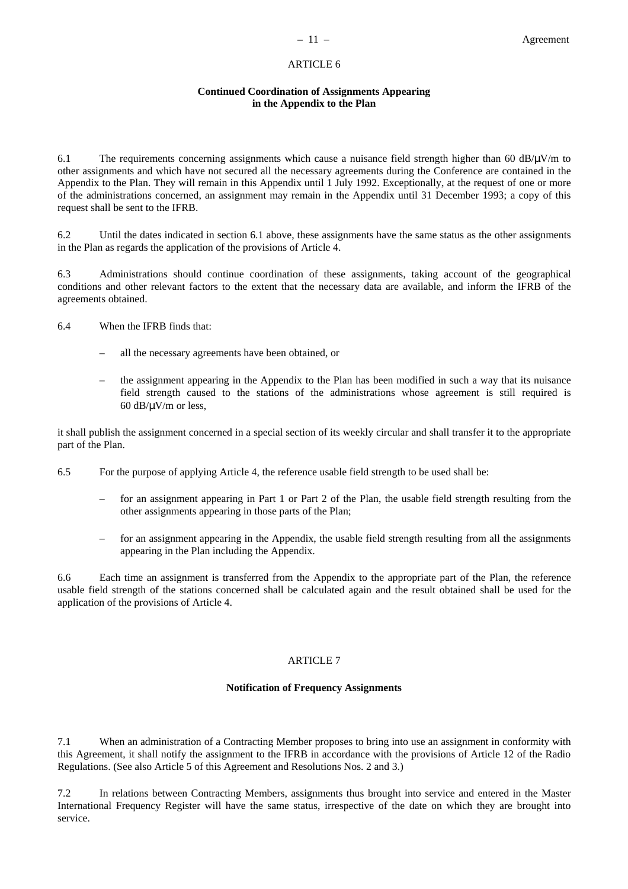## ARTICLE 6

### Continued Coordination of Assignments Appearing in the Appendix to the Plan

6.1 The requirements concerning assignments which cause a nuisance field strength higher than 60 dB/μV/m to other assignments and which have not secured all the necessary agreements during the Conference are contained in the Appendix to the Plan. They will remain in this Appendix until 1 July 1992. Exceptionally, at the request of one or more of the administrations concerned, an assignment may remain in the Appendix until 31 December 1993; a copy of this request shall be sent to the IFRB.

6.2 Until the dates indicated in section 6.1 above, these assignments have the same status as the other assignments in the Plan as regards the application of the provisions of Article 4.

6.3 Administrations should continue coordination of these assignments, taking account of the geographical conditions and other relevant factors to the extent that the necessary data are available, and inform the IFRB of the agreements obtained.

6.4 When the IFRB finds that:

– all the necessary agreements have been obtained, or

– the assignment appearing in the Appendix to the Plan has been modified in such a way that its nuisance field strength caused to the stations of the administrations whose agreement is still required is 60 dB/μV/m or less,

it shall publish the assignment concerned in a special section of its weekly circular and shall transfer it to the appropriate part of the Plan.

6.5 For the purpose of applying Article 4, the reference usable field strength to be used shall be:

– for an assignment appearing in Part 1 or Part 2 of the Plan, the usable field strength resulting from the other assignments appearing in those parts of the Plan;

– for an assignment appearing in the Appendix, the usable field strength resulting from all the assignments appearing in the Plan including the Appendix.

6.6 Each time an assignment is transferred from the Appendix to the appropriate part of the Plan, the reference usable field strength of the stations concerned shall be calculated again and the result obtained shall be used for the application of the provisions of Article 4.

## ARTICLE 7

### Notification of Frequency Assignments

7.1 When an administration of a Contracting Member proposes to bring into use an assignment in conformity with this Agreement, it shall notify the assignment to the IFRB in accordance with the provisions of Article 12 of the Radio Regulations. (See also Article 5 of this Agreement and Resolutions Nos. 2 and 3.)

7.2 In relations between Contracting Members, assignments thus brought into service and entered in the Master International Frequency Register will have the same status, irrespective of the date on which they are brought into service.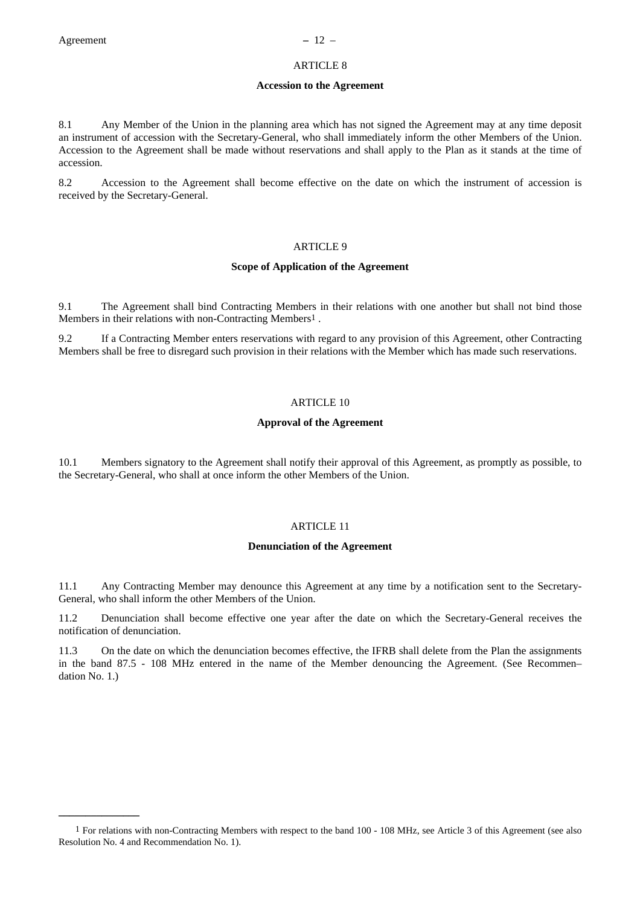## ARTICLE 8

### Accession to the Agreement

8.1 Any Member of the Union in the planning area which has not signed the Agreement may at any time deposit an instrument of accession with the Secretary-General, who shall immediately inform the other Members of the Union. Accession to the Agreement shall be made without reservations and shall apply to the Plan as it stands at the time of accession.

8.2 Accession to the Agreement shall become effective on the date on which the instrument of accession is received by the Secretary-General.

## ARTICLE 9

### Scope of Application of the Agreement

9.1 The Agreement shall bind Contracting Members in their relations with one another but shall not bind those Members in their relations with non-Contracting Members[1] .

9.2 If a Contracting Member enters reservations with regard to any provision of this Agreement, other Contracting Members shall be free to disregard such provision in their relations with the Member which has made such reservations.

## ARTICLE 10

### Approval of the Agreement

10.1 Members signatory to the Agreement shall notify their approval of this Agreement, as promptly as possible, to the Secretary-General, who shall at once inform the other Members of the Union.

## ARTICLE 11

### Denunciation of the Agreement

11.1 Any Contracting Member may denounce this Agreement at any time by a notification sent to the Secretary-General, who shall inform the other Members of the Union.

11.2 Denunciation shall become effective one year after the date on which the Secretary-General receives the notification of denunciation.

11.3 On the date on which the denunciation becomes effective, the IFRB shall delete from the Plan the assignments in the band 87.5 - 108 MHz entered in the name of the Member denouncing the Agreement. (See Recommen–dation No. 1.)

---

[1] For relations with non-Contracting Members with respect to the band 100 - 108 MHz, see Article 3 of this Agreement (see also Resolution No. 4 and Recommendation No. 1).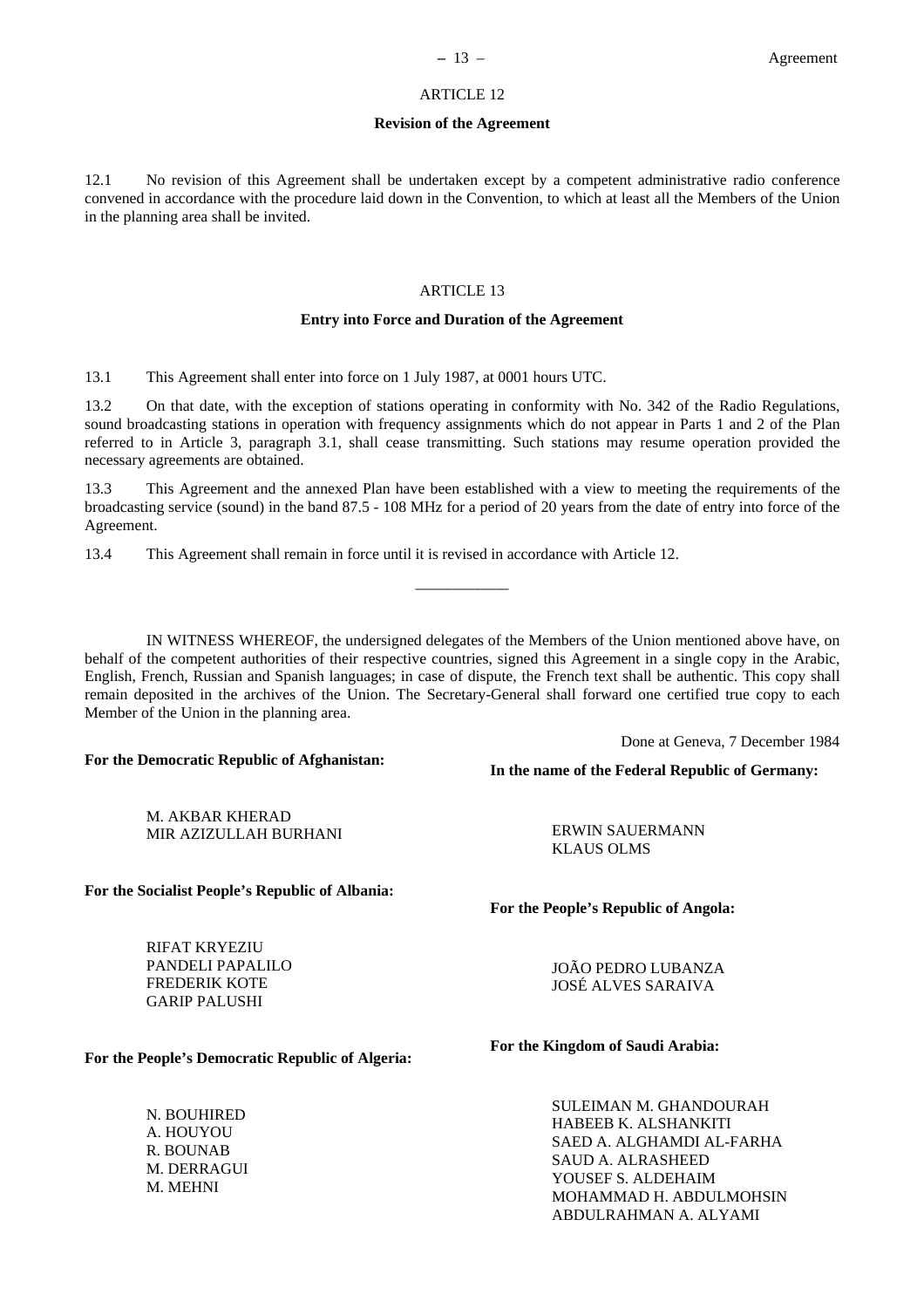ARTICLE 12

**Revision of the Agreement**

12.1 No revision of this Agreement shall be undertaken except by a competent administrative radio conference convened in accordance with the procedure laid down in the Convention, to which at least all the Members of the Union in the planning area shall be invited.

ARTICLE 13

**Entry into Force and Duration of the Agreement**

13.1 This Agreement shall enter into force on 1 July 1987, at 0001 hours UTC.

13.2 On that date, with the exception of stations operating in conformity with No. 342 of the Radio Regulations, sound broadcasting stations in operation with frequency assignments which do not appear in Parts 1 and 2 of the Plan referred to in Article 3, paragraph 3.1, shall cease transmitting. Such stations may resume operation provided the necessary agreements are obtained.

13.3 This Agreement and the annexed Plan have been established with a view to meeting the requirements of the broadcasting service (sound) in the band 87.5 - 108 MHz for a period of 20 years from the date of entry into force of the Agreement.

13.4 This Agreement shall remain in force until it is revised in accordance with Article 12.

___________

IN WITNESS WHEREOF, the undersigned delegates of the Members of the Union mentioned above have, on behalf of the competent authorities of their respective countries, signed this Agreement in a single copy in the Arabic, English, French, Russian and Spanish languages; in case of dispute, the French text shall be authentic. This copy shall remain deposited in the archives of the Union. The Secretary-General shall forward one certified true copy to each Member of the Union in the planning area.

Done at Geneva, 7 December 1984

**For the Democratic Republic of Afghanistan:**

M. AKBAR KHERAD
MIR AZIZULLAH BURHANI

**For the Socialist People's Republic of Albania:**

RIFAT KRYEZIU
PANDELI PAPALILO
FREDERIK KOTE
GARIP PALUSHI

**For the People's Democratic Republic of Algeria:**

N. BOUHIRED
A. HOUYOU
R. BOUNAB
M. DERRAGUI
M. MEHNI

**In the name of the Federal Republic of Germany:**

ERWIN SAUERMANN
KLAUS OLMS

**For the People's Republic of Angola:**

JOÃO PEDRO LUBANZA
JOSÉ ALVES SARAIVA

**For the Kingdom of Saudi Arabia:**

SULEIMAN M. GHANDOURAH
HABEEB K. ALSHANKITI
SAED A. ALGHAMDI AL-FARHA
SAUD A. ALRASHEED
YOUSEF S. ALDEHAIM
MOHAMMAD H. ABDULMOHSIN
ABDULRAHMAN A. ALYAMI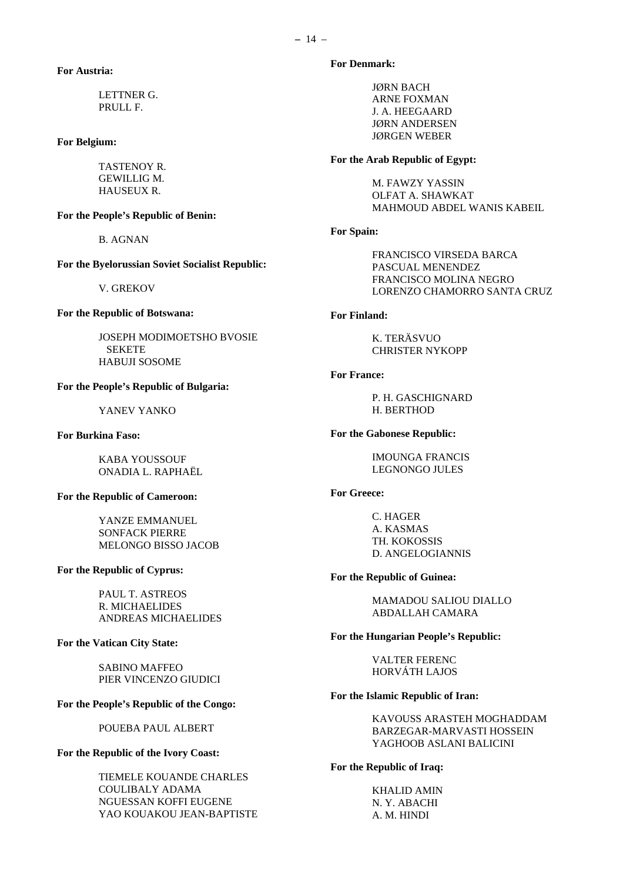**For Austria:**

LETTNER G.
PRULL F.

**For Belgium:**

TASTENOY R.
GEWILLIG M.
HAUSEUX R.

**For the People's Republic of Benin:**

B. AGNAN

**For the Byelorussian Soviet Socialist Republic:**

V. GREKOV

**For the Republic of Botswana:**

JOSEPH MODIMOETSHO BVOSIE
SEKETE
HABUJI SOSOME

**For the People's Republic of Bulgaria:**

YANEV YANKO

**For Burkina Faso:**

KABA YOUSSOUF
ONADIA L. RAPHAËL

**For the Republic of Cameroon:**

YANZE EMMANUEL
SONFACK PIERRE
MELONGO BISSO JACOB

**For the Republic of Cyprus:**

PAUL T. ASTREOS
R. MICHAELIDES
ANDREAS MICHAELIDES

**For the Vatican City State:**

SABINO MAFFEO
PIER VINCENZO GIUDICI

**For the People's Republic of the Congo:**

POUEBA PAUL ALBERT

**For the Republic of the Ivory Coast:**

TIEMELE KOUANDE CHARLES
COULIBALY ADAMA
NGUESSAN KOFFI EUGENE
YAO KOUAKOU JEAN-BAPTISTE

**For Denmark:**

JØRN BACH
ARNE FOXMAN
J. A. HEEGAARD
JØRN ANDERSEN
JØRGEN WEBER

**For the Arab Republic of Egypt:**

M. FAWZY YASSIN
OLFAT A. SHAWKAT
MAHMOUD ABDEL WANIS KABEIL

**For Spain:**

FRANCISCO VIRSEDA BARCA
PASCUAL MENENDEZ
FRANCISCO MOLINA NEGRO
LORENZO CHAMORRO SANTA CRUZ

**For Finland:**

K. TERÄSVUO
CHRISTER NYKOPP

**For France:**

P. H. GASCHIGNARD
H. BERTHOD

**For the Gabonese Republic:**

IMOUNGA FRANCIS
LEGNONGO JULES

**For Greece:**

C. HAGER
A. KASMAS
TH. KOKOSSIS
D. ANGELOGIANNIS

**For the Republic of Guinea:**

MAMADOU SALIOU DIALLO
ABDALLAH CAMARA

**For the Hungarian People's Republic:**

VALTER FERENC
HORVÁTH LAJOS

**For the Islamic Republic of Iran:**

KAVOUSS ARASTEH MOGHADDAM
BARZEGAR-MARVASTI HOSSEIN
YAGHOOB ASLANI BALICINI

**For the Republic of Iraq:**

KHALID AMIN
N. Y. ABACHI
A. M. HINDI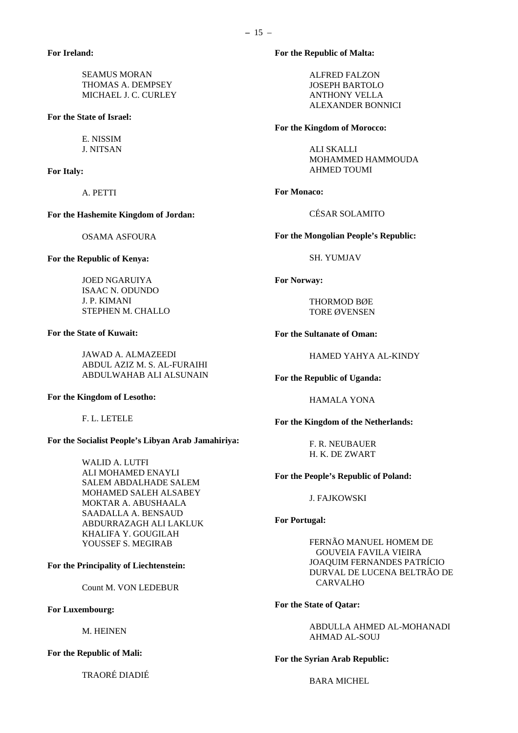**For Ireland:**

SEAMUS MORAN
THOMAS A. DEMPSEY
MICHAEL J. C. CURLEY

**For the State of Israel:**

E. NISSIM
J. NITSAN

**For Italy:**

A. PETTI

**For the Hashemite Kingdom of Jordan:**

OSAMA ASFOURA

**For the Republic of Kenya:**

JOED NGARUIYA
ISAAC N. ODUNDO
J. P. KIMANI
STEPHEN M. CHALLO

**For the State of Kuwait:**

JAWAD A. ALMAZEEDI
ABDUL AZIZ M. S. AL-FURAIHI
ABDULWAHAB ALI ALSUNAIN

**For the Kingdom of Lesotho:**

F. L. LETELE

**For the Socialist People's Libyan Arab Jamahiriya:**

WALID A. LUTFI
ALI MOHAMED ENAYLI
SALEM ABDALHADE SALEM
MOHAMED SALEH ALSABEY
MOKTAR A. ABUSHAALA
SAADALLA A. BENSAUD
ABDURRAZAGH ALI LAKLUK
KHALIFA Y. GOUGILAH
YOUSSEF S. MEGIRAB

**For the Principality of Liechtenstein:**

Count M. VON LEDEBUR

**For Luxembourg:**

M. HEINEN

**For the Republic of Mali:**

TRAORÉ DIADIÉ

**For the Republic of Malta:**

ALFRED FALZON
JOSEPH BARTOLO
ANTHONY VELLA
ALEXANDER BONNICI

**For the Kingdom of Morocco:**

ALI SKALLI
MOHAMMED HAMMOUDA
AHMED TOUMI

**For Monaco:**

CÉSAR SOLAMITO

**For the Mongolian People's Republic:**

SH. YUMJAV

**For Norway:**

THORMOD BØE
TORE ØVENSEN

**For the Sultanate of Oman:**

HAMED YAHYA AL-KINDY

**For the Republic of Uganda:**

HAMALA YONA

**For the Kingdom of the Netherlands:**

F. R. NEUBAUER
H. K. DE ZWART

**For the People's Republic of Poland:**

J. FAJKOWSKI

**For Portugal:**

FERNÃO MANUEL HOMEM DE GOUVEIA FAVILA VIEIRA
JOAQUIM FERNANDES PATRÍCIO
DURVAL DE LUCENA BELTRÃO DE CARVALHO

**For the State of Qatar:**

ABDULLA AHMED AL-MOHANADI
AHMAD AL-SOUJ

**For the Syrian Arab Republic:**

BARA MICHEL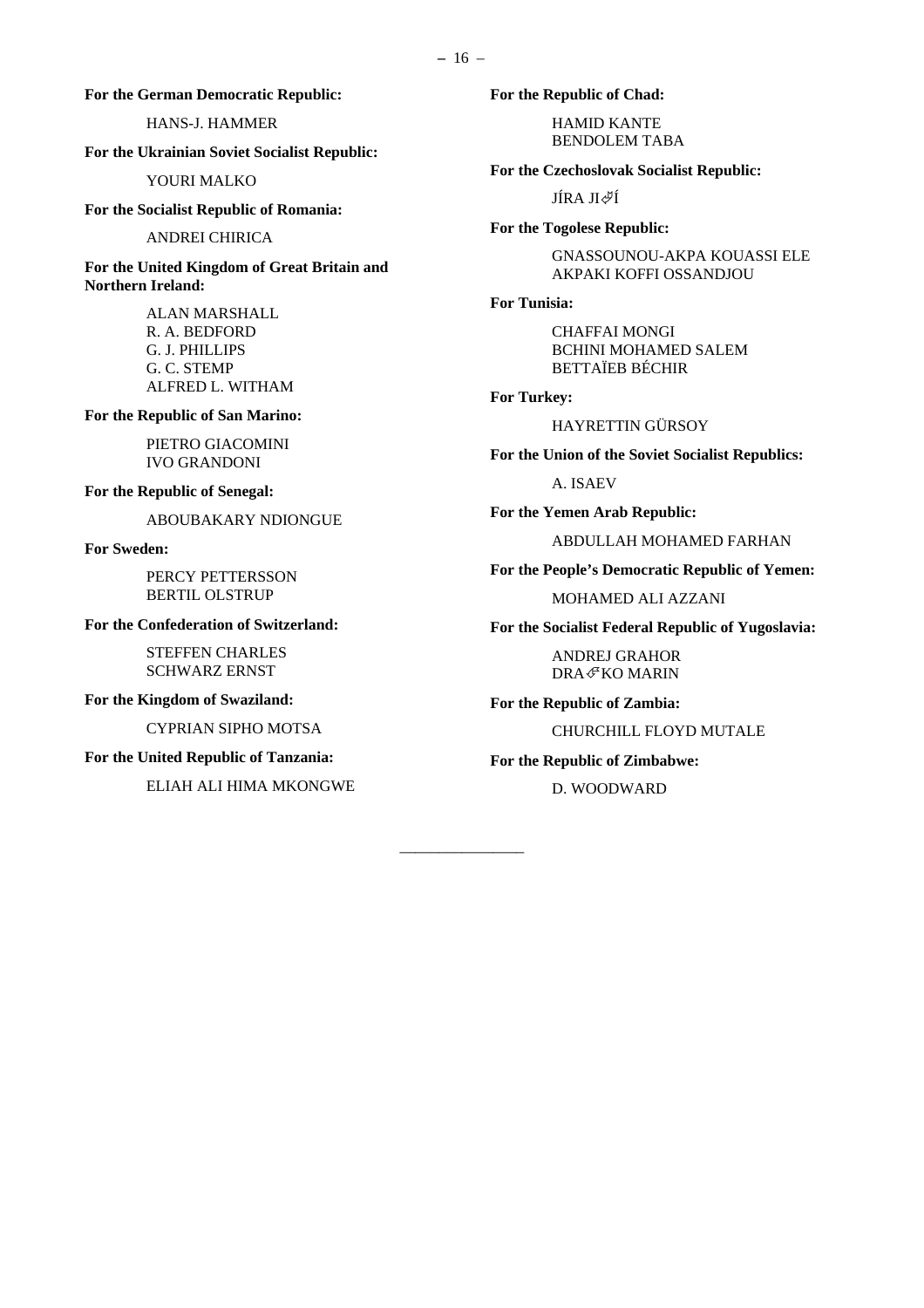**For the German Democratic Republic:**

HANS-J. HAMMER

**For the Ukrainian Soviet Socialist Republic:**

YOURI MALKO

**For the Socialist Republic of Romania:**

ANDREI CHIRICA

**For the United Kingdom of Great Britain and Northern Ireland:**

ALAN MARSHALL
R. A. BEDFORD
G. J. PHILLIPS
G. C. STEMP
ALFRED L. WITHAM

**For the Republic of San Marino:**

PIETRO GIACOMINI
IVO GRANDONI

**For the Republic of Senegal:**

ABOUBAKARY NDIONGUE

**For Sweden:**

PERCY PETTERSSON
BERTIL OLSTRUP

**For the Confederation of Switzerland:**

STEFFEN CHARLES
SCHWARZ ERNST

**For the Kingdom of Swaziland:**

CYPRIAN SIPHO MOTSA

**For the United Republic of Tanzania:**

ELIAH ALI HIMA MKONGWE

**For the Republic of Chad:**

HAMID KANTE
BENDOLEM TABA

**For the Czechoslovak Socialist Republic:**

JÍRA JIŘÍ

**For the Togolese Republic:**

GNASSOUNOU-AKPA KOUASSI ELE
AKPAKI KOFFI OSSANDJOU

**For Tunisia:**

CHAFFAI MONGI
BCHINI MOHAMED SALEM
BETTAÏEB BÉCHIR

**For Turkey:**

HAYRETTIN GÜRSOY

**For the Union of the Soviet Socialist Republics:**

A. ISAEV

**For the Yemen Arab Republic:**

ABDULLAH MOHAMED FARHAN

**For the People's Democratic Republic of Yemen:**

MOHAMED ALI AZZANI

**For the Socialist Federal Republic of Yugoslavia:**

ANDREJ GRAHOR
DRAŠKO MARIN

**For the Republic of Zambia:**

CHURCHILL FLOYD MUTALE

**For the Republic of Zimbabwe:**

D. WOODWARD

---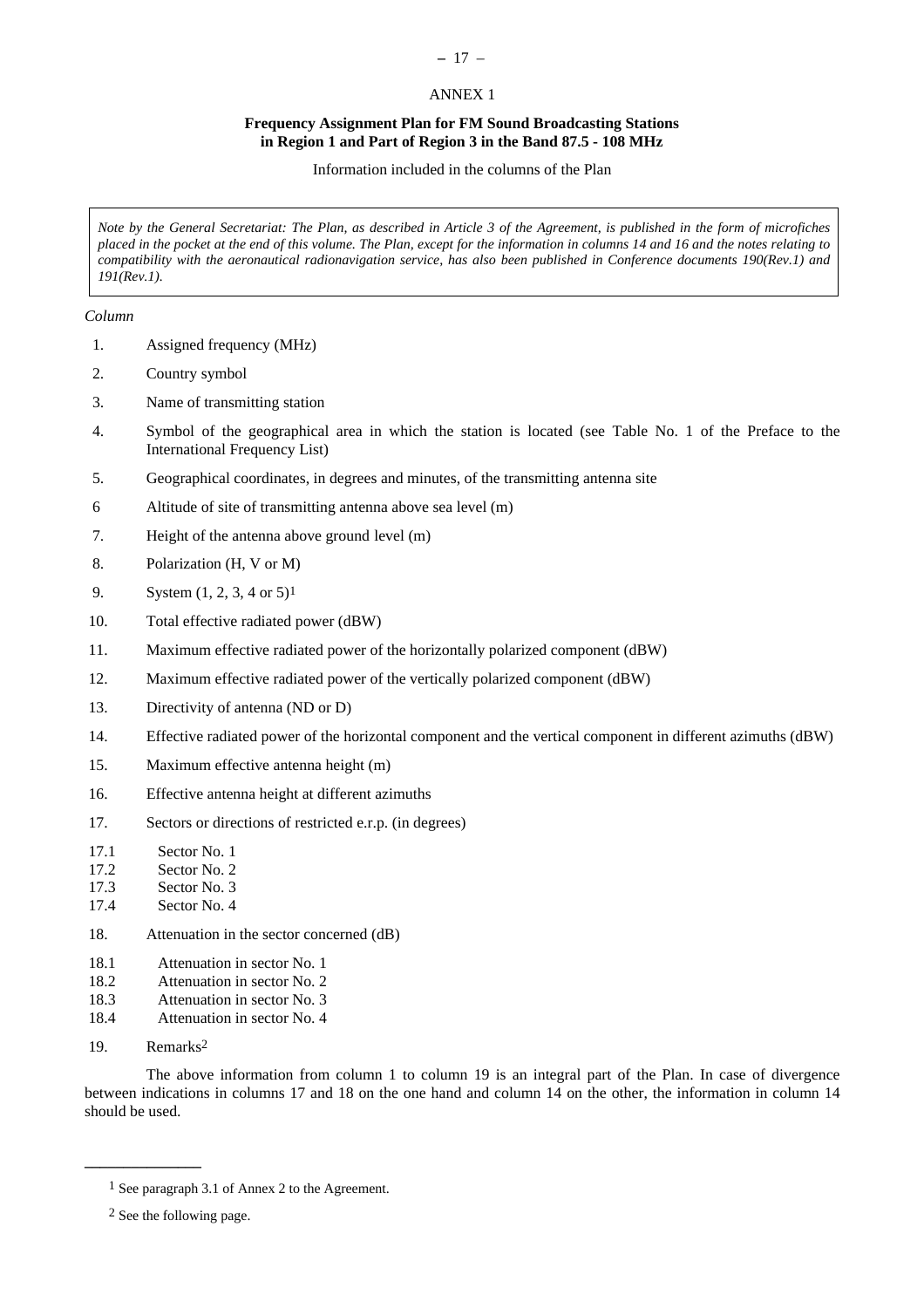ANNEX 1

**Frequency Assignment Plan for FM Sound Broadcasting Stations in Region 1 and Part of Region 3 in the Band 87.5 - 108 MHz**

Information included in the columns of the Plan

> *Note by the General Secretariat: The Plan, as described in Article 3 of the Agreement, is published in the form of microfiches placed in the pocket at the end of this volume. The Plan, except for the information in columns 14 and 16 and the notes relating to compatibility with the aeronautical radionavigation service, has also been published in Conference documents 190(Rev.1) and 191(Rev.1).*

*Column*

1. Assigned frequency (MHz)
2. Country symbol
3. Name of transmitting station
4. Symbol of the geographical area in which the station is located (see Table No. 1 of the Preface to the International Frequency List)
5. Geographical coordinates, in degrees and minutes, of the transmitting antenna site

6 Altitude of site of transmitting antenna above sea level (m)

7. Height of the antenna above ground level (m)
8. Polarization (H, V or M)
9. System (1, 2, 3, 4 or 5)[1]
10. Total effective radiated power (dBW)
11. Maximum effective radiated power of the horizontally polarized component (dBW)
12. Maximum effective radiated power of the vertically polarized component (dBW)
13. Directivity of antenna (ND or D)
14. Effective radiated power of the horizontal component and the vertical component in different azimuths (dBW)
15. Maximum effective antenna height (m)
16. Effective antenna height at different azimuths
17. Sectors or directions of restricted e.r.p. (in degrees)

17.1 Sector No. 1
17.2 Sector No. 2
17.3 Sector No. 3
17.4 Sector No. 4

18. Attenuation in the sector concerned (dB)

18.1 Attenuation in sector No. 1
18.2 Attenuation in sector No. 2
18.3 Attenuation in sector No. 3
18.4 Attenuation in sector No. 4

19. Remarks[2]

The above information from column 1 to column 19 is an integral part of the Plan. In case of divergence between indications in columns 17 and 18 on the one hand and column 14 on the other, the information in column 14 should be used.

---

[1] See paragraph 3.1 of Annex 2 to the Agreement.

[2] See the following page.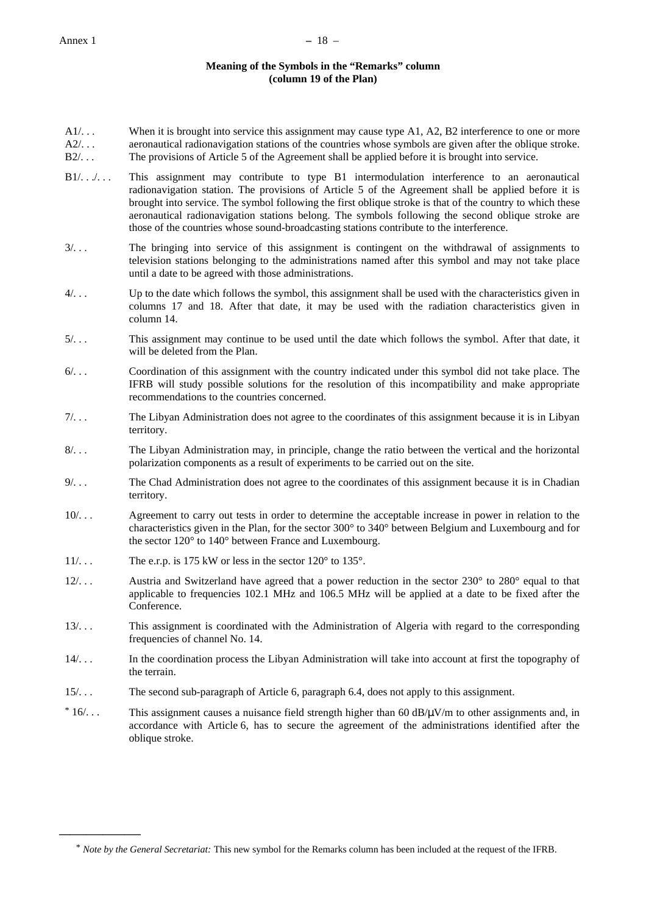**Meaning of the Symbols in the "Remarks" column**
**(column 19 of the Plan)**

A1/. . .
A2/. . .
B2/. . . When it is brought into service this assignment may cause type A1, A2, B2 interference to one or more aeronautical radionavigation stations of the countries whose symbols are given after the oblique stroke. The provisions of Article 5 of the Agreement shall be applied before it is brought into service.

B1/. . ./. . . This assignment may contribute to type B1 intermodulation interference to an aeronautical radionavigation station. The provisions of Article 5 of the Agreement shall be applied before it is brought into service. The symbol following the first oblique stroke is that of the country to which these aeronautical radionavigation stations belong. The symbols following the second oblique stroke are those of the countries whose sound-broadcasting stations contribute to the interference.

3/. . . The bringing into service of this assignment is contingent on the withdrawal of assignments to television stations belonging to the administrations named after this symbol and may not take place until a date to be agreed with those administrations.

4/. . . Up to the date which follows the symbol, this assignment shall be used with the characteristics given in columns 17 and 18. After that date, it may be used with the radiation characteristics given in column 14.

5/. . . This assignment may continue to be used until the date which follows the symbol. After that date, it will be deleted from the Plan.

6/. . . Coordination of this assignment with the country indicated under this symbol did not take place. The IFRB will study possible solutions for the resolution of this incompatibility and make appropriate recommendations to the countries concerned.

7/. . . The Libyan Administration does not agree to the coordinates of this assignment because it is in Libyan territory.

8/. . . The Libyan Administration may, in principle, change the ratio between the vertical and the horizontal polarization components as a result of experiments to be carried out on the site.

9/. . . The Chad Administration does not agree to the coordinates of this assignment because it is in Chadian territory.

10/. . . Agreement to carry out tests in order to determine the acceptable increase in power in relation to the characteristics given in the Plan, for the sector 300° to 340° between Belgium and Luxembourg and for the sector 120° to 140° between France and Luxembourg.

11/. . . The e.r.p. is 175 kW or less in the sector 120° to 135°.

12/. . . Austria and Switzerland have agreed that a power reduction in the sector 230° to 280° equal to that applicable to frequencies 102.1 MHz and 106.5 MHz will be applied at a date to be fixed after the Conference.

13/. . . This assignment is coordinated with the Administration of Algeria with regard to the corresponding frequencies of channel No. 14.

14/. . . In the coordination process the Libyan Administration will take into account at first the topography of the terrain.

15/. . . The second sub-paragraph of Article 6, paragraph 6.4, does not apply to this assignment.

* 16/. . . This assignment causes a nuisance field strength higher than 60 dB/μV/m to other assignments and, in accordance with Article 6, has to secure the agreement of the administrations identified after the oblique stroke.

---

* *Note by the General Secretariat:* This new symbol for the Remarks column has been included at the request of the IFRB.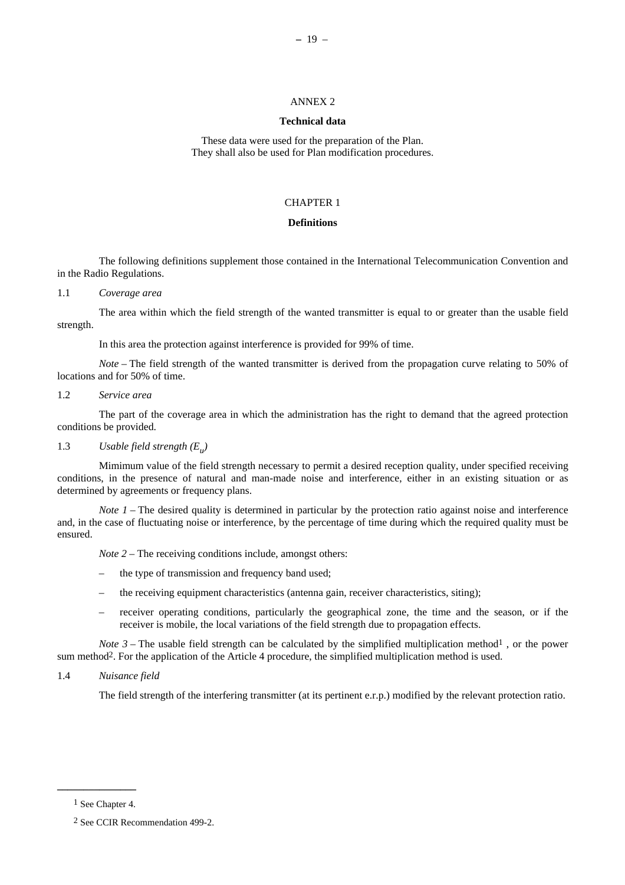# ANNEX 2

## Technical data

These data were used for the preparation of the Plan.
They shall also be used for Plan modification procedures.

## CHAPTER 1

### Definitions

The following definitions supplement those contained in the International Telecommunication Convention and in the Radio Regulations.

1.1 *Coverage area*

The area within which the field strength of the wanted transmitter is equal to or greater than the usable field strength.

In this area the protection against interference is provided for 99% of time.

*Note* – The field strength of the wanted transmitter is derived from the propagation curve relating to 50% of locations and for 50% of time.

1.2 *Service area*

The part of the coverage area in which the administration has the right to demand that the agreed protection conditions be provided.

1.3 *Usable field strength ($E_u$)*

Mimimum value of the field strength necessary to permit a desired reception quality, under specified receiving conditions, in the presence of natural and man-made noise and interference, either in an existing situation or as determined by agreements or frequency plans.

*Note 1* – The desired quality is determined in particular by the protection ratio against noise and interference and, in the case of fluctuating noise or interference, by the percentage of time during which the required quality must be ensured.

*Note 2* – The receiving conditions include, amongst others:

- the type of transmission and frequency band used;
- the receiving equipment characteristics (antenna gain, receiver characteristics, siting);
- receiver operating conditions, particularly the geographical zone, the time and the season, or if the receiver is mobile, the local variations of the field strength due to propagation effects.

*Note 3* – The usable field strength can be calculated by the simplified multiplication method[1] , or the power sum method[2]. For the application of the Article 4 procedure, the simplified multiplication method is used.

1.4 *Nuisance field*

The field strength of the interfering transmitter (at its pertinent e.r.p.) modified by the relevant protection ratio.

---

[1] See Chapter 4.

[2] See CCIR Recommendation 499-2.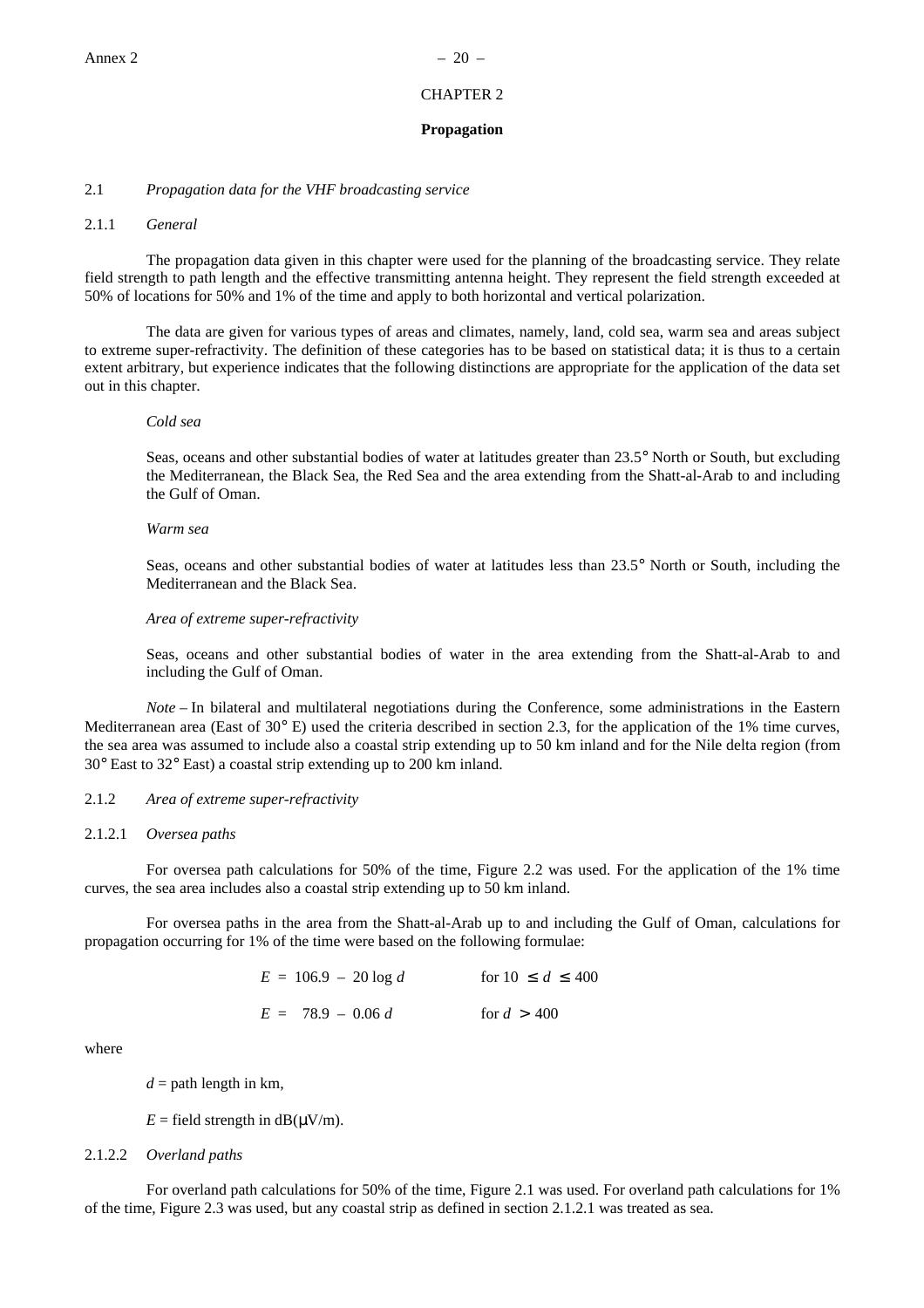# CHAPTER 2

## Propagation

### 2.1 *Propagation data for the VHF broadcasting service*

#### 2.1.1 *General*

The propagation data given in this chapter were used for the planning of the broadcasting service. They relate field strength to path length and the effective transmitting antenna height. They represent the field strength exceeded at 50% of locations for 50% and 1% of the time and apply to both horizontal and vertical polarization.

The data are given for various types of areas and climates, namely, land, cold sea, warm sea and areas subject to extreme super-refractivity. The definition of these categories has to be based on statistical data; it is thus to a certain extent arbitrary, but experience indicates that the following distinctions are appropriate for the application of the data set out in this chapter.

*Cold sea*

Seas, oceans and other substantial bodies of water at latitudes greater than 23.5° North or South, but excluding the Mediterranean, the Black Sea, the Red Sea and the area extending from the Shatt-al-Arab to and including the Gulf of Oman.

*Warm sea*

Seas, oceans and other substantial bodies of water at latitudes less than 23.5° North or South, including the Mediterranean and the Black Sea.

*Area of extreme super-refractivity*

Seas, oceans and other substantial bodies of water in the area extending from the Shatt-al-Arab to and including the Gulf of Oman.

*Note* – In bilateral and multilateral negotiations during the Conference, some administrations in the Eastern Mediterranean area (East of 30° E) used the criteria described in section 2.3, for the application of the 1% time curves, the sea area was assumed to include also a coastal strip extending up to 50 km inland and for the Nile delta region (from 30° East to 32° East) a coastal strip extending up to 200 km inland.

#### 2.1.2 *Area of extreme super-refractivity*

##### 2.1.2.1 *Oversea paths*

For oversea path calculations for 50% of the time, Figure 2.2 was used. For the application of the 1% time curves, the sea area includes also a coastal strip extending up to 50 km inland.

For oversea paths in the area from the Shatt-al-Arab up to and including the Gulf of Oman, calculations for propagation occurring for 1% of the time were based on the following formulae:

$$E = 106.9 - 20 \log d \qquad \text{for } 10 \leq d \leq 400$$

$$E = 78.9 - 0.06\, d \qquad \text{for } d > 400$$

where

$d$ = path length in km,

$E$ = field strength in dB(μV/m).

##### 2.1.2.2 *Overland paths*

For overland path calculations for 50% of the time, Figure 2.1 was used. For overland path calculations for 1% of the time, Figure 2.3 was used, but any coastal strip as defined in section 2.1.2.1 was treated as sea.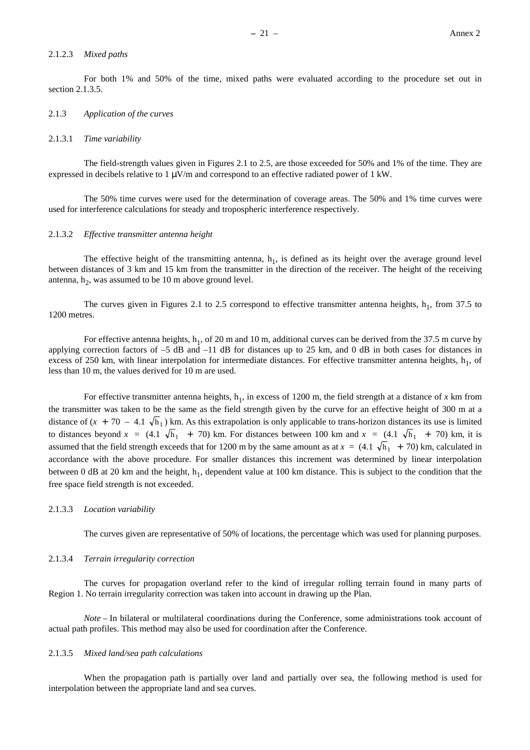#### 2.1.2.3 *Mixed paths*

For both 1% and 50% of the time, mixed paths were evaluated according to the procedure set out in section 2.1.3.5.

### 2.1.3 *Application of the curves*

#### 2.1.3.1 *Time variability*

The field-strength values given in Figures 2.1 to 2.5, are those exceeded for 50% and 1% of the time. They are expressed in decibels relative to 1 μV/m and correspond to an effective radiated power of 1 kW.

The 50% time curves were used for the determination of coverage areas. The 50% and 1% time curves were used for interference calculations for steady and tropospheric interference respectively.

#### 2.1.3.2 *Effective transmitter antenna height*

The effective height of the transmitting antenna, $h_1$, is defined as its height over the average ground level between distances of 3 km and 15 km from the transmitter in the direction of the receiver. The height of the receiving antenna, $h_2$, was assumed to be 10 m above ground level.

The curves given in Figures 2.1 to 2.5 correspond to effective transmitter antenna heights, $h_1$, from 37.5 to 1200 metres.

For effective antenna heights, $h_1$, of 20 m and 10 m, additional curves can be derived from the 37.5 m curve by applying correction factors of –5 dB and –11 dB for distances up to 25 km, and 0 dB in both cases for distances in excess of 250 km, with linear interpolation for intermediate distances. For effective transmitter antenna heights, $h_1$, of less than 10 m, the values derived for 10 m are used.

For effective transmitter antenna heights, $h_1$, in excess of 1200 m, the field strength at a distance of $x$ km from the transmitter was taken to be the same as the field strength given by the curve for an effective height of 300 m at a distance of $(x + 70 - 4.1 \sqrt{h_1})$ km. As this extrapolation is only applicable to trans-horizon distances its use is limited to distances beyond $x = (4.1 \sqrt{h_1} + 70)$ km. For distances between 100 km and $x = (4.1 \sqrt{h_1} + 70)$ km, it is assumed that the field strength exceeds that for 1200 m by the same amount as at $x = (4.1 \sqrt{h_1} + 70)$ km, calculated in accordance with the above procedure. For smaller distances this increment was determined by linear interpolation between 0 dB at 20 km and the height, $h_1$, dependent value at 100 km distance. This is subject to the condition that the free space field strength is not exceeded.

#### 2.1.3.3 *Location variability*

The curves given are representative of 50% of locations, the percentage which was used for planning purposes.

#### 2.1.3.4 *Terrain irregularity correction*

The curves for propagation overland refer to the kind of irregular rolling terrain found in many parts of Region 1. No terrain irregularity correction was taken into account in drawing up the Plan.

*Note* – In bilateral or multilateral coordinations during the Conference, some administrations took account of actual path profiles. This method may also be used for coordination after the Conference.

#### 2.1.3.5 *Mixed land/sea path calculations*

When the propagation path is partially over land and partially over sea, the following method is used for interpolation between the appropriate land and sea curves.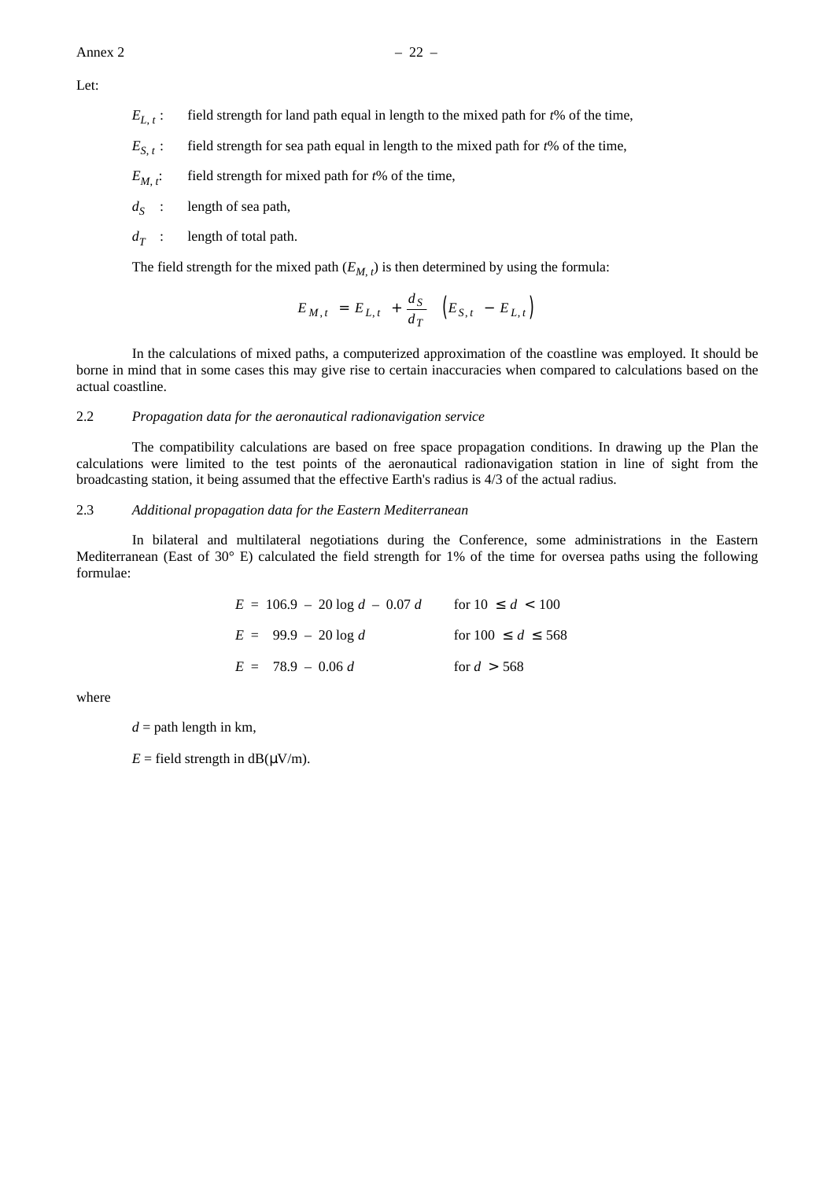Let:

$E_{L,t}$ : field strength for land path equal in length to the mixed path for *t*% of the time,

$E_{S,t}$ : field strength for sea path equal in length to the mixed path for *t*% of the time,

$E_{M,t}$: field strength for mixed path for *t*% of the time,

$d_S$ : length of sea path,

$d_T$ : length of total path.

The field strength for the mixed path ($E_{M,t}$) is then determined by using the formula:

$$E_{M,t} = E_{L,t} + \frac{d_S}{d_T} \left( E_{S,t} - E_{L,t} \right)$$

In the calculations of mixed paths, a computerized approximation of the coastline was employed. It should be borne in mind that in some cases this may give rise to certain inaccuracies when compared to calculations based on the actual coastline.

### 2.2 *Propagation data for the aeronautical radionavigation service*

The compatibility calculations are based on free space propagation conditions. In drawing up the Plan the calculations were limited to the test points of the aeronautical radionavigation station in line of sight from the broadcasting station, it being assumed that the effective Earth's radius is 4/3 of the actual radius.

### 2.3 *Additional propagation data for the Eastern Mediterranean*

In bilateral and multilateral negotiations during the Conference, some administrations in the Eastern Mediterranean (East of 30° E) calculated the field strength for 1% of the time for oversea paths using the following formulae:

$$E = 106.9 - 20 \log d - 0.07\, d \qquad \text{for } 10 \leq d < 100$$

$$E = 99.9 - 20 \log d \qquad \text{for } 100 \leq d \leq 568$$

$$E = 78.9 - 0.06\, d \qquad \text{for } d > 568$$

where

$d$ = path length in km,

$E$ = field strength in dB(μV/m).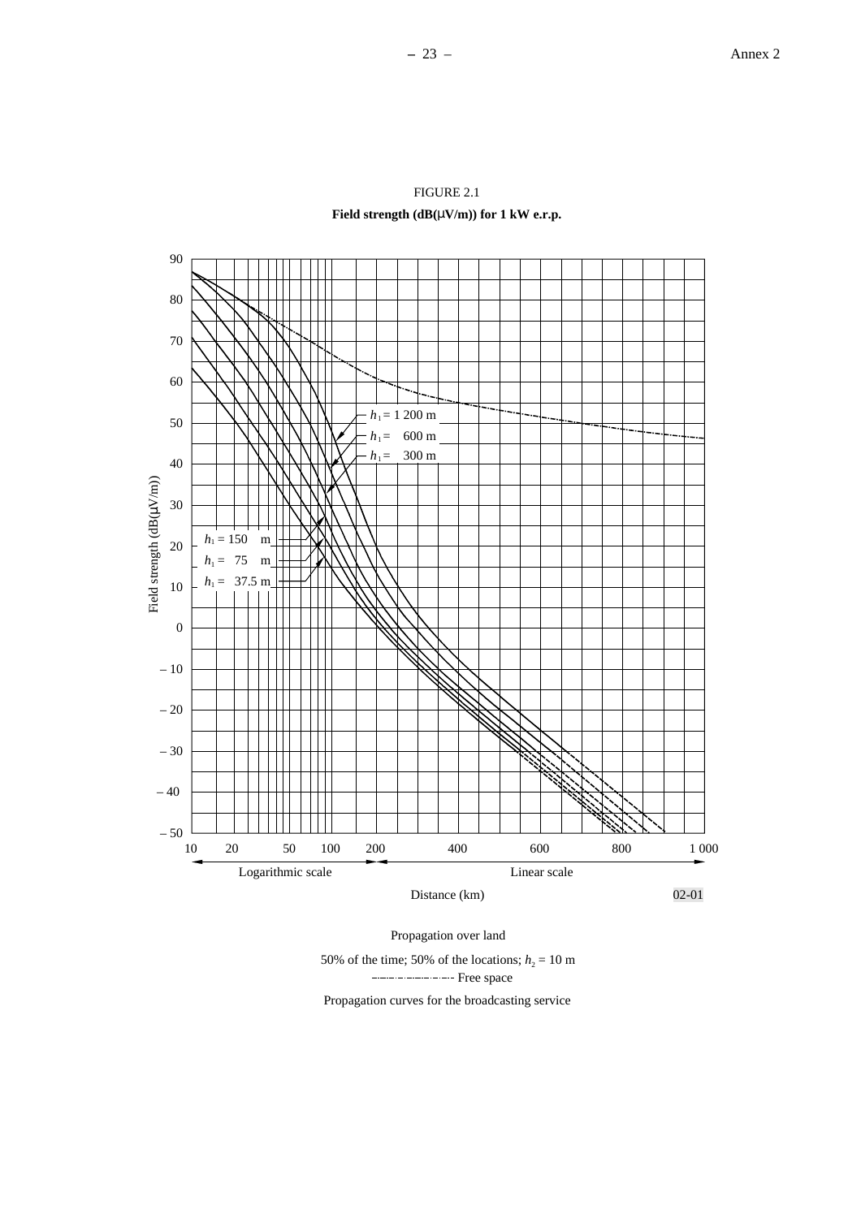FIGURE 2.1

**Field strength (dB(μV/m)) for 1 kW e.r.p.**

Field strength (dB(μV/m))

$h_1$ = 1 200 m
$h_1$ = 600 m
$h_1$ = 300 m
$h_1$ = 150 m
$h_1$ = 75 m
$h_1$ = 37.5 m

Logarithmic scale — Linear scale

Distance (km)

02-01

Propagation over land

50% of the time; 50% of the locations; $h_2$ = 10 m

-·-·-·-·- Free space

Propagation curves for the broadcasting service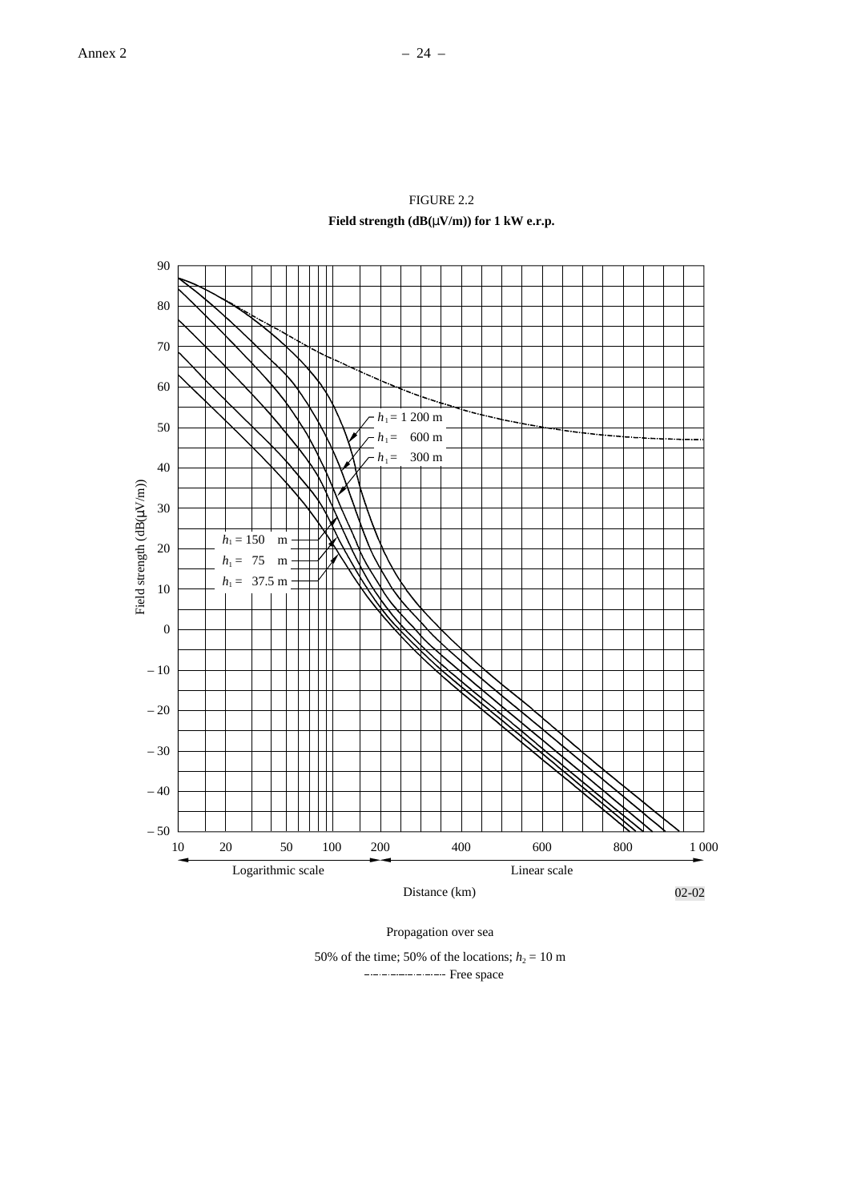FIGURE 2.2

**Field strength (dB(μV/m)) for 1 kW e.r.p.**

Field strength (dB(μV/m))

90, 80, 70, 60, 50, 40, 30, 20, 10, 0, – 10, – 20, – 30, – 40, – 50

$h_1$ = 1 200 m
$h_1$ = 600 m
$h_1$ = 300 m
$h_1$ = 150 m
$h_1$ = 75 m
$h_1$ = 37.5 m

10, 20, 50, 100, 200, 400, 600, 800, 1 000

Logarithmic scale — Linear scale

Distance (km)

02-02

Propagation over sea

50% of the time; 50% of the locations; $h_2$ = 10 m

-·-·-·-·-·-·- Free space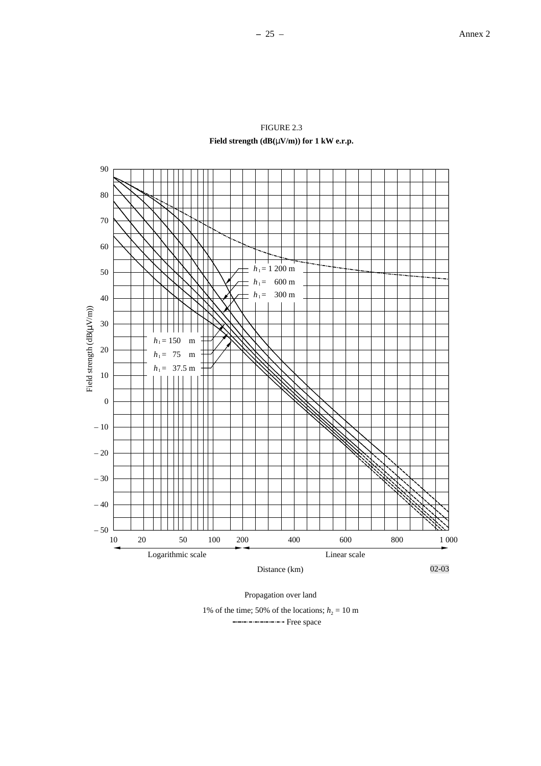FIGURE 2.3

**Field strength (dB(μV/m)) for 1 kW e.r.p.**

Field strength (dB(μV/m))

$h_1$ = 1 200 m
$h_1$ = 600 m
$h_1$ = 300 m
$h_1$ = 150 m
$h_1$ = 75 m
$h_1$ = 37.5 m

Logarithmic scale | Linear scale

Distance (km)

02-03

Propagation over land

1% of the time; 50% of the locations; $h_2$ = 10 m

Free space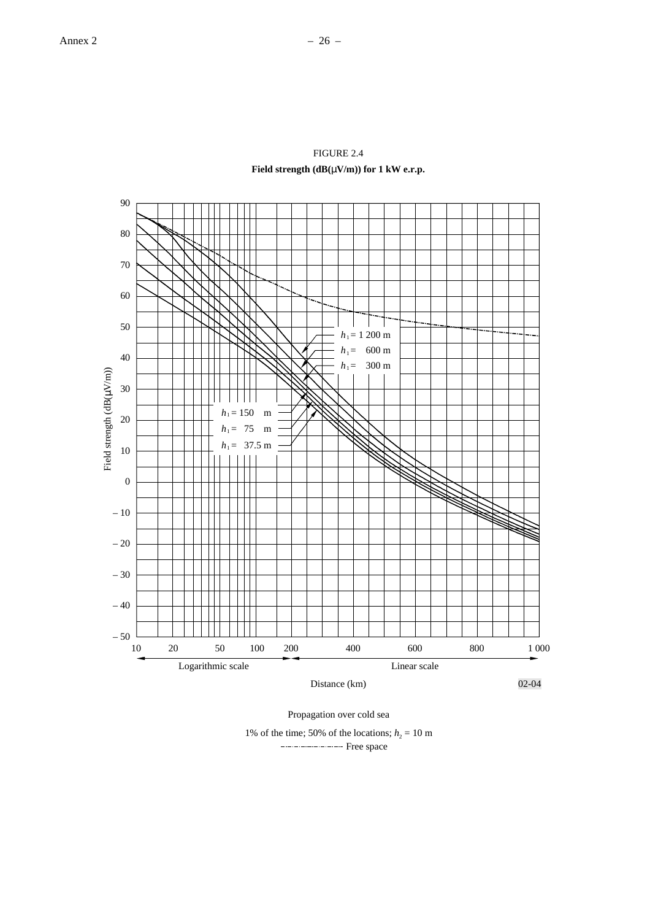FIGURE 2.4

**Field strength (dB(μV/m)) for 1 kW e.r.p.**

Field strength (dB(μV/m))

$h_1$ = 1 200 m

$h_1$ = 600 m

$h_1$ = 300 m

$h_1$ = 150 m

$h_1$ = 75 m

$h_1$ = 37.5 m

Logarithmic scale | Linear scale

Distance (km)

02-04

Propagation over cold sea

1% of the time; 50% of the locations; $h_2$ = 10 m

-·-·-·-·-·-·- Free space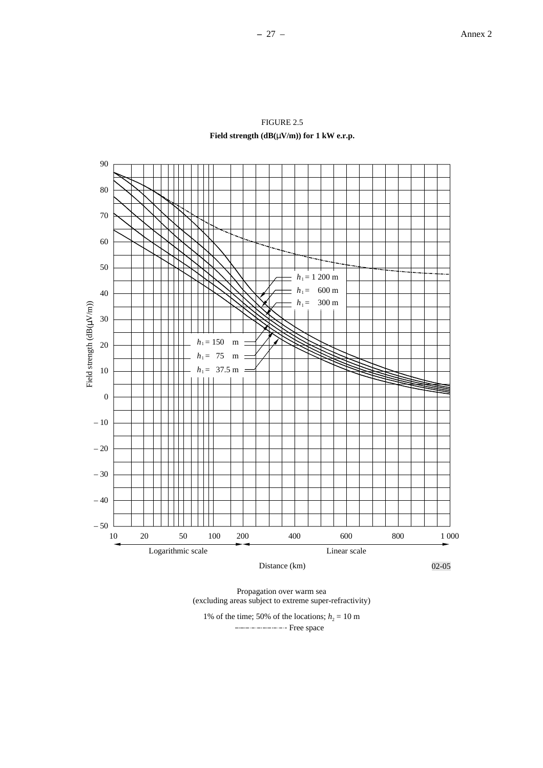FIGURE 2.5

**Field strength (dB(μV/m)) for 1 kW e.r.p.**

Field strength (dB(μV/m))

90, 80, 70, 60, 50, 40, 30, 20, 10, 0, – 10, – 20, – 30, – 40, – 50

$h_1$ = 1 200 m

$h_1$ = 600 m

$h_1$ = 300 m

$h_1$ = 150 m

$h_1$ = 75 m

$h_1$ = 37.5 m

10, 20, 50, 100, 200, 400, 600, 800, 1 000

Logarithmic scale — Linear scale

Distance (km)

02-05

Propagation over warm sea
(excluding areas subject to extreme super-refractivity)

1% of the time; 50% of the locations; $h_2$ = 10 m

-·-·-·-·-·-·- Free space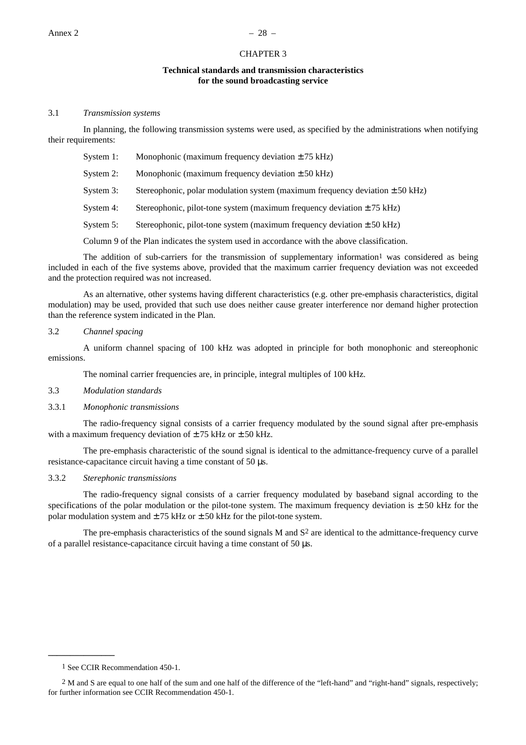# CHAPTER 3

## Technical standards and transmission characteristics for the sound broadcasting service

3.1 *Transmission systems*

In planning, the following transmission systems were used, as specified by the administrations when notifying their requirements:

System 1: Monophonic (maximum frequency deviation ± 75 kHz)

System 2: Monophonic (maximum frequency deviation ± 50 kHz)

System 3: Stereophonic, polar modulation system (maximum frequency deviation ± 50 kHz)

System 4: Stereophonic, pilot-tone system (maximum frequency deviation ± 75 kHz)

System 5: Stereophonic, pilot-tone system (maximum frequency deviation ± 50 kHz)

Column 9 of the Plan indicates the system used in accordance with the above classification.

The addition of sub-carriers for the transmission of supplementary information[1] was considered as being included in each of the five systems above, provided that the maximum carrier frequency deviation was not exceeded and the protection required was not increased.

As an alternative, other systems having different characteristics (e.g. other pre-emphasis characteristics, digital modulation) may be used, provided that such use does neither cause greater interference nor demand higher protection than the reference system indicated in the Plan.

3.2 *Channel spacing*

A uniform channel spacing of 100 kHz was adopted in principle for both monophonic and stereophonic emissions.

The nominal carrier frequencies are, in principle, integral multiples of 100 kHz.

3.3 *Modulation standards*

3.3.1 *Monophonic transmissions*

The radio-frequency signal consists of a carrier frequency modulated by the sound signal after pre-emphasis with a maximum frequency deviation of ± 75 kHz or ± 50 kHz.

The pre-emphasis characteristic of the sound signal is identical to the admittance-frequency curve of a parallel resistance-capacitance circuit having a time constant of 50 μs.

3.3.2 *Sterephonic transmissions*

The radio-frequency signal consists of a carrier frequency modulated by baseband signal according to the specifications of the polar modulation or the pilot-tone system. The maximum frequency deviation is ± 50 kHz for the polar modulation system and ± 75 kHz or ± 50 kHz for the pilot-tone system.

The pre-emphasis characteristics of the sound signals M and S[2] are identical to the admittance-frequency curve of a parallel resistance-capacitance circuit having a time constant of 50 μs.

---

[1] See CCIR Recommendation 450-1.

[2] M and S are equal to one half of the sum and one half of the difference of the "left-hand" and "right-hand" signals, respectively; for further information see CCIR Recommendation 450-1.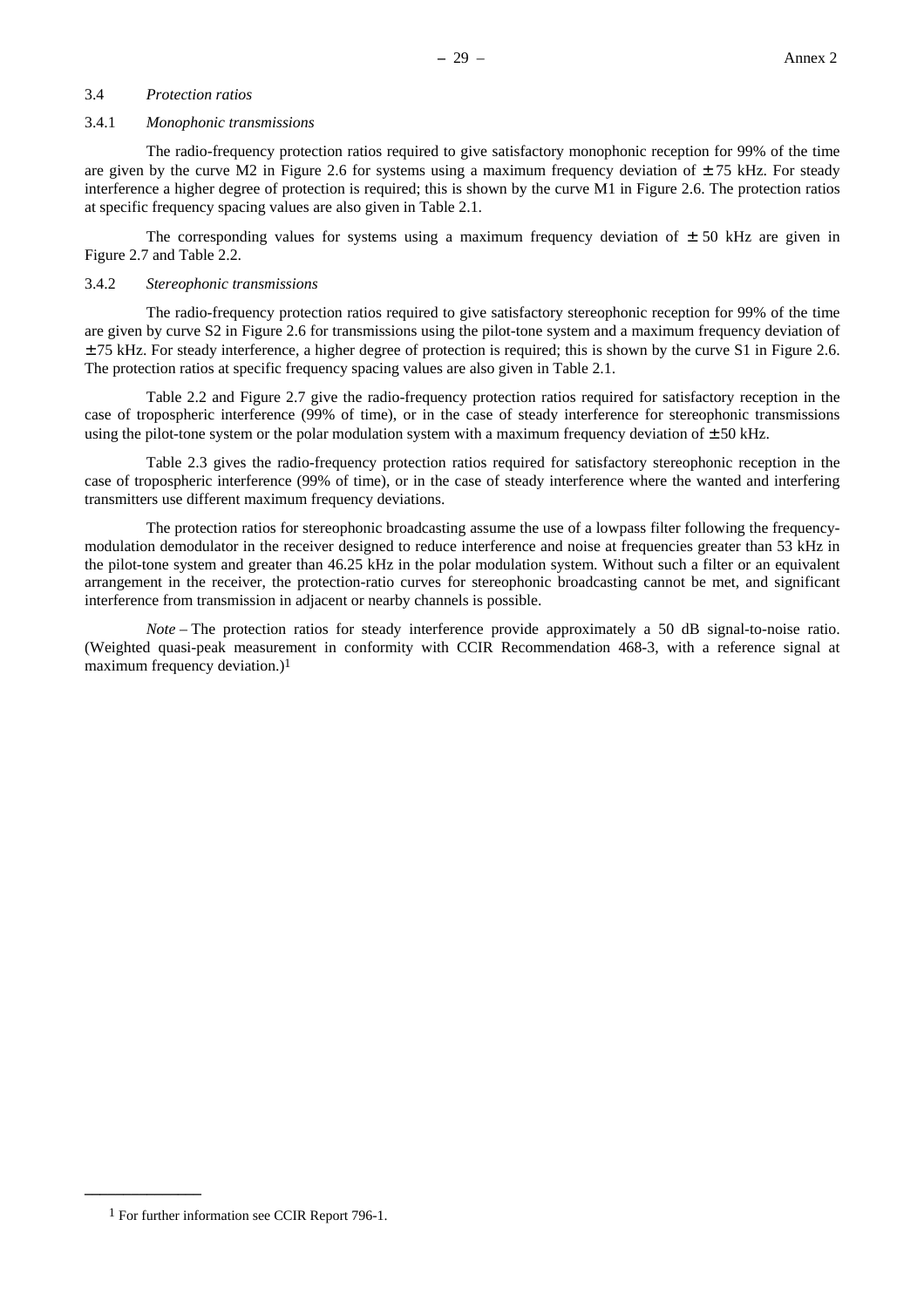### 3.4 *Protection ratios*

#### 3.4.1 *Monophonic transmissions*

The radio-frequency protection ratios required to give satisfactory monophonic reception for 99% of the time are given by the curve M2 in Figure 2.6 for systems using a maximum frequency deviation of ± 75 kHz. For steady interference a higher degree of protection is required; this is shown by the curve M1 in Figure 2.6. The protection ratios at specific frequency spacing values are also given in Table 2.1.

The corresponding values for systems using a maximum frequency deviation of ± 50 kHz are given in Figure 2.7 and Table 2.2.

#### 3.4.2 *Stereophonic transmissions*

The radio-frequency protection ratios required to give satisfactory stereophonic reception for 99% of the time are given by curve S2 in Figure 2.6 for transmissions using the pilot-tone system and a maximum frequency deviation of ± 75 kHz. For steady interference, a higher degree of protection is required; this is shown by the curve S1 in Figure 2.6. The protection ratios at specific frequency spacing values are also given in Table 2.1.

Table 2.2 and Figure 2.7 give the radio-frequency protection ratios required for satisfactory reception in the case of tropospheric interference (99% of time), or in the case of steady interference for stereophonic transmissions using the pilot-tone system or the polar modulation system with a maximum frequency deviation of ± 50 kHz.

Table 2.3 gives the radio-frequency protection ratios required for satisfactory stereophonic reception in the case of tropospheric interference (99% of time), or in the case of steady interference where the wanted and interfering transmitters use different maximum frequency deviations.

The protection ratios for stereophonic broadcasting assume the use of a lowpass filter following the frequency-modulation demodulator in the receiver designed to reduce interference and noise at frequencies greater than 53 kHz in the pilot-tone system and greater than 46.25 kHz in the polar modulation system. Without such a filter or an equivalent arrangement in the receiver, the protection-ratio curves for stereophonic broadcasting cannot be met, and significant interference from transmission in adjacent or nearby channels is possible.

*Note* – The protection ratios for steady interference provide approximately a 50 dB signal-to-noise ratio. (Weighted quasi-peak measurement in conformity with CCIR Recommendation 468-3, with a reference signal at maximum frequency deviation.)[1]

---

[1] For further information see CCIR Report 796-1.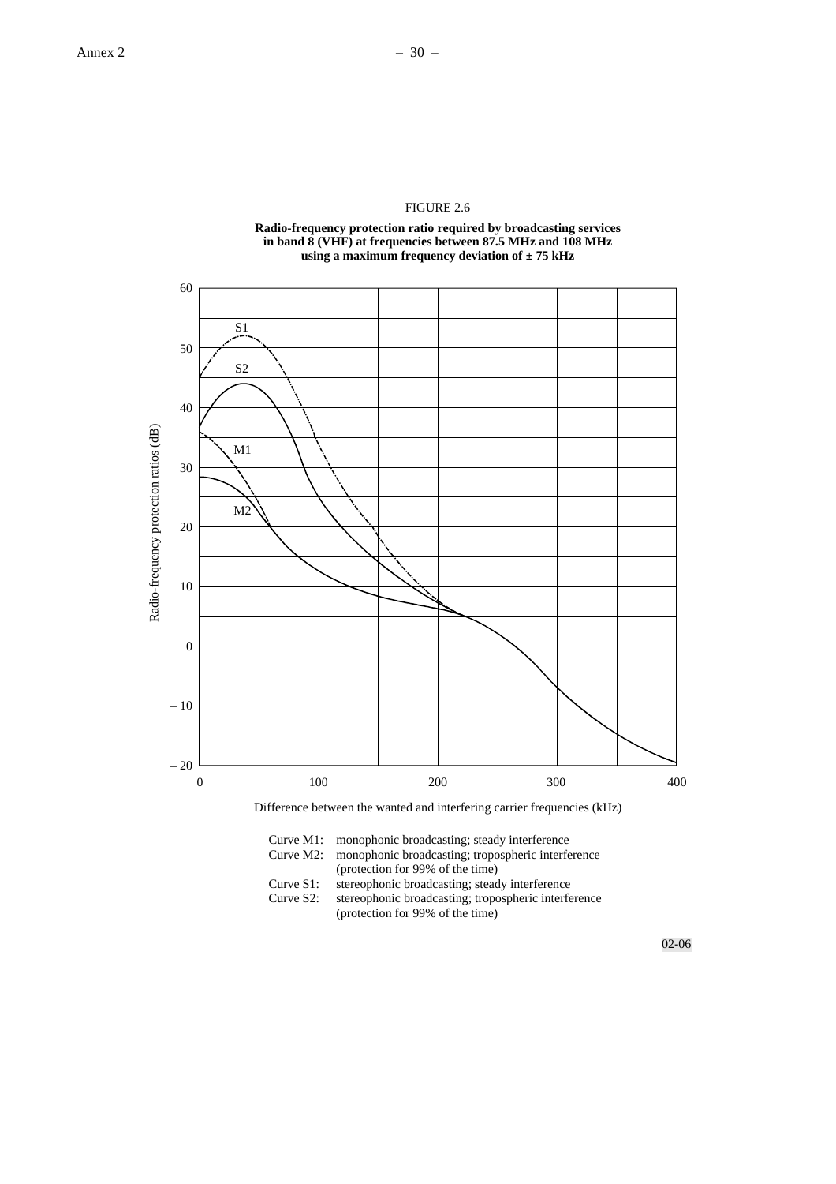FIGURE 2.6

**Radio-frequency protection ratio required by broadcasting services in band 8 (VHF) at frequencies between 87.5 MHz and 108 MHz using a maximum frequency deviation of ± 75 kHz**

Curve M1: monophonic broadcasting; steady interference

Curve M2: monophonic broadcasting; tropospheric interference (protection for 99% of the time)

Curve S1: stereophonic broadcasting; steady interference

Curve S2: stereophonic broadcasting; tropospheric interference (protection for 99% of the time)

02-06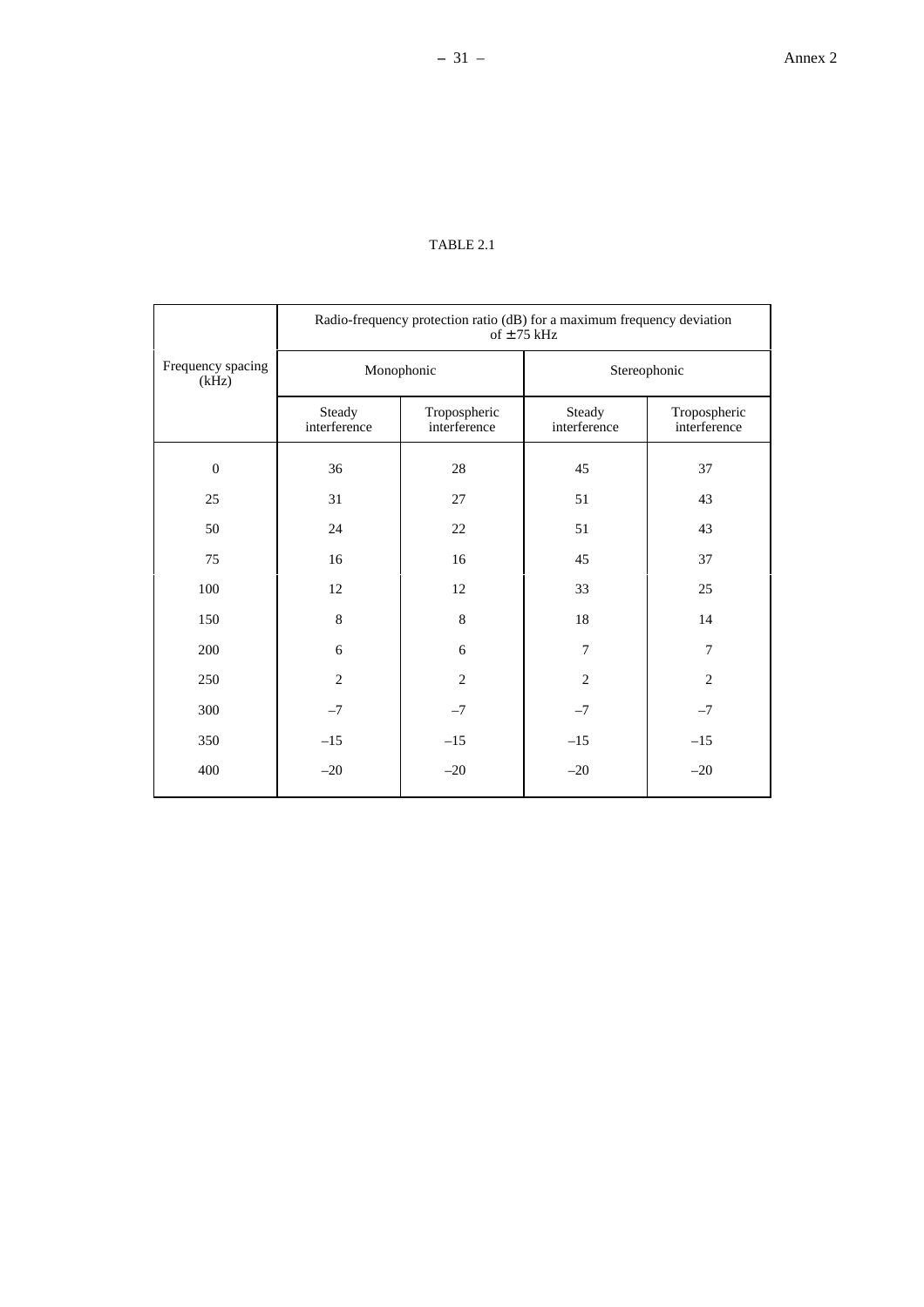TABLE 2.1

| Frequency spacing (kHz) | Radio-frequency protection ratio (dB) for a maximum frequency deviation of ± 75 kHz | | | |
|---|---|---|---|---|
| | Monophonic | | Stereophonic | |
| | Steady interference | Tropospheric interference | Steady interference | Tropospheric interference |
| 0 | 36 | 28 | 45 | 37 |
| 25 | 31 | 27 | 51 | 43 |
| 50 | 24 | 22 | 51 | 43 |
| 75 | 16 | 16 | 45 | 37 |
| 100 | 12 | 12 | 33 | 25 |
| 150 | 8 | 8 | 18 | 14 |
| 200 | 6 | 6 | 7 | 7 |
| 250 | 2 | 2 | 2 | 2 |
| 300 | –7 | –7 | –7 | –7 |
| 350 | –15 | –15 | –15 | –15 |
| 400 | –20 | –20 | –20 | –20 |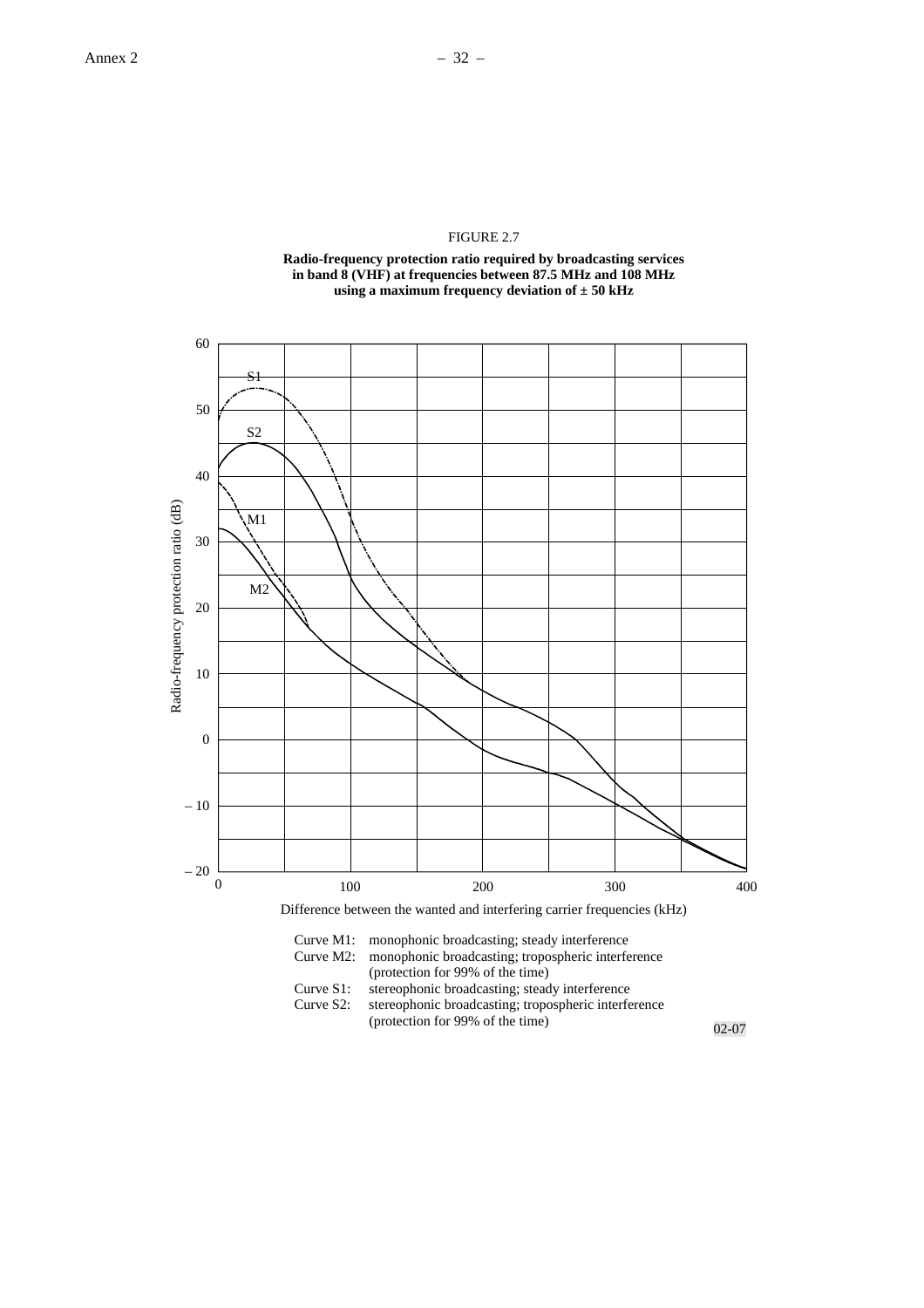FIGURE 2.7

**Radio-frequency protection ratio required by broadcasting services in band 8 (VHF) at frequencies between 87.5 MHz and 108 MHz using a maximum frequency deviation of ± 50 kHz**

Curve M1: monophonic broadcasting; steady interference

Curve M2: monophonic broadcasting; tropospheric interference (protection for 99% of the time)

Curve S1: stereophonic broadcasting; steady interference

Curve S2: stereophonic broadcasting; tropospheric interference (protection for 99% of the time)

02-07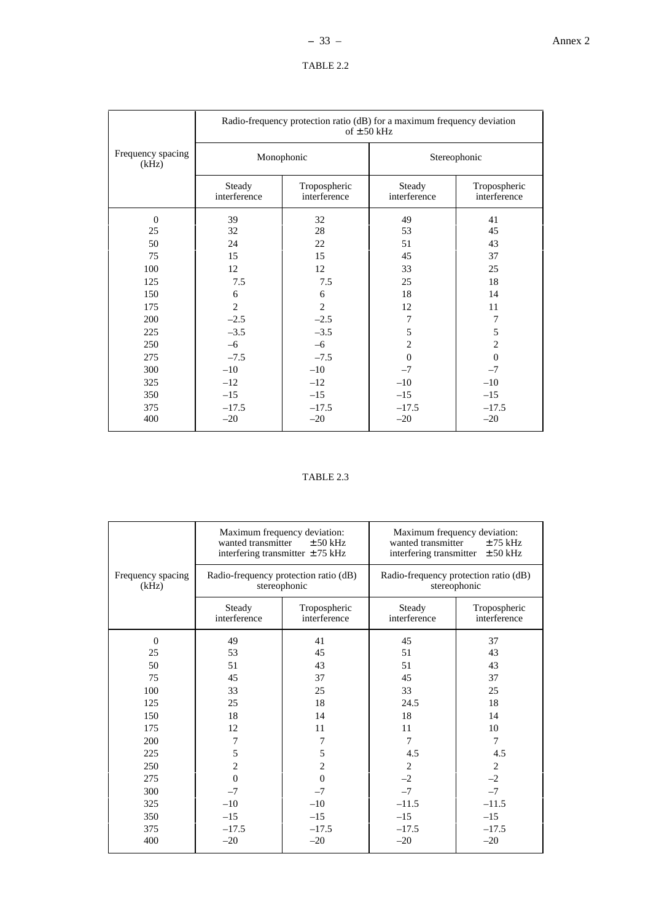TABLE 2.2

| Frequency spacing (kHz) | Radio-frequency protection ratio (dB) for a maximum frequency deviation of ± 50 kHz | | | |
|---|---|---|---|---|
| | Monophonic | | Stereophonic | |
| | Steady interference | Tropospheric interference | Steady interference | Tropospheric interference |
| 0 | 39 | 32 | 49 | 41 |
| 25 | 32 | 28 | 53 | 45 |
| 50 | 24 | 22 | 51 | 43 |
| 75 | 15 | 15 | 45 | 37 |
| 100 | 12 | 12 | 33 | 25 |
| 125 | 7.5 | 7.5 | 25 | 18 |
| 150 | 6 | 6 | 18 | 14 |
| 175 | 2 | 2 | 12 | 11 |
| 200 | –2.5 | –2.5 | 7 | 7 |
| 225 | –3.5 | –3.5 | 5 | 5 |
| 250 | –6 | –6 | 2 | 2 |
| 275 | –7.5 | –7.5 | 0 | 0 |
| 300 | –10 | –10 | –7 | –7 |
| 325 | –12 | –12 | –10 | –10 |
| 350 | –15 | –15 | –15 | –15 |
| 375 | –17.5 | –17.5 | –17.5 | –17.5 |
| 400 | –20 | –20 | –20 | –20 |

TABLE 2.3

| Frequency spacing (kHz) | Maximum frequency deviation: wanted transmitter ± 50 kHz interfering transmitter ± 75 kHz | | Maximum frequency deviation: wanted transmitter ± 75 kHz interfering transmitter ± 50 kHz | |
|---|---|---|---|---|
| | Radio-frequency protection ratio (dB) stereophonic | | Radio-frequency protection ratio (dB) stereophonic | |
| | Steady interference | Tropospheric interference | Steady interference | Tropospheric interference |
| 0 | 49 | 41 | 45 | 37 |
| 25 | 53 | 45 | 51 | 43 |
| 50 | 51 | 43 | 51 | 43 |
| 75 | 45 | 37 | 45 | 37 |
| 100 | 33 | 25 | 33 | 25 |
| 125 | 25 | 18 | 24.5 | 18 |
| 150 | 18 | 14 | 18 | 14 |
| 175 | 12 | 11 | 11 | 10 |
| 200 | 7 | 7 | 7 | 7 |
| 225 | 5 | 5 | 4.5 | 4.5 |
| 250 | 2 | 2 | 2 | 2 |
| 275 | 0 | 0 | –2 | –2 |
| 300 | –7 | –7 | –7 | –7 |
| 325 | –10 | –10 | –11.5 | –11.5 |
| 350 | –15 | –15 | –15 | –15 |
| 375 | –17.5 | –17.5 | –17.5 | –17.5 |
| 400 | –20 | –20 | –20 | –20 |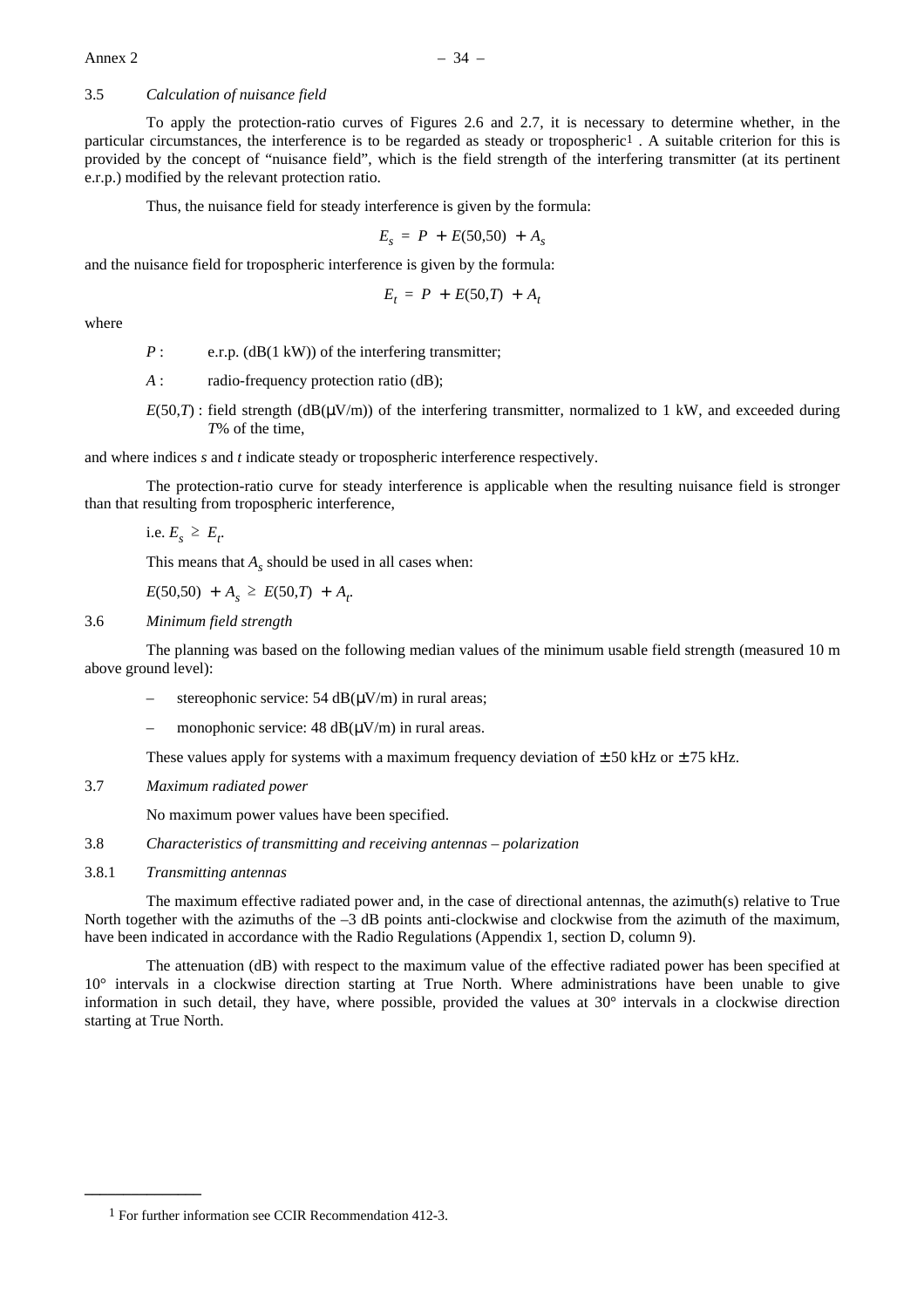### 3.5 *Calculation of nuisance field*

To apply the protection-ratio curves of Figures 2.6 and 2.7, it is necessary to determine whether, in the particular circumstances, the interference is to be regarded as steady or tropospheric[1]. A suitable criterion for this is provided by the concept of "nuisance field", which is the field strength of the interfering transmitter (at its pertinent e.r.p.) modified by the relevant protection ratio.

Thus, the nuisance field for steady interference is given by the formula:

$$E_s = P + E(50{,}50) + A_s$$

and the nuisance field for tropospheric interference is given by the formula:

$$E_t = P + E(50{,}T) + A_t$$

where

$P$ : e.r.p. (dB(1 kW)) of the interfering transmitter;

$A$ : radio-frequency protection ratio (dB);

$E(50,T)$ : field strength (dB(μV/m)) of the interfering transmitter, normalized to 1 kW, and exceeded during $T$% of the time,

and where indices $s$ and $t$ indicate steady or tropospheric interference respectively.

The protection-ratio curve for steady interference is applicable when the resulting nuisance field is stronger than that resulting from tropospheric interference,

i.e. $E_s \geq E_t$.

This means that $A_s$ should be used in all cases when:

$E(50{,}50) + A_s \geq E(50{,}T) + A_t$.

### 3.6 *Minimum field strength*

The planning was based on the following median values of the minimum usable field strength (measured 10 m above ground level):

– stereophonic service: 54 dB(μV/m) in rural areas;

– monophonic service: 48 dB(μV/m) in rural areas.

These values apply for systems with a maximum frequency deviation of ± 50 kHz or ± 75 kHz.

### 3.7 *Maximum radiated power*

No maximum power values have been specified.

### 3.8 *Characteristics of transmitting and receiving antennas – polarization*

#### 3.8.1 *Transmitting antennas*

The maximum effective radiated power and, in the case of directional antennas, the azimuth(s) relative to True North together with the azimuths of the –3 dB points anti-clockwise and clockwise from the azimuth of the maximum, have been indicated in accordance with the Radio Regulations (Appendix 1, section D, column 9).

The attenuation (dB) with respect to the maximum value of the effective radiated power has been specified at 10° intervals in a clockwise direction starting at True North. Where administrations have been unable to give information in such detail, they have, where possible, provided the values at 30° intervals in a clockwise direction starting at True North.

---

[1] For further information see CCIR Recommendation 412-3.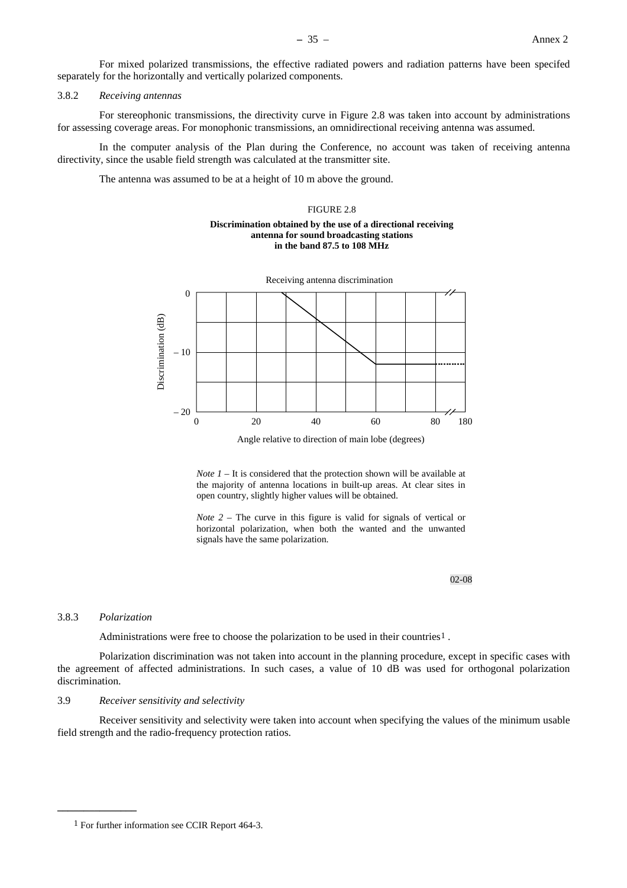For mixed polarized transmissions, the effective radiated powers and radiation patterns have been specifed separately for the horizontally and vertically polarized components.

### 3.8.2 *Receiving antennas*

For stereophonic transmissions, the directivity curve in Figure 2.8 was taken into account by administrations for assessing coverage areas. For monophonic transmissions, an omnidirectional receiving antenna was assumed.

In the computer analysis of the Plan during the Conference, no account was taken of receiving antenna directivity, since the usable field strength was calculated at the transmitter site.

The antenna was assumed to be at a height of 10 m above the ground.

FIGURE 2.8

**Discrimination obtained by the use of a directional receiving antenna for sound broadcasting stations in the band 87.5 to 108 MHz**

*Note 1* – It is considered that the protection shown will be available at the majority of antenna locations in built-up areas. At clear sites in open country, slightly higher values will be obtained.

*Note 2* – The curve in this figure is valid for signals of vertical or horizontal polarization, when both the wanted and the unwanted signals have the same polarization.

02-08

### 3.8.3 *Polarization*

Administrations were free to choose the polarization to be used in their countries[1] .

Polarization discrimination was not taken into account in the planning procedure, except in specific cases with the agreement of affected administrations. In such cases, a value of 10 dB was used for orthogonal polarization discrimination.

## 3.9 *Receiver sensitivity and selectivity*

Receiver sensitivity and selectivity were taken into account when specifying the values of the minimum usable field strength and the radio-frequency protection ratios.

---

[1] For further information see CCIR Report 464-3.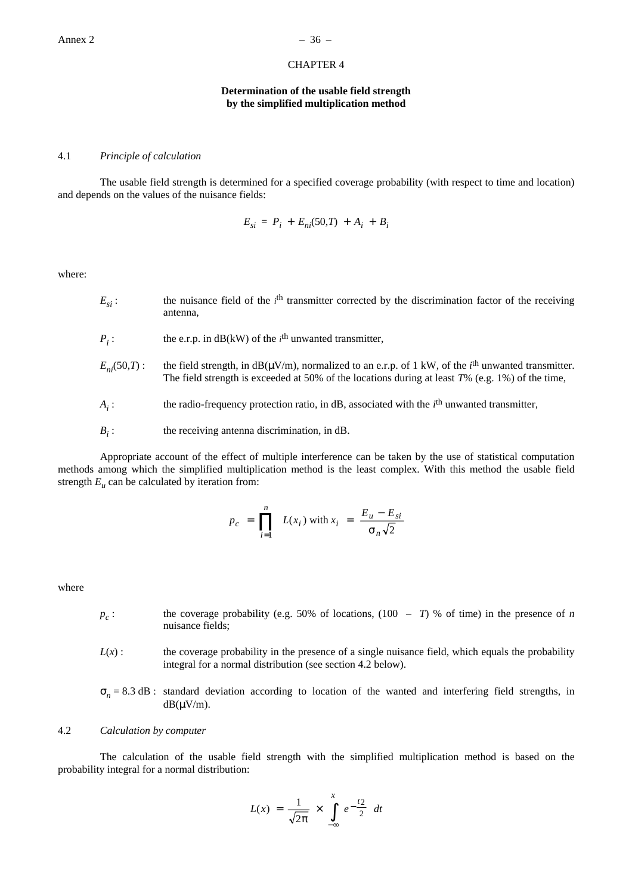## CHAPTER 4

### Determination of the usable field strength by the simplified multiplication method

#### 4.1 *Principle of calculation*

The usable field strength is determined for a specified coverage probability (with respect to time and location) and depends on the values of the nuisance fields:

$$E_{si} = P_i + E_{ni}(50,T) + A_i + B_i$$

where:

- $E_{si}$ : the nuisance field of the $i^{th}$ transmitter corrected by the discrimination factor of the receiving antenna,
- $P_i$ : the e.r.p. in dB(kW) of the $i^{th}$ unwanted transmitter,
- $E_{ni}(50,T)$ : the field strength, in dB(μV/m), normalized to an e.r.p. of 1 kW, of the $i^{th}$ unwanted transmitter. The field strength is exceeded at 50% of the locations during at least $T$% (e.g. 1%) of the time,
- $A_i$ : the radio-frequency protection ratio, in dB, associated with the $i^{th}$ unwanted transmitter,
- $B_i$ : the receiving antenna discrimination, in dB.

Appropriate account of the effect of multiple interference can be taken by the use of statistical computation methods among which the simplified multiplication method is the least complex. With this method the usable field strength $E_u$ can be calculated by iteration from:

$$p_c = \prod_{i=1}^{n} L(x_i) \text{ with } x_i = \frac{E_u - E_{si}}{\sigma_n \sqrt{2}}$$

where

- $p_c$ : the coverage probability (e.g. 50% of locations, (100 – $T$) % of time) in the presence of $n$ nuisance fields;
- $L(x)$ : the coverage probability in the presence of a single nuisance field, which equals the probability integral for a normal distribution (see section 4.2 below).
- $\sigma_n = 8.3$ dB : standard deviation according to location of the wanted and interfering field strengths, in dB(μV/m).

#### 4.2 *Calculation by computer*

The calculation of the usable field strength with the simplified multiplication method is based on the probability integral for a normal distribution:

$$L(x) = \frac{1}{\sqrt{2\pi}} \times \int_{-\infty}^{x} e^{-\frac{t^2}{2}} \, dt$$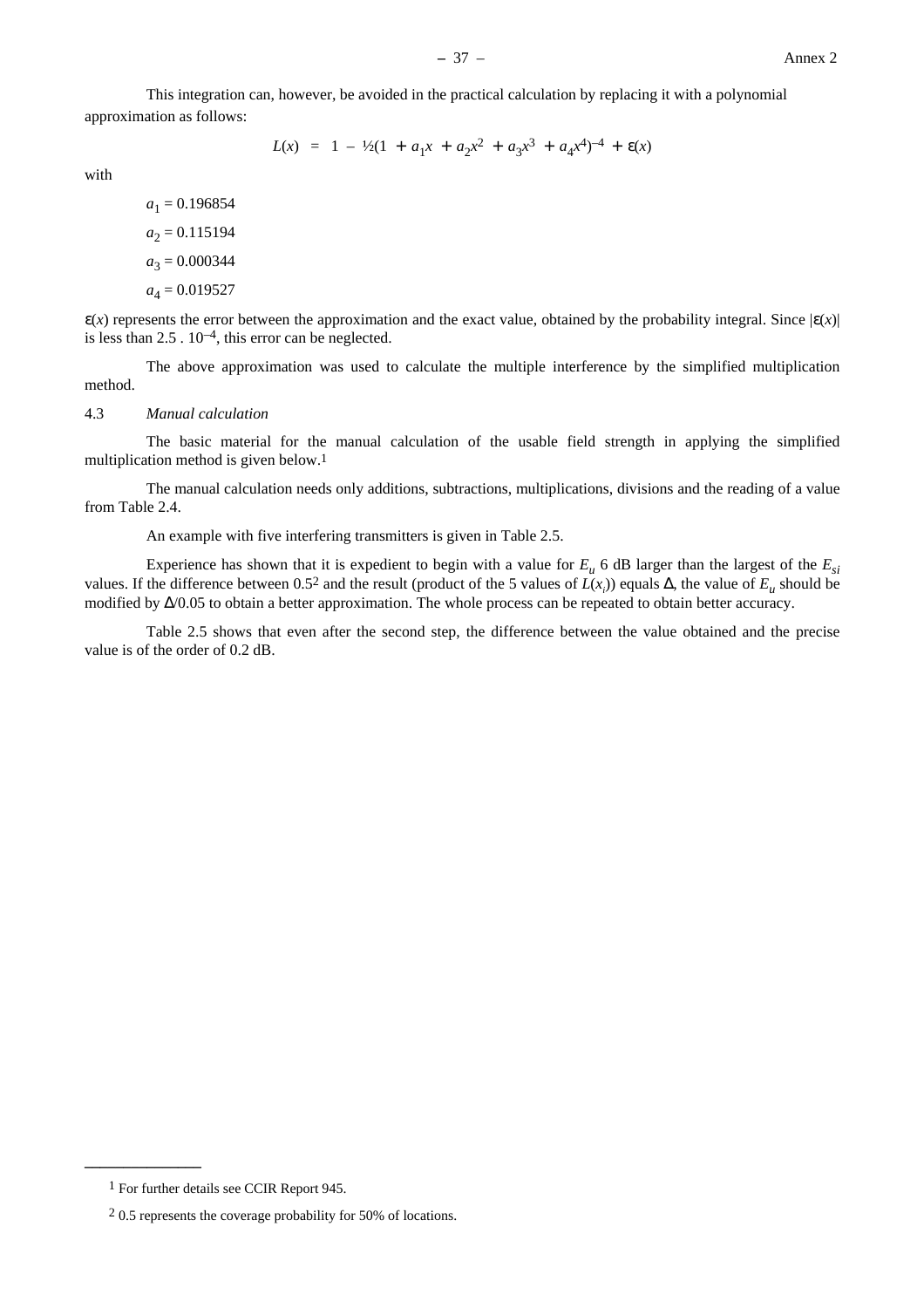This integration can, however, be avoided in the practical calculation by replacing it with a polynomial approximation as follows:

$$L(x) \;=\; 1 - ½(1 + a_1x + a_2x^2 + a_3x^3 + a_4x^4)^{-4} + \varepsilon(x)$$

with

$a_1 = 0.196854$

$a_2 = 0.115194$

$a_3 = 0.000344$

$a_4 = 0.019527$

$\varepsilon(x)$ represents the error between the approximation and the exact value, obtained by the probability integral. Since $|\varepsilon(x)|$ is less than $2.5 \;.\; 10^{-4}$, this error can be neglected.

The above approximation was used to calculate the multiple interference by the simplified multiplication method.

4.3 *Manual calculation*

The basic material for the manual calculation of the usable field strength in applying the simplified multiplication method is given below.[1]

The manual calculation needs only additions, subtractions, multiplications, divisions and the reading of a value from Table 2.4.

An example with five interfering transmitters is given in Table 2.5.

Experience has shown that it is expedient to begin with a value for $E_u$ 6 dB larger than the largest of the $E_{si}$ values. If the difference between 0.5[2] and the result (product of the 5 values of $L(x_i)$) equals $\Delta$, the value of $E_u$ should be modified by $\Delta/0.05$ to obtain a better approximation. The whole process can be repeated to obtain better accuracy.

Table 2.5 shows that even after the second step, the difference between the value obtained and the precise value is of the order of 0.2 dB.

---

[1] For further details see CCIR Report 945.

[2] 0.5 represents the coverage probability for 50% of locations.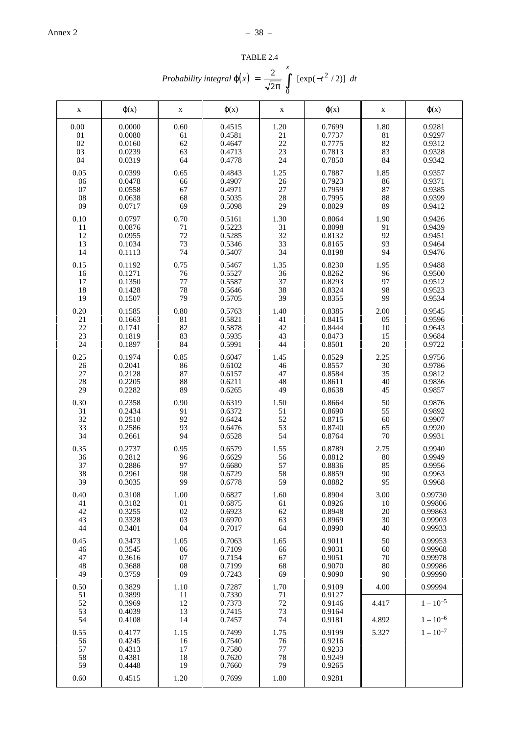TABLE 2.4

*Probability integral* $\varphi(x) = \dfrac{2}{\sqrt{2\pi}} \displaystyle\int_0^x [\exp(-t^2/2)]\ dt$

| x | ϕ(x) | x | ϕ(x) | x | ϕ(x) | x | ϕ(x) |
|---|---|---|---|---|---|---|---|
| 0.00 | 0.0000 | 0.60 | 0.4515 | 1.20 | 0.7699 | 1.80 | 0.9281 |
| 01 | 0.0080 | 61 | 0.4581 | 21 | 0.7737 | 81 | 0.9297 |
| 02 | 0.0160 | 62 | 0.4647 | 22 | 0.7775 | 82 | 0.9312 |
| 03 | 0.0239 | 63 | 0.4713 | 23 | 0.7813 | 83 | 0.9328 |
| 04 | 0.0319 | 64 | 0.4778 | 24 | 0.7850 | 84 | 0.9342 |
| 0.05 | 0.0399 | 0.65 | 0.4843 | 1.25 | 0.7887 | 1.85 | 0.9357 |
| 06 | 0.0478 | 66 | 0.4907 | 26 | 0.7923 | 86 | 0.9371 |
| 07 | 0.0558 | 67 | 0.4971 | 27 | 0.7959 | 87 | 0.9385 |
| 08 | 0.0638 | 68 | 0.5035 | 28 | 0.7995 | 88 | 0.9399 |
| 09 | 0.0717 | 69 | 0.5098 | 29 | 0.8029 | 89 | 0.9412 |
| 0.10 | 0.0797 | 0.70 | 0.5161 | 1.30 | 0.8064 | 1.90 | 0.9426 |
| 11 | 0.0876 | 71 | 0.5223 | 31 | 0.8098 | 91 | 0.9439 |
| 12 | 0.0955 | 72 | 0.5285 | 32 | 0.8132 | 92 | 0.9451 |
| 13 | 0.1034 | 73 | 0.5346 | 33 | 0.8165 | 93 | 0.9464 |
| 14 | 0.1113 | 74 | 0.5407 | 34 | 0.8198 | 94 | 0.9476 |
| 0.15 | 0.1192 | 0.75 | 0.5467 | 1.35 | 0.8230 | 1.95 | 0.9488 |
| 16 | 0.1271 | 76 | 0.5527 | 36 | 0.8262 | 96 | 0.9500 |
| 17 | 0.1350 | 77 | 0.5587 | 37 | 0.8293 | 97 | 0.9512 |
| 18 | 0.1428 | 78 | 0.5646 | 38 | 0.8324 | 98 | 0.9523 |
| 19 | 0.1507 | 79 | 0.5705 | 39 | 0.8355 | 99 | 0.9534 |
| 0.20 | 0.1585 | 0.80 | 0.5763 | 1.40 | 0.8385 | 2.00 | 0.9545 |
| 21 | 0.1663 | 81 | 0.5821 | 41 | 0.8415 | 05 | 0.9596 |
| 22 | 0.1741 | 82 | 0.5878 | 42 | 0.8444 | 10 | 0.9643 |
| 23 | 0.1819 | 83 | 0.5935 | 43 | 0.8473 | 15 | 0.9684 |
| 24 | 0.1897 | 84 | 0.5991 | 44 | 0.8501 | 20 | 0.9722 |
| 0.25 | 0.1974 | 0.85 | 0.6047 | 1.45 | 0.8529 | 2.25 | 0.9756 |
| 26 | 0.2041 | 86 | 0.6102 | 46 | 0.8557 | 30 | 0.9786 |
| 27 | 0.2128 | 87 | 0.6157 | 47 | 0.8584 | 35 | 0.9812 |
| 28 | 0.2205 | 88 | 0.6211 | 48 | 0.8611 | 40 | 0.9836 |
| 29 | 0.2282 | 89 | 0.6265 | 49 | 0.8638 | 45 | 0.9857 |
| 0.30 | 0.2358 | 0.90 | 0.6319 | 1.50 | 0.8664 | 50 | 0.9876 |
| 31 | 0.2434 | 91 | 0.6372 | 51 | 0.8690 | 55 | 0.9892 |
| 32 | 0.2510 | 92 | 0.6424 | 52 | 0.8715 | 60 | 0.9907 |
| 33 | 0.2586 | 93 | 0.6476 | 53 | 0.8740 | 65 | 0.9920 |
| 34 | 0.2661 | 94 | 0.6528 | 54 | 0.8764 | 70 | 0.9931 |
| 0.35 | 0.2737 | 0.95 | 0.6579 | 1.55 | 0.8789 | 2.75 | 0.9940 |
| 36 | 0.2812 | 96 | 0.6629 | 56 | 0.8812 | 80 | 0.9949 |
| 37 | 0.2886 | 97 | 0.6680 | 57 | 0.8836 | 85 | 0.9956 |
| 38 | 0.2961 | 98 | 0.6729 | 58 | 0.8859 | 90 | 0.9963 |
| 39 | 0.3035 | 99 | 0.6778 | 59 | 0.8882 | 95 | 0.9968 |
| 0.40 | 0.3108 | 1.00 | 0.6827 | 1.60 | 0.8904 | 3.00 | 0.99730 |
| 41 | 0.3182 | 01 | 0.6875 | 61 | 0.8926 | 10 | 0.99806 |
| 42 | 0.3255 | 02 | 0.6923 | 62 | 0.8948 | 20 | 0.99863 |
| 43 | 0.3328 | 03 | 0.6970 | 63 | 0.8969 | 30 | 0.99903 |
| 44 | 0.3401 | 04 | 0.7017 | 64 | 0.8990 | 40 | 0.99933 |
| 0.45 | 0.3473 | 1.05 | 0.7063 | 1.65 | 0.9011 | 50 | 0.99953 |
| 46 | 0.3545 | 06 | 0.7109 | 66 | 0.9031 | 60 | 0.99968 |
| 47 | 0.3616 | 07 | 0.7154 | 67 | 0.9051 | 70 | 0.99978 |
| 48 | 0.3688 | 08 | 0.7199 | 68 | 0.9070 | 80 | 0.99986 |
| 49 | 0.3759 | 09 | 0.7243 | 69 | 0.9090 | 90 | 0.99990 |
| 0.50 | 0.3829 | 1.10 | 0.7287 | 1.70 | 0.9109 | 4.00 | 0.99994 |
| 51 | 0.3899 | 11 | 0.7330 | 71 | 0.9127 | | |
| 52 | 0.3969 | 12 | 0.7373 | 72 | 0.9146 | 4.417 | $1-10^{-5}$ |
| 53 | 0.4039 | 13 | 0.7415 | 73 | 0.9164 | | |
| 54 | 0.4108 | 14 | 0.7457 | 74 | 0.9181 | 4.892 | $1-10^{-6}$ |
| 0.55 | 0.4177 | 1.15 | 0.7499 | 1.75 | 0.9199 | 5.327 | $1-10^{-7}$ |
| 56 | 0.4245 | 16 | 0.7540 | 76 | 0.9216 | | |
| 57 | 0.4313 | 17 | 0.7580 | 77 | 0.9233 | | |
| 58 | 0.4381 | 18 | 0.7620 | 78 | 0.9249 | | |
| 59 | 0.4448 | 19 | 0.7660 | 79 | 0.9265 | | |
| 0.60 | 0.4515 | 1.20 | 0.7699 | 1.80 | 0.9281 | | |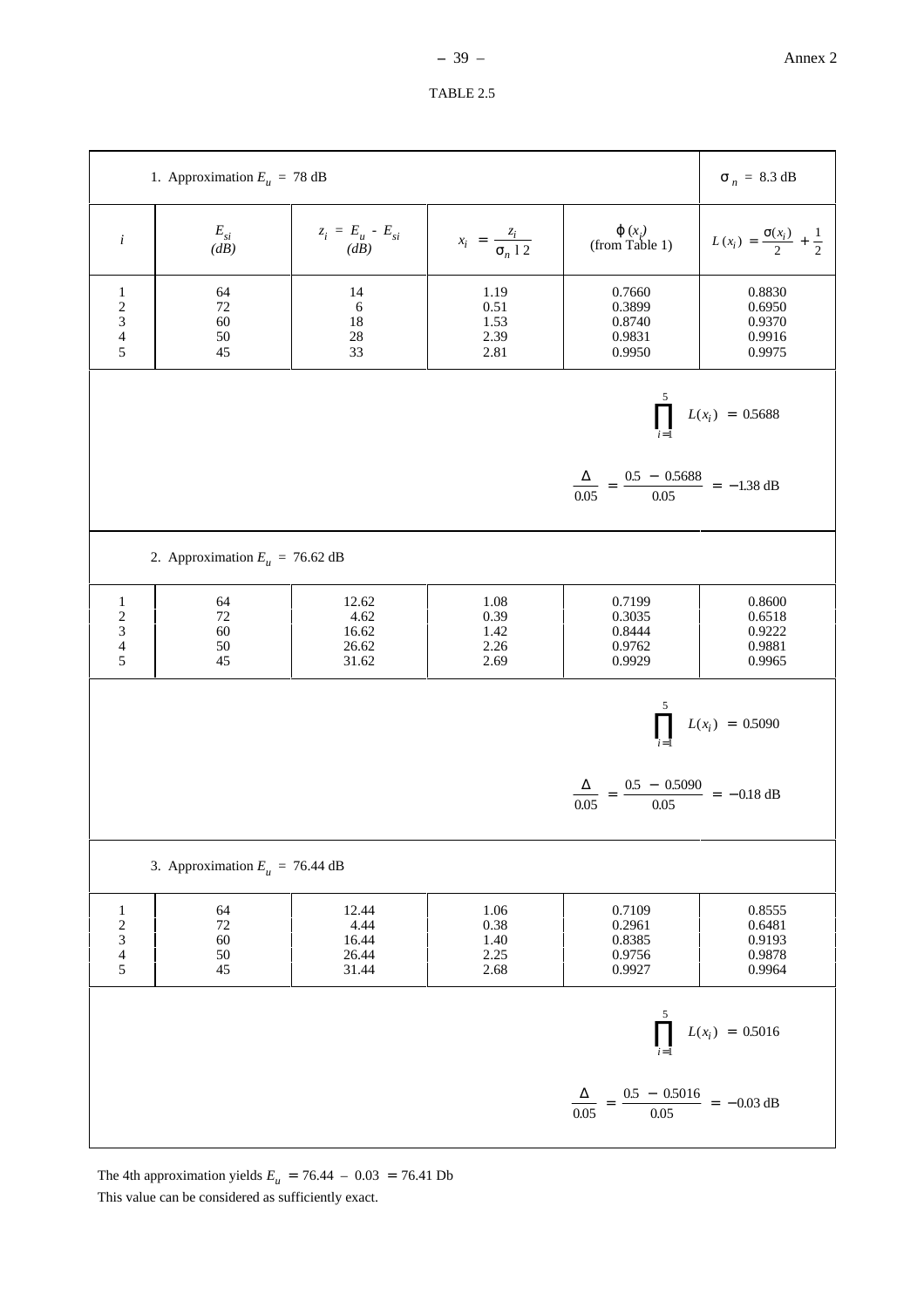TABLE 2.5

| 1. Approximation $E_u = 78$ dB | | | | | $\sigma_n = 8.3$ dB |
|---|---|---|---|---|---|
| $i$ | $E_{si}$ (dB) | $z_i = E_u - E_{si}$ (dB) | $x_i = \frac{z_i}{\sigma_n \sqrt{2}}$ | $\varphi(x_i)$ (from Table 1) | $L(x_i) = \frac{\sigma(x_i)}{2} + \frac{1}{2}$ |
| 1 | 64 | 14 | 1.19 | 0.7660 | 0.8830 |
| 2 | 72 | 6 | 0.51 | 0.3899 | 0.6950 |
| 3 | 60 | 18 | 1.53 | 0.8740 | 0.9370 |
| 4 | 50 | 28 | 2.39 | 0.9831 | 0.9916 |
| 5 | 45 | 33 | 2.81 | 0.9950 | 0.9975 |
| | | | | | $\prod_{i=1}^{5} L(x_i) = 0.5688$ |
| | | | | | $\frac{\Delta}{0.05} = \frac{0.5 - 0.5688}{0.05} = -1.38$ dB |
| 2. Approximation $E_u = 76.62$ dB | | | | | |
| 1 | 64 | 12.62 | 1.08 | 0.7199 | 0.8600 |
| 2 | 72 | 4.62 | 0.39 | 0.3035 | 0.6518 |
| 3 | 60 | 16.62 | 1.42 | 0.8444 | 0.9222 |
| 4 | 50 | 26.62 | 2.26 | 0.9762 | 0.9881 |
| 5 | 45 | 31.62 | 2.69 | 0.9929 | 0.9965 |
| | | | | | $\prod_{i=1}^{5} L(x_i) = 0.5090$ |
| | | | | | $\frac{\Delta}{0.05} = \frac{0.5 - 0.5090}{0.05} = -0.18$ dB |
| 3. Approximation $E_u = 76.44$ dB | | | | | |
| 1 | 64 | 12.44 | 1.06 | 0.7109 | 0.8555 |
| 2 | 72 | 4.44 | 0.38 | 0.2961 | 0.6481 |
| 3 | 60 | 16.44 | 1.40 | 0.8385 | 0.9193 |
| 4 | 50 | 26.44 | 2.25 | 0.9756 | 0.9878 |
| 5 | 45 | 31.44 | 2.68 | 0.9927 | 0.9964 |
| | | | | | $\prod_{i=1}^{5} L(x_i) = 0.5016$ |
| | | | | | $\frac{\Delta}{0.05} = \frac{0.5 - 0.5016}{0.05} = -0.03$ dB |

The 4th approximation yields $E_u = 76.44 - 0.03 = 76.41$ Db

This value can be considered as sufficiently exact.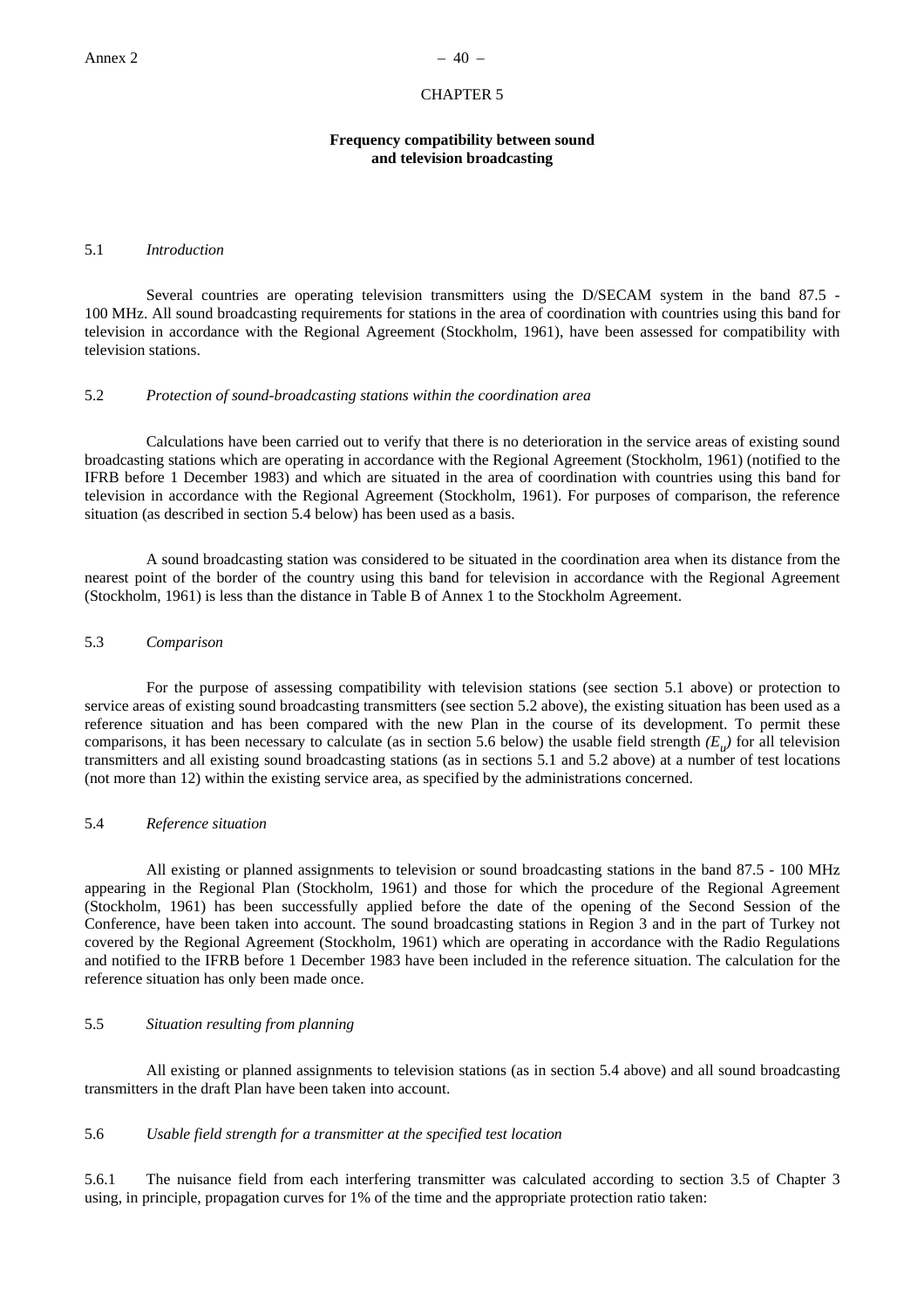## CHAPTER 5

### Frequency compatibility between sound and television broadcasting

5.1 *Introduction*

Several countries are operating television transmitters using the D/SECAM system in the band 87.5 - 100 MHz. All sound broadcasting requirements for stations in the area of coordination with countries using this band for television in accordance with the Regional Agreement (Stockholm, 1961), have been assessed for compatibility with television stations.

5.2 *Protection of sound-broadcasting stations within the coordination area*

Calculations have been carried out to verify that there is no deterioration in the service areas of existing sound broadcasting stations which are operating in accordance with the Regional Agreement (Stockholm, 1961) (notified to the IFRB before 1 December 1983) and which are situated in the area of coordination with countries using this band for television in accordance with the Regional Agreement (Stockholm, 1961). For purposes of comparison, the reference situation (as described in section 5.4 below) has been used as a basis.

A sound broadcasting station was considered to be situated in the coordination area when its distance from the nearest point of the border of the country using this band for television in accordance with the Regional Agreement (Stockholm, 1961) is less than the distance in Table B of Annex 1 to the Stockholm Agreement.

5.3 *Comparison*

For the purpose of assessing compatibility with television stations (see section 5.1 above) or protection to service areas of existing sound broadcasting transmitters (see section 5.2 above), the existing situation has been used as a reference situation and has been compared with the new Plan in the course of its development. To permit these comparisons, it has been necessary to calculate (as in section 5.6 below) the usable field strength ($E_u$) for all television transmitters and all existing sound broadcasting stations (as in sections 5.1 and 5.2 above) at a number of test locations (not more than 12) within the existing service area, as specified by the administrations concerned.

5.4 *Reference situation*

All existing or planned assignments to television or sound broadcasting stations in the band 87.5 - 100 MHz appearing in the Regional Plan (Stockholm, 1961) and those for which the procedure of the Regional Agreement (Stockholm, 1961) has been successfully applied before the date of the opening of the Second Session of the Conference, have been taken into account. The sound broadcasting stations in Region 3 and in the part of Turkey not covered by the Regional Agreement (Stockholm, 1961) which are operating in accordance with the Radio Regulations and notified to the IFRB before 1 December 1983 have been included in the reference situation. The calculation for the reference situation has only been made once.

5.5 *Situation resulting from planning*

All existing or planned assignments to television stations (as in section 5.4 above) and all sound broadcasting transmitters in the draft Plan have been taken into account.

5.6 *Usable field strength for a transmitter at the specified test location*

5.6.1 The nuisance field from each interfering transmitter was calculated according to section 3.5 of Chapter 3 using, in principle, propagation curves for 1% of the time and the appropriate protection ratio taken: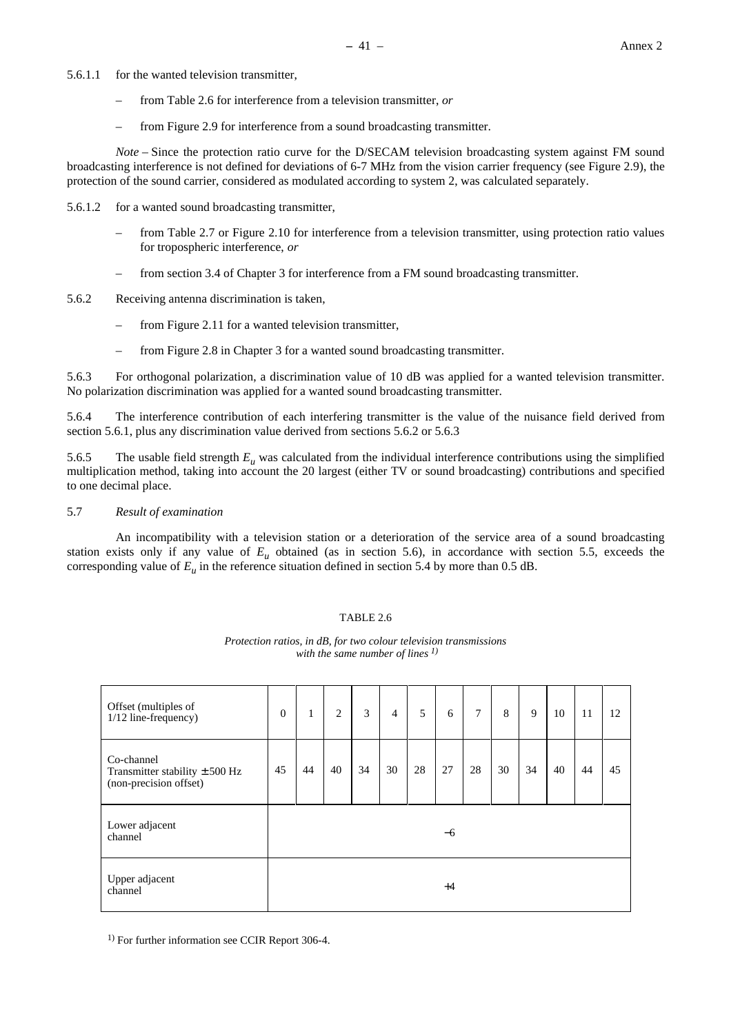5.6.1.1 for the wanted television transmitter,

- from Table 2.6 for interference from a television transmitter, *or*
- from Figure 2.9 for interference from a sound broadcasting transmitter.

*Note* – Since the protection ratio curve for the D/SECAM television broadcasting system against FM sound broadcasting interference is not defined for deviations of 6-7 MHz from the vision carrier frequency (see Figure 2.9), the protection of the sound carrier, considered as modulated according to system 2, was calculated separately.

5.6.1.2 for a wanted sound broadcasting transmitter,

- from Table 2.7 or Figure 2.10 for interference from a television transmitter, using protection ratio values for tropospheric interference, *or*
- from section 3.4 of Chapter 3 for interference from a FM sound broadcasting transmitter.

5.6.2 Receiving antenna discrimination is taken,

- from Figure 2.11 for a wanted television transmitter,
- from Figure 2.8 in Chapter 3 for a wanted sound broadcasting transmitter.

5.6.3 For orthogonal polarization, a discrimination value of 10 dB was applied for a wanted television transmitter. No polarization discrimination was applied for a wanted sound broadcasting transmitter.

5.6.4 The interference contribution of each interfering transmitter is the value of the nuisance field derived from section 5.6.1, plus any discrimination value derived from sections 5.6.2 or 5.6.3

5.6.5 The usable field strength $E_u$ was calculated from the individual interference contributions using the simplified multiplication method, taking into account the 20 largest (either TV or sound broadcasting) contributions and specified to one decimal place.

5.7 *Result of examination*

An incompatibility with a television station or a deterioration of the service area of a sound broadcasting station exists only if any value of $E_u$ obtained (as in section 5.6), in accordance with section 5.5, exceeds the corresponding value of $E_u$ in the reference situation defined in section 5.4 by more than 0.5 dB.

TABLE 2.6

*Protection ratios, in dB, for two colour television transmissions with the same number of lines* [1)]

| Offset (multiples of 1/12 line-frequency) | 0 | 1 | 2 | 3 | 4 | 5 | 6 | 7 | 8 | 9 | 10 | 11 | 12 |
|---|---|---|---|---|---|---|---|---|---|---|---|---|---|
| Co-channel Transmitter stability ± 500 Hz (non-precision offset) | 45 | 44 | 40 | 34 | 30 | 28 | 27 | 28 | 30 | 34 | 40 | 44 | 45 |
| Lower adjacent channel | −6 | | | | | | | | | | | | |
| Upper adjacent channel | +4 | | | | | | | | | | | | |

[1)] For further information see CCIR Report 306-4.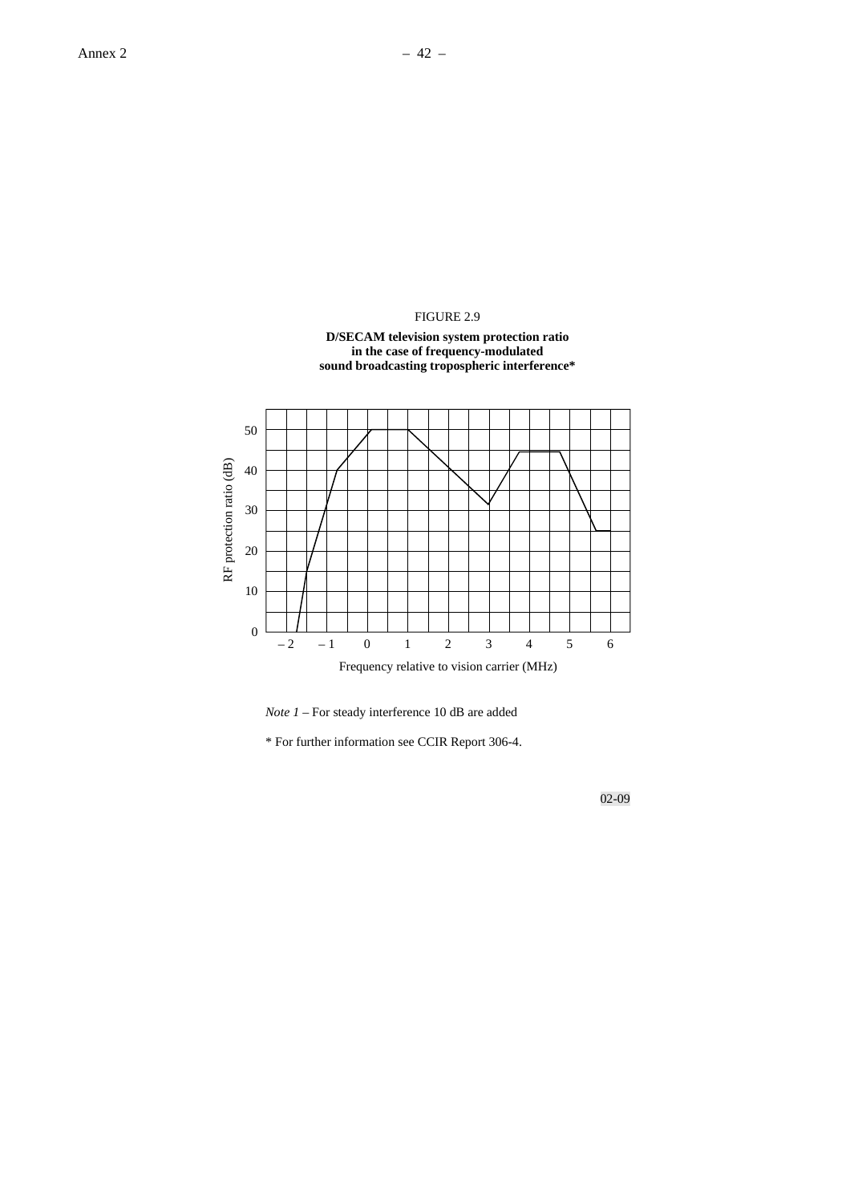FIGURE 2.9

**D/SECAM television system protection ratio in the case of frequency-modulated sound broadcasting tropospheric interference***

RF protection ratio (dB)

Frequency relative to vision carrier (MHz)

*Note 1* – For steady interference 10 dB are added

* For further information see CCIR Report 306-4.

02-09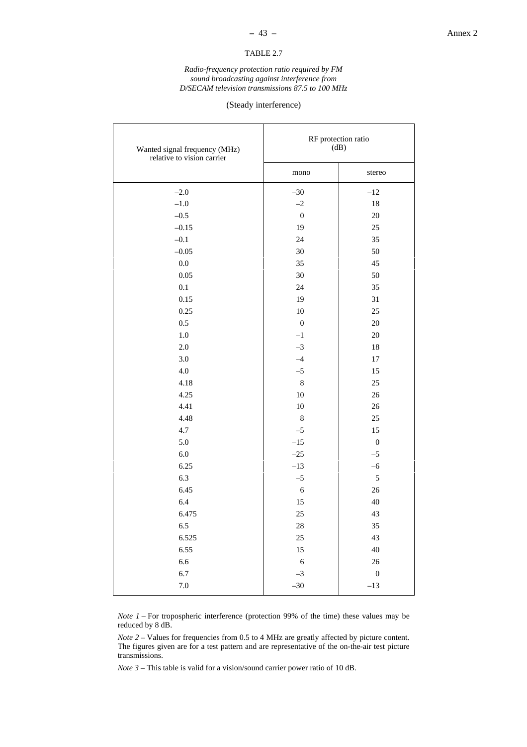TABLE 2.7

*Radio-frequency protection ratio required by FM sound broadcasting against interference from D/SECAM television transmissions 87.5 to 100 MHz*

(Steady interference)

| Wanted signal frequency (MHz) relative to vision carrier | RF protection ratio (dB) | |
|---|---|---|
| | mono | stereo |
| –2.0 | –30 | –12 |
| –1.0 | –2 | 18 |
| –0.5 | 0 | 20 |
| –0.15 | 19 | 25 |
| –0.1 | 24 | 35 |
| –0.05 | 30 | 50 |
| 0.0 | 35 | 45 |
| 0.05 | 30 | 50 |
| 0.1 | 24 | 35 |
| 0.15 | 19 | 31 |
| 0.25 | 10 | 25 |
| 0.5 | 0 | 20 |
| 1.0 | –1 | 20 |
| 2.0 | –3 | 18 |
| 3.0 | –4 | 17 |
| 4.0 | –5 | 15 |
| 4.18 | 8 | 25 |
| 4.25 | 10 | 26 |
| 4.41 | 10 | 26 |
| 4.48 | 8 | 25 |
| 4.7 | –5 | 15 |
| 5.0 | –15 | 0 |
| 6.0 | –25 | –5 |
| 6.25 | –13 | –6 |
| 6.3 | –5 | 5 |
| 6.45 | 6 | 26 |
| 6.4 | 15 | 40 |
| 6.475 | 25 | 43 |
| 6.5 | 28 | 35 |
| 6.525 | 25 | 43 |
| 6.55 | 15 | 40 |
| 6.6 | 6 | 26 |
| 6.7 | –3 | 0 |
| 7.0 | –30 | –13 |

*Note 1* – For tropospheric interference (protection 99% of the time) these values may be reduced by 8 dB.

*Note 2* – Values for frequencies from 0.5 to 4 MHz are greatly affected by picture content. The figures given are for a test pattern and are representative of the on-the-air test picture transmissions.

*Note 3* – This table is valid for a vision/sound carrier power ratio of 10 dB.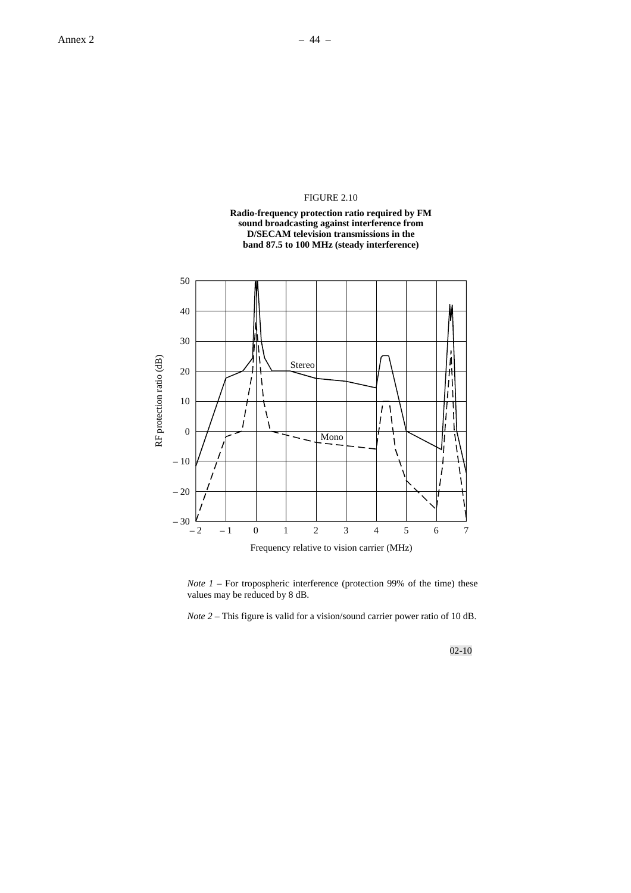FIGURE 2.10

**Radio-frequency protection ratio required by FM sound broadcasting against interference from D/SECAM television transmissions in the band 87.5 to 100 MHz (steady interference)**

*Note 1* – For tropospheric interference (protection 99% of the time) these values may be reduced by 8 dB.

*Note 2* – This figure is valid for a vision/sound carrier power ratio of 10 dB.

02-10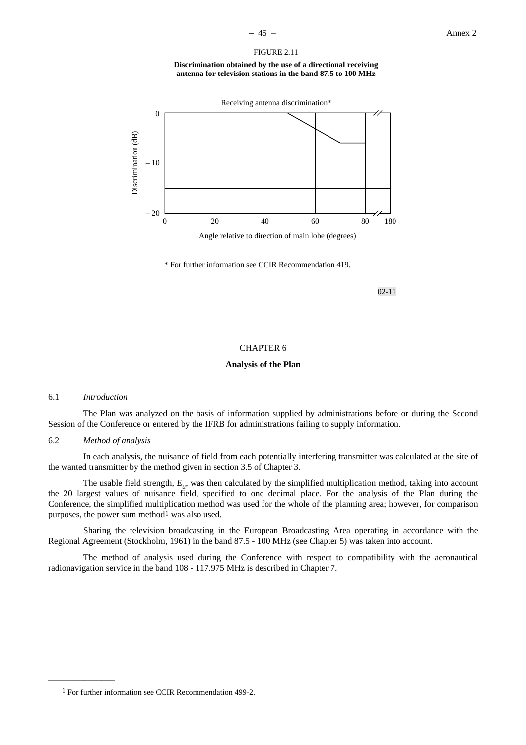FIGURE 2.11

**Discrimination obtained by the use of a directional receiving antenna for television stations in the band 87.5 to 100 MHz**

Receiving antenna discrimination*

Discrimination (dB)

Angle relative to direction of main lobe (degrees)

\* For further information see CCIR Recommendation 419.

02-11

## CHAPTER 6

### Analysis of the Plan

6.1 *Introduction*

The Plan was analyzed on the basis of information supplied by administrations before or during the Second Session of the Conference or entered by the IFRB for administrations failing to supply information.

6.2 *Method of analysis*

In each analysis, the nuisance of field from each potentially interfering transmitter was calculated at the site of the wanted transmitter by the method given in section 3.5 of Chapter 3.

The usable field strength, $E_u$, was then calculated by the simplified multiplication method, taking into account the 20 largest values of nuisance field, specified to one decimal place. For the analysis of the Plan during the Conference, the simplified multiplication method was used for the whole of the planning area; however, for comparison purposes, the power sum method[1] was also used.

Sharing the television broadcasting in the European Broadcasting Area operating in accordance with the Regional Agreement (Stockholm, 1961) in the band 87.5 - 100 MHz (see Chapter 5) was taken into account.

The method of analysis used during the Conference with respect to compatibility with the aeronautical radionavigation service in the band 108 - 117.975 MHz is described in Chapter 7.

[1] For further information see CCIR Recommendation 499-2.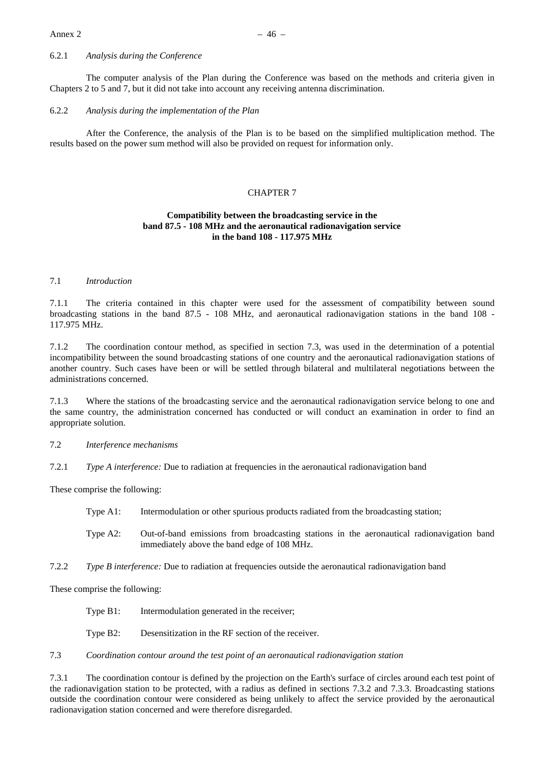6.2.1 *Analysis during the Conference*

The computer analysis of the Plan during the Conference was based on the methods and criteria given in Chapters 2 to 5 and 7, but it did not take into account any receiving antenna discrimination.

6.2.2 *Analysis during the implementation of the Plan*

After the Conference, the analysis of the Plan is to be based on the simplified multiplication method. The results based on the power sum method will also be provided on request for information only.

# CHAPTER 7

## Compatibility between the broadcasting service in the band 87.5 - 108 MHz and the aeronautical radionavigation service in the band 108 - 117.975 MHz

7.1 *Introduction*

7.1.1 The criteria contained in this chapter were used for the assessment of compatibility between sound broadcasting stations in the band 87.5 - 108 MHz, and aeronautical radionavigation stations in the band 108 - 117.975 MHz.

7.1.2 The coordination contour method, as specified in section 7.3, was used in the determination of a potential incompatibility between the sound broadcasting stations of one country and the aeronautical radionavigation stations of another country. Such cases have been or will be settled through bilateral and multilateral negotiations between the administrations concerned.

7.1.3 Where the stations of the broadcasting service and the aeronautical radionavigation service belong to one and the same country, the administration concerned has conducted or will conduct an examination in order to find an appropriate solution.

7.2 *Interference mechanisms*

7.2.1 *Type A interference:* Due to radiation at frequencies in the aeronautical radionavigation band

These comprise the following:

Type A1: Intermodulation or other spurious products radiated from the broadcasting station;

Type A2: Out-of-band emissions from broadcasting stations in the aeronautical radionavigation band immediately above the band edge of 108 MHz.

7.2.2 *Type B interference:* Due to radiation at frequencies outside the aeronautical radionavigation band

These comprise the following:

Type B1: Intermodulation generated in the receiver;

Type B2: Desensitization in the RF section of the receiver.

7.3 *Coordination contour around the test point of an aeronautical radionavigation station*

7.3.1 The coordination contour is defined by the projection on the Earth's surface of circles around each test point of the radionavigation station to be protected, with a radius as defined in sections 7.3.2 and 7.3.3. Broadcasting stations outside the coordination contour were considered as being unlikely to affect the service provided by the aeronautical radionavigation station concerned and were therefore disregarded.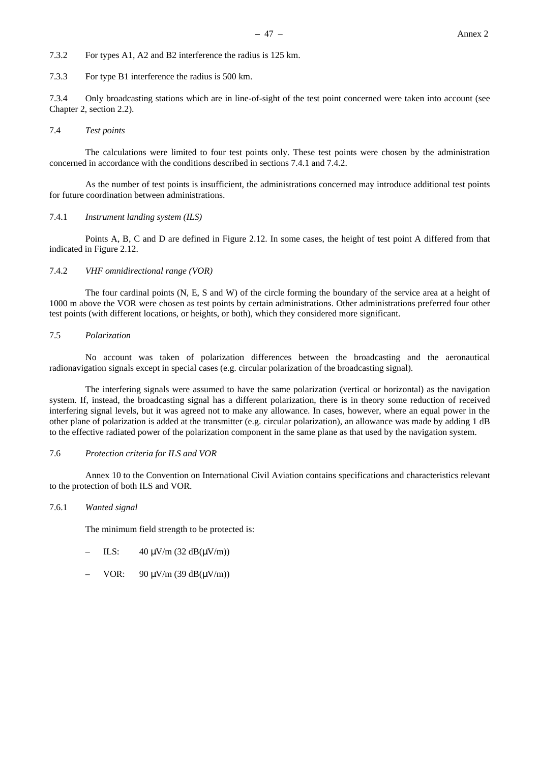7.3.2 For types A1, A2 and B2 interference the radius is 125 km.

7.3.3 For type B1 interference the radius is 500 km.

7.3.4 Only broadcasting stations which are in line-of-sight of the test point concerned were taken into account (see Chapter 2, section 2.2).

7.4 *Test points*

The calculations were limited to four test points only. These test points were chosen by the administration concerned in accordance with the conditions described in sections 7.4.1 and 7.4.2.

As the number of test points is insufficient, the administrations concerned may introduce additional test points for future coordination between administrations.

7.4.1 *Instrument landing system (ILS)*

Points A, B, C and D are defined in Figure 2.12. In some cases, the height of test point A differed from that indicated in Figure 2.12.

7.4.2 *VHF omnidirectional range (VOR)*

The four cardinal points (N, E, S and W) of the circle forming the boundary of the service area at a height of 1000 m above the VOR were chosen as test points by certain administrations. Other administrations preferred four other test points (with different locations, or heights, or both), which they considered more significant.

7.5 *Polarization*

No account was taken of polarization differences between the broadcasting and the aeronautical radionavigation signals except in special cases (e.g. circular polarization of the broadcasting signal).

The interfering signals were assumed to have the same polarization (vertical or horizontal) as the navigation system. If, instead, the broadcasting signal has a different polarization, there is in theory some reduction of received interfering signal levels, but it was agreed not to make any allowance. In cases, however, where an equal power in the other plane of polarization is added at the transmitter (e.g. circular polarization), an allowance was made by adding 1 dB to the effective radiated power of the polarization component in the same plane as that used by the navigation system.

7.6 *Protection criteria for ILS and VOR*

Annex 10 to the Convention on International Civil Aviation contains specifications and characteristics relevant to the protection of both ILS and VOR.

7.6.1 *Wanted signal*

The minimum field strength to be protected is:

– ILS: 40 μV/m (32 dB(μV/m))

– VOR: 90 μV/m (39 dB(μV/m))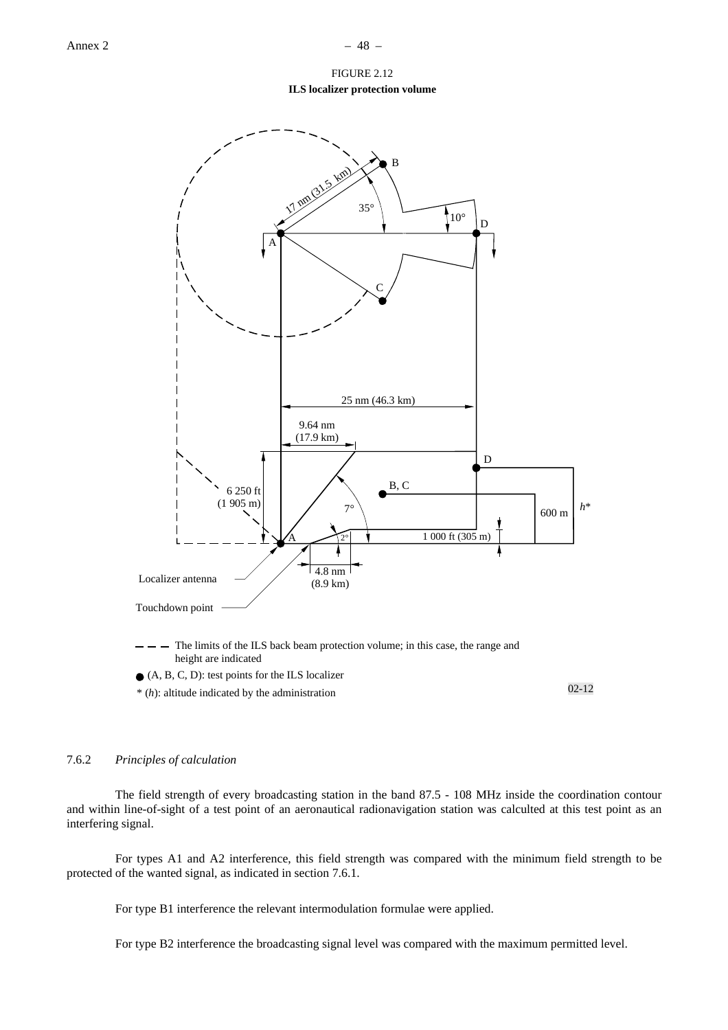FIGURE 2.12

**ILS localizer protection volume**

7.6.2 *Principles of calculation*

The field strength of every broadcasting station in the band 87.5 - 108 MHz inside the coordination contour and within line-of-sight of a test point of an aeronautical radionavigation station was calculted at this test point as an interfering signal.

For types A1 and A2 interference, this field strength was compared with the minimum field strength to be protected of the wanted signal, as indicated in section 7.6.1.

For type B1 interference the relevant intermodulation formulae were applied.

For type B2 interference the broadcasting signal level was compared with the maximum permitted level.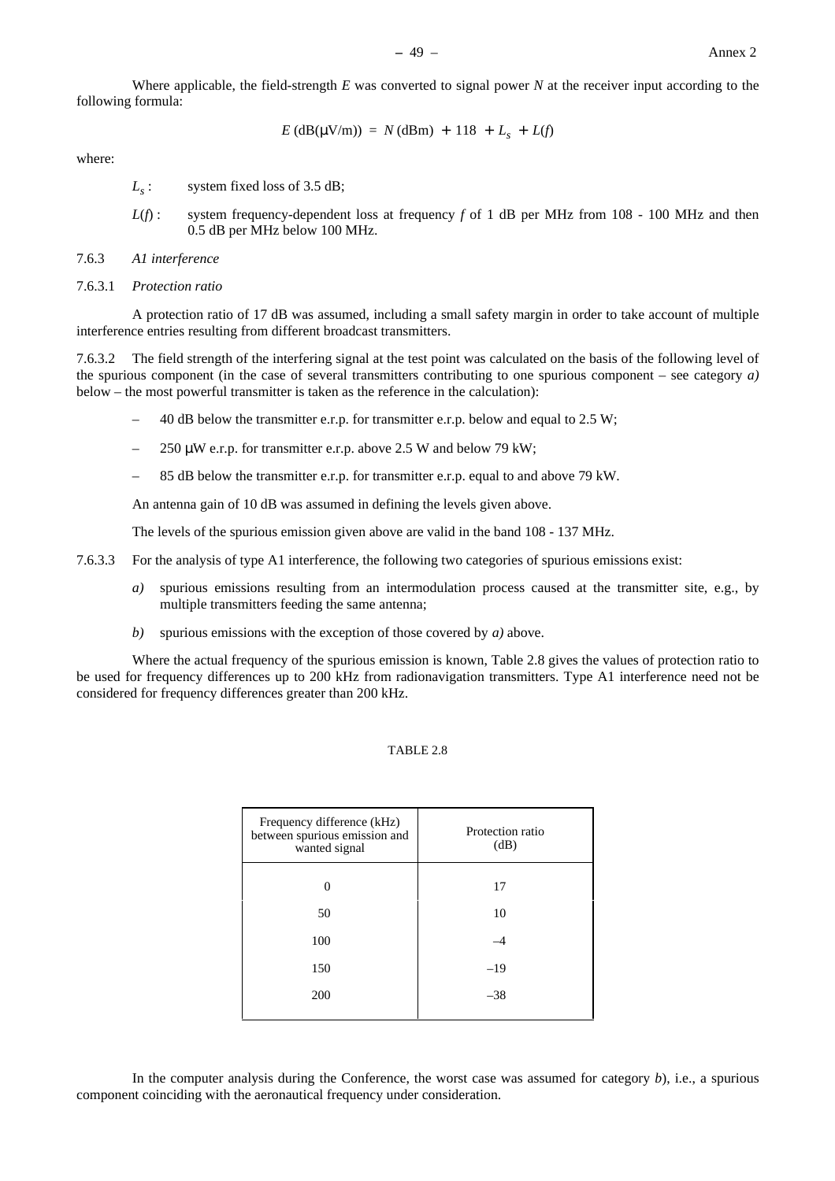Where applicable, the field-strength $E$ was converted to signal power $N$ at the receiver input according to the following formula:

$$E\ (\text{dB}(\mu\text{V/m})) = N\ (\text{dBm}) + 118 + L_s + L(f)$$

where:

- $L_s$ : system fixed loss of 3.5 dB;
- $L(f)$ : system frequency-dependent loss at frequency $f$ of 1 dB per MHz from 108 - 100 MHz and then 0.5 dB per MHz below 100 MHz.

### 7.6.3 *A1 interference*

#### 7.6.3.1 *Protection ratio*

A protection ratio of 17 dB was assumed, including a small safety margin in order to take account of multiple interference entries resulting from different broadcast transmitters.

7.6.3.2 The field strength of the interfering signal at the test point was calculated on the basis of the following level of the spurious component (in the case of several transmitters contributing to one spurious component – see category *a)* below – the most powerful transmitter is taken as the reference in the calculation):

- 40 dB below the transmitter e.r.p. for transmitter e.r.p. below and equal to 2.5 W;
- 250 μW e.r.p. for transmitter e.r.p. above 2.5 W and below 79 kW;
- 85 dB below the transmitter e.r.p. for transmitter e.r.p. equal to and above 79 kW.

An antenna gain of 10 dB was assumed in defining the levels given above.

The levels of the spurious emission given above are valid in the band 108 - 137 MHz.

7.6.3.3 For the analysis of type A1 interference, the following two categories of spurious emissions exist:

*a)* spurious emissions resulting from an intermodulation process caused at the transmitter site, e.g., by multiple transmitters feeding the same antenna;

*b)* spurious emissions with the exception of those covered by *a)* above.

Where the actual frequency of the spurious emission is known, Table 2.8 gives the values of protection ratio to be used for frequency differences up to 200 kHz from radionavigation transmitters. Type A1 interference need not be considered for frequency differences greater than 200 kHz.

TABLE 2.8

| Frequency difference (kHz) between spurious emission and wanted signal | Protection ratio (dB) |
|---|---|
| 0 | 17 |
| 50 | 10 |
| 100 | –4 |
| 150 | –19 |
| 200 | –38 |

In the computer analysis during the Conference, the worst case was assumed for category *b*), i.e., a spurious component coinciding with the aeronautical frequency under consideration.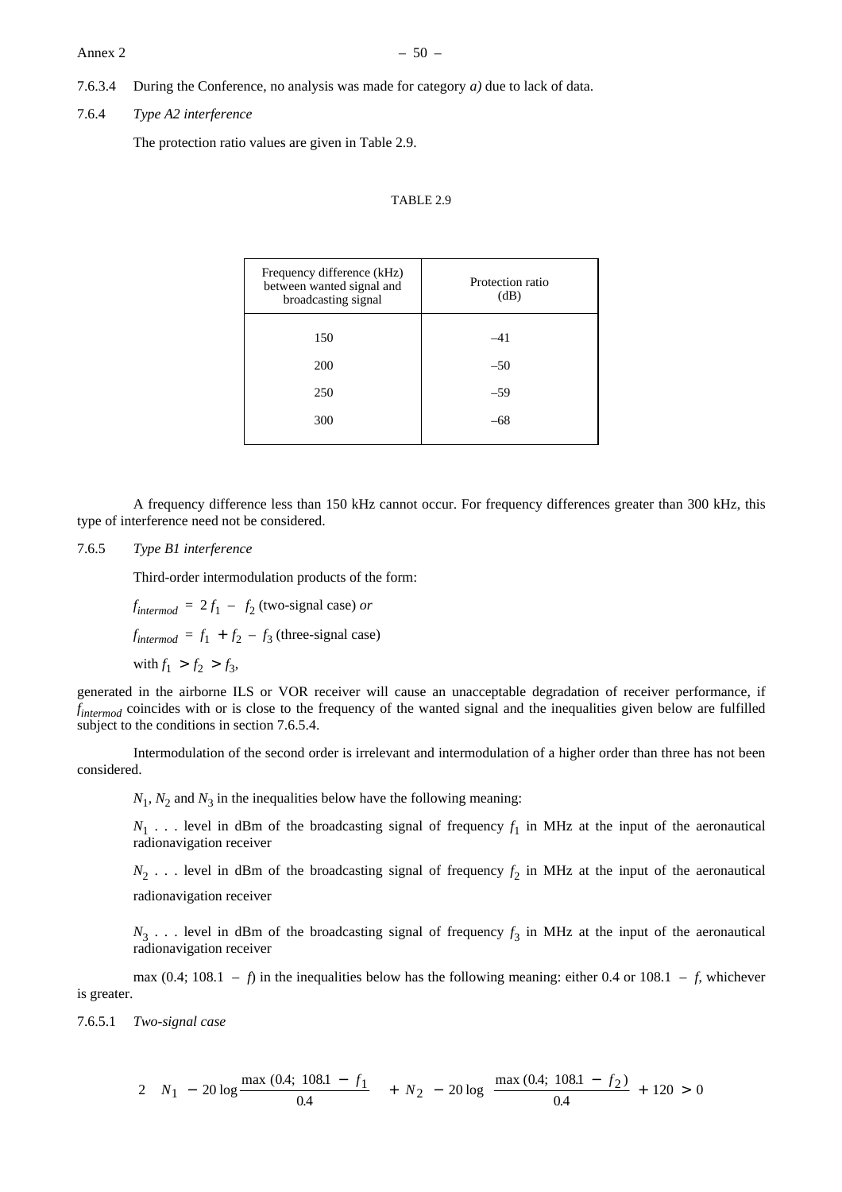7.6.3.4 During the Conference, no analysis was made for category *a)* due to lack of data.

7.6.4 *Type A2 interference*

The protection ratio values are given in Table 2.9.

TABLE 2.9

| Frequency difference (kHz) between wanted signal and broadcasting signal | Protection ratio (dB) |
|---|---|
| 150 | –41 |
| 200 | –50 |
| 250 | –59 |
| 300 | –68 |

A frequency difference less than 150 kHz cannot occur. For frequency differences greater than 300 kHz, this type of interference need not be considered.

7.6.5 *Type B1 interference*

Third-order intermodulation products of the form:

$f_{intermod} = 2 f_1 - f_2$ (two-signal case) *or*

$f_{intermod} = f_1 + f_2 - f_3$ (three-signal case)

with $f_1 > f_2 > f_3$,

generated in the airborne ILS or VOR receiver will cause an unacceptable degradation of receiver performance, if $f_{intermod}$ coincides with or is close to the frequency of the wanted signal and the inequalities given below are fulfilled subject to the conditions in section 7.6.5.4.

Intermodulation of the second order is irrelevant and intermodulation of a higher order than three has not been considered.

$N_1$, $N_2$ and $N_3$ in the inequalities below have the following meaning:

$N_1$ . . . level in dBm of the broadcasting signal of frequency $f_1$ in MHz at the input of the aeronautical radionavigation receiver

$N_2$ . . . level in dBm of the broadcasting signal of frequency $f_2$ in MHz at the input of the aeronautical radionavigation receiver

$N_3$ . . . level in dBm of the broadcasting signal of frequency $f_3$ in MHz at the input of the aeronautical radionavigation receiver

max (0.4; 108.1 – *f*) in the inequalities below has the following meaning: either 0.4 or 108.1 – *f*, whichever is greater.

7.6.5.1 *Two-signal case*

$$2 \left( N_1 - 20 \log \frac{\max (0.4;\ 108.1 - f_1)}{0.4} \right) + N_2 - 20 \log \left( \frac{\max (0.4;\ 108.1 - f_2)}{0.4} \right) + 120 > 0$$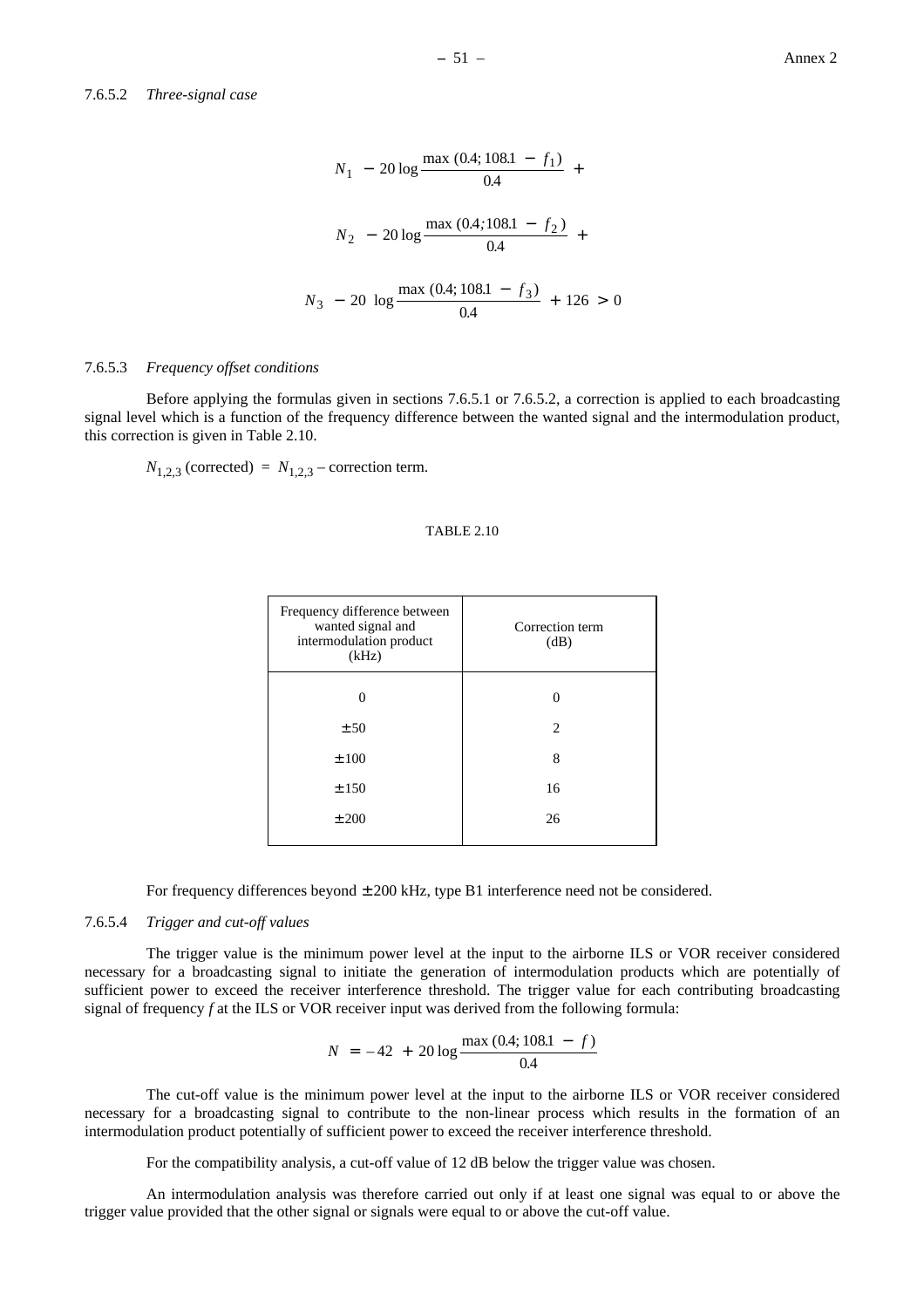7.6.5.2 *Three-signal case*

$$N_1 - 20 \log \frac{\max (0.4; 108.1 - f_1)}{0.4} +$$

$$N_2 - 20 \log \frac{\max (0.4; 108.1 - f_2)}{0.4} +$$

$$N_3 - 20 \log \frac{\max (0.4; 108.1 - f_3)}{0.4} + 126 > 0$$

7.6.5.3 *Frequency offset conditions*

Before applying the formulas given in sections 7.6.5.1 or 7.6.5.2, a correction is applied to each broadcasting signal level which is a function of the frequency difference between the wanted signal and the intermodulation product, this correction is given in Table 2.10.

$N_{1,2,3}$ (corrected) = $N_{1,2,3}$ – correction term.

TABLE 2.10

| Frequency difference between wanted signal and intermodulation product (kHz) | Correction term (dB) |
|---|---|
| 0 | 0 |
| ± 50 | 2 |
| ± 100 | 8 |
| ± 150 | 16 |
| ± 200 | 26 |

For frequency differences beyond ± 200 kHz, type B1 interference need not be considered.

7.6.5.4 *Trigger and cut-off values*

The trigger value is the minimum power level at the input to the airborne ILS or VOR receiver considered necessary for a broadcasting signal to initiate the generation of intermodulation products which are potentially of sufficient power to exceed the receiver interference threshold. The trigger value for each contributing broadcasting signal of frequency $f$ at the ILS or VOR receiver input was derived from the following formula:

$$N = -42 + 20 \log \frac{\max (0.4; 108.1 - f)}{0.4}$$

The cut-off value is the minimum power level at the input to the airborne ILS or VOR receiver considered necessary for a broadcasting signal to contribute to the non-linear process which results in the formation of an intermodulation product potentially of sufficient power to exceed the receiver interference threshold.

For the compatibility analysis, a cut-off value of 12 dB below the trigger value was chosen.

An intermodulation analysis was therefore carried out only if at least one signal was equal to or above the trigger value provided that the other signal or signals were equal to or above the cut-off value.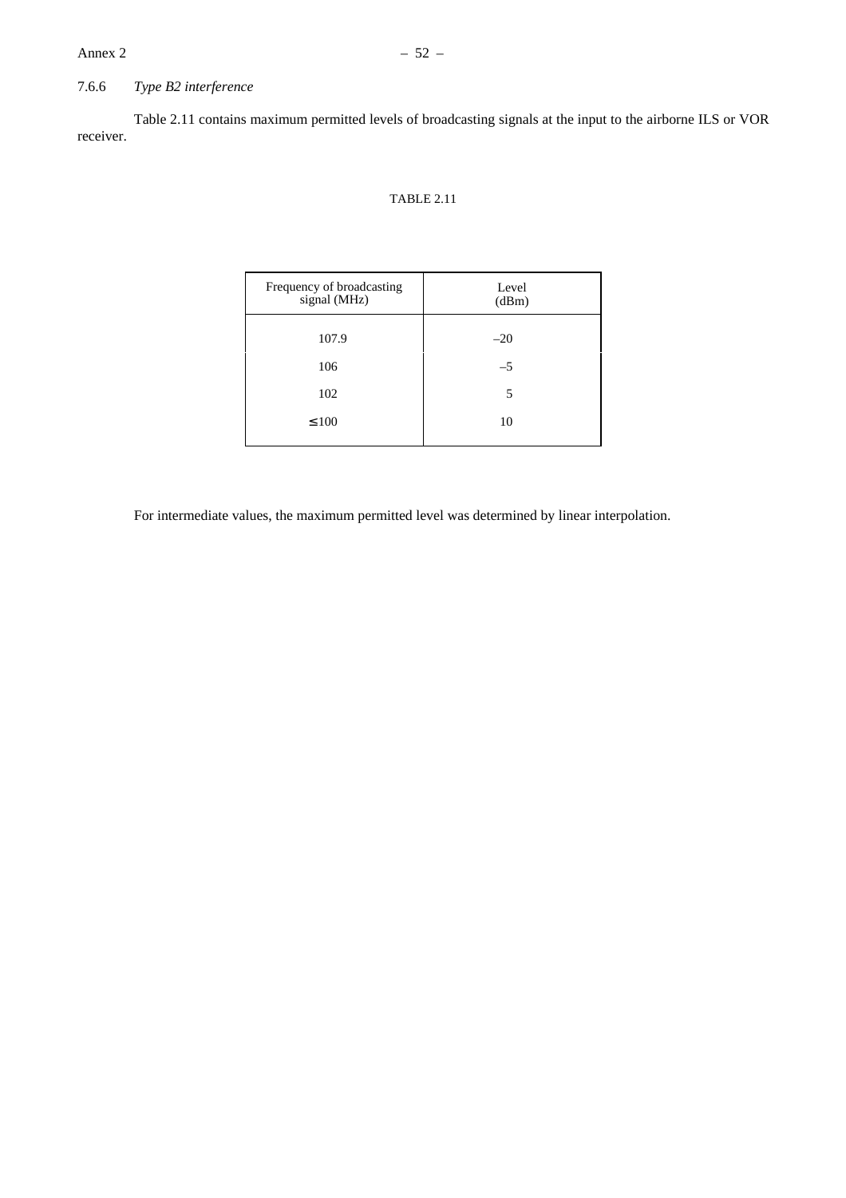#### 7.6.6 *Type B2 interference*

Table 2.11 contains maximum permitted levels of broadcasting signals at the input to the airborne ILS or VOR receiver.

TABLE 2.11

| Frequency of broadcasting signal (MHz) | Level (dBm) |
|---|---|
| 107.9 | –20 |
| 106 | –5 |
| 102 | 5 |
| ≤ 100 | 10 |

For intermediate values, the maximum permitted level was determined by linear interpolation.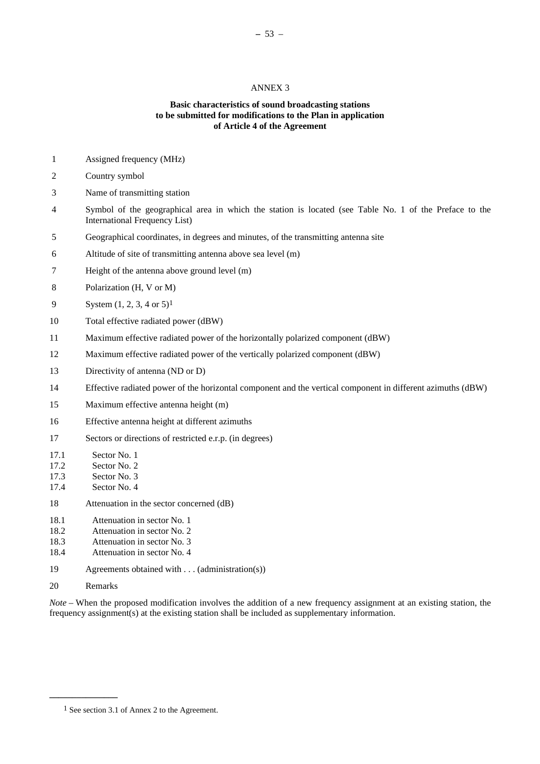# ANNEX 3

## Basic characteristics of sound broadcasting stations to be submitted for modifications to the Plan in application of Article 4 of the Agreement

1 Assigned frequency (MHz)

2 Country symbol

3 Name of transmitting station

4 Symbol of the geographical area in which the station is located (see Table No. 1 of the Preface to the International Frequency List)

5 Geographical coordinates, in degrees and minutes, of the transmitting antenna site

6 Altitude of site of transmitting antenna above sea level (m)

7 Height of the antenna above ground level (m)

8 Polarization (H, V or M)

9 System (1, 2, 3, 4 or 5)[1]

10 Total effective radiated power (dBW)

11 Maximum effective radiated power of the horizontally polarized component (dBW)

12 Maximum effective radiated power of the vertically polarized component (dBW)

13 Directivity of antenna (ND or D)

14 Effective radiated power of the horizontal component and the vertical component in different azimuths (dBW)

15 Maximum effective antenna height (m)

16 Effective antenna height at different azimuths

17 Sectors or directions of restricted e.r.p. (in degrees)

17.1 Sector No. 1
17.2 Sector No. 2
17.3 Sector No. 3
17.4 Sector No. 4

18 Attenuation in the sector concerned (dB)

18.1 Attenuation in sector No. 1
18.2 Attenuation in sector No. 2
18.3 Attenuation in sector No. 3
18.4 Attenuation in sector No. 4

19 Agreements obtained with . . . (administration(s))

20 Remarks

*Note* – When the proposed modification involves the addition of a new frequency assignment at an existing station, the frequency assignment(s) at the existing station shall be included as supplementary information.

---

[1] See section 3.1 of Annex 2 to the Agreement.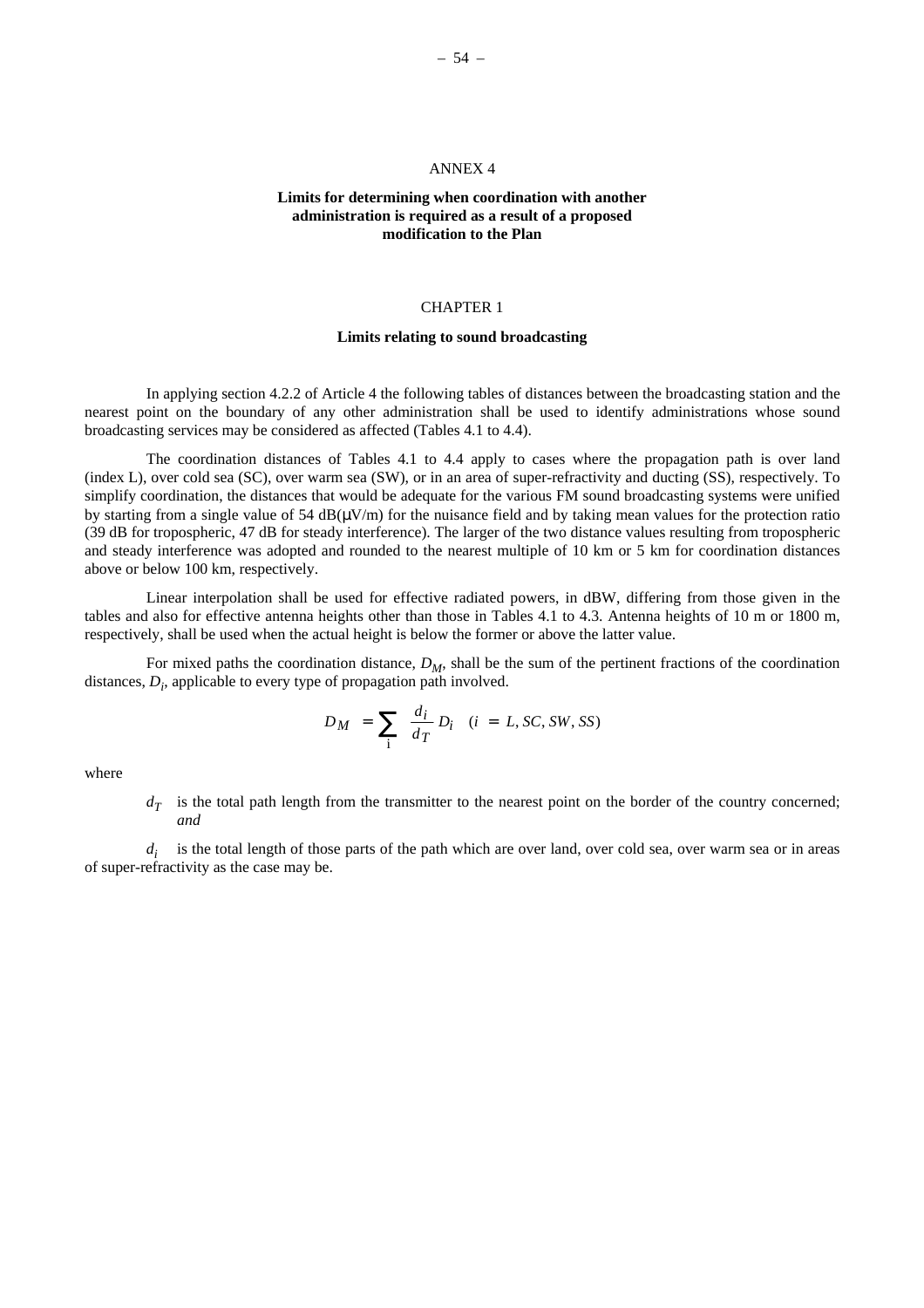# ANNEX 4

## Limits for determining when coordination with another administration is required as a result of a proposed modification to the Plan

### CHAPTER 1

### Limits relating to sound broadcasting

In applying section 4.2.2 of Article 4 the following tables of distances between the broadcasting station and the nearest point on the boundary of any other administration shall be used to identify administrations whose sound broadcasting services may be considered as affected (Tables 4.1 to 4.4).

The coordination distances of Tables 4.1 to 4.4 apply to cases where the propagation path is over land (index L), over cold sea (SC), over warm sea (SW), or in an area of super-refractivity and ducting (SS), respectively. To simplify coordination, the distances that would be adequate for the various FM sound broadcasting systems were unified by starting from a single value of 54 dB(μV/m) for the nuisance field and by taking mean values for the protection ratio (39 dB for tropospheric, 47 dB for steady interference). The larger of the two distance values resulting from tropospheric and steady interference was adopted and rounded to the nearest multiple of 10 km or 5 km for coordination distances above or below 100 km, respectively.

Linear interpolation shall be used for effective radiated powers, in dBW, differing from those given in the tables and also for effective antenna heights other than those in Tables 4.1 to 4.3. Antenna heights of 10 m or 1800 m, respectively, shall be used when the actual height is below the former or above the latter value.

For mixed paths the coordination distance, $D_M$, shall be the sum of the pertinent fractions of the coordination distances, $D_i$, applicable to every type of propagation path involved.

$$D_M = \sum_{i} \frac{d_i}{d_T} D_i \quad (i = L, SC, SW, SS)$$

where

$d_T$ is the total path length from the transmitter to the nearest point on the border of the country concerned; *and*

$d_i$ is the total length of those parts of the path which are over land, over cold sea, over warm sea or in areas of super-refractivity as the case may be.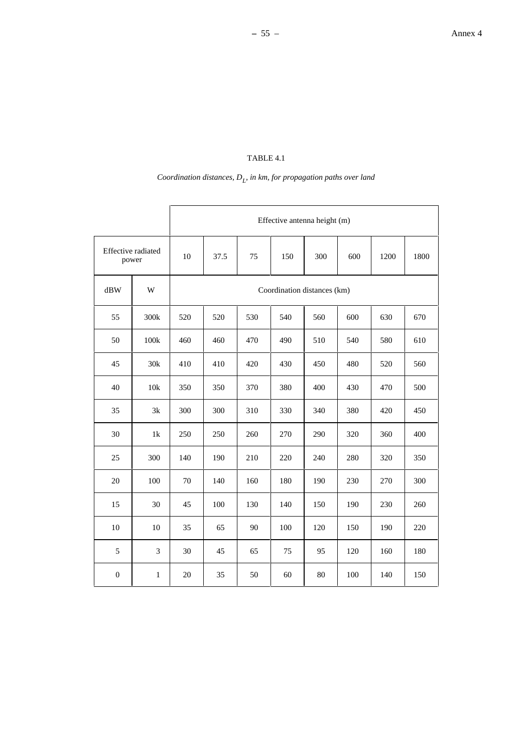TABLE 4.1

*Coordination distances, $D_L$, in km, for propagation paths over land*

| Effective radiated power | | Effective antenna height (m) | | | | | | | |
|---|---|---|---|---|---|---|---|---|---|
| | | 10 | 37.5 | 75 | 150 | 300 | 600 | 1200 | 1800 |
| dBW | W | Coordination distances (km) | | | | | | | |
| 55 | 300k | 520 | 520 | 530 | 540 | 560 | 600 | 630 | 670 |
| 50 | 100k | 460 | 460 | 470 | 490 | 510 | 540 | 580 | 610 |
| 45 | 30k | 410 | 410 | 420 | 430 | 450 | 480 | 520 | 560 |
| 40 | 10k | 350 | 350 | 370 | 380 | 400 | 430 | 470 | 500 |
| 35 | 3k | 300 | 300 | 310 | 330 | 340 | 380 | 420 | 450 |
| 30 | 1k | 250 | 250 | 260 | 270 | 290 | 320 | 360 | 400 |
| 25 | 300 | 140 | 190 | 210 | 220 | 240 | 280 | 320 | 350 |
| 20 | 100 | 70 | 140 | 160 | 180 | 190 | 230 | 270 | 300 |
| 15 | 30 | 45 | 100 | 130 | 140 | 150 | 190 | 230 | 260 |
| 10 | 10 | 35 | 65 | 90 | 100 | 120 | 150 | 190 | 220 |
| 5 | 3 | 30 | 45 | 65 | 75 | 95 | 120 | 160 | 180 |
| 0 | 1 | 20 | 35 | 50 | 60 | 80 | 100 | 140 | 150 |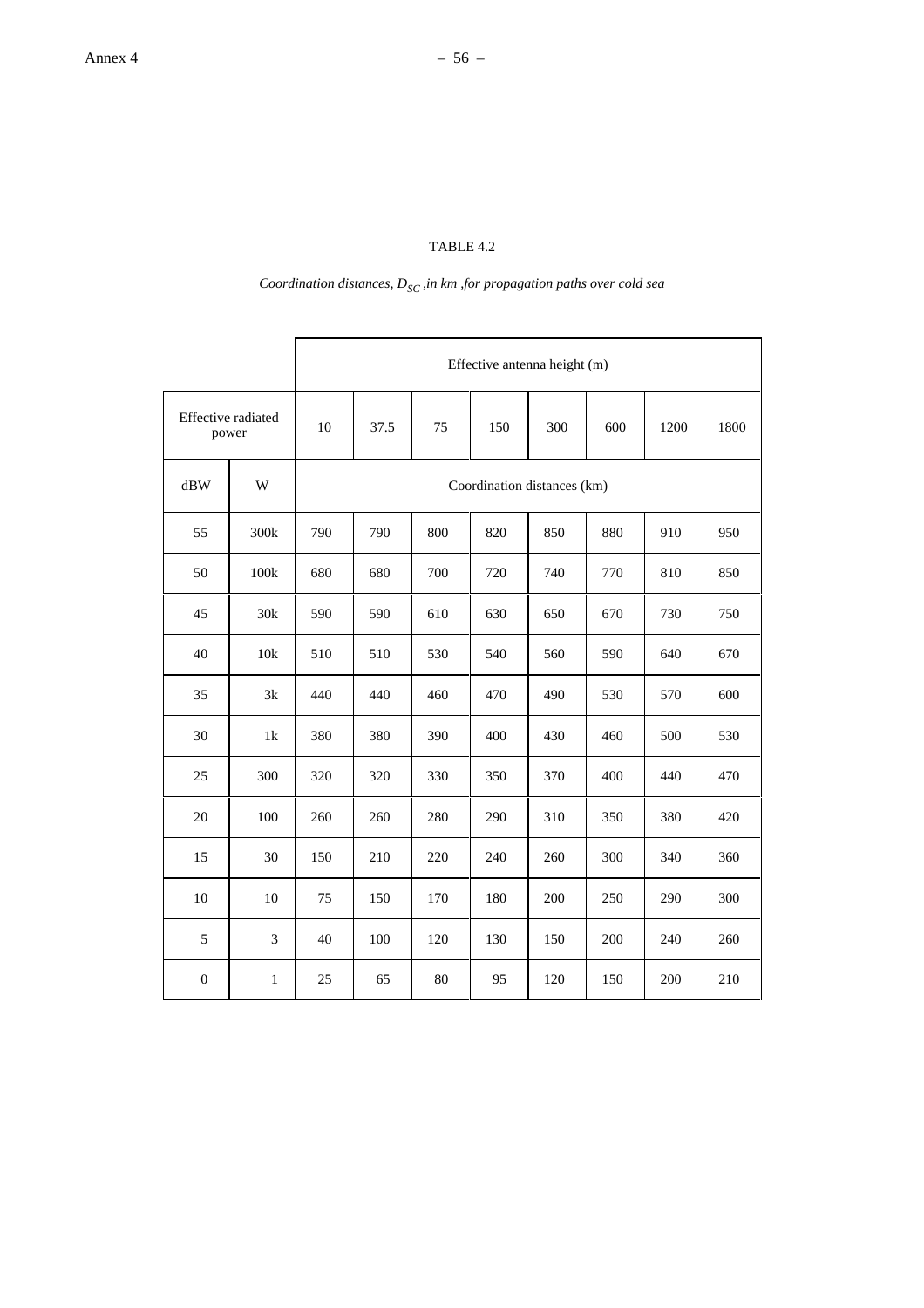TABLE 4.2

*Coordination distances, $D_{SC}$ ,in km ,for propagation paths over cold sea*

| | | Effective antenna height (m) | | | | | | | |
|---|---|---|---|---|---|---|---|---|---|
| Effective radiated power | | 10 | 37.5 | 75 | 150 | 300 | 600 | 1200 | 1800 |
| dBW | W | Coordination distances (km) | | | | | | | |
| 55 | 300k | 790 | 790 | 800 | 820 | 850 | 880 | 910 | 950 |
| 50 | 100k | 680 | 680 | 700 | 720 | 740 | 770 | 810 | 850 |
| 45 | 30k | 590 | 590 | 610 | 630 | 650 | 670 | 730 | 750 |
| 40 | 10k | 510 | 510 | 530 | 540 | 560 | 590 | 640 | 670 |
| 35 | 3k | 440 | 440 | 460 | 470 | 490 | 530 | 570 | 600 |
| 30 | 1k | 380 | 380 | 390 | 400 | 430 | 460 | 500 | 530 |
| 25 | 300 | 320 | 320 | 330 | 350 | 370 | 400 | 440 | 470 |
| 20 | 100 | 260 | 260 | 280 | 290 | 310 | 350 | 380 | 420 |
| 15 | 30 | 150 | 210 | 220 | 240 | 260 | 300 | 340 | 360 |
| 10 | 10 | 75 | 150 | 170 | 180 | 200 | 250 | 290 | 300 |
| 5 | 3 | 40 | 100 | 120 | 130 | 150 | 200 | 240 | 260 |
| 0 | 1 | 25 | 65 | 80 | 95 | 120 | 150 | 200 | 210 |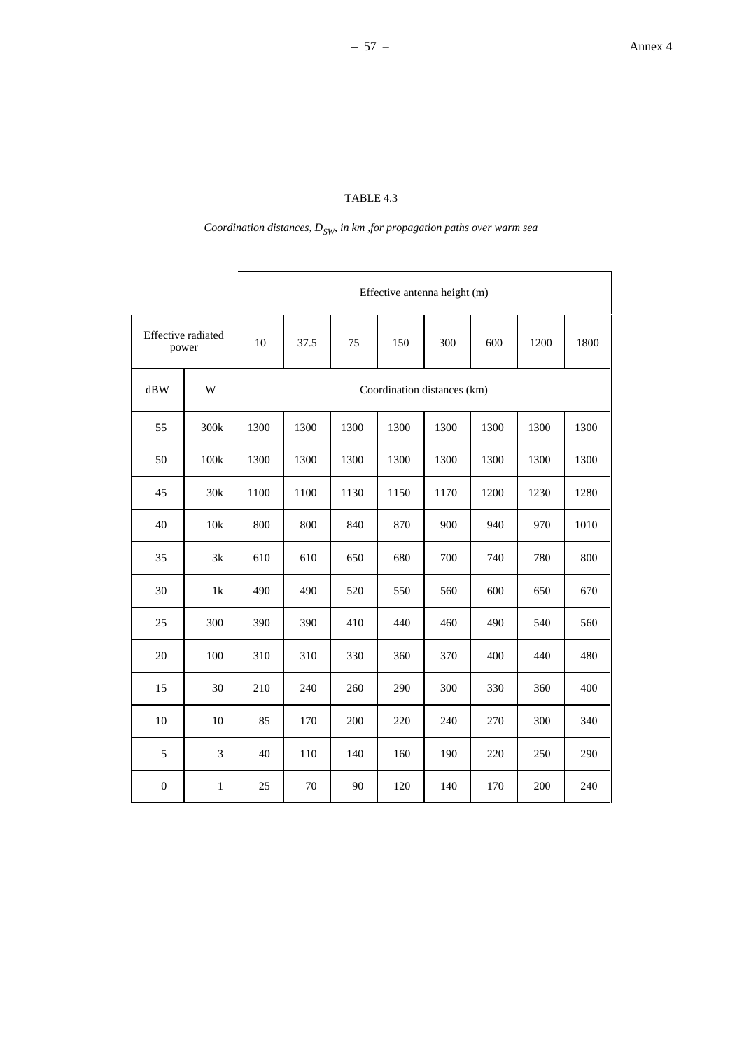TABLE 4.3

*Coordination distances, $D_{SW}$, in km ,for propagation paths over warm sea*

| | | Effective antenna height (m) | | | | | | | |
|---|---|---|---|---|---|---|---|---|---|
| Effective radiated power | | 10 | 37.5 | 75 | 150 | 300 | 600 | 1200 | 1800 |
| dBW | W | Coordination distances (km) | | | | | | | |
| 55 | 300k | 1300 | 1300 | 1300 | 1300 | 1300 | 1300 | 1300 | 1300 |
| 50 | 100k | 1300 | 1300 | 1300 | 1300 | 1300 | 1300 | 1300 | 1300 |
| 45 | 30k | 1100 | 1100 | 1130 | 1150 | 1170 | 1200 | 1230 | 1280 |
| 40 | 10k | 800 | 800 | 840 | 870 | 900 | 940 | 970 | 1010 |
| 35 | 3k | 610 | 610 | 650 | 680 | 700 | 740 | 780 | 800 |
| 30 | 1k | 490 | 490 | 520 | 550 | 560 | 600 | 650 | 670 |
| 25 | 300 | 390 | 390 | 410 | 440 | 460 | 490 | 540 | 560 |
| 20 | 100 | 310 | 310 | 330 | 360 | 370 | 400 | 440 | 480 |
| 15 | 30 | 210 | 240 | 260 | 290 | 300 | 330 | 360 | 400 |
| 10 | 10 | 85 | 170 | 200 | 220 | 240 | 270 | 300 | 340 |
| 5 | 3 | 40 | 110 | 140 | 160 | 190 | 220 | 250 | 290 |
| 0 | 1 | 25 | 70 | 90 | 120 | 140 | 170 | 200 | 240 |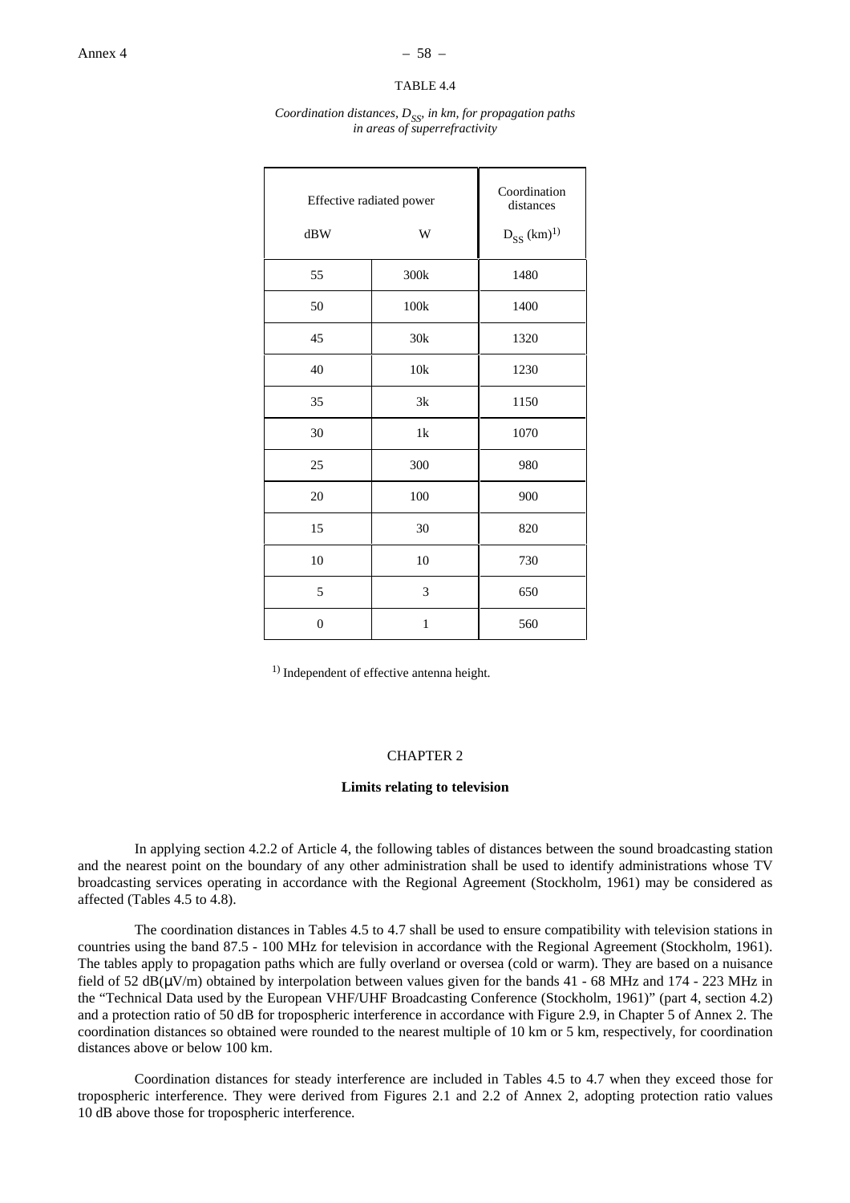TABLE 4.4

*Coordination distances, $D_{SS}$, in km, for propagation paths in areas of superrefractivity*

| Effective radiated power | | Coordination distances |
|---|---|---|
| dBW | W | $D_{SS}$ (km)[1)] |
| 55 | 300k | 1480 |
| 50 | 100k | 1400 |
| 45 | 30k | 1320 |
| 40 | 10k | 1230 |
| 35 | 3k | 1150 |
| 30 | 1k | 1070 |
| 25 | 300 | 980 |
| 20 | 100 | 900 |
| 15 | 30 | 820 |
| 10 | 10 | 730 |
| 5 | 3 | 650 |
| 0 | 1 | 560 |

[1)] Independent of effective antenna height.

## CHAPTER 2

### Limits relating to television

In applying section 4.2.2 of Article 4, the following tables of distances between the sound broadcasting station and the nearest point on the boundary of any other administration shall be used to identify administrations whose TV broadcasting services operating in accordance with the Regional Agreement (Stockholm, 1961) may be considered as affected (Tables 4.5 to 4.8).

The coordination distances in Tables 4.5 to 4.7 shall be used to ensure compatibility with television stations in countries using the band 87.5 - 100 MHz for television in accordance with the Regional Agreement (Stockholm, 1961). The tables apply to propagation paths which are fully overland or oversea (cold or warm). They are based on a nuisance field of 52 dB(μV/m) obtained by interpolation between values given for the bands 41 - 68 MHz and 174 - 223 MHz in the "Technical Data used by the European VHF/UHF Broadcasting Conference (Stockholm, 1961)" (part 4, section 4.2) and a protection ratio of 50 dB for tropospheric interference in accordance with Figure 2.9, in Chapter 5 of Annex 2. The coordination distances so obtained were rounded to the nearest multiple of 10 km or 5 km, respectively, for coordination distances above or below 100 km.

Coordination distances for steady interference are included in Tables 4.5 to 4.7 when they exceed those for tropospheric interference. They were derived from Figures 2.1 and 2.2 of Annex 2, adopting protection ratio values 10 dB above those for tropospheric interference.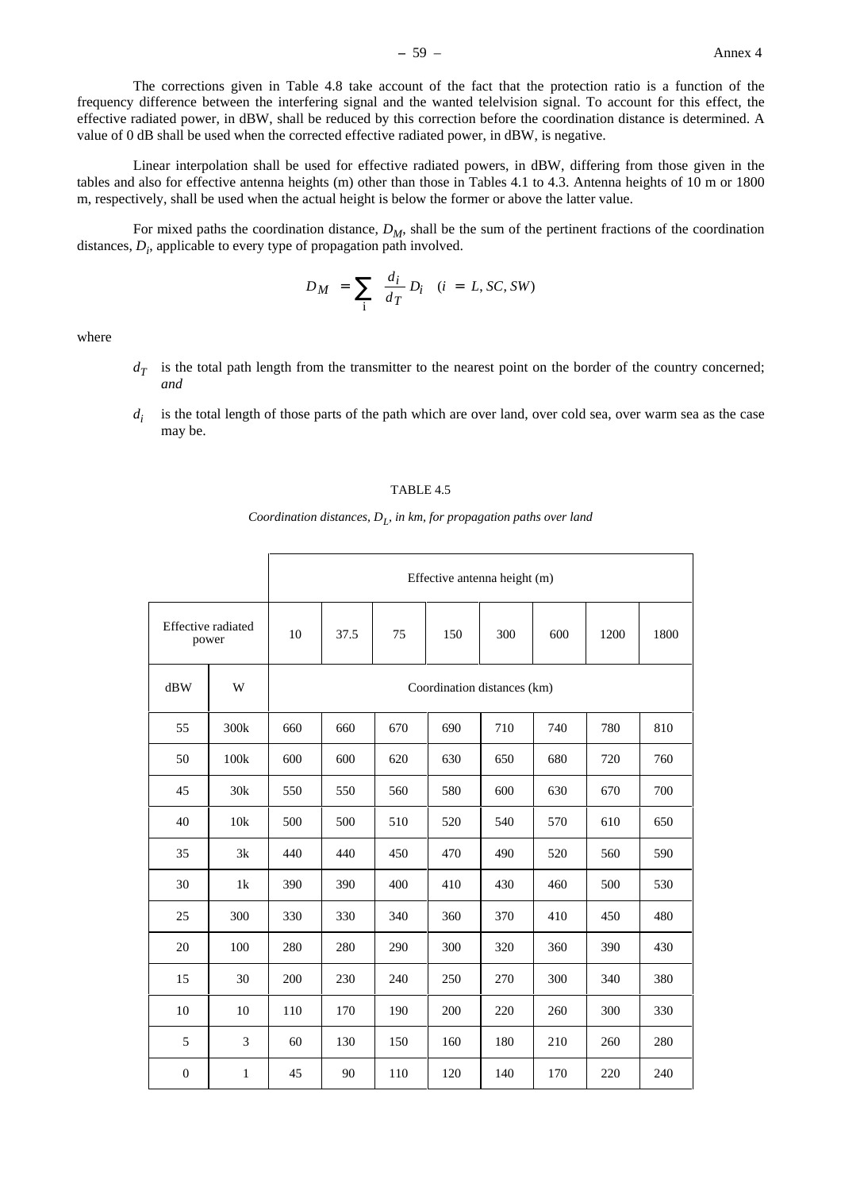The corrections given in Table 4.8 take account of the fact that the protection ratio is a function of the frequency difference between the interfering signal and the wanted telelvision signal. To account for this effect, the effective radiated power, in dBW, shall be reduced by this correction before the coordination distance is determined. A value of 0 dB shall be used when the corrected effective radiated power, in dBW, is negative.

Linear interpolation shall be used for effective radiated powers, in dBW, differing from those given in the tables and also for effective antenna heights (m) other than those in Tables 4.1 to 4.3. Antenna heights of 10 m or 1800 m, respectively, shall be used when the actual height is below the former or above the latter value.

For mixed paths the coordination distance, $D_M$, shall be the sum of the pertinent fractions of the coordination distances, $D_i$, applicable to every type of propagation path involved.

$$D_M = \sum_{i} \frac{d_i}{d_T} D_i \quad (i = L, SC, SW)$$

where

- $d_T$ is the total path length from the transmitter to the nearest point on the border of the country concerned; *and*
- $d_i$ is the total length of those parts of the path which are over land, over cold sea, over warm sea as the case may be.

TABLE 4.5

*Coordination distances, $D_L$, in km, for propagation paths over land*

| Effective radiated power | | Effective antenna height (m) | | | | | | | |
|---|---|---|---|---|---|---|---|---|---|
| | | 10 | 37.5 | 75 | 150 | 300 | 600 | 1200 | 1800 |
| dBW | W | Coordination distances (km) | | | | | | | |
| 55 | 300k | 660 | 660 | 670 | 690 | 710 | 740 | 780 | 810 |
| 50 | 100k | 600 | 600 | 620 | 630 | 650 | 680 | 720 | 760 |
| 45 | 30k | 550 | 550 | 560 | 580 | 600 | 630 | 670 | 700 |
| 40 | 10k | 500 | 500 | 510 | 520 | 540 | 570 | 610 | 650 |
| 35 | 3k | 440 | 440 | 450 | 470 | 490 | 520 | 560 | 590 |
| 30 | 1k | 390 | 390 | 400 | 410 | 430 | 460 | 500 | 530 |
| 25 | 300 | 330 | 330 | 340 | 360 | 370 | 410 | 450 | 480 |
| 20 | 100 | 280 | 280 | 290 | 300 | 320 | 360 | 390 | 430 |
| 15 | 30 | 200 | 230 | 240 | 250 | 270 | 300 | 340 | 380 |
| 10 | 10 | 110 | 170 | 190 | 200 | 220 | 260 | 300 | 330 |
| 5 | 3 | 60 | 130 | 150 | 160 | 180 | 210 | 260 | 280 |
| 0 | 1 | 45 | 90 | 110 | 120 | 140 | 170 | 220 | 240 |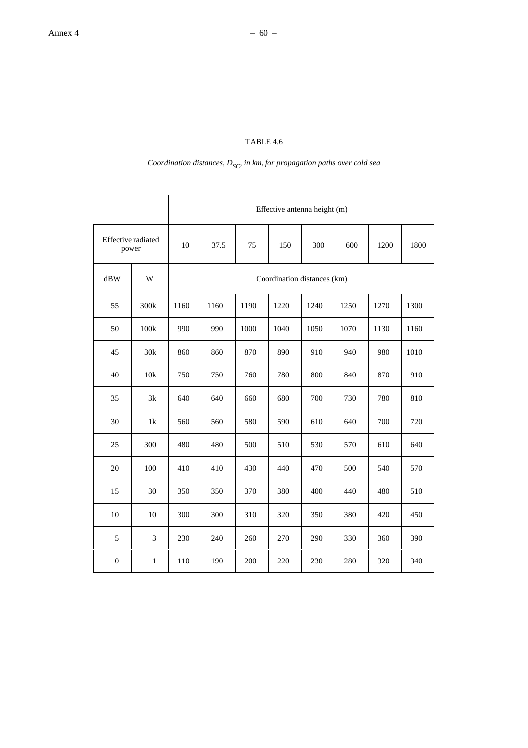TABLE 4.6

*Coordination distances, $D_{SC}$, in km, for propagation paths over cold sea*

| | | Effective antenna height (m) | | | | | | | |
|---|---|---|---|---|---|---|---|---|---|
| Effective radiated power | | 10 | 37.5 | 75 | 150 | 300 | 600 | 1200 | 1800 |
| dBW | W | Coordination distances (km) | | | | | | | |
| 55 | 300k | 1160 | 1160 | 1190 | 1220 | 1240 | 1250 | 1270 | 1300 |
| 50 | 100k | 990 | 990 | 1000 | 1040 | 1050 | 1070 | 1130 | 1160 |
| 45 | 30k | 860 | 860 | 870 | 890 | 910 | 940 | 980 | 1010 |
| 40 | 10k | 750 | 750 | 760 | 780 | 800 | 840 | 870 | 910 |
| 35 | 3k | 640 | 640 | 660 | 680 | 700 | 730 | 780 | 810 |
| 30 | 1k | 560 | 560 | 580 | 590 | 610 | 640 | 700 | 720 |
| 25 | 300 | 480 | 480 | 500 | 510 | 530 | 570 | 610 | 640 |
| 20 | 100 | 410 | 410 | 430 | 440 | 470 | 500 | 540 | 570 |
| 15 | 30 | 350 | 350 | 370 | 380 | 400 | 440 | 480 | 510 |
| 10 | 10 | 300 | 300 | 310 | 320 | 350 | 380 | 420 | 450 |
| 5 | 3 | 230 | 240 | 260 | 270 | 290 | 330 | 360 | 390 |
| 0 | 1 | 110 | 190 | 200 | 220 | 230 | 280 | 320 | 340 |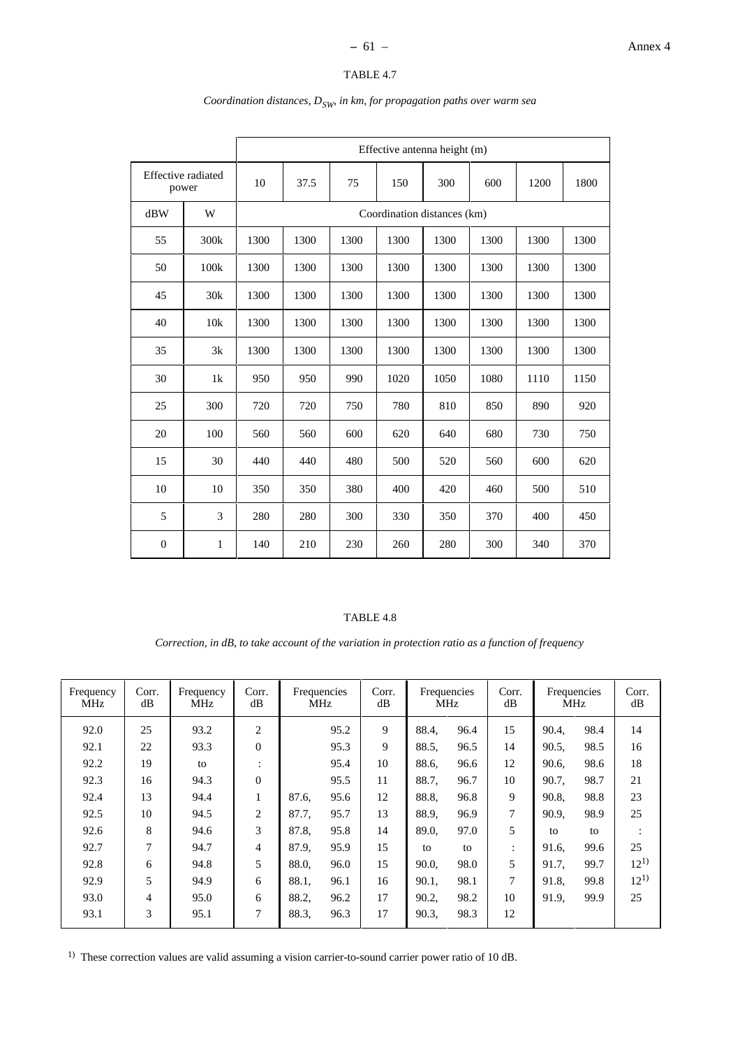TABLE 4.7

*Coordination distances, $D_{SW}$, in km, for propagation paths over warm sea*

| Effective radiated power | | Effective antenna height (m) | | | | | | | |
|---|---|---|---|---|---|---|---|---|---|
| | | 10 | 37.5 | 75 | 150 | 300 | 600 | 1200 | 1800 |
| dBW | W | Coordination distances (km) | | | | | | | |
| 55 | 300k | 1300 | 1300 | 1300 | 1300 | 1300 | 1300 | 1300 | 1300 |
| 50 | 100k | 1300 | 1300 | 1300 | 1300 | 1300 | 1300 | 1300 | 1300 |
| 45 | 30k | 1300 | 1300 | 1300 | 1300 | 1300 | 1300 | 1300 | 1300 |
| 40 | 10k | 1300 | 1300 | 1300 | 1300 | 1300 | 1300 | 1300 | 1300 |
| 35 | 3k | 1300 | 1300 | 1300 | 1300 | 1300 | 1300 | 1300 | 1300 |
| 30 | 1k | 950 | 950 | 990 | 1020 | 1050 | 1080 | 1110 | 1150 |
| 25 | 300 | 720 | 720 | 750 | 780 | 810 | 850 | 890 | 920 |
| 20 | 100 | 560 | 560 | 600 | 620 | 640 | 680 | 730 | 750 |
| 15 | 30 | 440 | 440 | 480 | 500 | 520 | 560 | 600 | 620 |
| 10 | 10 | 350 | 350 | 380 | 400 | 420 | 460 | 500 | 510 |
| 5 | 3 | 280 | 280 | 300 | 330 | 350 | 370 | 400 | 450 |
| 0 | 1 | 140 | 210 | 230 | 260 | 280 | 300 | 340 | 370 |

TABLE 4.8

*Correction, in dB, to take account of the variation in protection ratio as a function of frequency*

| Frequency MHz | Corr. dB | Frequency MHz | Corr. dB | Frequencies MHz | | Corr. dB | Frequencies MHz | | Corr. dB | Frequencies MHz | | Corr. dB |
|---|---|---|---|---|---|---|---|---|---|---|---|---|
| 92.0 | 25 | 93.2 | 2 | | 95.2 | 9 | 88.4, | 96.4 | 15 | 90.4, | 98.4 | 14 |
| 92.1 | 22 | 93.3 | 0 | | 95.3 | 9 | 88.5, | 96.5 | 14 | 90.5, | 98.5 | 16 |
| 92.2 | 19 | to | : | | 95.4 | 10 | 88.6, | 96.6 | 12 | 90.6, | 98.6 | 18 |
| 92.3 | 16 | 94.3 | 0 | | 95.5 | 11 | 88.7, | 96.7 | 10 | 90.7, | 98.7 | 21 |
| 92.4 | 13 | 94.4 | 1 | 87.6, | 95.6 | 12 | 88.8, | 96.8 | 9 | 90.8, | 98.8 | 23 |
| 92.5 | 10 | 94.5 | 2 | 87.7, | 95.7 | 13 | 88.9, | 96.9 | 7 | 90.9, | 98.9 | 25 |
| 92.6 | 8 | 94.6 | 3 | 87.8, | 95.8 | 14 | 89.0, | 97.0 | 5 | to | to | : |
| 92.7 | 7 | 94.7 | 4 | 87.9, | 95.9 | 15 | to | to | : | 91.6, | 99.6 | 25 |
| 92.8 | 6 | 94.8 | 5 | 88.0, | 96.0 | 15 | 90.0, | 98.0 | 5 | 91.7, | 99.7 | 12[1] |
| 92.9 | 5 | 94.9 | 6 | 88.1, | 96.1 | 16 | 90.1, | 98.1 | 7 | 91.8, | 99.8 | 12[1] |
| 93.0 | 4 | 95.0 | 6 | 88.2, | 96.2 | 17 | 90.2, | 98.2 | 10 | 91.9, | 99.9 | 25 |
| 93.1 | 3 | 95.1 | 7 | 88.3, | 96.3 | 17 | 90.3, | 98.3 | 12 | | | |

[1] These correction values are valid assuming a vision carrier-to-sound carrier power ratio of 10 dB.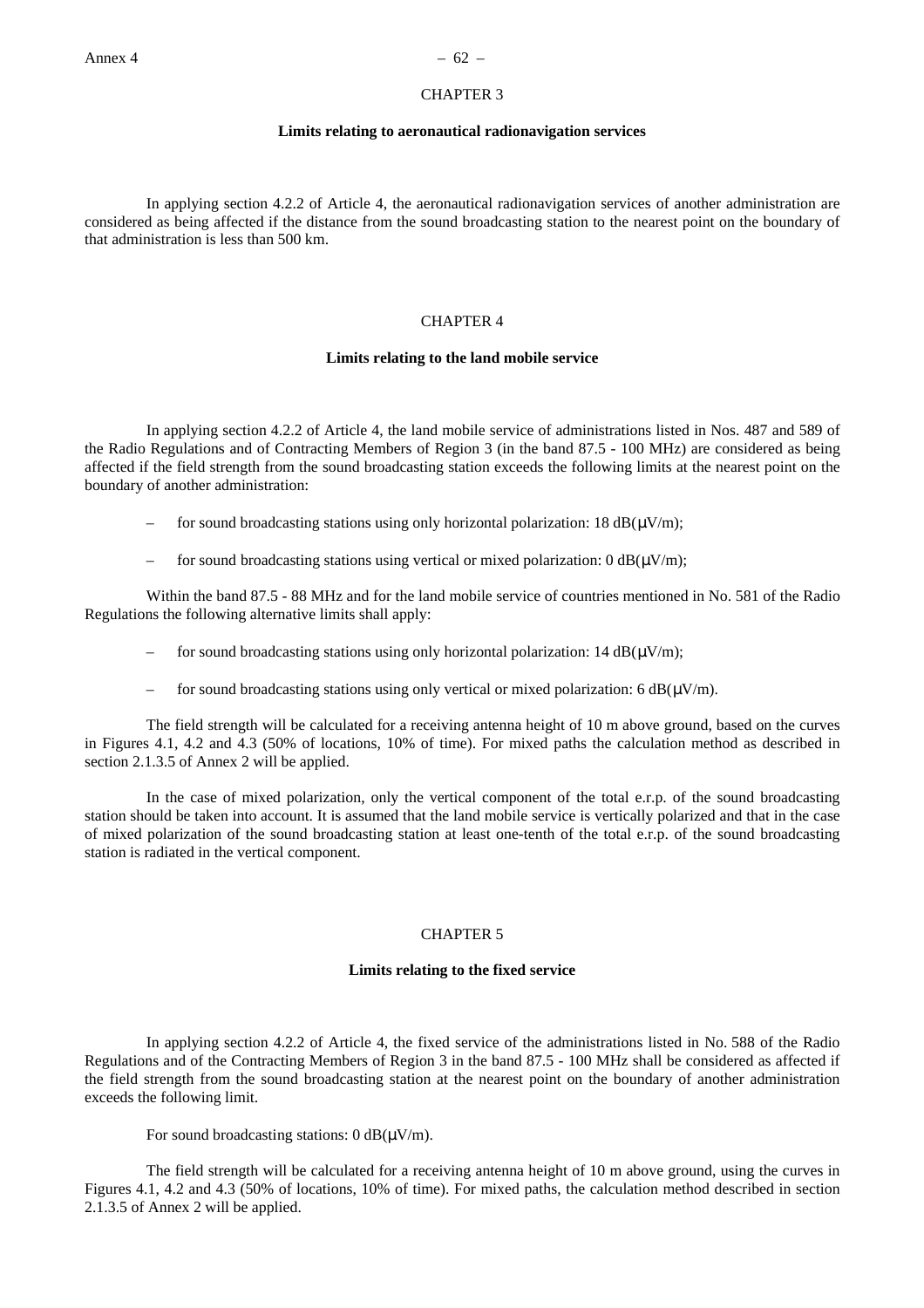## CHAPTER 3

### Limits relating to aeronautical radionavigation services

In applying section 4.2.2 of Article 4, the aeronautical radionavigation services of another administration are considered as being affected if the distance from the sound broadcasting station to the nearest point on the boundary of that administration is less than 500 km.

## CHAPTER 4

### Limits relating to the land mobile service

In applying section 4.2.2 of Article 4, the land mobile service of administrations listed in Nos. 487 and 589 of the Radio Regulations and of Contracting Members of Region 3 (in the band 87.5 - 100 MHz) are considered as being affected if the field strength from the sound broadcasting station exceeds the following limits at the nearest point on the boundary of another administration:

- for sound broadcasting stations using only horizontal polarization: 18 dB(μV/m);
- for sound broadcasting stations using vertical or mixed polarization: 0 dB(μV/m);

Within the band 87.5 - 88 MHz and for the land mobile service of countries mentioned in No. 581 of the Radio Regulations the following alternative limits shall apply:

- for sound broadcasting stations using only horizontal polarization: 14 dB(μV/m);
- for sound broadcasting stations using only vertical or mixed polarization: 6 dB(μV/m).

The field strength will be calculated for a receiving antenna height of 10 m above ground, based on the curves in Figures 4.1, 4.2 and 4.3 (50% of locations, 10% of time). For mixed paths the calculation method as described in section 2.1.3.5 of Annex 2 will be applied.

In the case of mixed polarization, only the vertical component of the total e.r.p. of the sound broadcasting station should be taken into account. It is assumed that the land mobile service is vertically polarized and that in the case of mixed polarization of the sound broadcasting station at least one-tenth of the total e.r.p. of the sound broadcasting station is radiated in the vertical component.

## CHAPTER 5

### Limits relating to the fixed service

In applying section 4.2.2 of Article 4, the fixed service of the administrations listed in No. 588 of the Radio Regulations and of the Contracting Members of Region 3 in the band 87.5 - 100 MHz shall be considered as affected if the field strength from the sound broadcasting station at the nearest point on the boundary of another administration exceeds the following limit.

For sound broadcasting stations: 0 dB(μV/m).

The field strength will be calculated for a receiving antenna height of 10 m above ground, using the curves in Figures 4.1, 4.2 and 4.3 (50% of locations, 10% of time). For mixed paths, the calculation method described in section 2.1.3.5 of Annex 2 will be applied.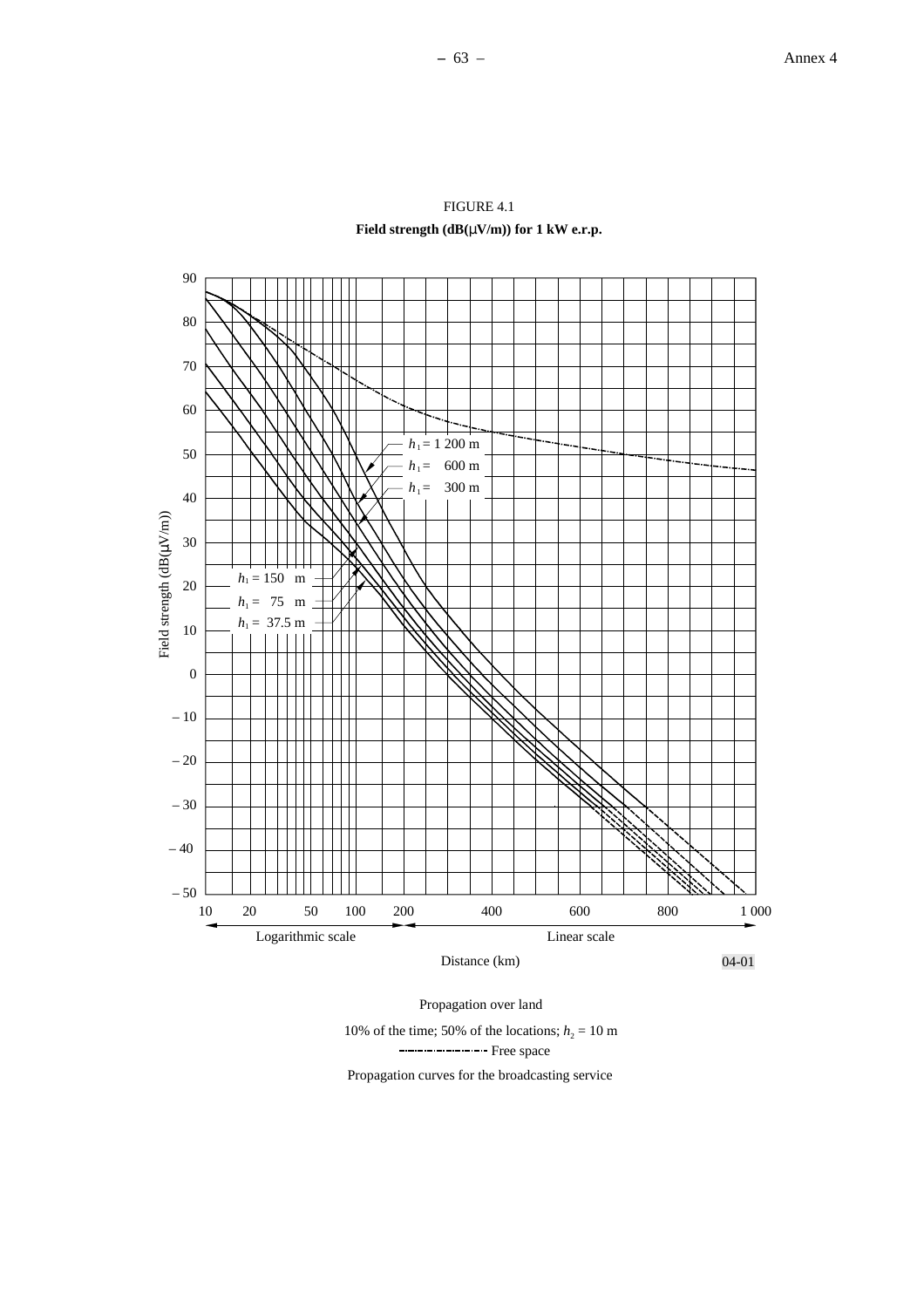FIGURE 4.1

**Field strength (dB(μV/m)) for 1 kW e.r.p.**

Propagation over land

10% of the time; 50% of the locations; $h_2$ = 10 m

-·-·-·-·-·- Free space

Propagation curves for the broadcasting service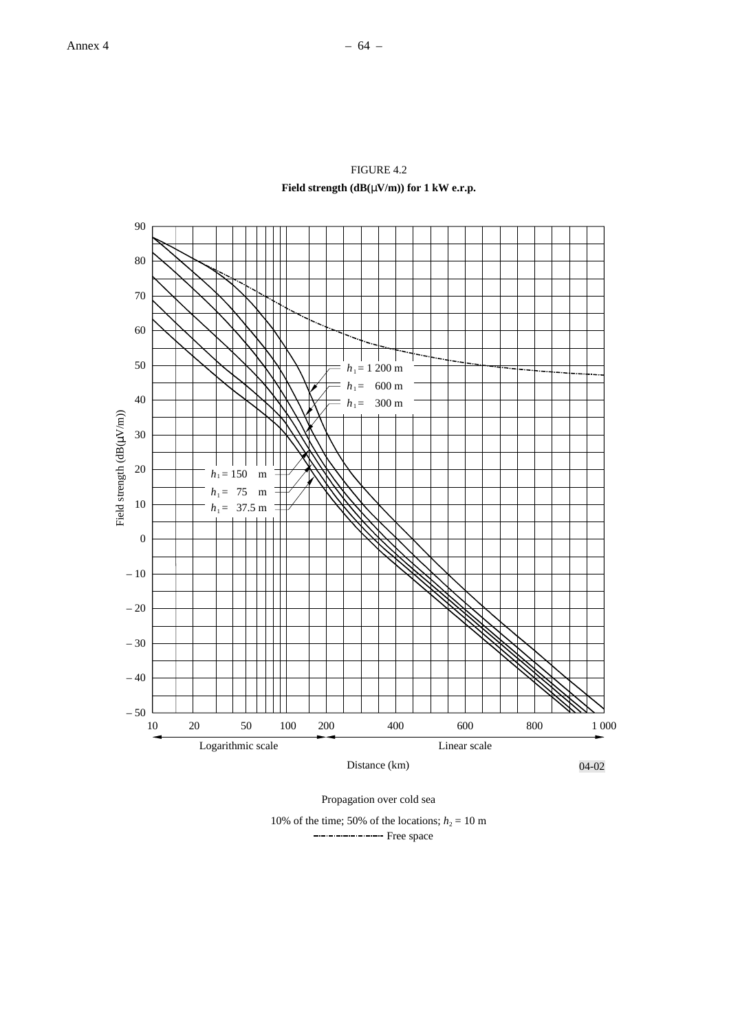FIGURE 4.2

**Field strength (dB(μV/m)) for 1 kW e.r.p.**

Field strength (dB(μV/m))

$h_1$ = 1 200 m
$h_1$ = 600 m
$h_1$ = 300 m
$h_1$ = 150 m
$h_1$ = 75 m
$h_1$ = 37.5 m

Logarithmic scale | Linear scale

Distance (km)

04-02

Propagation over cold sea

10% of the time; 50% of the locations; $h_2$ = 10 m

Free space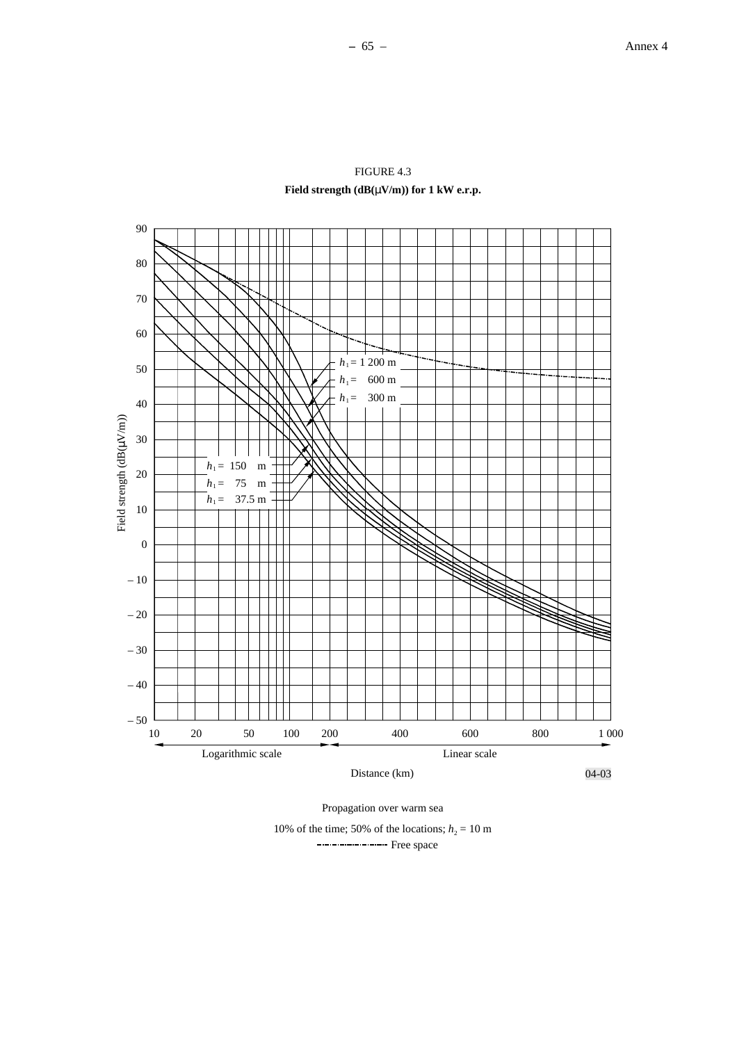FIGURE 4.3

**Field strength (dB(μV/m)) for 1 kW e.r.p.**

Propagation over warm sea

10% of the time; 50% of the locations; $h_2$ = 10 m

Free space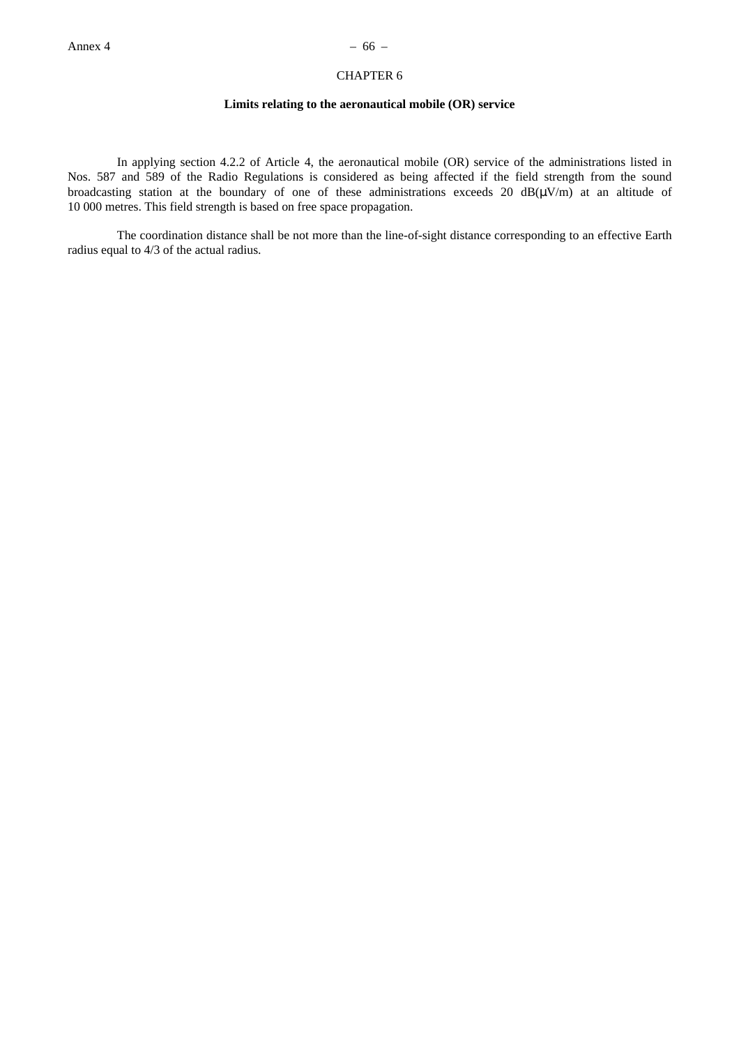# CHAPTER 6

## Limits relating to the aeronautical mobile (OR) service

In applying section 4.2.2 of Article 4, the aeronautical mobile (OR) service of the administrations listed in Nos. 587 and 589 of the Radio Regulations is considered as being affected if the field strength from the sound broadcasting station at the boundary of one of these administrations exceeds 20 dB(μV/m) at an altitude of 10 000 metres. This field strength is based on free space propagation.

The coordination distance shall be not more than the line-of-sight distance corresponding to an effective Earth radius equal to 4/3 of the actual radius.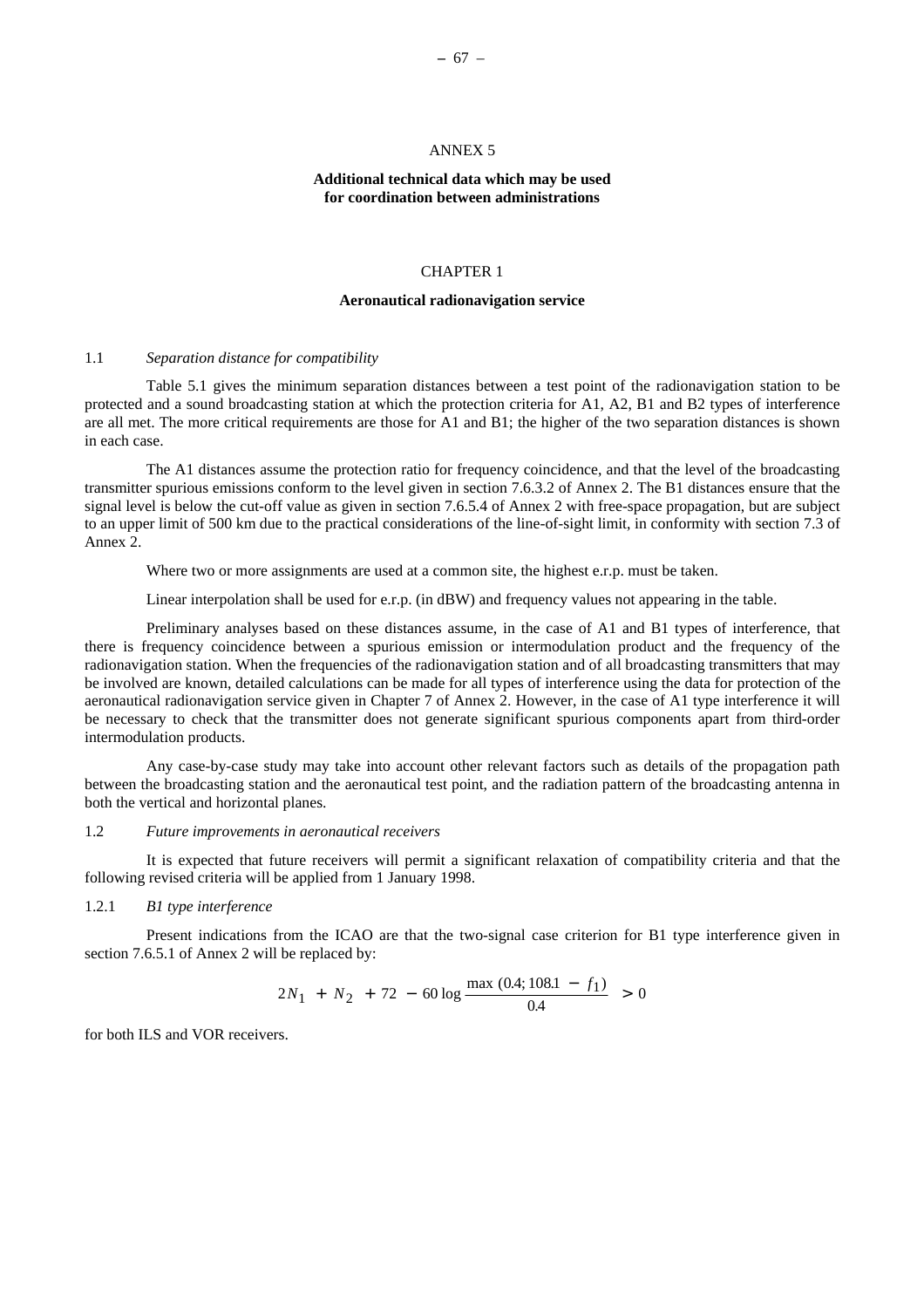# ANNEX 5

## Additional technical data which may be used for coordination between administrations

## CHAPTER 1

### Aeronautical radionavigation service

1.1 *Separation distance for compatibility*

Table 5.1 gives the minimum separation distances between a test point of the radionavigation station to be protected and a sound broadcasting station at which the protection criteria for A1, A2, B1 and B2 types of interference are all met. The more critical requirements are those for A1 and B1; the higher of the two separation distances is shown in each case.

The A1 distances assume the protection ratio for frequency coincidence, and that the level of the broadcasting transmitter spurious emissions conform to the level given in section 7.6.3.2 of Annex 2. The B1 distances ensure that the signal level is below the cut-off value as given in section 7.6.5.4 of Annex 2 with free-space propagation, but are subject to an upper limit of 500 km due to the practical considerations of the line-of-sight limit, in conformity with section 7.3 of Annex 2.

Where two or more assignments are used at a common site, the highest e.r.p. must be taken.

Linear interpolation shall be used for e.r.p. (in dBW) and frequency values not appearing in the table.

Preliminary analyses based on these distances assume, in the case of A1 and B1 types of interference, that there is frequency coincidence between a spurious emission or intermodulation product and the frequency of the radionavigation station. When the frequencies of the radionavigation station and of all broadcasting transmitters that may be involved are known, detailed calculations can be made for all types of interference using the data for protection of the aeronautical radionavigation service given in Chapter 7 of Annex 2. However, in the case of A1 type interference it will be necessary to check that the transmitter does not generate significant spurious components apart from third-order intermodulation products.

Any case-by-case study may take into account other relevant factors such as details of the propagation path between the broadcasting station and the aeronautical test point, and the radiation pattern of the broadcasting antenna in both the vertical and horizontal planes.

1.2 *Future improvements in aeronautical receivers*

It is expected that future receivers will permit a significant relaxation of compatibility criteria and that the following revised criteria will be applied from 1 January 1998.

1.2.1 *B1 type interference*

Present indications from the ICAO are that the two-signal case criterion for B1 type interference given in section 7.6.5.1 of Annex 2 will be replaced by:

$$2N_1 + N_2 + 72 - 60 \log \frac{\max\,(0.4;\,108.1 - f_1)}{0.4} > 0$$

for both ILS and VOR receivers.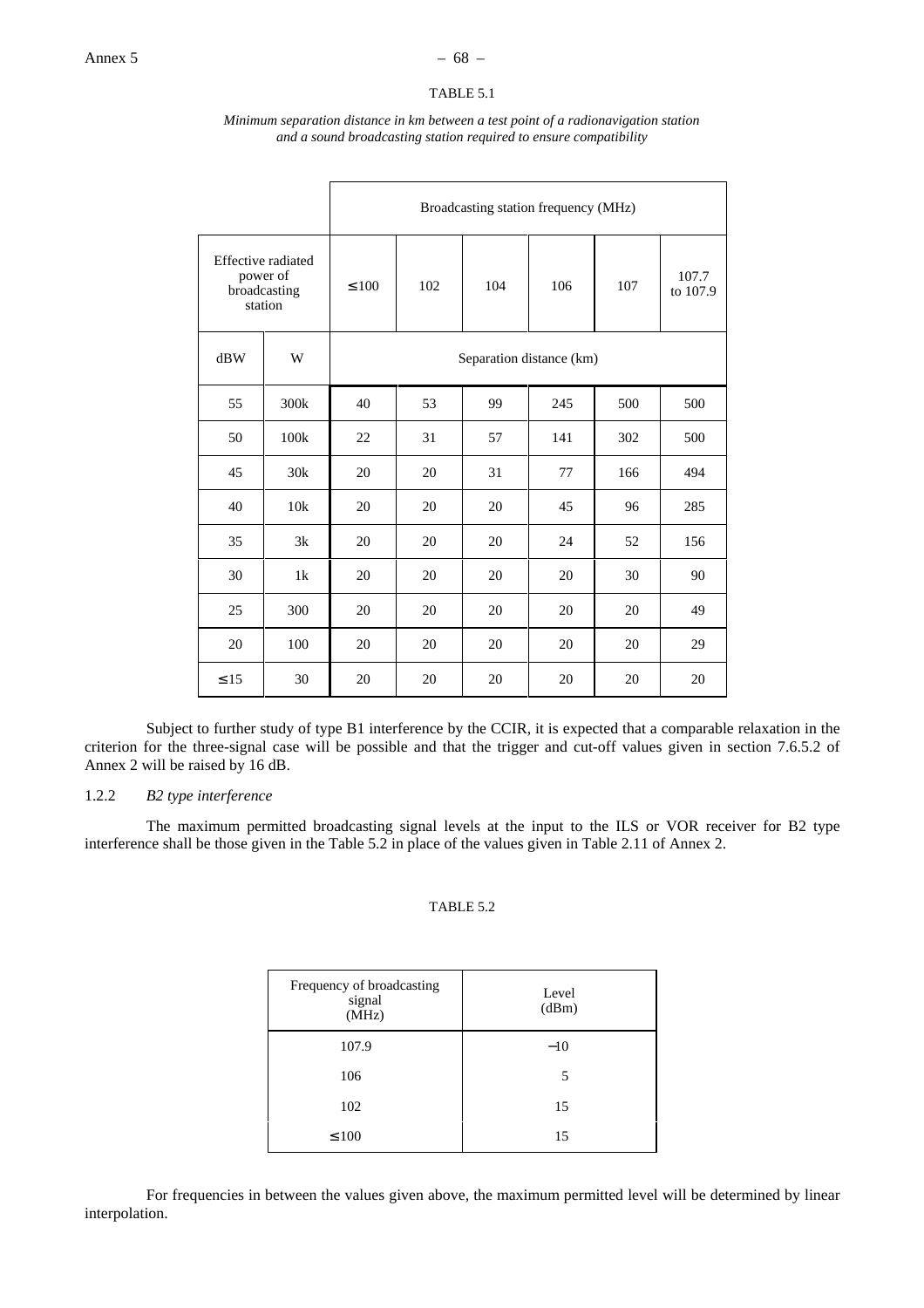TABLE 5.1

*Minimum separation distance in km between a test point of a radionavigation station and a sound broadcasting station required to ensure compatibility*

| Effective radiated power of broadcasting station | | Broadcasting station frequency (MHz) | | | | | |
|---|---|---|---|---|---|---|---|
| | | ≤ 100 | 102 | 104 | 106 | 107 | 107.7 to 107.9 |
| dBW | W | Separation distance (km) | | | | | |
| 55 | 300k | 40 | 53 | 99 | 245 | 500 | 500 |
| 50 | 100k | 22 | 31 | 57 | 141 | 302 | 500 |
| 45 | 30k | 20 | 20 | 31 | 77 | 166 | 494 |
| 40 | 10k | 20 | 20 | 20 | 45 | 96 | 285 |
| 35 | 3k | 20 | 20 | 20 | 24 | 52 | 156 |
| 30 | 1k | 20 | 20 | 20 | 20 | 30 | 90 |
| 25 | 300 | 20 | 20 | 20 | 20 | 20 | 49 |
| 20 | 100 | 20 | 20 | 20 | 20 | 20 | 29 |
| ≤ 15 | 30 | 20 | 20 | 20 | 20 | 20 | 20 |

Subject to further study of type B1 interference by the CCIR, it is expected that a comparable relaxation in the criterion for the three-signal case will be possible and that the trigger and cut-off values given in section 7.6.5.2 of Annex 2 will be raised by 16 dB.

1.2.2 *B2 type interference*

The maximum permitted broadcasting signal levels at the input to the ILS or VOR receiver for B2 type interference shall be those given in the Table 5.2 in place of the values given in Table 2.11 of Annex 2.

TABLE 5.2

| Frequency of broadcasting signal (MHz) | Level (dBm) |
|---|---|
| 107.9 | −10 |
| 106 | 5 |
| 102 | 15 |
| ≤ 100 | 15 |

For frequencies in between the values given above, the maximum permitted level will be determined by linear interpolation.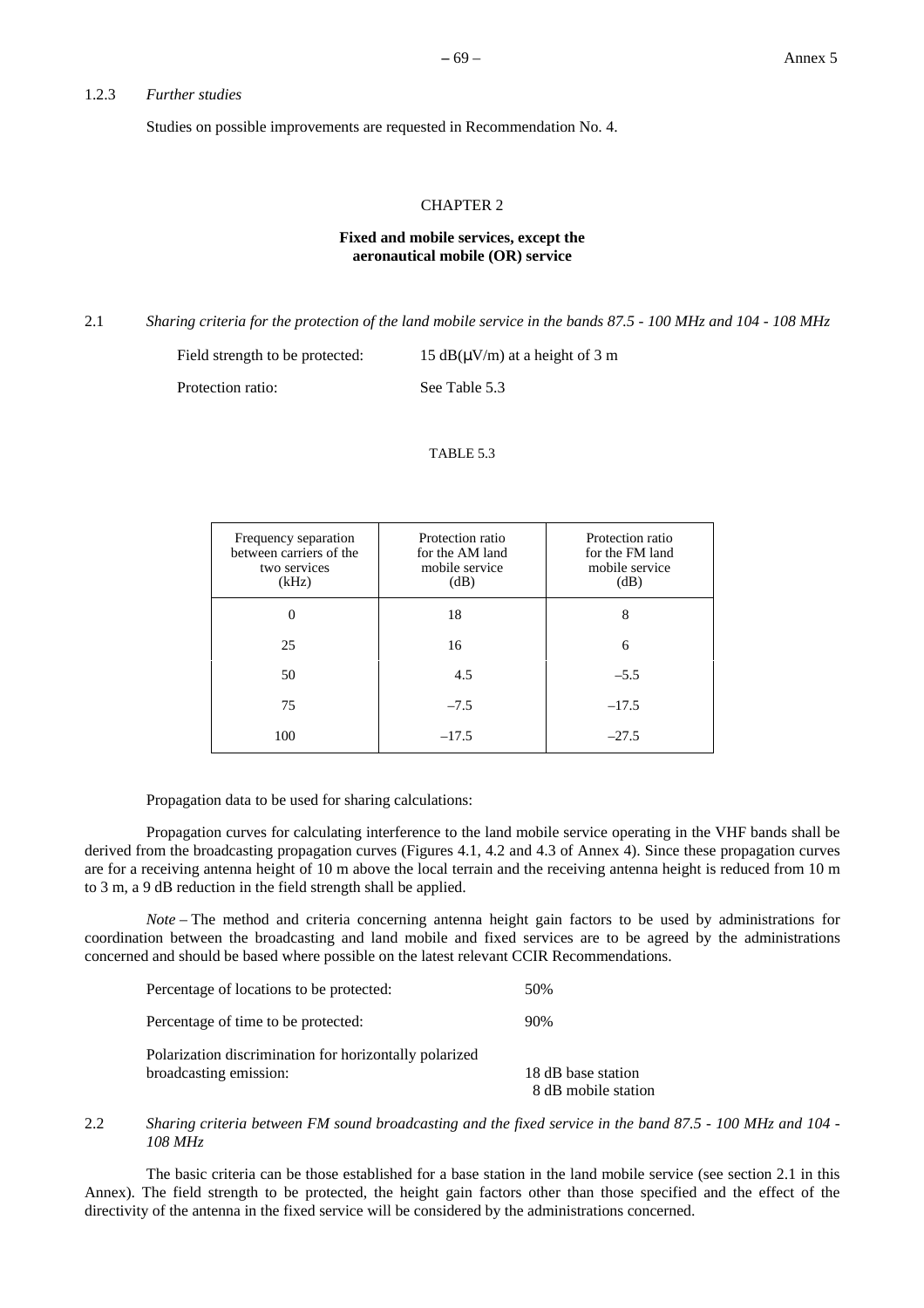1.2.3 *Further studies*

Studies on possible improvements are requested in Recommendation No. 4.

CHAPTER 2

**Fixed and mobile services, except the aeronautical mobile (OR) service**

2.1 *Sharing criteria for the protection of the land mobile service in the bands 87.5 - 100 MHz and 104 - 108 MHz*

Field strength to be protected: 15 dB(μV/m) at a height of 3 m

Protection ratio: See Table 5.3

TABLE 5.3

| Frequency separation between carriers of the two services (kHz) | Protection ratio for the AM land mobile service (dB) | Protection ratio for the FM land mobile service (dB) |
|---|---|---|
| 0 | 18 | 8 |
| 25 | 16 | 6 |
| 50 | 4.5 | –5.5 |
| 75 | –7.5 | –17.5 |
| 100 | –17.5 | –27.5 |

Propagation data to be used for sharing calculations:

Propagation curves for calculating interference to the land mobile service operating in the VHF bands shall be derived from the broadcasting propagation curves (Figures 4.1, 4.2 and 4.3 of Annex 4). Since these propagation curves are for a receiving antenna height of 10 m above the local terrain and the receiving antenna height is reduced from 10 m to 3 m, a 9 dB reduction in the field strength shall be applied.

*Note* – The method and criteria concerning antenna height gain factors to be used by administrations for coordination between the broadcasting and land mobile and fixed services are to be agreed by the administrations concerned and should be based where possible on the latest relevant CCIR Recommendations.

Percentage of locations to be protected: 50%

Percentage of time to be protected: 90%

Polarization discrimination for horizontally polarized broadcasting emission: 18 dB base station
8 dB mobile station

2.2 *Sharing criteria between FM sound broadcasting and the fixed service in the band 87.5 - 100 MHz and 104 - 108 MHz*

The basic criteria can be those established for a base station in the land mobile service (see section 2.1 in this Annex). The field strength to be protected, the height gain factors other than those specified and the effect of the directivity of the antenna in the fixed service will be considered by the administrations concerned.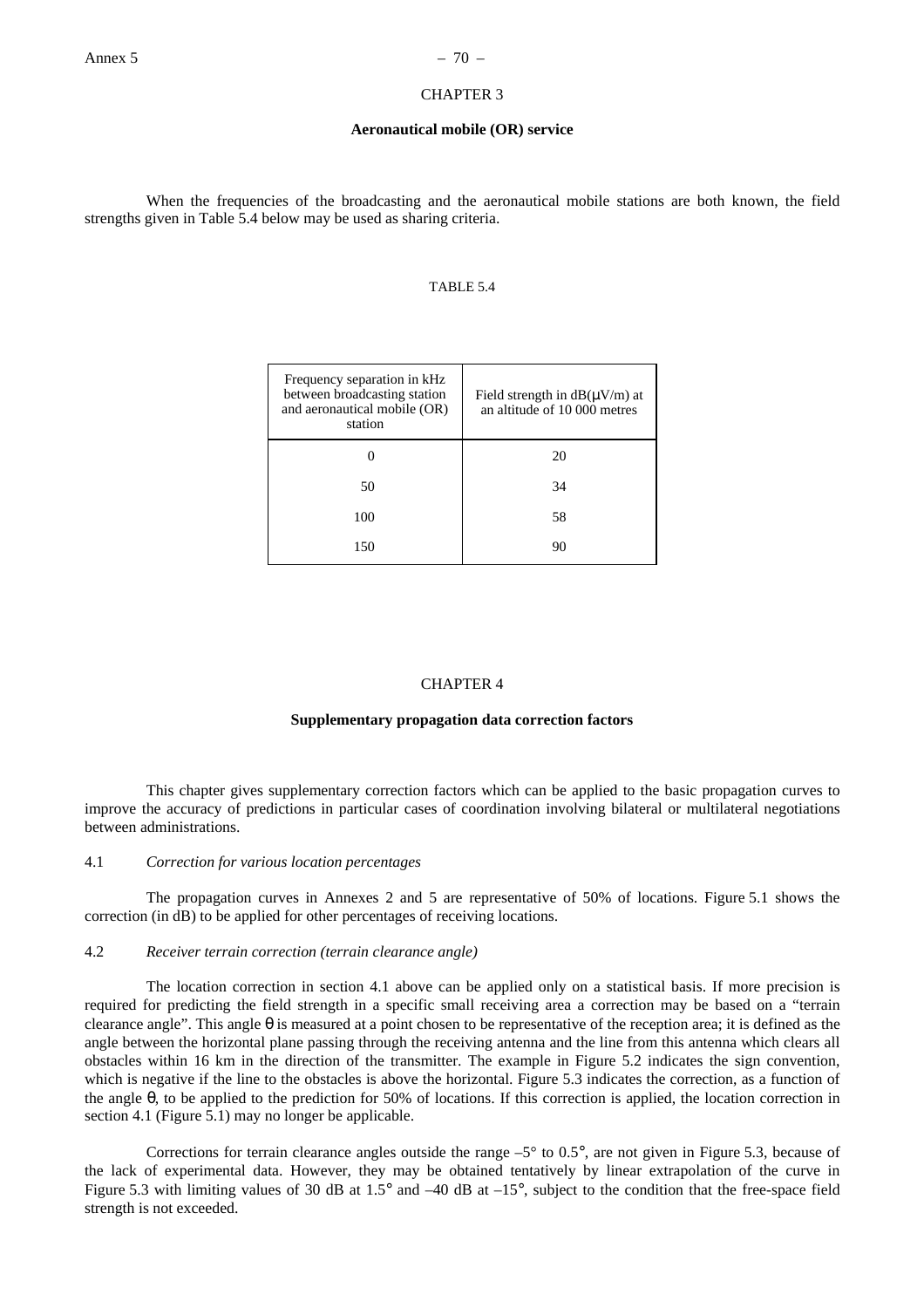# CHAPTER 3

## Aeronautical mobile (OR) service

When the frequencies of the broadcasting and the aeronautical mobile stations are both known, the field strengths given in Table 5.4 below may be used as sharing criteria.

TABLE 5.4

| Frequency separation in kHz between broadcasting station and aeronautical mobile (OR) station | Field strength in dB(μV/m) at an altitude of 10 000 metres |
|---|---|
| 0 | 20 |
| 50 | 34 |
| 100 | 58 |
| 150 | 90 |

# CHAPTER 4

## Supplementary propagation data correction factors

This chapter gives supplementary correction factors which can be applied to the basic propagation curves to improve the accuracy of predictions in particular cases of coordination involving bilateral or multilateral negotiations between administrations.

### 4.1 *Correction for various location percentages*

The propagation curves in Annexes 2 and 5 are representative of 50% of locations. Figure 5.1 shows the correction (in dB) to be applied for other percentages of receiving locations.

### 4.2 *Receiver terrain correction (terrain clearance angle)*

The location correction in section 4.1 above can be applied only on a statistical basis. If more precision is required for predicting the field strength in a specific small receiving area a correction may be based on a "terrain clearance angle". This angle $\theta$ is measured at a point chosen to be representative of the reception area; it is defined as the angle between the horizontal plane passing through the receiving antenna and the line from this antenna which clears all obstacles within 16 km in the direction of the transmitter. The example in Figure 5.2 indicates the sign convention, which is negative if the line to the obstacles is above the horizontal. Figure 5.3 indicates the correction, as a function of the angle $\theta$, to be applied to the prediction for 50% of locations. If this correction is applied, the location correction in section 4.1 (Figure 5.1) may no longer be applicable.

Corrections for terrain clearance angles outside the range –5° to 0.5°, are not given in Figure 5.3, because of the lack of experimental data. However, they may be obtained tentatively by linear extrapolation of the curve in Figure 5.3 with limiting values of 30 dB at 1.5° and –40 dB at –15°, subject to the condition that the free-space field strength is not exceeded.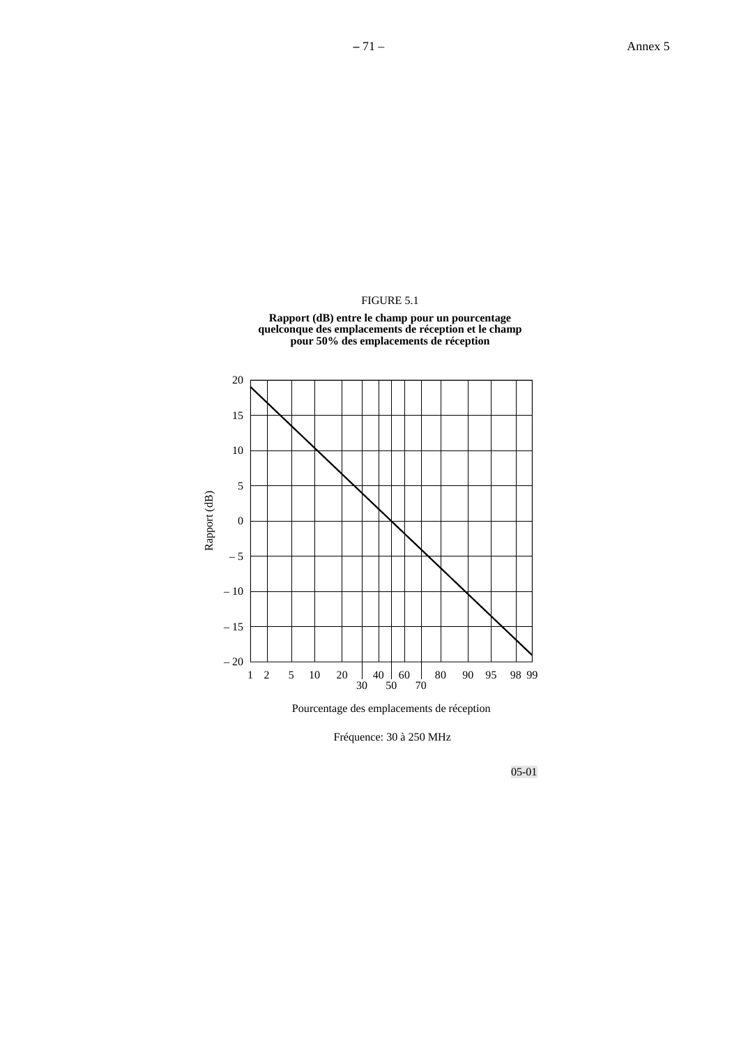FIGURE 5.1

**Rapport (dB) entre le champ pour un pourcentage quelconque des emplacements de réception et le champ pour 50% des emplacements de réception**

Rapport (dB)

20
15
10
5
0
– 5
– 10
– 15
– 20

1 2 5 10 20 30 40 50 60 70 80 90 95 98 99

Pourcentage des emplacements de réception

Fréquence: 30 à 250 MHz

05-01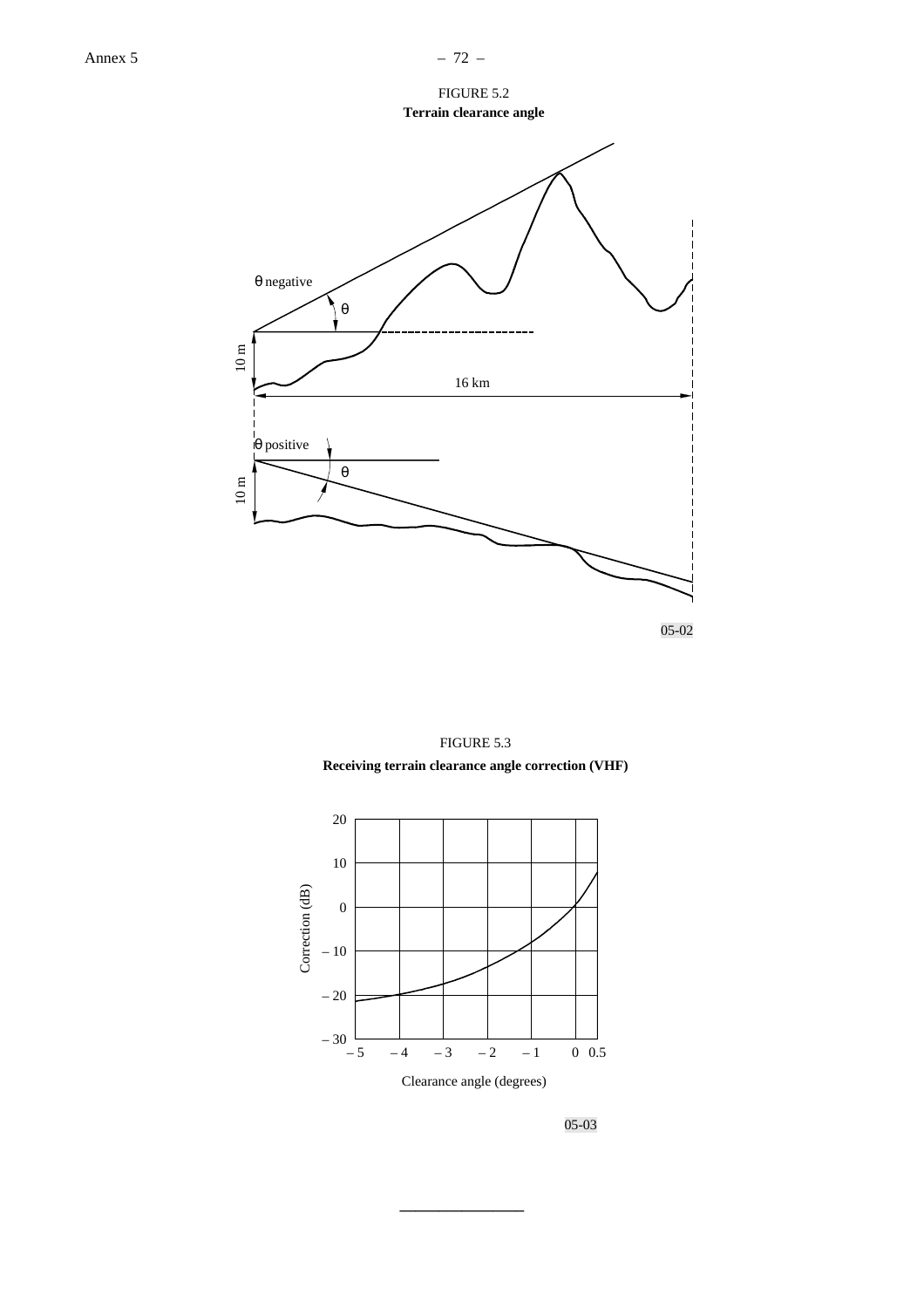FIGURE 5.2

**Terrain clearance angle**

FIGURE 5.3

**Receiving terrain clearance angle correction (VHF)**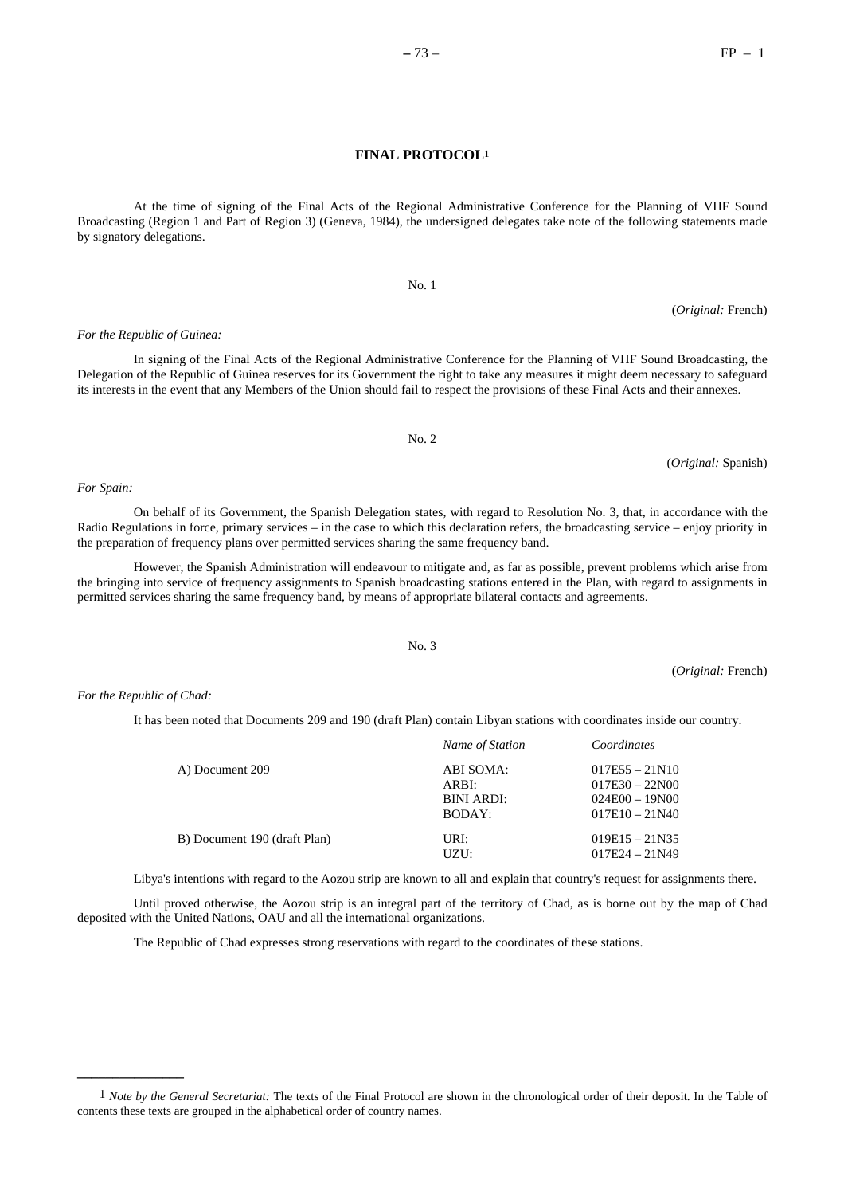## FINAL PROTOCOL[1]

At the time of signing of the Final Acts of the Regional Administrative Conference for the Planning of VHF Sound Broadcasting (Region 1 and Part of Region 3) (Geneva, 1984), the undersigned delegates take note of the following statements made by signatory delegations.

No. 1

(*Original:* French)

*For the Republic of Guinea:*

In signing of the Final Acts of the Regional Administrative Conference for the Planning of VHF Sound Broadcasting, the Delegation of the Republic of Guinea reserves for its Government the right to take any measures it might deem necessary to safeguard its interests in the event that any Members of the Union should fail to respect the provisions of these Final Acts and their annexes.

No. 2

(*Original:* Spanish)

*For Spain:*

On behalf of its Government, the Spanish Delegation states, with regard to Resolution No. 3, that, in accordance with the Radio Regulations in force, primary services – in the case to which this declaration refers, the broadcasting service – enjoy priority in the preparation of frequency plans over permitted services sharing the same frequency band.

However, the Spanish Administration will endeavour to mitigate and, as far as possible, prevent problems which arise from the bringing into service of frequency assignments to Spanish broadcasting stations entered in the Plan, with regard to assignments in permitted services sharing the same frequency band, by means of appropriate bilateral contacts and agreements.

No. 3

(*Original:* French)

*For the Republic of Chad:*

It has been noted that Documents 209 and 190 (draft Plan) contain Libyan stations with coordinates inside our country.

| | *Name of Station* | *Coordinates* |
|---|---|---|
| A) Document 209 | ABI SOMA: | 017E55 – 21N10 |
| | ARBI: | 017E30 – 22N00 |
| | BINI ARDI: | 024E00 – 19N00 |
| | BODAY: | 017E10 – 21N40 |
| B) Document 190 (draft Plan) | URI: | 019E15 – 21N35 |
| | UZU: | 017E24 – 21N49 |

Libya's intentions with regard to the Aozou strip are known to all and explain that country's request for assignments there.

Until proved otherwise, the Aozou strip is an integral part of the territory of Chad, as is borne out by the map of Chad deposited with the United Nations, OAU and all the international organizations.

The Republic of Chad expresses strong reservations with regard to the coordinates of these stations.

---

[1] *Note by the General Secretariat:* The texts of the Final Protocol are shown in the chronological order of their deposit. In the Table of contents these texts are grouped in the alphabetical order of country names.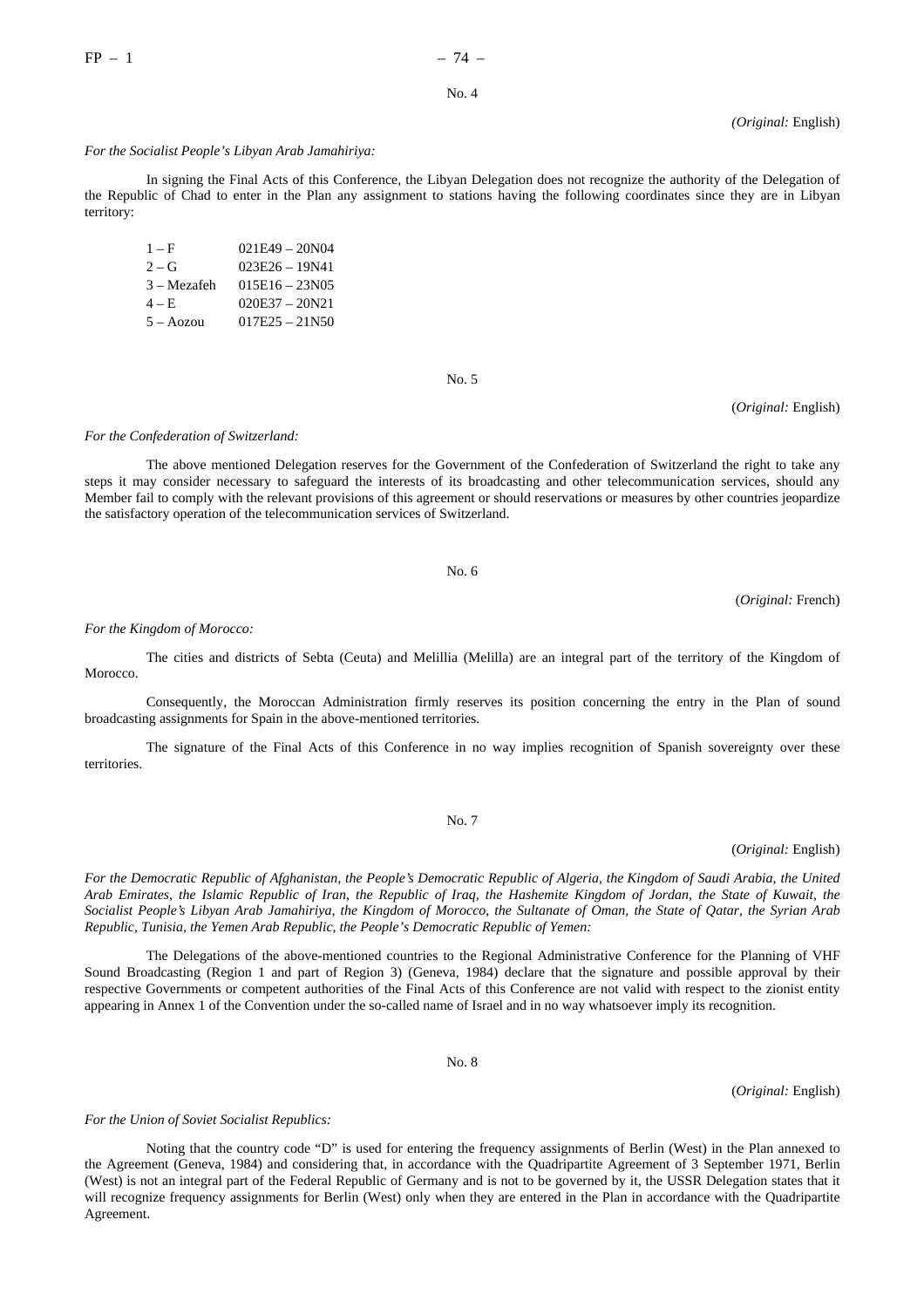No. 4

*(Original:* English)

*For the Socialist People's Libyan Arab Jamahiriya:*

In signing the Final Acts of this Conference, the Libyan Delegation does not recognize the authority of the Delegation of the Republic of Chad to enter in the Plan any assignment to stations having the following coordinates since they are in Libyan territory:

| | |
|---|---|
| 1 – F | 021E49 – 20N04 |
| 2 – G | 023E26 – 19N41 |
| 3 – Mezafeh | 015E16 – 23N05 |
| 4 – E | 020E37 – 20N21 |
| 5 – Aozou | 017E25 – 21N50 |

No. 5

(*Original:* English)

*For the Confederation of Switzerland:*

The above mentioned Delegation reserves for the Government of the Confederation of Switzerland the right to take any steps it may consider necessary to safeguard the interests of its broadcasting and other telecommunication services, should any Member fail to comply with the relevant provisions of this agreement or should reservations or measures by other countries jeopardize the satisfactory operation of the telecommunication services of Switzerland.

No. 6

(*Original:* French)

*For the Kingdom of Morocco:*

The cities and districts of Sebta (Ceuta) and Melillia (Melilla) are an integral part of the territory of the Kingdom of Morocco.

Consequently, the Moroccan Administration firmly reserves its position concerning the entry in the Plan of sound broadcasting assignments for Spain in the above-mentioned territories.

The signature of the Final Acts of this Conference in no way implies recognition of Spanish sovereignty over these territories.

No. 7

(*Original:* English)

*For the Democratic Republic of Afghanistan, the People's Democratic Republic of Algeria, the Kingdom of Saudi Arabia, the United Arab Emirates, the Islamic Republic of Iran, the Republic of Iraq, the Hashemite Kingdom of Jordan, the State of Kuwait, the Socialist People's Libyan Arab Jamahiriya, the Kingdom of Morocco, the Sultanate of Oman, the State of Qatar, the Syrian Arab Republic, Tunisia, the Yemen Arab Republic, the People's Democratic Republic of Yemen:*

The Delegations of the above-mentioned countries to the Regional Administrative Conference for the Planning of VHF Sound Broadcasting (Region 1 and part of Region 3) (Geneva, 1984) declare that the signature and possible approval by their respective Governments or competent authorities of the Final Acts of this Conference are not valid with respect to the zionist entity appearing in Annex 1 of the Convention under the so-called name of Israel and in no way whatsoever imply its recognition.

No. 8

(*Original:* English)

*For the Union of Soviet Socialist Republics:*

Noting that the country code "D" is used for entering the frequency assignments of Berlin (West) in the Plan annexed to the Agreement (Geneva, 1984) and considering that, in accordance with the Quadripartite Agreement of 3 September 1971, Berlin (West) is not an integral part of the Federal Republic of Germany and is not to be governed by it, the USSR Delegation states that it will recognize frequency assignments for Berlin (West) only when they are entered in the Plan in accordance with the Quadripartite Agreement.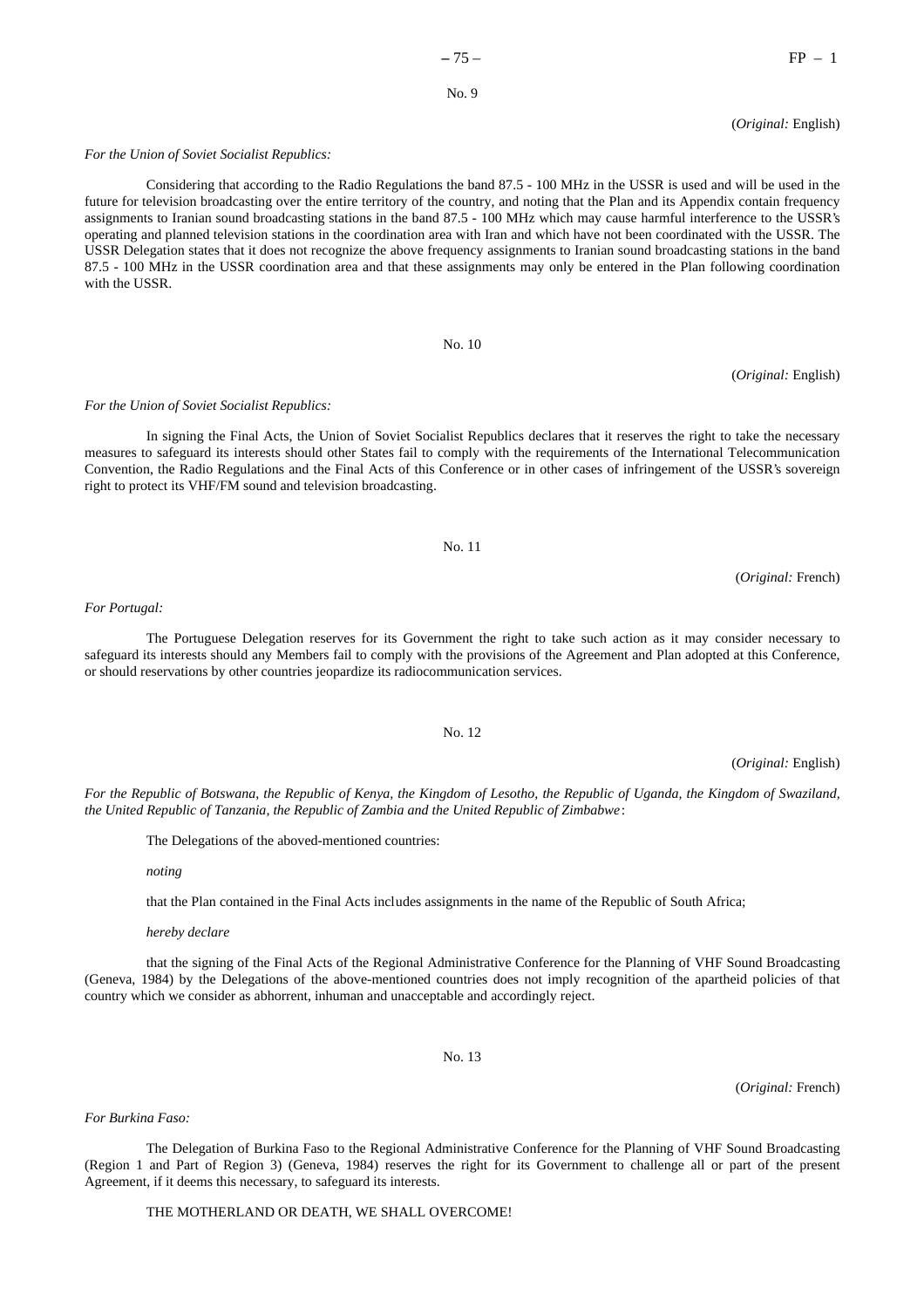No. 9

(*Original:* English)

*For the Union of Soviet Socialist Republics:*

Considering that according to the Radio Regulations the band 87.5 - 100 MHz in the USSR is used and will be used in the future for television broadcasting over the entire territory of the country, and noting that the Plan and its Appendix contain frequency assignments to Iranian sound broadcasting stations in the band 87.5 - 100 MHz which may cause harmful interference to the USSR's operating and planned television stations in the coordination area with Iran and which have not been coordinated with the USSR. The USSR Delegation states that it does not recognize the above frequency assignments to Iranian sound broadcasting stations in the band 87.5 - 100 MHz in the USSR coordination area and that these assignments may only be entered in the Plan following coordination with the USSR.

No. 10

(*Original:* English)

*For the Union of Soviet Socialist Republics:*

In signing the Final Acts, the Union of Soviet Socialist Republics declares that it reserves the right to take the necessary measures to safeguard its interests should other States fail to comply with the requirements of the International Telecommunication Convention, the Radio Regulations and the Final Acts of this Conference or in other cases of infringement of the USSR's sovereign right to protect its VHF/FM sound and television broadcasting.

No. 11

(*Original:* French)

*For Portugal:*

The Portuguese Delegation reserves for its Government the right to take such action as it may consider necessary to safeguard its interests should any Members fail to comply with the provisions of the Agreement and Plan adopted at this Conference, or should reservations by other countries jeopardize its radiocommunication services.

No. 12

(*Original:* English)

*For the Republic of Botswana, the Republic of Kenya, the Kingdom of Lesotho, the Republic of Uganda, the Kingdom of Swaziland, the United Republic of Tanzania, the Republic of Zambia and the United Republic of Zimbabwe*:

The Delegations of the aboved-mentioned countries:

*noting*

that the Plan contained in the Final Acts includes assignments in the name of the Republic of South Africa;

*hereby declare*

that the signing of the Final Acts of the Regional Administrative Conference for the Planning of VHF Sound Broadcasting (Geneva, 1984) by the Delegations of the above-mentioned countries does not imply recognition of the apartheid policies of that country which we consider as abhorrent, inhuman and unacceptable and accordingly reject.

No. 13

(*Original:* French)

*For Burkina Faso:*

The Delegation of Burkina Faso to the Regional Administrative Conference for the Planning of VHF Sound Broadcasting (Region 1 and Part of Region 3) (Geneva, 1984) reserves the right for its Government to challenge all or part of the present Agreement, if it deems this necessary, to safeguard its interests.

THE MOTHERLAND OR DEATH, WE SHALL OVERCOME!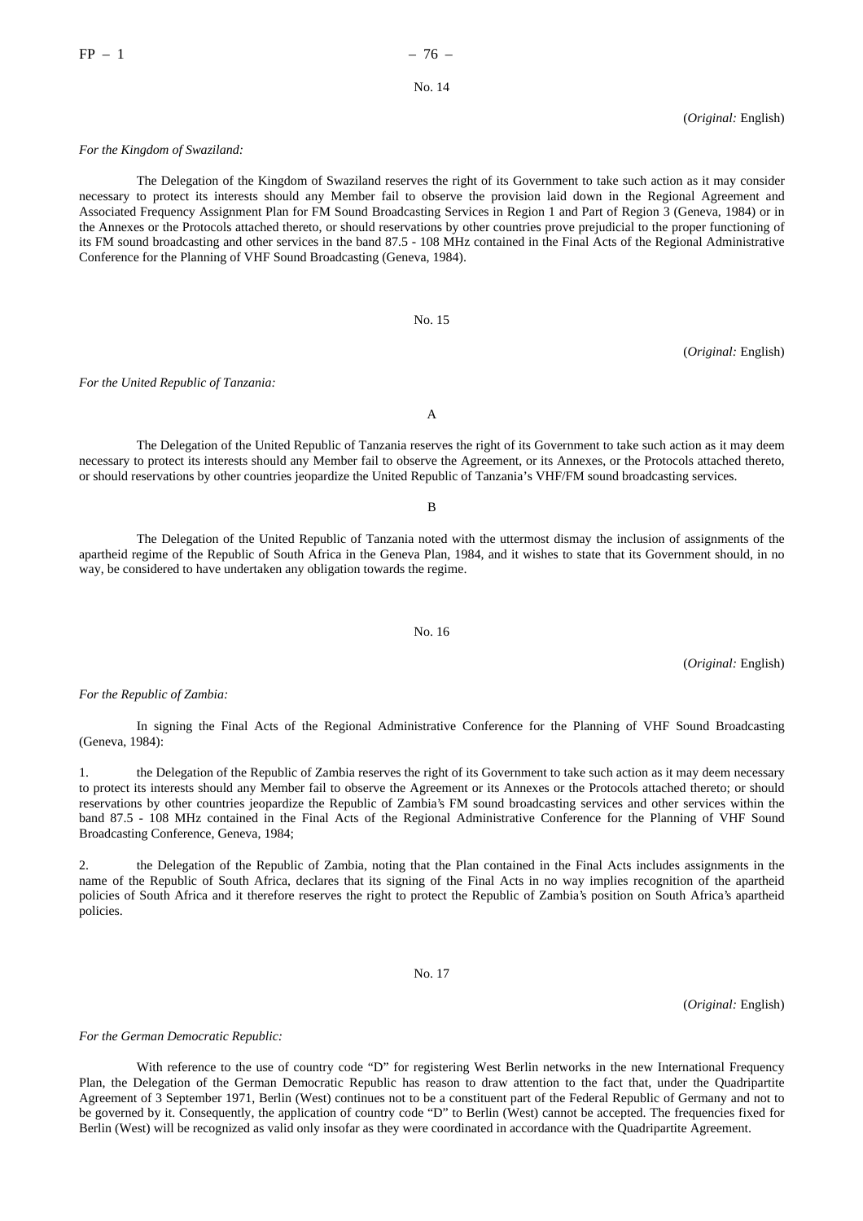No. 14

(*Original:* English)

*For the Kingdom of Swaziland:*

The Delegation of the Kingdom of Swaziland reserves the right of its Government to take such action as it may consider necessary to protect its interests should any Member fail to observe the provision laid down in the Regional Agreement and Associated Frequency Assignment Plan for FM Sound Broadcasting Services in Region 1 and Part of Region 3 (Geneva, 1984) or in the Annexes or the Protocols attached thereto, or should reservations by other countries prove prejudicial to the proper functioning of its FM sound broadcasting and other services in the band 87.5 - 108 MHz contained in the Final Acts of the Regional Administrative Conference for the Planning of VHF Sound Broadcasting (Geneva, 1984).

No. 15

(*Original:* English)

*For the United Republic of Tanzania:*

A

The Delegation of the United Republic of Tanzania reserves the right of its Government to take such action as it may deem necessary to protect its interests should any Member fail to observe the Agreement, or its Annexes, or the Protocols attached thereto, or should reservations by other countries jeopardize the United Republic of Tanzania's VHF/FM sound broadcasting services.

B

The Delegation of the United Republic of Tanzania noted with the uttermost dismay the inclusion of assignments of the apartheid regime of the Republic of South Africa in the Geneva Plan, 1984, and it wishes to state that its Government should, in no way, be considered to have undertaken any obligation towards the regime.

No. 16

(*Original:* English)

*For the Republic of Zambia:*

In signing the Final Acts of the Regional Administrative Conference for the Planning of VHF Sound Broadcasting (Geneva, 1984):

1. the Delegation of the Republic of Zambia reserves the right of its Government to take such action as it may deem necessary to protect its interests should any Member fail to observe the Agreement or its Annexes or the Protocols attached thereto; or should reservations by other countries jeopardize the Republic of Zambia's FM sound broadcasting services and other services within the band 87.5 - 108 MHz contained in the Final Acts of the Regional Administrative Conference for the Planning of VHF Sound Broadcasting Conference, Geneva, 1984;

2. the Delegation of the Republic of Zambia, noting that the Plan contained in the Final Acts includes assignments in the name of the Republic of South Africa, declares that its signing of the Final Acts in no way implies recognition of the apartheid policies of South Africa and it therefore reserves the right to protect the Republic of Zambia's position on South Africa's apartheid policies.

No. 17

(*Original:* English)

*For the German Democratic Republic:*

With reference to the use of country code "D" for registering West Berlin networks in the new International Frequency Plan, the Delegation of the German Democratic Republic has reason to draw attention to the fact that, under the Quadripartite Agreement of 3 September 1971, Berlin (West) continues not to be a constituent part of the Federal Republic of Germany and not to be governed by it. Consequently, the application of country code "D" to Berlin (West) cannot be accepted. The frequencies fixed for Berlin (West) will be recognized as valid only insofar as they were coordinated in accordance with the Quadripartite Agreement.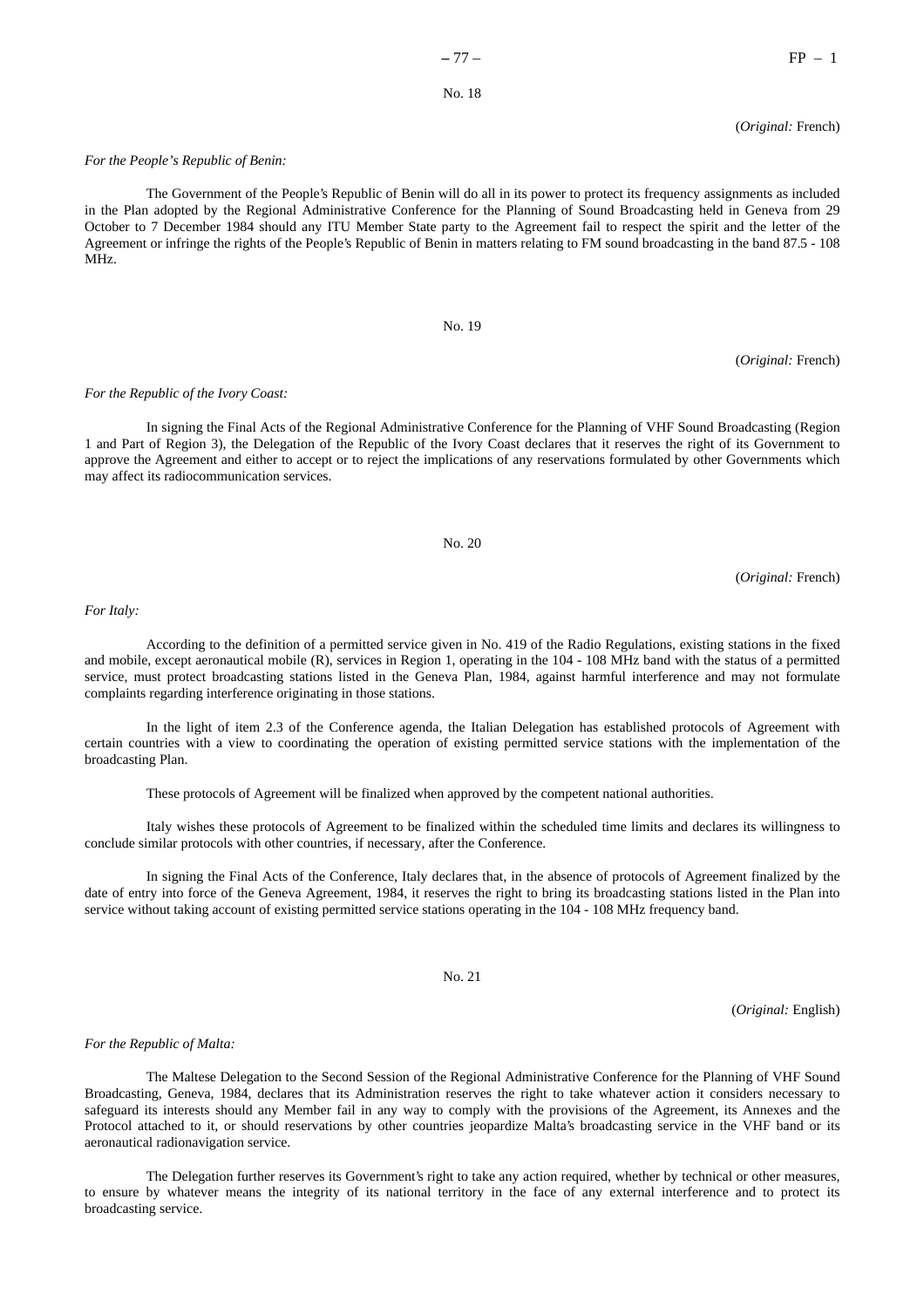No. 18

(*Original:* French)

*For the People’s Republic of Benin:*

The Government of the People’s Republic of Benin will do all in its power to protect its frequency assignments as included in the Plan adopted by the Regional Administrative Conference for the Planning of Sound Broadcasting held in Geneva from 29 October to 7 December 1984 should any ITU Member State party to the Agreement fail to respect the spirit and the letter of the Agreement or infringe the rights of the People’s Republic of Benin in matters relating to FM sound broadcasting in the band 87.5 - 108 MHz.

No. 19

(*Original:* French)

*For the Republic of the Ivory Coast:*

In signing the Final Acts of the Regional Administrative Conference for the Planning of VHF Sound Broadcasting (Region 1 and Part of Region 3), the Delegation of the Republic of the Ivory Coast declares that it reserves the right of its Government to approve the Agreement and either to accept or to reject the implications of any reservations formulated by other Governments which may affect its radiocommunication services.

No. 20

(*Original:* French)

*For Italy:*

According to the definition of a permitted service given in No. 419 of the Radio Regulations, existing stations in the fixed and mobile, except aeronautical mobile (R), services in Region 1, operating in the 104 - 108 MHz band with the status of a permitted service, must protect broadcasting stations listed in the Geneva Plan, 1984, against harmful interference and may not formulate complaints regarding interference originating in those stations.

In the light of item 2.3 of the Conference agenda, the Italian Delegation has established protocols of Agreement with certain countries with a view to coordinating the operation of existing permitted service stations with the implementation of the broadcasting Plan.

These protocols of Agreement will be finalized when approved by the competent national authorities.

Italy wishes these protocols of Agreement to be finalized within the scheduled time limits and declares its willingness to conclude similar protocols with other countries, if necessary, after the Conference.

In signing the Final Acts of the Conference, Italy declares that, in the absence of protocols of Agreement finalized by the date of entry into force of the Geneva Agreement, 1984, it reserves the right to bring its broadcasting stations listed in the Plan into service without taking account of existing permitted service stations operating in the 104 - 108 MHz frequency band.

No. 21

(*Original:* English)

*For the Republic of Malta:*

The Maltese Delegation to the Second Session of the Regional Administrative Conference for the Planning of VHF Sound Broadcasting, Geneva, 1984, declares that its Administration reserves the right to take whatever action it considers necessary to safeguard its interests should any Member fail in any way to comply with the provisions of the Agreement, its Annexes and the Protocol attached to it, or should reservations by other countries jeopardize Malta’s broadcasting service in the VHF band or its aeronautical radionavigation service.

The Delegation further reserves its Government’s right to take any action required, whether by technical or other measures, to ensure by whatever means the integrity of its national territory in the face of any external interference and to protect its broadcasting service.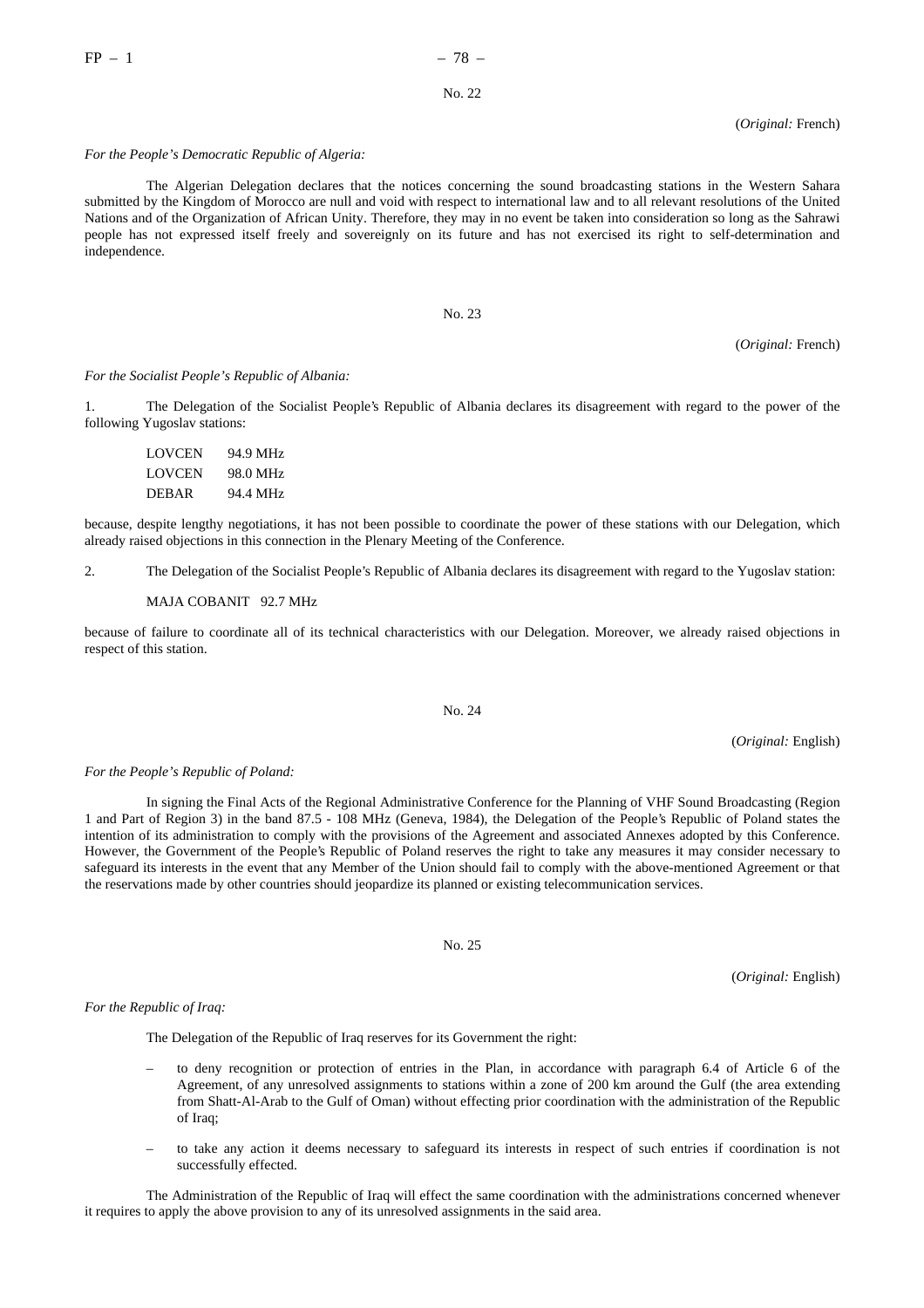No. 22

(*Original:* French)

*For the People's Democratic Republic of Algeria:*

The Algerian Delegation declares that the notices concerning the sound broadcasting stations in the Western Sahara submitted by the Kingdom of Morocco are null and void with respect to international law and to all relevant resolutions of the United Nations and of the Organization of African Unity. Therefore, they may in no event be taken into consideration so long as the Sahrawi people has not expressed itself freely and sovereignly on its future and has not exercised its right to self-determination and independence.

No. 23

(*Original:* French)

*For the Socialist People's Republic of Albania:*

1. The Delegation of the Socialist People's Republic of Albania declares its disagreement with regard to the power of the following Yugoslav stations:

| | |
|---|---|
| LOVCEN | 94.9 MHz |
| LOVCEN | 98.0 MHz |
| DEBAR | 94.4 MHz |

because, despite lengthy negotiations, it has not been possible to coordinate the power of these stations with our Delegation, which already raised objections in this connection in the Plenary Meeting of the Conference.

2. The Delegation of the Socialist People's Republic of Albania declares its disagreement with regard to the Yugoslav station:

MAJA COBANIT 92.7 MHz

because of failure to coordinate all of its technical characteristics with our Delegation. Moreover, we already raised objections in respect of this station.

No. 24

(*Original:* English)

*For the People's Republic of Poland:*

In signing the Final Acts of the Regional Administrative Conference for the Planning of VHF Sound Broadcasting (Region 1 and Part of Region 3) in the band 87.5 - 108 MHz (Geneva, 1984), the Delegation of the People's Republic of Poland states the intention of its administration to comply with the provisions of the Agreement and associated Annexes adopted by this Conference. However, the Government of the People's Republic of Poland reserves the right to take any measures it may consider necessary to safeguard its interests in the event that any Member of the Union should fail to comply with the above-mentioned Agreement or that the reservations made by other countries should jeopardize its planned or existing telecommunication services.

No. 25

(*Original:* English)

*For the Republic of Iraq:*

The Delegation of the Republic of Iraq reserves for its Government the right:

– to deny recognition or protection of entries in the Plan, in accordance with paragraph 6.4 of Article 6 of the Agreement, of any unresolved assignments to stations within a zone of 200 km around the Gulf (the area extending from Shatt-Al-Arab to the Gulf of Oman) without effecting prior coordination with the administration of the Republic of Iraq;

– to take any action it deems necessary to safeguard its interests in respect of such entries if coordination is not successfully effected.

The Administration of the Republic of Iraq will effect the same coordination with the administrations concerned whenever it requires to apply the above provision to any of its unresolved assignments in the said area.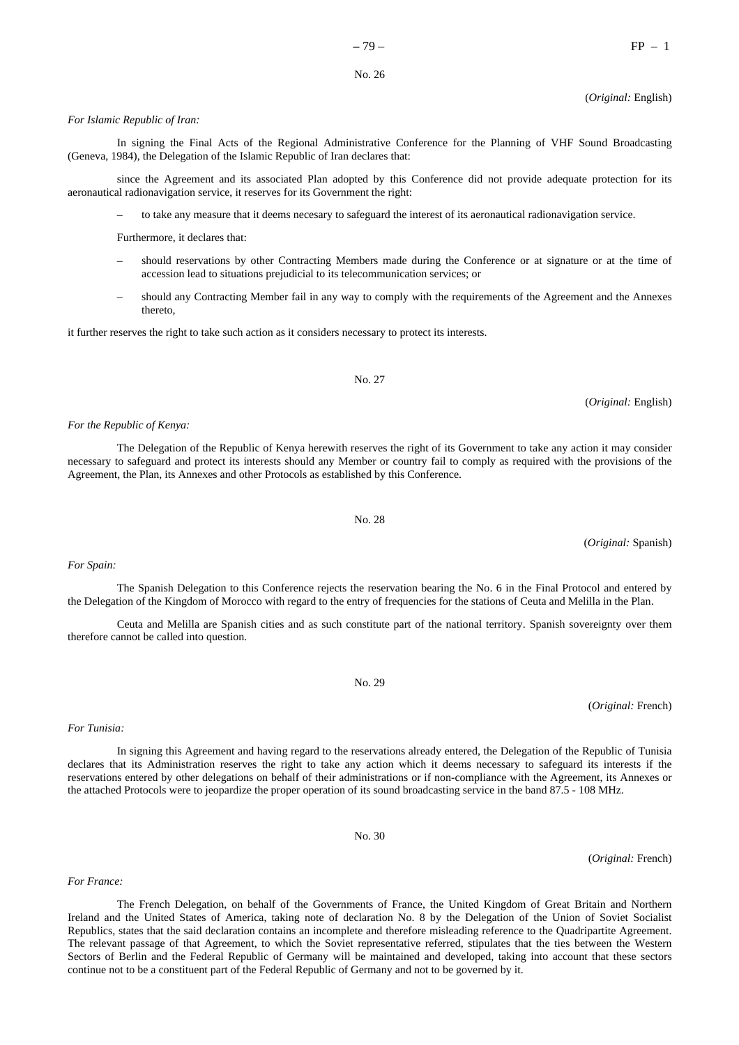No. 26

(*Original:* English)

*For Islamic Republic of Iran:*

In signing the Final Acts of the Regional Administrative Conference for the Planning of VHF Sound Broadcasting (Geneva, 1984), the Delegation of the Islamic Republic of Iran declares that:

since the Agreement and its associated Plan adopted by this Conference did not provide adequate protection for its aeronautical radionavigation service, it reserves for its Government the right:

– to take any measure that it deems necesary to safeguard the interest of its aeronautical radionavigation service.

Furthermore, it declares that:

– should reservations by other Contracting Members made during the Conference or at signature or at the time of accession lead to situations prejudicial to its telecommunication services; or

– should any Contracting Member fail in any way to comply with the requirements of the Agreement and the Annexes thereto,

it further reserves the right to take such action as it considers necessary to protect its interests.

No. 27

(*Original:* English)

*For the Republic of Kenya:*

The Delegation of the Republic of Kenya herewith reserves the right of its Government to take any action it may consider necessary to safeguard and protect its interests should any Member or country fail to comply as required with the provisions of the Agreement, the Plan, its Annexes and other Protocols as established by this Conference.

No. 28

(*Original:* Spanish)

*For Spain:*

The Spanish Delegation to this Conference rejects the reservation bearing the No. 6 in the Final Protocol and entered by the Delegation of the Kingdom of Morocco with regard to the entry of frequencies for the stations of Ceuta and Melilla in the Plan.

Ceuta and Melilla are Spanish cities and as such constitute part of the national territory. Spanish sovereignty over them therefore cannot be called into question.

No. 29

(*Original:* French)

*For Tunisia:*

In signing this Agreement and having regard to the reservations already entered, the Delegation of the Republic of Tunisia declares that its Administration reserves the right to take any action which it deems necessary to safeguard its interests if the reservations entered by other delegations on behalf of their administrations or if non-compliance with the Agreement, its Annexes or the attached Protocols were to jeopardize the proper operation of its sound broadcasting service in the band 87.5 - 108 MHz.

No. 30

(*Original:* French)

*For France:*

The French Delegation, on behalf of the Governments of France, the United Kingdom of Great Britain and Northern Ireland and the United States of America, taking note of declaration No. 8 by the Delegation of the Union of Soviet Socialist Republics, states that the said declaration contains an incomplete and therefore misleading reference to the Quadripartite Agreement. The relevant passage of that Agreement, to which the Soviet representative referred, stipulates that the ties between the Western Sectors of Berlin and the Federal Republic of Germany will be maintained and developed, taking into account that these sectors continue not to be a constituent part of the Federal Republic of Germany and not to be governed by it.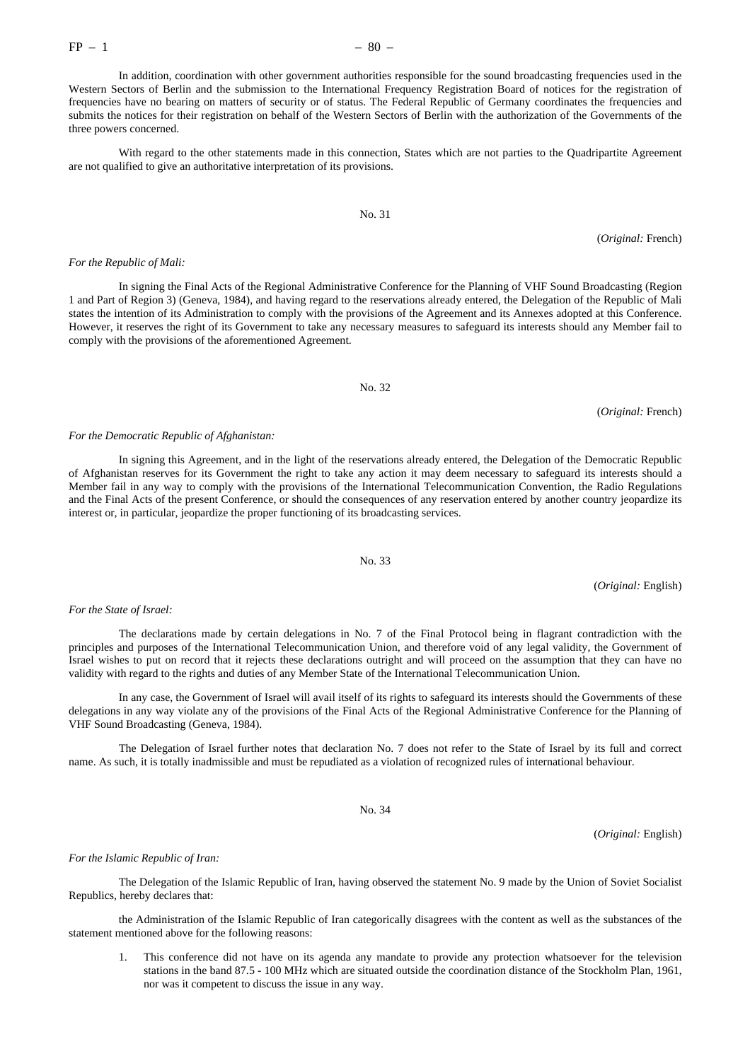In addition, coordination with other government authorities responsible for the sound broadcasting frequencies used in the Western Sectors of Berlin and the submission to the International Frequency Registration Board of notices for the registration of frequencies have no bearing on matters of security or of status. The Federal Republic of Germany coordinates the frequencies and submits the notices for their registration on behalf of the Western Sectors of Berlin with the authorization of the Governments of the three powers concerned.

With regard to the other statements made in this connection, States which are not parties to the Quadripartite Agreement are not qualified to give an authoritative interpretation of its provisions.

No. 31

(*Original:* French)

*For the Republic of Mali:*

In signing the Final Acts of the Regional Administrative Conference for the Planning of VHF Sound Broadcasting (Region 1 and Part of Region 3) (Geneva, 1984), and having regard to the reservations already entered, the Delegation of the Republic of Mali states the intention of its Administration to comply with the provisions of the Agreement and its Annexes adopted at this Conference. However, it reserves the right of its Government to take any necessary measures to safeguard its interests should any Member fail to comply with the provisions of the aforementioned Agreement.

No. 32

(*Original:* French)

*For the Democratic Republic of Afghanistan:*

In signing this Agreement, and in the light of the reservations already entered, the Delegation of the Democratic Republic of Afghanistan reserves for its Government the right to take any action it may deem necessary to safeguard its interests should a Member fail in any way to comply with the provisions of the International Telecommunication Convention, the Radio Regulations and the Final Acts of the present Conference, or should the consequences of any reservation entered by another country jeopardize its interest or, in particular, jeopardize the proper functioning of its broadcasting services.

No. 33

(*Original:* English)

*For the State of Israel:*

The declarations made by certain delegations in No. 7 of the Final Protocol being in flagrant contradiction with the principles and purposes of the International Telecommunication Union, and therefore void of any legal validity, the Government of Israel wishes to put on record that it rejects these declarations outright and will proceed on the assumption that they can have no validity with regard to the rights and duties of any Member State of the International Telecommunication Union.

In any case, the Government of Israel will avail itself of its rights to safeguard its interests should the Governments of these delegations in any way violate any of the provisions of the Final Acts of the Regional Administrative Conference for the Planning of VHF Sound Broadcasting (Geneva, 1984).

The Delegation of Israel further notes that declaration No. 7 does not refer to the State of Israel by its full and correct name. As such, it is totally inadmissible and must be repudiated as a violation of recognized rules of international behaviour.

No. 34

(*Original:* English)

*For the Islamic Republic of Iran:*

The Delegation of the Islamic Republic of Iran, having observed the statement No. 9 made by the Union of Soviet Socialist Republics, hereby declares that:

the Administration of the Islamic Republic of Iran categorically disagrees with the content as well as the substances of the statement mentioned above for the following reasons:

1. This conference did not have on its agenda any mandate to provide any protection whatsoever for the television stations in the band 87.5 - 100 MHz which are situated outside the coordination distance of the Stockholm Plan, 1961, nor was it competent to discuss the issue in any way.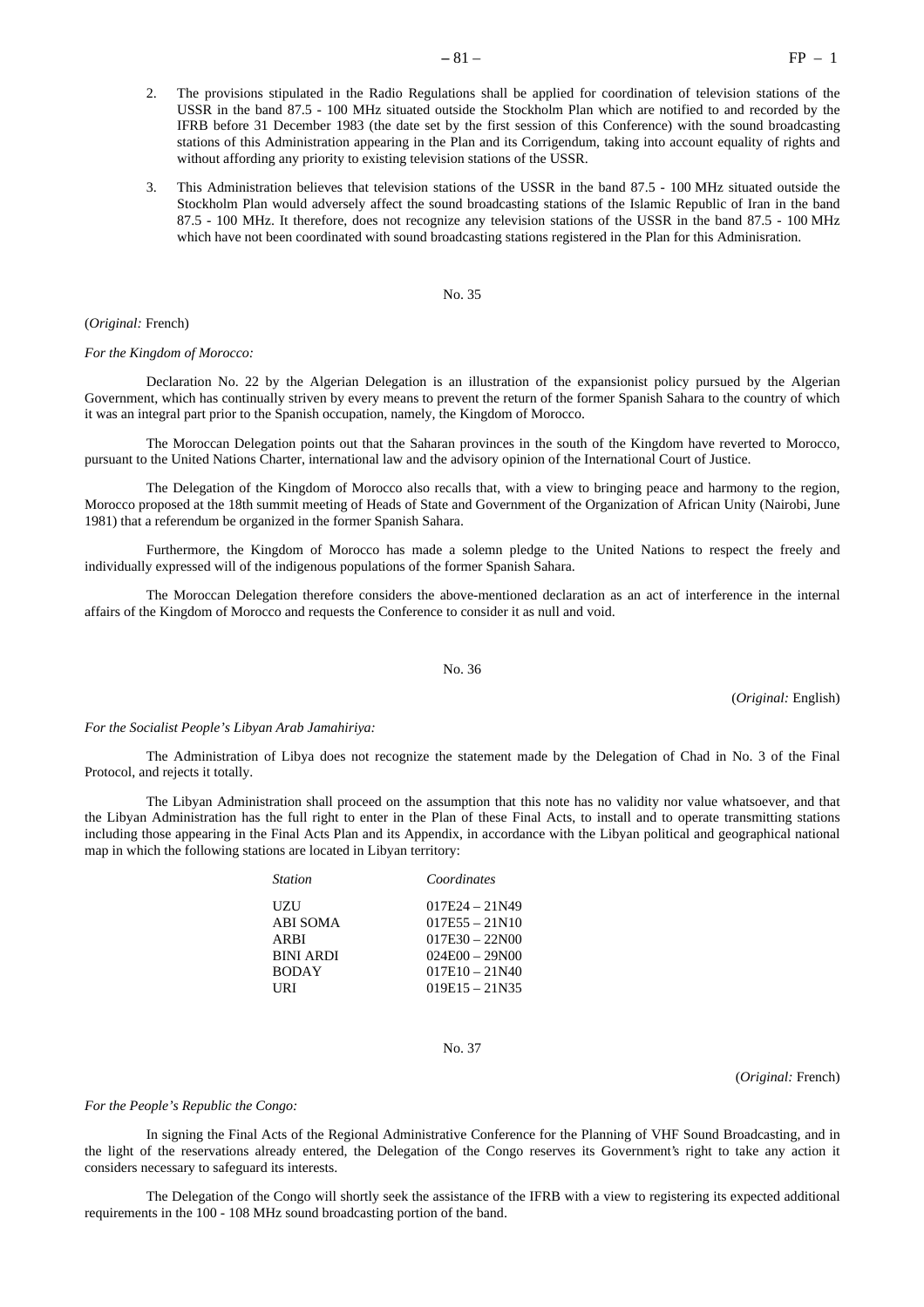2. The provisions stipulated in the Radio Regulations shall be applied for coordination of television stations of the USSR in the band 87.5 - 100 MHz situated outside the Stockholm Plan which are notified to and recorded by the IFRB before 31 December 1983 (the date set by the first session of this Conference) with the sound broadcasting stations of this Administration appearing in the Plan and its Corrigendum, taking into account equality of rights and without affording any priority to existing television stations of the USSR.

3. This Administration believes that television stations of the USSR in the band 87.5 - 100 MHz situated outside the Stockholm Plan would adversely affect the sound broadcasting stations of the Islamic Republic of Iran in the band 87.5 - 100 MHz. It therefore, does not recognize any television stations of the USSR in the band 87.5 - 100 MHz which have not been coordinated with sound broadcasting stations registered in the Plan for this Adminisration.

No. 35

(*Original:* French)

*For the Kingdom of Morocco:*

Declaration No. 22 by the Algerian Delegation is an illustration of the expansionist policy pursued by the Algerian Government, which has continually striven by every means to prevent the return of the former Spanish Sahara to the country of which it was an integral part prior to the Spanish occupation, namely, the Kingdom of Morocco.

The Moroccan Delegation points out that the Saharan provinces in the south of the Kingdom have reverted to Morocco, pursuant to the United Nations Charter, international law and the advisory opinion of the International Court of Justice.

The Delegation of the Kingdom of Morocco also recalls that, with a view to bringing peace and harmony to the region, Morocco proposed at the 18th summit meeting of Heads of State and Government of the Organization of African Unity (Nairobi, June 1981) that a referendum be organized in the former Spanish Sahara.

Furthermore, the Kingdom of Morocco has made a solemn pledge to the United Nations to respect the freely and individually expressed will of the indigenous populations of the former Spanish Sahara.

The Moroccan Delegation therefore considers the above-mentioned declaration as an act of interference in the internal affairs of the Kingdom of Morocco and requests the Conference to consider it as null and void.

No. 36

(*Original:* English)

*For the Socialist People's Libyan Arab Jamahiriya:*

The Administration of Libya does not recognize the statement made by the Delegation of Chad in No. 3 of the Final Protocol, and rejects it totally.

The Libyan Administration shall proceed on the assumption that this note has no validity nor value whatsoever, and that the Libyan Administration has the full right to enter in the Plan of these Final Acts, to install and to operate transmitting stations including those appearing in the Final Acts Plan and its Appendix, in accordance with the Libyan political and geographical national map in which the following stations are located in Libyan territory:

| *Station* | *Coordinates* |
|---|---|
| UZU | 017E24 – 21N49 |
| ABI SOMA | 017E55 – 21N10 |
| ARBI | 017E30 – 22N00 |
| BINI ARDI | 024E00 – 29N00 |
| BODAY | 017E10 – 21N40 |
| URI | 019E15 – 21N35 |

No. 37

(*Original:* French)

*For the People's Republic the Congo:*

In signing the Final Acts of the Regional Administrative Conference for the Planning of VHF Sound Broadcasting, and in the light of the reservations already entered, the Delegation of the Congo reserves its Government's right to take any action it considers necessary to safeguard its interests.

The Delegation of the Congo will shortly seek the assistance of the IFRB with a view to registering its expected additional requirements in the 100 - 108 MHz sound broadcasting portion of the band.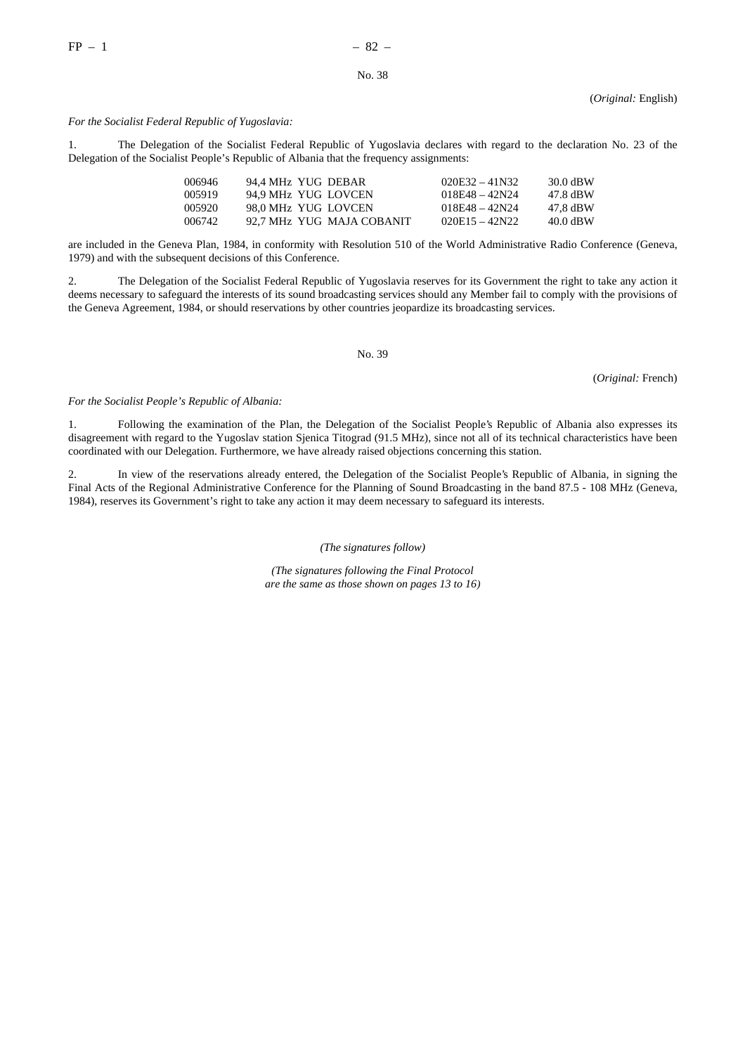No. 38

(*Original:* English)

*For the Socialist Federal Republic of Yugoslavia:*

1. The Delegation of the Socialist Federal Republic of Yugoslavia declares with regard to the declaration No. 23 of the Delegation of the Socialist People's Republic of Albania that the frequency assignments:

| | | | |
|---|---|---|---|
| 006946 | 94,4 MHz YUG DEBAR | 020E32 – 41N32 | 30.0 dBW |
| 005919 | 94,9 MHz YUG LOVCEN | 018E48 – 42N24 | 47.8 dBW |
| 005920 | 98,0 MHz YUG LOVCEN | 018E48 – 42N24 | 47,8 dBW |
| 006742 | 92,7 MHz YUG MAJA COBANIT | 020E15 – 42N22 | 40.0 dBW |

are included in the Geneva Plan, 1984, in conformity with Resolution 510 of the World Administrative Radio Conference (Geneva, 1979) and with the subsequent decisions of this Conference.

2. The Delegation of the Socialist Federal Republic of Yugoslavia reserves for its Government the right to take any action it deems necessary to safeguard the interests of its sound broadcasting services should any Member fail to comply with the provisions of the Geneva Agreement, 1984, or should reservations by other countries jeopardize its broadcasting services.

No. 39

(*Original:* French)

*For the Socialist People's Republic of Albania:*

1. Following the examination of the Plan, the Delegation of the Socialist People's Republic of Albania also expresses its disagreement with regard to the Yugoslav station Sjenica Titograd (91.5 MHz), since not all of its technical characteristics have been coordinated with our Delegation. Furthermore, we have already raised objections concerning this station.

2. In view of the reservations already entered, the Delegation of the Socialist People's Republic of Albania, in signing the Final Acts of the Regional Administrative Conference for the Planning of Sound Broadcasting in the band 87.5 - 108 MHz (Geneva, 1984), reserves its Government's right to take any action it may deem necessary to safeguard its interests.

*(The signatures follow)*

*(The signatures following the Final Protocol are the same as those shown on pages 13 to 16)*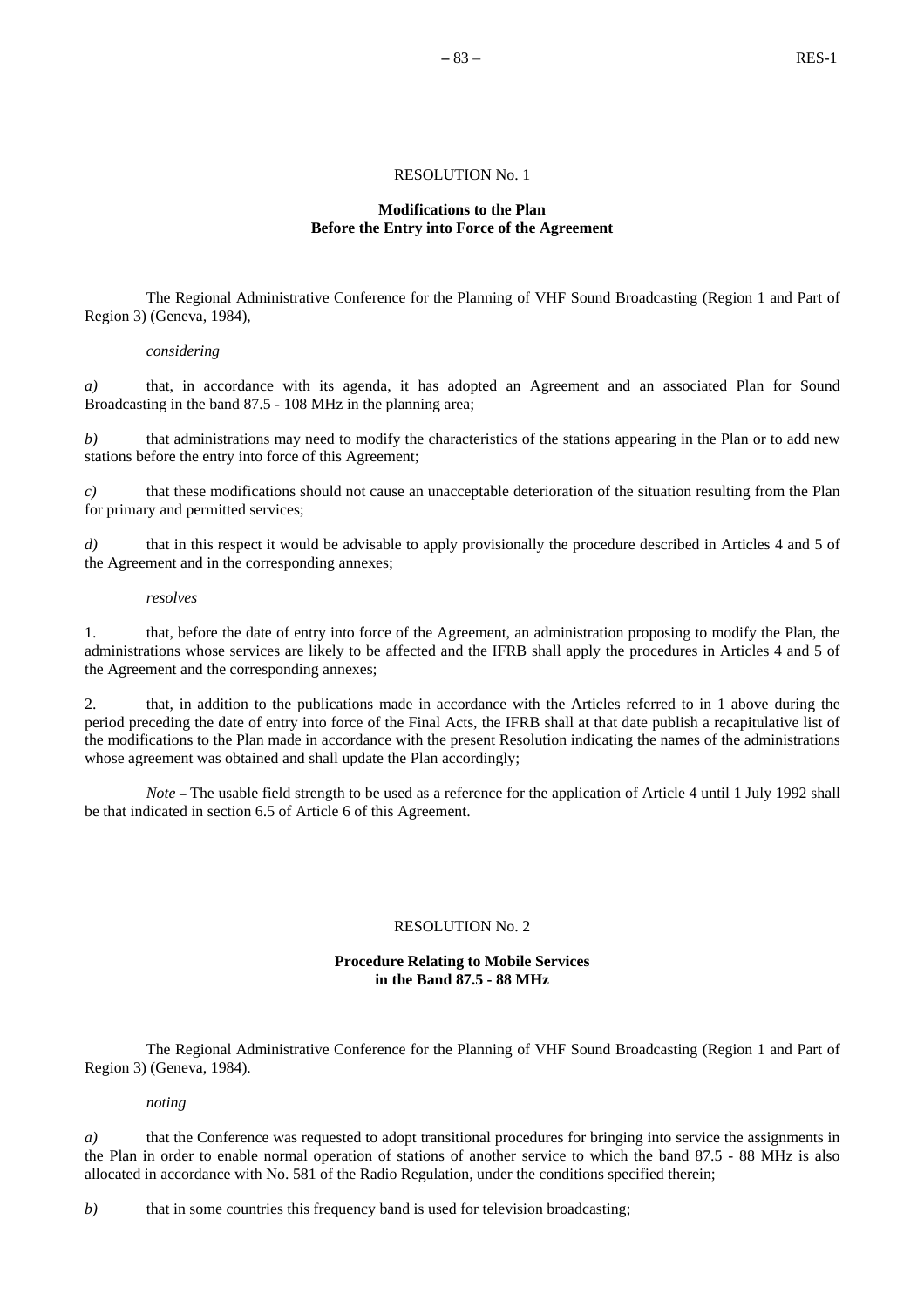# RESOLUTION No. 1

## Modifications to the Plan Before the Entry into Force of the Agreement

The Regional Administrative Conference for the Planning of VHF Sound Broadcasting (Region 1 and Part of Region 3) (Geneva, 1984),

*considering*

*a)* that, in accordance with its agenda, it has adopted an Agreement and an associated Plan for Sound Broadcasting in the band 87.5 - 108 MHz in the planning area;

*b)* that administrations may need to modify the characteristics of the stations appearing in the Plan or to add new stations before the entry into force of this Agreement;

*c)* that these modifications should not cause an unacceptable deterioration of the situation resulting from the Plan for primary and permitted services;

*d)* that in this respect it would be advisable to apply provisionally the procedure described in Articles 4 and 5 of the Agreement and in the corresponding annexes;

*resolves*

1. that, before the date of entry into force of the Agreement, an administration proposing to modify the Plan, the administrations whose services are likely to be affected and the IFRB shall apply the procedures in Articles 4 and 5 of the Agreement and the corresponding annexes;

2. that, in addition to the publications made in accordance with the Articles referred to in 1 above during the period preceding the date of entry into force of the Final Acts, the IFRB shall at that date publish a recapitulative list of the modifications to the Plan made in accordance with the present Resolution indicating the names of the administrations whose agreement was obtained and shall update the Plan accordingly;

*Note* – The usable field strength to be used as a reference for the application of Article 4 until 1 July 1992 shall be that indicated in section 6.5 of Article 6 of this Agreement.

# RESOLUTION No. 2

## Procedure Relating to Mobile Services in the Band 87.5 - 88 MHz

The Regional Administrative Conference for the Planning of VHF Sound Broadcasting (Region 1 and Part of Region 3) (Geneva, 1984).

*noting*

*a)* that the Conference was requested to adopt transitional procedures for bringing into service the assignments in the Plan in order to enable normal operation of stations of another service to which the band 87.5 - 88 MHz is also allocated in accordance with No. 581 of the Radio Regulation, under the conditions specified therein;

*b)* that in some countries this frequency band is used for television broadcasting;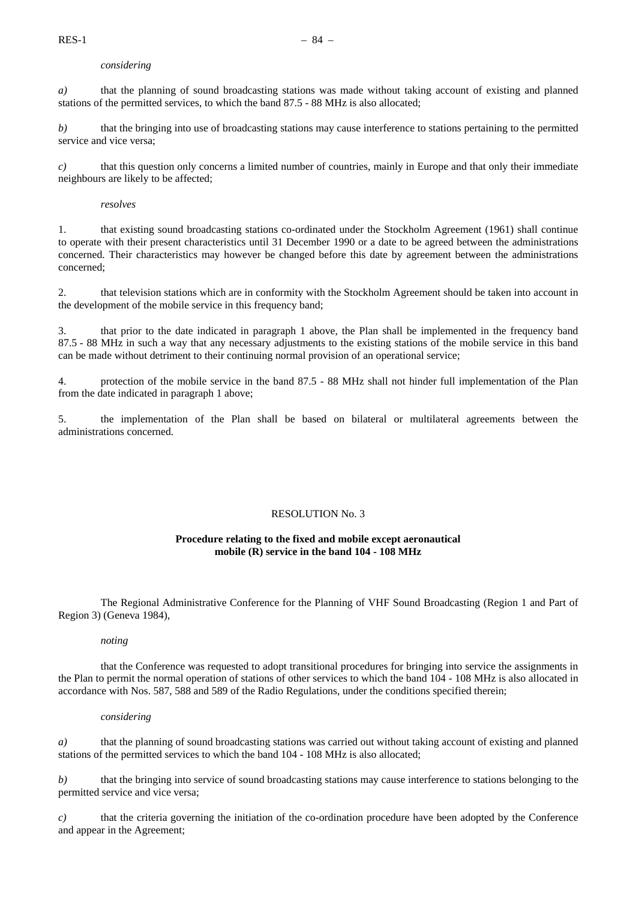*considering*

*a)* that the planning of sound broadcasting stations was made without taking account of existing and planned stations of the permitted services, to which the band 87.5 - 88 MHz is also allocated;

*b)* that the bringing into use of broadcasting stations may cause interference to stations pertaining to the permitted service and vice versa;

*c)* that this question only concerns a limited number of countries, mainly in Europe and that only their immediate neighbours are likely to be affected;

*resolves*

1. that existing sound broadcasting stations co-ordinated under the Stockholm Agreement (1961) shall continue to operate with their present characteristics until 31 December 1990 or a date to be agreed between the administrations concerned. Their characteristics may however be changed before this date by agreement between the administrations concerned;

2. that television stations which are in conformity with the Stockholm Agreement should be taken into account in the development of the mobile service in this frequency band;

3. that prior to the date indicated in paragraph 1 above, the Plan shall be implemented in the frequency band 87.5 - 88 MHz in such a way that any necessary adjustments to the existing stations of the mobile service in this band can be made without detriment to their continuing normal provision of an operational service;

4. protection of the mobile service in the band 87.5 - 88 MHz shall not hinder full implementation of the Plan from the date indicated in paragraph 1 above;

5. the implementation of the Plan shall be based on bilateral or multilateral agreements between the administrations concerned.

## RESOLUTION No. 3

**Procedure relating to the fixed and mobile except aeronautical mobile (R) service in the band 104 - 108 MHz**

The Regional Administrative Conference for the Planning of VHF Sound Broadcasting (Region 1 and Part of Region 3) (Geneva 1984),

*noting*

that the Conference was requested to adopt transitional procedures for bringing into service the assignments in the Plan to permit the normal operation of stations of other services to which the band 104 - 108 MHz is also allocated in accordance with Nos. 587, 588 and 589 of the Radio Regulations, under the conditions specified therein;

*considering*

*a)* that the planning of sound broadcasting stations was carried out without taking account of existing and planned stations of the permitted services to which the band 104 - 108 MHz is also allocated;

*b)* that the bringing into service of sound broadcasting stations may cause interference to stations belonging to the permitted service and vice versa;

*c)* that the criteria governing the initiation of the co-ordination procedure have been adopted by the Conference and appear in the Agreement;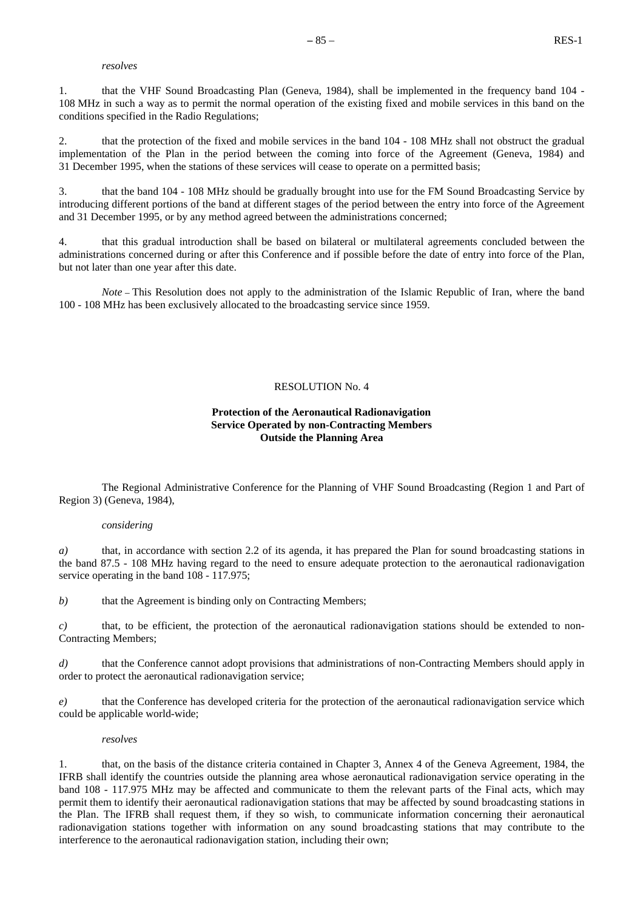*resolves*

1. that the VHF Sound Broadcasting Plan (Geneva, 1984), shall be implemented in the frequency band 104 - 108 MHz in such a way as to permit the normal operation of the existing fixed and mobile services in this band on the conditions specified in the Radio Regulations;

2. that the protection of the fixed and mobile services in the band 104 - 108 MHz shall not obstruct the gradual implementation of the Plan in the period between the coming into force of the Agreement (Geneva, 1984) and 31 December 1995, when the stations of these services will cease to operate on a permitted basis;

3. that the band 104 - 108 MHz should be gradually brought into use for the FM Sound Broadcasting Service by introducing different portions of the band at different stages of the period between the entry into force of the Agreement and 31 December 1995, or by any method agreed between the administrations concerned;

4. that this gradual introduction shall be based on bilateral or multilateral agreements concluded between the administrations concerned during or after this Conference and if possible before the date of entry into force of the Plan, but not later than one year after this date.

*Note* – This Resolution does not apply to the administration of the Islamic Republic of Iran, where the band 100 - 108 MHz has been exclusively allocated to the broadcasting service since 1959.

## RESOLUTION No. 4

### Protection of the Aeronautical Radionavigation Service Operated by non-Contracting Members Outside the Planning Area

The Regional Administrative Conference for the Planning of VHF Sound Broadcasting (Region 1 and Part of Region 3) (Geneva, 1984),

*considering*

*a)* that, in accordance with section 2.2 of its agenda, it has prepared the Plan for sound broadcasting stations in the band 87.5 - 108 MHz having regard to the need to ensure adequate protection to the aeronautical radionavigation service operating in the band 108 - 117.975;

*b)* that the Agreement is binding only on Contracting Members;

*c)* that, to be efficient, the protection of the aeronautical radionavigation stations should be extended to non-Contracting Members;

*d)* that the Conference cannot adopt provisions that administrations of non-Contracting Members should apply in order to protect the aeronautical radionavigation service;

*e)* that the Conference has developed criteria for the protection of the aeronautical radionavigation service which could be applicable world-wide;

*resolves*

1. that, on the basis of the distance criteria contained in Chapter 3, Annex 4 of the Geneva Agreement, 1984, the IFRB shall identify the countries outside the planning area whose aeronautical radionavigation service operating in the band 108 - 117.975 MHz may be affected and communicate to them the relevant parts of the Final acts, which may permit them to identify their aeronautical radionavigation stations that may be affected by sound broadcasting stations in the Plan. The IFRB shall request them, if they so wish, to communicate information concerning their aeronautical radionavigation stations together with information on any sound broadcasting stations that may contribute to the interference to the aeronautical radionavigation station, including their own;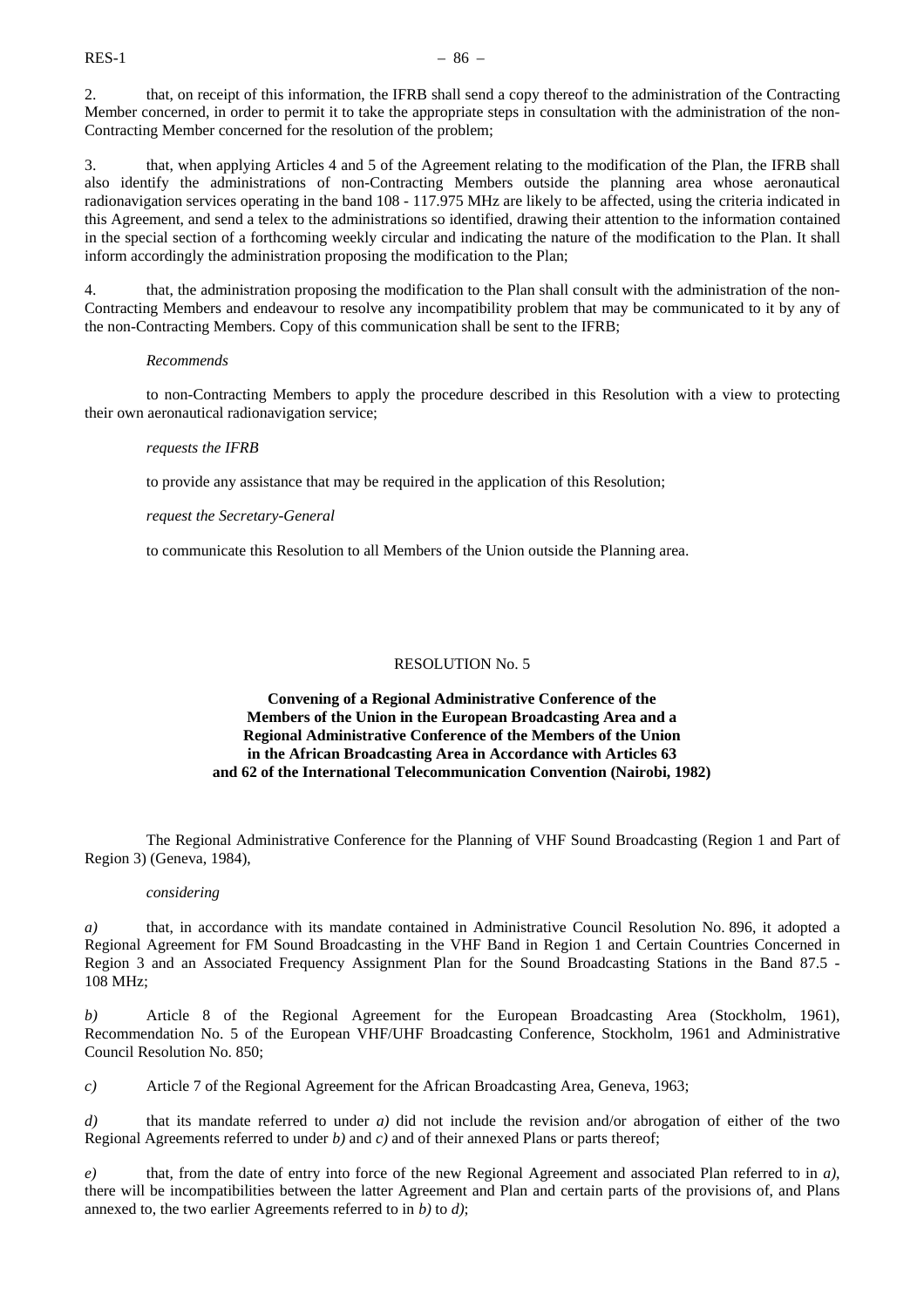2. that, on receipt of this information, the IFRB shall send a copy thereof to the administration of the Contracting Member concerned, in order to permit it to take the appropriate steps in consultation with the administration of the non-Contracting Member concerned for the resolution of the problem;

3. that, when applying Articles 4 and 5 of the Agreement relating to the modification of the Plan, the IFRB shall also identify the administrations of non-Contracting Members outside the planning area whose aeronautical radionavigation services operating in the band 108 - 117.975 MHz are likely to be affected, using the criteria indicated in this Agreement, and send a telex to the administrations so identified, drawing their attention to the information contained in the special section of a forthcoming weekly circular and indicating the nature of the modification to the Plan. It shall inform accordingly the administration proposing the modification to the Plan;

4. that, the administration proposing the modification to the Plan shall consult with the administration of the non-Contracting Members and endeavour to resolve any incompatibility problem that may be communicated to it by any of the non-Contracting Members. Copy of this communication shall be sent to the IFRB;

*Recommends*

to non-Contracting Members to apply the procedure described in this Resolution with a view to protecting their own aeronautical radionavigation service;

*requests the IFRB*

to provide any assistance that may be required in the application of this Resolution;

*request the Secretary-General*

to communicate this Resolution to all Members of the Union outside the Planning area.

## RESOLUTION No. 5

**Convening of a Regional Administrative Conference of the Members of the Union in the European Broadcasting Area and a Regional Administrative Conference of the Members of the Union in the African Broadcasting Area in Accordance with Articles 63 and 62 of the International Telecommunication Convention (Nairobi, 1982)**

The Regional Administrative Conference for the Planning of VHF Sound Broadcasting (Region 1 and Part of Region 3) (Geneva, 1984),

*considering*

*a)* that, in accordance with its mandate contained in Administrative Council Resolution No. 896, it adopted a Regional Agreement for FM Sound Broadcasting in the VHF Band in Region 1 and Certain Countries Concerned in Region 3 and an Associated Frequency Assignment Plan for the Sound Broadcasting Stations in the Band 87.5 - 108 MHz;

*b)* Article 8 of the Regional Agreement for the European Broadcasting Area (Stockholm, 1961), Recommendation No. 5 of the European VHF/UHF Broadcasting Conference, Stockholm, 1961 and Administrative Council Resolution No. 850;

*c)* Article 7 of the Regional Agreement for the African Broadcasting Area, Geneva, 1963;

*d)* that its mandate referred to under *a)* did not include the revision and/or abrogation of either of the two Regional Agreements referred to under *b)* and *c)* and of their annexed Plans or parts thereof;

*e)* that, from the date of entry into force of the new Regional Agreement and associated Plan referred to in *a)*, there will be incompatibilities between the latter Agreement and Plan and certain parts of the provisions of, and Plans annexed to, the two earlier Agreements referred to in *b)* to *d)*;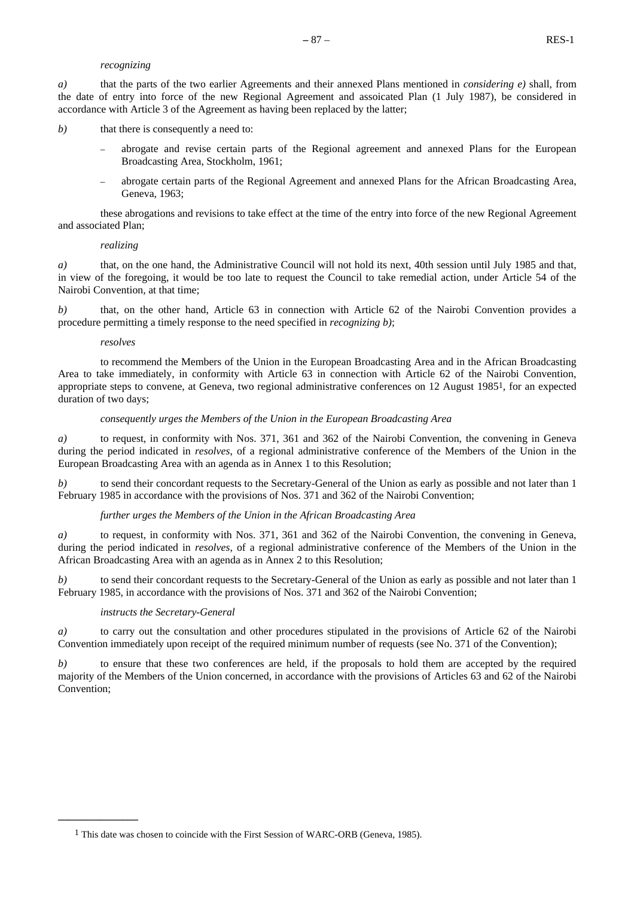*recognizing*

*a)* that the parts of the two earlier Agreements and their annexed Plans mentioned in *considering e)* shall, from the date of entry into force of the new Regional Agreement and assoicated Plan (1 July 1987), be considered in accordance with Article 3 of the Agreement as having been replaced by the latter;

*b)* that there is consequently a need to:

– abrogate and revise certain parts of the Regional agreement and annexed Plans for the European Broadcasting Area, Stockholm, 1961;

– abrogate certain parts of the Regional Agreement and annexed Plans for the African Broadcasting Area, Geneva, 1963;

these abrogations and revisions to take effect at the time of the entry into force of the new Regional Agreement and associated Plan;

*realizing*

*a)* that, on the one hand, the Administrative Council will not hold its next, 40th session until July 1985 and that, in view of the foregoing, it would be too late to request the Council to take remedial action, under Article 54 of the Nairobi Convention, at that time;

*b)* that, on the other hand, Article 63 in connection with Article 62 of the Nairobi Convention provides a procedure permitting a timely response to the need specified in *recognizing b)*;

*resolves*

to recommend the Members of the Union in the European Broadcasting Area and in the African Broadcasting Area to take immediately, in conformity with Article 63 in connection with Article 62 of the Nairobi Convention, appropriate steps to convene, at Geneva, two regional administrative conferences on 12 August 1985[1], for an expected duration of two days;

*consequently urges the Members of the Union in the European Broadcasting Area*

*a)* to request, in conformity with Nos. 371, 361 and 362 of the Nairobi Convention, the convening in Geneva during the period indicated in *resolves*, of a regional administrative conference of the Members of the Union in the European Broadcasting Area with an agenda as in Annex 1 to this Resolution;

*b)* to send their concordant requests to the Secretary-General of the Union as early as possible and not later than 1 February 1985 in accordance with the provisions of Nos. 371 and 362 of the Nairobi Convention;

*further urges the Members of the Union in the African Broadcasting Area*

*a)* to request, in conformity with Nos. 371, 361 and 362 of the Nairobi Convention, the convening in Geneva, during the period indicated in *resolves*, of a regional administrative conference of the Members of the Union in the African Broadcasting Area with an agenda as in Annex 2 to this Resolution;

*b)* to send their concordant requests to the Secretary-General of the Union as early as possible and not later than 1 February 1985, in accordance with the provisions of Nos. 371 and 362 of the Nairobi Convention;

*instructs the Secretary-General*

*a)* to carry out the consultation and other procedures stipulated in the provisions of Article 62 of the Nairobi Convention immediately upon receipt of the required minimum number of requests (see No. 371 of the Convention);

*b)* to ensure that these two conferences are held, if the proposals to hold them are accepted by the required majority of the Members of the Union concerned, in accordance with the provisions of Articles 63 and 62 of the Nairobi Convention;

---

[1] This date was chosen to coincide with the First Session of WARC-ORB (Geneva, 1985).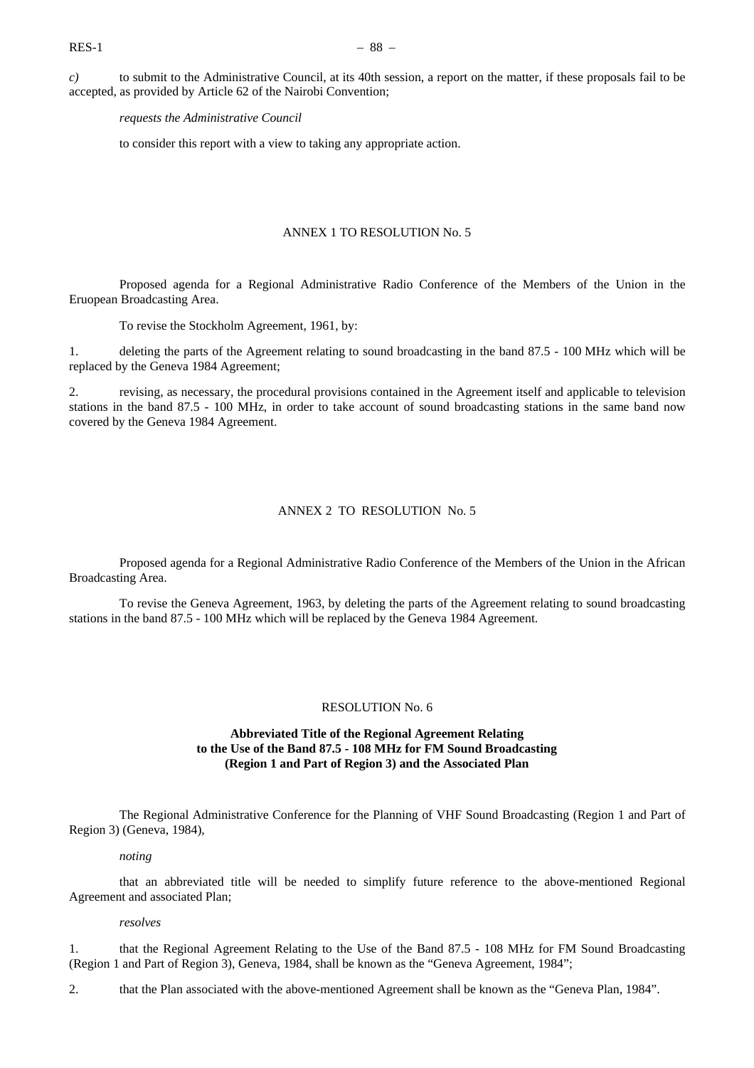*c)* to submit to the Administrative Council, at its 40th session, a report on the matter, if these proposals fail to be accepted, as provided by Article 62 of the Nairobi Convention;

*requests the Administrative Council*

to consider this report with a view to taking any appropriate action.

## ANNEX 1 TO RESOLUTION No. 5

Proposed agenda for a Regional Administrative Radio Conference of the Members of the Union in the Eruopean Broadcasting Area.

To revise the Stockholm Agreement, 1961, by:

1. deleting the parts of the Agreement relating to sound broadcasting in the band 87.5 - 100 MHz which will be replaced by the Geneva 1984 Agreement;

2. revising, as necessary, the procedural provisions contained in the Agreement itself and applicable to television stations in the band 87.5 - 100 MHz, in order to take account of sound broadcasting stations in the same band now covered by the Geneva 1984 Agreement.

## ANNEX 2 TO RESOLUTION No. 5

Proposed agenda for a Regional Administrative Radio Conference of the Members of the Union in the African Broadcasting Area.

To revise the Geneva Agreement, 1963, by deleting the parts of the Agreement relating to sound broadcasting stations in the band 87.5 - 100 MHz which will be replaced by the Geneva 1984 Agreement.

## RESOLUTION No. 6

### Abbreviated Title of the Regional Agreement Relating to the Use of the Band 87.5 - 108 MHz for FM Sound Broadcasting (Region 1 and Part of Region 3) and the Associated Plan

The Regional Administrative Conference for the Planning of VHF Sound Broadcasting (Region 1 and Part of Region 3) (Geneva, 1984),

*noting*

that an abbreviated title will be needed to simplify future reference to the above-mentioned Regional Agreement and associated Plan;

*resolves*

1. that the Regional Agreement Relating to the Use of the Band 87.5 - 108 MHz for FM Sound Broadcasting (Region 1 and Part of Region 3), Geneva, 1984, shall be known as the "Geneva Agreement, 1984";

2. that the Plan associated with the above-mentioned Agreement shall be known as the "Geneva Plan, 1984".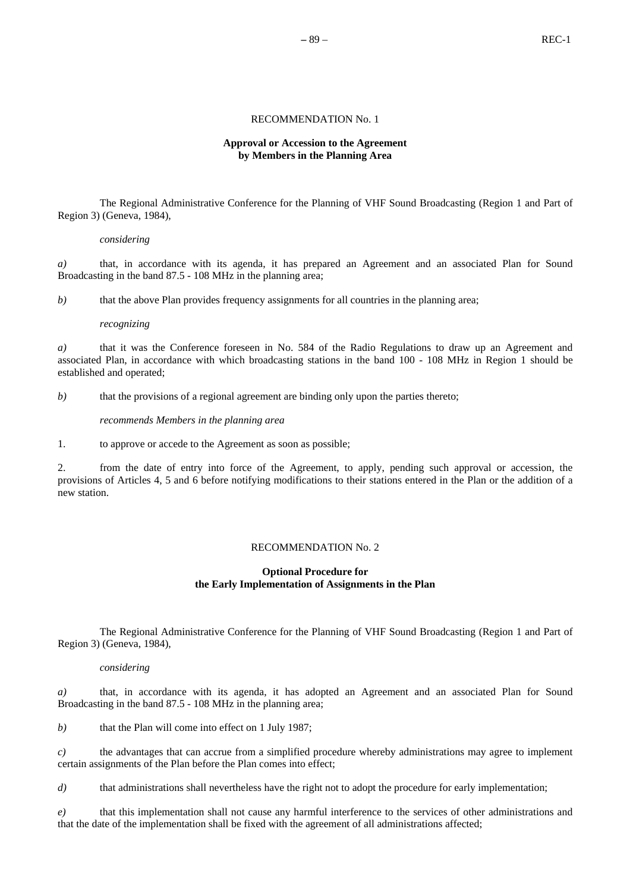## RECOMMENDATION No. 1

### Approval or Accession to the Agreement by Members in the Planning Area

The Regional Administrative Conference for the Planning of VHF Sound Broadcasting (Region 1 and Part of Region 3) (Geneva, 1984),

*considering*

*a)* that, in accordance with its agenda, it has prepared an Agreement and an associated Plan for Sound Broadcasting in the band 87.5 - 108 MHz in the planning area;

*b)* that the above Plan provides frequency assignments for all countries in the planning area;

*recognizing*

*a)* that it was the Conference foreseen in No. 584 of the Radio Regulations to draw up an Agreement and associated Plan, in accordance with which broadcasting stations in the band 100 - 108 MHz in Region 1 should be established and operated;

*b)* that the provisions of a regional agreement are binding only upon the parties thereto;

*recommends Members in the planning area*

1. to approve or accede to the Agreement as soon as possible;

2. from the date of entry into force of the Agreement, to apply, pending such approval or accession, the provisions of Articles 4, 5 and 6 before notifying modifications to their stations entered in the Plan or the addition of a new station.

## RECOMMENDATION No. 2

### Optional Procedure for the Early Implementation of Assignments in the Plan

The Regional Administrative Conference for the Planning of VHF Sound Broadcasting (Region 1 and Part of Region 3) (Geneva, 1984),

*considering*

*a)* that, in accordance with its agenda, it has adopted an Agreement and an associated Plan for Sound Broadcasting in the band 87.5 - 108 MHz in the planning area;

*b)* that the Plan will come into effect on 1 July 1987;

*c)* the advantages that can accrue from a simplified procedure whereby administrations may agree to implement certain assignments of the Plan before the Plan comes into effect;

*d)* that administrations shall nevertheless have the right not to adopt the procedure for early implementation;

*e)* that this implementation shall not cause any harmful interference to the services of other administrations and that the date of the implementation shall be fixed with the agreement of all administrations affected;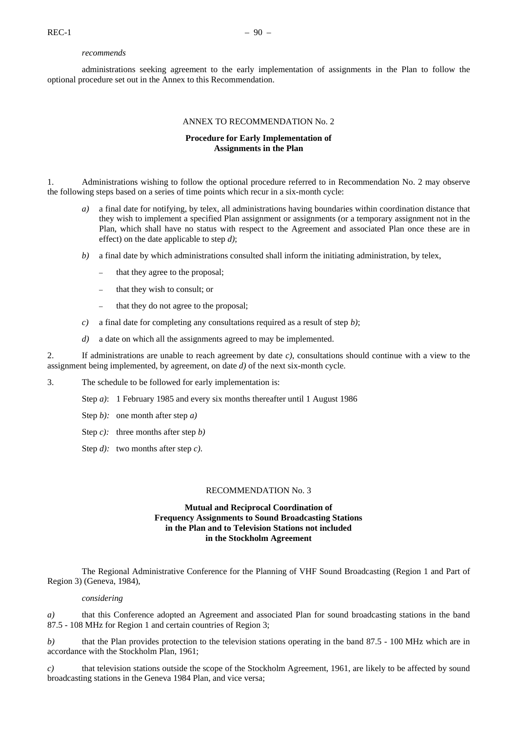*recommends*

administrations seeking agreement to the early implementation of assignments in the Plan to follow the optional procedure set out in the Annex to this Recommendation.

## ANNEX TO RECOMMENDATION No. 2

**Procedure for Early Implementation of Assignments in the Plan**

1. Administrations wishing to follow the optional procedure referred to in Recommendation No. 2 may observe the following steps based on a series of time points which recur in a six-month cycle:

   *a)* a final date for notifying, by telex, all administrations having boundaries within coordination distance that they wish to implement a specified Plan assignment or assignments (or a temporary assignment not in the Plan, which shall have no status with respect to the Agreement and associated Plan once these are in effect) on the date applicable to step *d)*;

   *b)* a final date by which administrations consulted shall inform the initiating administration, by telex,

   – that they agree to the proposal;

   – that they wish to consult; or

   – that they do not agree to the proposal;

   *c)* a final date for completing any consultations required as a result of step *b)*;

   *d)* a date on which all the assignments agreed to may be implemented.

2. If administrations are unable to reach agreement by date *c)*, consultations should continue with a view to the assignment being implemented, by agreement, on date *d)* of the next six-month cycle.

3. The schedule to be followed for early implementation is:

   Step *a)*: 1 February 1985 and every six months thereafter until 1 August 1986

   Step *b):* one month after step *a)*

   Step *c):* three months after step *b)*

   Step *d):* two months after step *c)*.

## RECOMMENDATION No. 3

**Mutual and Reciprocal Coordination of Frequency Assignments to Sound Broadcasting Stations in the Plan and to Television Stations not included in the Stockholm Agreement**

The Regional Administrative Conference for the Planning of VHF Sound Broadcasting (Region 1 and Part of Region 3) (Geneva, 1984),

*considering*

*a)* that this Conference adopted an Agreement and associated Plan for sound broadcasting stations in the band 87.5 - 108 MHz for Region 1 and certain countries of Region 3;

*b)* that the Plan provides protection to the television stations operating in the band 87.5 - 100 MHz which are in accordance with the Stockholm Plan, 1961;

*c)* that television stations outside the scope of the Stockholm Agreement, 1961, are likely to be affected by sound broadcasting stations in the Geneva 1984 Plan, and vice versa;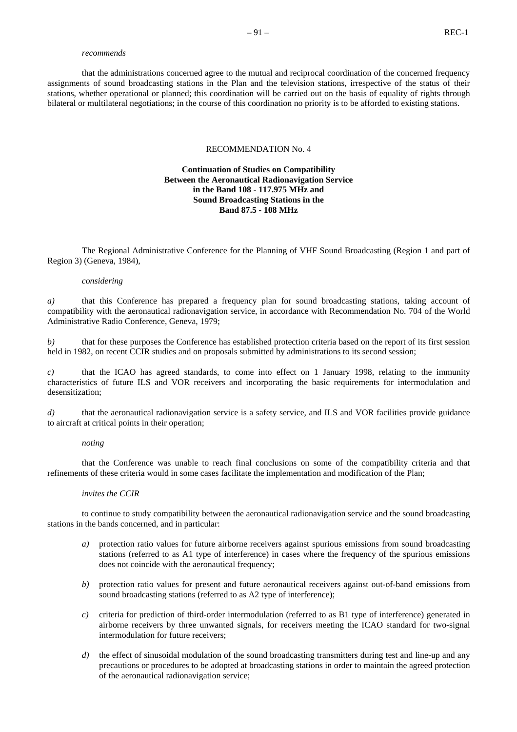*recommends*

that the administrations concerned agree to the mutual and reciprocal coordination of the concerned frequency assignments of sound broadcasting stations in the Plan and the television stations, irrespective of the status of their stations, whether operational or planned; this coordination will be carried out on the basis of equality of rights through bilateral or multilateral negotiations; in the course of this coordination no priority is to be afforded to existing stations.

RECOMMENDATION No. 4

**Continuation of Studies on Compatibility Between the Aeronautical Radionavigation Service in the Band 108 - 117.975 MHz and Sound Broadcasting Stations in the Band 87.5 - 108 MHz**

The Regional Administrative Conference for the Planning of VHF Sound Broadcasting (Region 1 and part of Region 3) (Geneva, 1984),

*considering*

*a)* that this Conference has prepared a frequency plan for sound broadcasting stations, taking account of compatibility with the aeronautical radionavigation service, in accordance with Recommendation No. 704 of the World Administrative Radio Conference, Geneva, 1979;

*b)* that for these purposes the Conference has established protection criteria based on the report of its first session held in 1982, on recent CCIR studies and on proposals submitted by administrations to its second session;

*c)* that the ICAO has agreed standards, to come into effect on 1 January 1998, relating to the immunity characteristics of future ILS and VOR receivers and incorporating the basic requirements for intermodulation and desensitization;

*d)* that the aeronautical radionavigation service is a safety service, and ILS and VOR facilities provide guidance to aircraft at critical points in their operation;

*noting*

that the Conference was unable to reach final conclusions on some of the compatibility criteria and that refinements of these criteria would in some cases facilitate the implementation and modification of the Plan;

*invites the CCIR*

to continue to study compatibility between the aeronautical radionavigation service and the sound broadcasting stations in the bands concerned, and in particular:

*a)* protection ratio values for future airborne receivers against spurious emissions from sound broadcasting stations (referred to as A1 type of interference) in cases where the frequency of the spurious emissions does not coincide with the aeronautical frequency;

*b)* protection ratio values for present and future aeronautical receivers against out-of-band emissions from sound broadcasting stations (referred to as A2 type of interference);

*c)* criteria for prediction of third-order intermodulation (referred to as B1 type of interference) generated in airborne receivers by three unwanted signals, for receivers meeting the ICAO standard for two-signal intermodulation for future receivers;

*d)* the effect of sinusoidal modulation of the sound broadcasting transmitters during test and line-up and any precautions or procedures to be adopted at broadcasting stations in order to maintain the agreed protection of the aeronautical radionavigation service;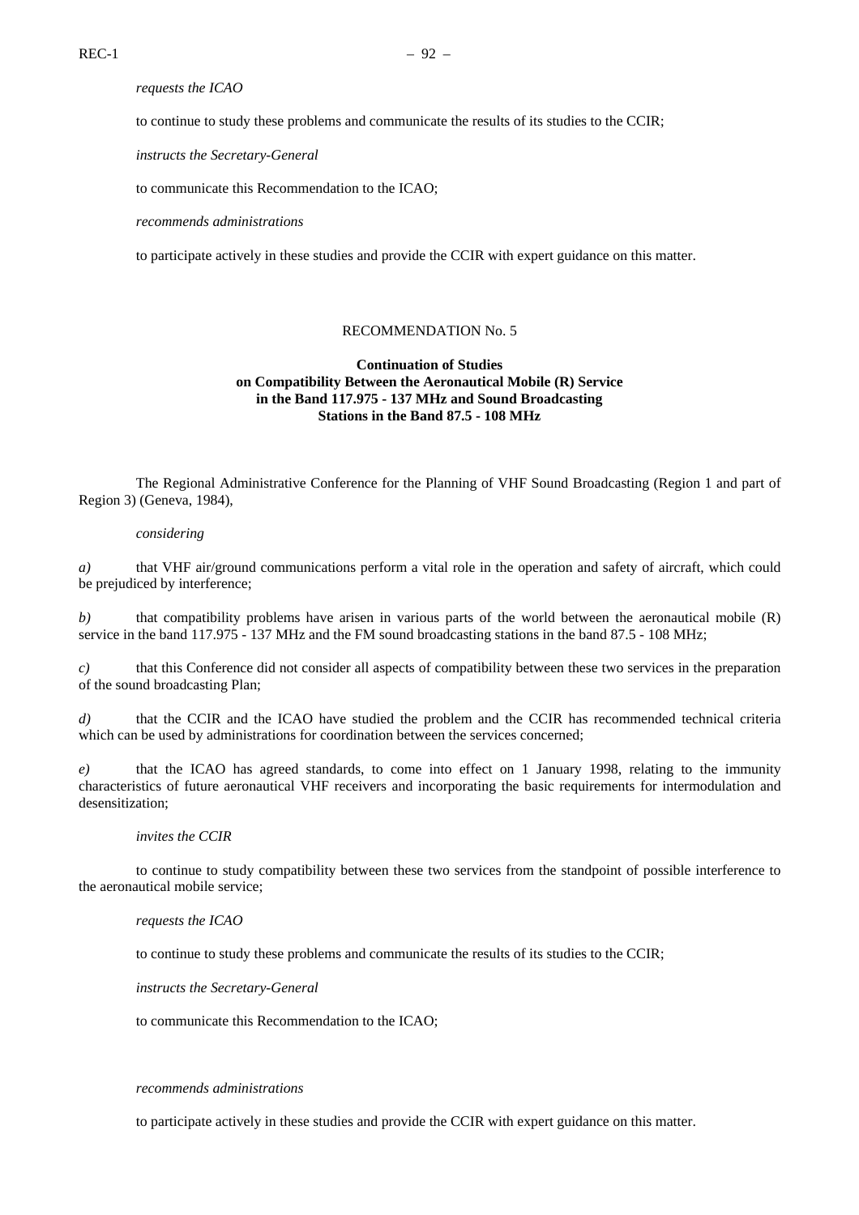*requests the ICAO*

to continue to study these problems and communicate the results of its studies to the CCIR;

*instructs the Secretary-General*

to communicate this Recommendation to the ICAO;

*recommends administrations*

to participate actively in these studies and provide the CCIR with expert guidance on this matter.

## RECOMMENDATION No. 5

### Continuation of Studies on Compatibility Between the Aeronautical Mobile (R) Service in the Band 117.975 - 137 MHz and Sound Broadcasting Stations in the Band 87.5 - 108 MHz

The Regional Administrative Conference for the Planning of VHF Sound Broadcasting (Region 1 and part of Region 3) (Geneva, 1984),

*considering*

*a)* that VHF air/ground communications perform a vital role in the operation and safety of aircraft, which could be prejudiced by interference;

*b)* that compatibility problems have arisen in various parts of the world between the aeronautical mobile (R) service in the band 117.975 - 137 MHz and the FM sound broadcasting stations in the band 87.5 - 108 MHz;

*c)* that this Conference did not consider all aspects of compatibility between these two services in the preparation of the sound broadcasting Plan;

*d)* that the CCIR and the ICAO have studied the problem and the CCIR has recommended technical criteria which can be used by administrations for coordination between the services concerned;

*e)* that the ICAO has agreed standards, to come into effect on 1 January 1998, relating to the immunity characteristics of future aeronautical VHF receivers and incorporating the basic requirements for intermodulation and desensitization;

*invites the CCIR*

to continue to study compatibility between these two services from the standpoint of possible interference to the aeronautical mobile service;

*requests the ICAO*

to continue to study these problems and communicate the results of its studies to the CCIR;

*instructs the Secretary-General*

to communicate this Recommendation to the ICAO;

*recommends administrations*

to participate actively in these studies and provide the CCIR with expert guidance on this matter.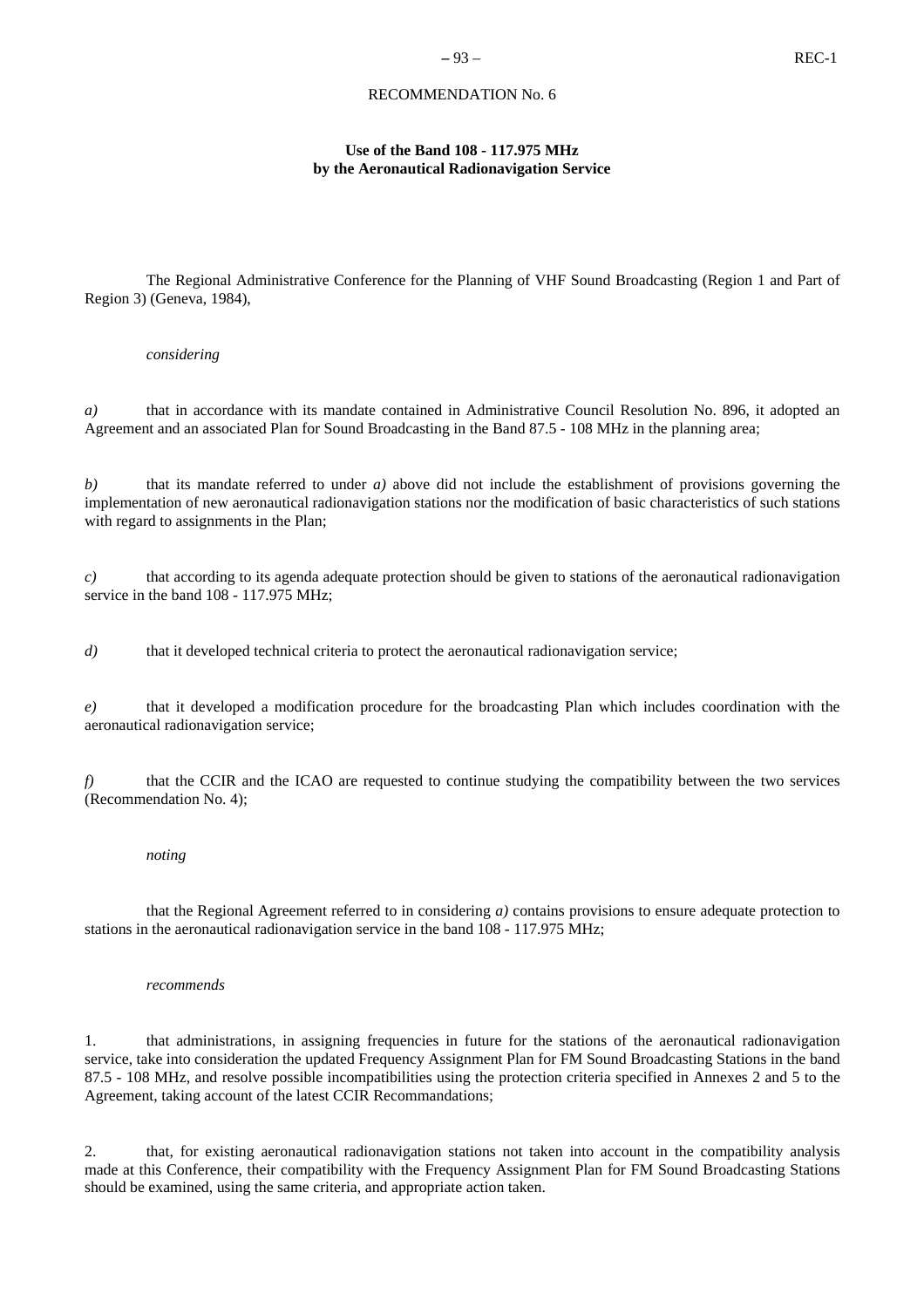RECOMMENDATION No. 6

**Use of the Band 108 - 117.975 MHz by the Aeronautical Radionavigation Service**

The Regional Administrative Conference for the Planning of VHF Sound Broadcasting (Region 1 and Part of Region 3) (Geneva, 1984),

*considering*

*a)* that in accordance with its mandate contained in Administrative Council Resolution No. 896, it adopted an Agreement and an associated Plan for Sound Broadcasting in the Band 87.5 - 108 MHz in the planning area;

*b)* that its mandate referred to under *a)* above did not include the establishment of provisions governing the implementation of new aeronautical radionavigation stations nor the modification of basic characteristics of such stations with regard to assignments in the Plan;

*c)* that according to its agenda adequate protection should be given to stations of the aeronautical radionavigation service in the band 108 - 117.975 MHz;

*d)* that it developed technical criteria to protect the aeronautical radionavigation service;

*e)* that it developed a modification procedure for the broadcasting Plan which includes coordination with the aeronautical radionavigation service;

*f)* that the CCIR and the ICAO are requested to continue studying the compatibility between the two services (Recommendation No. 4);

*noting*

that the Regional Agreement referred to in considering *a)* contains provisions to ensure adequate protection to stations in the aeronautical radionavigation service in the band 108 - 117.975 MHz;

*recommends*

1. that administrations, in assigning frequencies in future for the stations of the aeronautical radionavigation service, take into consideration the updated Frequency Assignment Plan for FM Sound Broadcasting Stations in the band 87.5 - 108 MHz, and resolve possible incompatibilities using the protection criteria specified in Annexes 2 and 5 to the Agreement, taking account of the latest CCIR Recommandations;

2. that, for existing aeronautical radionavigation stations not taken into account in the compatibility analysis made at this Conference, their compatibility with the Frequency Assignment Plan for FM Sound Broadcasting Stations should be examined, using the same criteria, and appropriate action taken.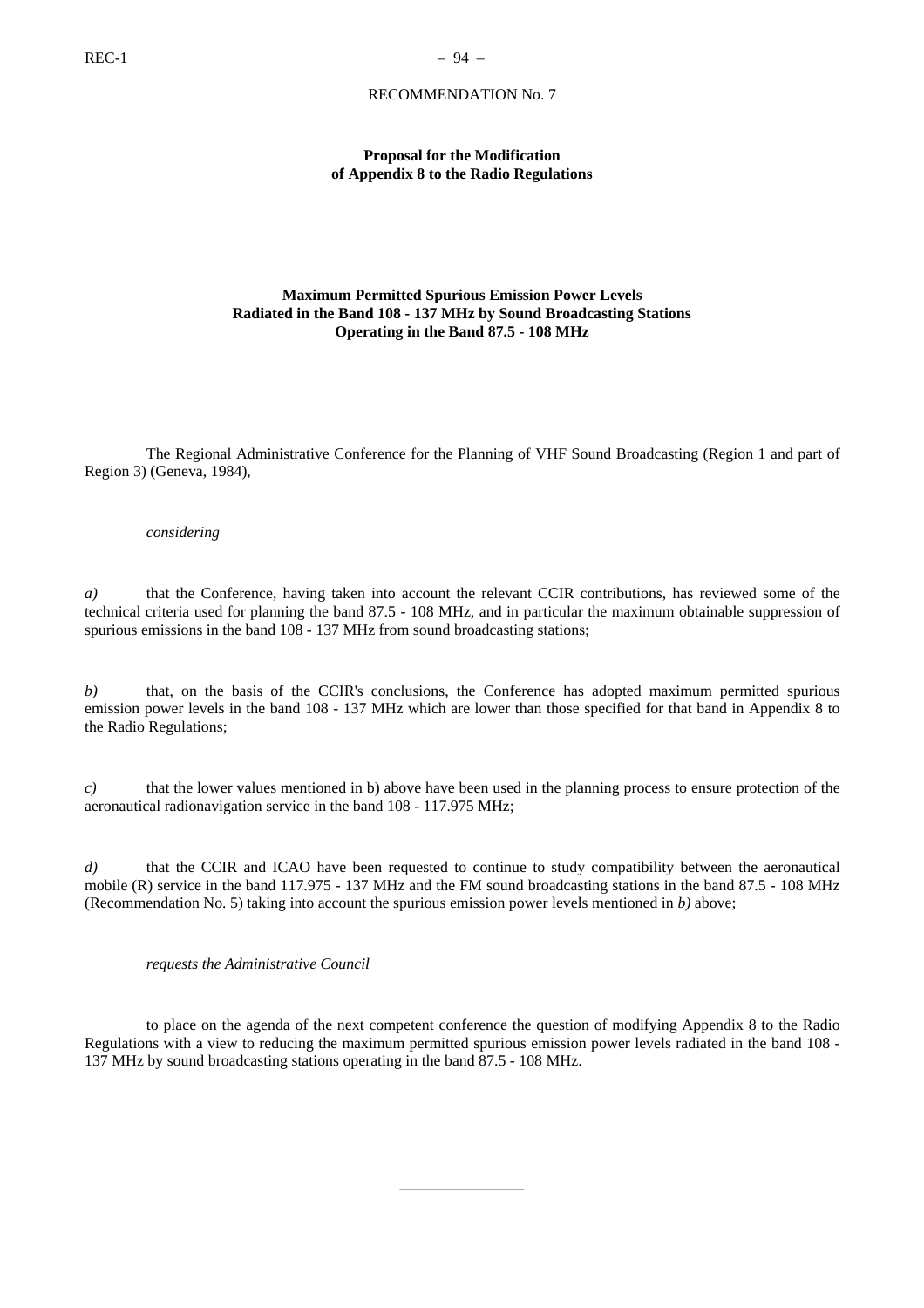# RECOMMENDATION No. 7

**Proposal for the Modification of Appendix 8 to the Radio Regulations**

**Maximum Permitted Spurious Emission Power Levels Radiated in the Band 108 - 137 MHz by Sound Broadcasting Stations Operating in the Band 87.5 - 108 MHz**

The Regional Administrative Conference for the Planning of VHF Sound Broadcasting (Region 1 and part of Region 3) (Geneva, 1984),

*considering*

*a)* that the Conference, having taken into account the relevant CCIR contributions, has reviewed some of the technical criteria used for planning the band 87.5 - 108 MHz, and in particular the maximum obtainable suppression of spurious emissions in the band 108 - 137 MHz from sound broadcasting stations;

*b)* that, on the basis of the CCIR's conclusions, the Conference has adopted maximum permitted spurious emission power levels in the band 108 - 137 MHz which are lower than those specified for that band in Appendix 8 to the Radio Regulations;

*c)* that the lower values mentioned in b) above have been used in the planning process to ensure protection of the aeronautical radionavigation service in the band 108 - 117.975 MHz;

*d)* that the CCIR and ICAO have been requested to continue to study compatibility between the aeronautical mobile (R) service in the band 117.975 - 137 MHz and the FM sound broadcasting stations in the band 87.5 - 108 MHz (Recommendation No. 5) taking into account the spurious emission power levels mentioned in *b)* above;

*requests the Administrative Council*

to place on the agenda of the next competent conference the question of modifying Appendix 8 to the Radio Regulations with a view to reducing the maximum permitted spurious emission power levels radiated in the band 108 - 137 MHz by sound broadcasting stations operating in the band 87.5 - 108 MHz.